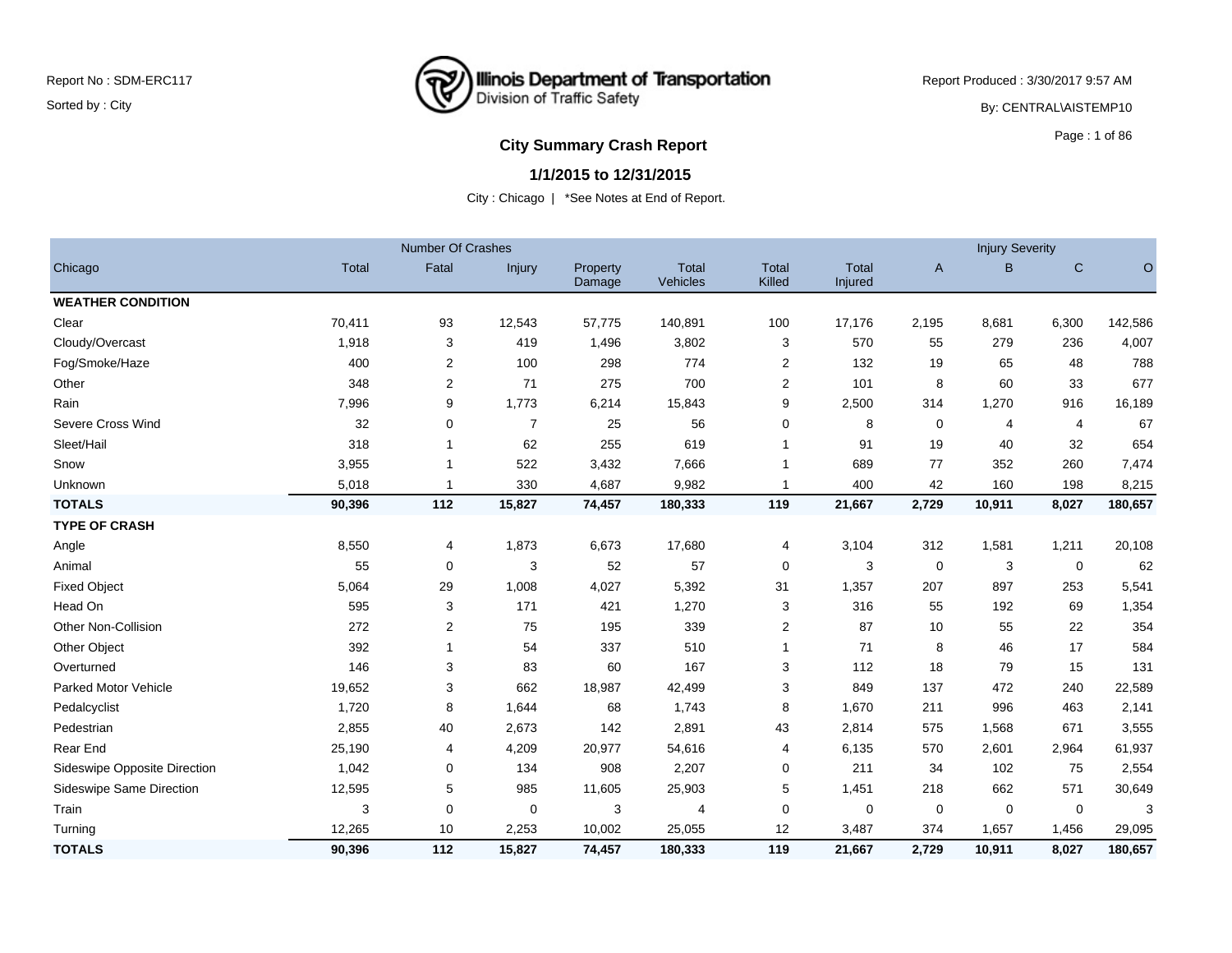Report No : SDM-ERC117

Sorted by : City

**Illinois Department of Transportation**
Division of Traffic Safety

Report Produced : 3/30/2017 9:57 AM

By: CENTRAL\AISTEMP10

# City Summary Crash Report

## 1/1/2015 to 12/31/2015

City : Chicago | *See Notes at End of Report.

| | Number Of Crashes | | | | | | | Injury Severity | | | |
|---|---|---|---|---|---|---|---|---|---|---|---|
| Chicago | Total | Fatal | Injury | Property Damage | Total Vehicles | Total Killed | Total Injured | A | B | C | O |
| **WEATHER CONDITION** | | | | | | | | | | | |
| Clear | 70,411 | 93 | 12,543 | 57,775 | 140,891 | 100 | 17,176 | 2,195 | 8,681 | 6,300 | 142,586 |
| Cloudy/Overcast | 1,918 | 3 | 419 | 1,496 | 3,802 | 3 | 570 | 55 | 279 | 236 | 4,007 |
| Fog/Smoke/Haze | 400 | 2 | 100 | 298 | 774 | 2 | 132 | 19 | 65 | 48 | 788 |
| Other | 348 | 2 | 71 | 275 | 700 | 2 | 101 | 8 | 60 | 33 | 677 |
| Rain | 7,996 | 9 | 1,773 | 6,214 | 15,843 | 9 | 2,500 | 314 | 1,270 | 916 | 16,189 |
| Severe Cross Wind | 32 | 0 | 7 | 25 | 56 | 0 | 8 | 0 | 4 | 4 | 67 |
| Sleet/Hail | 318 | 1 | 62 | 255 | 619 | 1 | 91 | 19 | 40 | 32 | 654 |
| Snow | 3,955 | 1 | 522 | 3,432 | 7,666 | 1 | 689 | 77 | 352 | 260 | 7,474 |
| Unknown | 5,018 | 1 | 330 | 4,687 | 9,982 | 1 | 400 | 42 | 160 | 198 | 8,215 |
| **TOTALS** | **90,396** | **112** | **15,827** | **74,457** | **180,333** | **119** | **21,667** | **2,729** | **10,911** | **8,027** | **180,657** |
| **TYPE OF CRASH** | | | | | | | | | | | |
| Angle | 8,550 | 4 | 1,873 | 6,673 | 17,680 | 4 | 3,104 | 312 | 1,581 | 1,211 | 20,108 |
| Animal | 55 | 0 | 3 | 52 | 57 | 0 | 3 | 0 | 3 | 0 | 62 |
| Fixed Object | 5,064 | 29 | 1,008 | 4,027 | 5,392 | 31 | 1,357 | 207 | 897 | 253 | 5,541 |
| Head On | 595 | 3 | 171 | 421 | 1,270 | 3 | 316 | 55 | 192 | 69 | 1,354 |
| Other Non-Collision | 272 | 2 | 75 | 195 | 339 | 2 | 87 | 10 | 55 | 22 | 354 |
| Other Object | 392 | 1 | 54 | 337 | 510 | 1 | 71 | 8 | 46 | 17 | 584 |
| Overturned | 146 | 3 | 83 | 60 | 167 | 3 | 112 | 18 | 79 | 15 | 131 |
| Parked Motor Vehicle | 19,652 | 3 | 662 | 18,987 | 42,499 | 3 | 849 | 137 | 472 | 240 | 22,589 |
| Pedalcyclist | 1,720 | 8 | 1,644 | 68 | 1,743 | 8 | 1,670 | 211 | 996 | 463 | 2,141 |
| Pedestrian | 2,855 | 40 | 2,673 | 142 | 2,891 | 43 | 2,814 | 575 | 1,568 | 671 | 3,555 |
| Rear End | 25,190 | 4 | 4,209 | 20,977 | 54,616 | 4 | 6,135 | 570 | 2,601 | 2,964 | 61,937 |
| Sideswipe Opposite Direction | 1,042 | 0 | 134 | 908 | 2,207 | 0 | 211 | 34 | 102 | 75 | 2,554 |
| Sideswipe Same Direction | 12,595 | 5 | 985 | 11,605 | 25,903 | 5 | 1,451 | 218 | 662 | 571 | 30,649 |
| Train | 3 | 0 | 0 | 3 | 4 | 0 | 0 | 0 | 0 | 0 | 3 |
| Turning | 12,265 | 10 | 2,253 | 10,002 | 25,055 | 12 | 3,487 | 374 | 1,657 | 1,456 | 29,095 |
| **TOTALS** | **90,396** | **112** | **15,827** | **74,457** | **180,333** | **119** | **21,667** | **2,729** | **10,911** | **8,027** | **180,657** |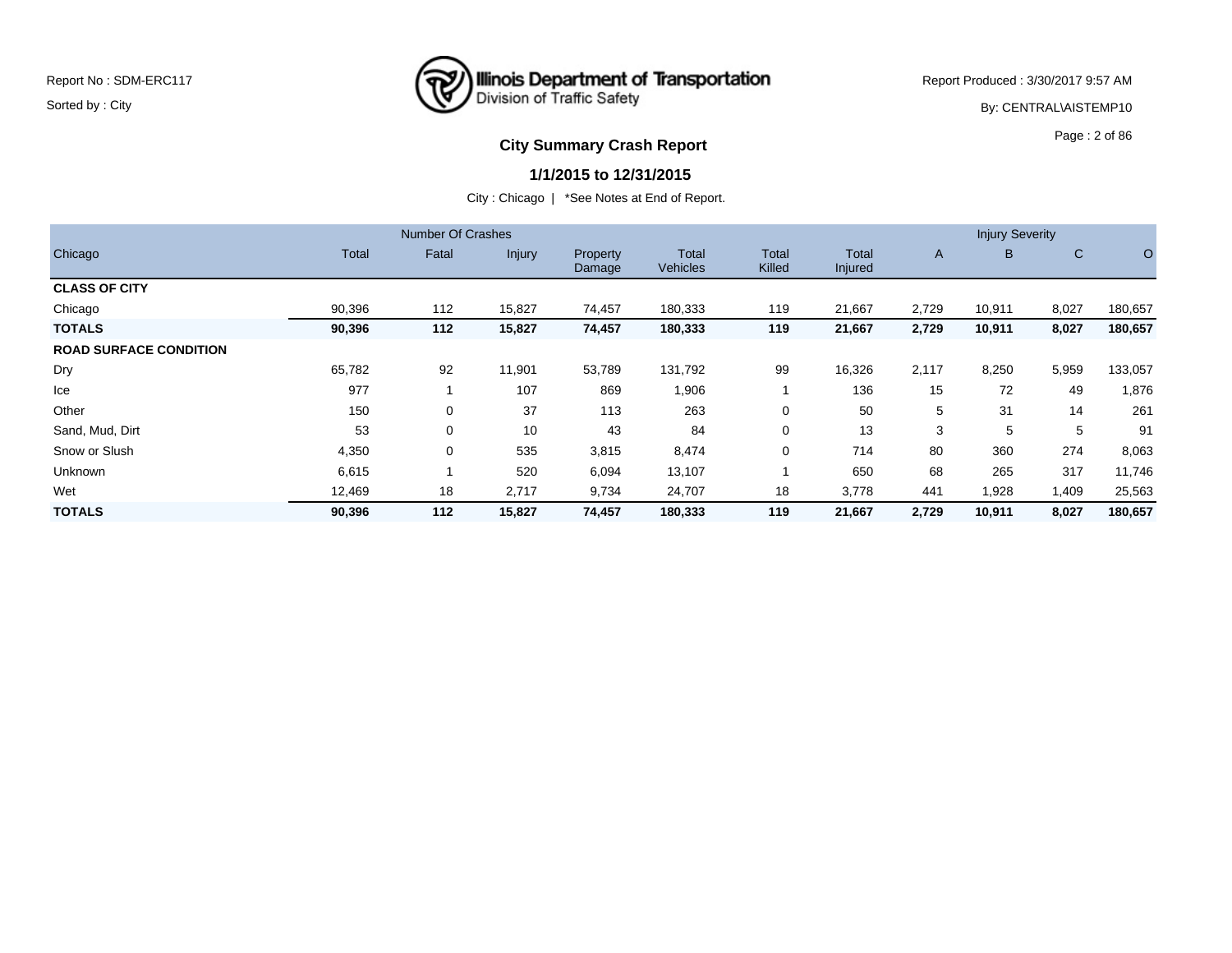Report No : SDM-ERC117

Sorted by : City

Illinois Department of Transportation
Division of Traffic Safety

Report Produced : 3/30/2017 9:57 AM

By: CENTRAL\AISTEMP10

## City Summary Crash Report

### 1/1/2015 to 12/31/2015

City : Chicago | *See Notes at End of Report.

| | Number Of Crashes | | | | | | | Injury Severity | | | |
|---|---|---|---|---|---|---|---|---|---|---|---|
| Chicago | Total | Fatal | Injury | Property Damage | Total Vehicles | Total Killed | Total Injured | A | B | C | O |
| **CLASS OF CITY** | | | | | | | | | | | |
| Chicago | 90,396 | 112 | 15,827 | 74,457 | 180,333 | 119 | 21,667 | 2,729 | 10,911 | 8,027 | 180,657 |
| **TOTALS** | **90,396** | **112** | **15,827** | **74,457** | **180,333** | **119** | **21,667** | **2,729** | **10,911** | **8,027** | **180,657** |
| **ROAD SURFACE CONDITION** | | | | | | | | | | | |
| Dry | 65,782 | 92 | 11,901 | 53,789 | 131,792 | 99 | 16,326 | 2,117 | 8,250 | 5,959 | 133,057 |
| Ice | 977 | 1 | 107 | 869 | 1,906 | 1 | 136 | 15 | 72 | 49 | 1,876 |
| Other | 150 | 0 | 37 | 113 | 263 | 0 | 50 | 5 | 31 | 14 | 261 |
| Sand, Mud, Dirt | 53 | 0 | 10 | 43 | 84 | 0 | 13 | 3 | 5 | 5 | 91 |
| Snow or Slush | 4,350 | 0 | 535 | 3,815 | 8,474 | 0 | 714 | 80 | 360 | 274 | 8,063 |
| Unknown | 6,615 | 1 | 520 | 6,094 | 13,107 | 1 | 650 | 68 | 265 | 317 | 11,746 |
| Wet | 12,469 | 18 | 2,717 | 9,734 | 24,707 | 18 | 3,778 | 441 | 1,928 | 1,409 | 25,563 |
| **TOTALS** | **90,396** | **112** | **15,827** | **74,457** | **180,333** | **119** | **21,667** | **2,729** | **10,911** | **8,027** | **180,657** |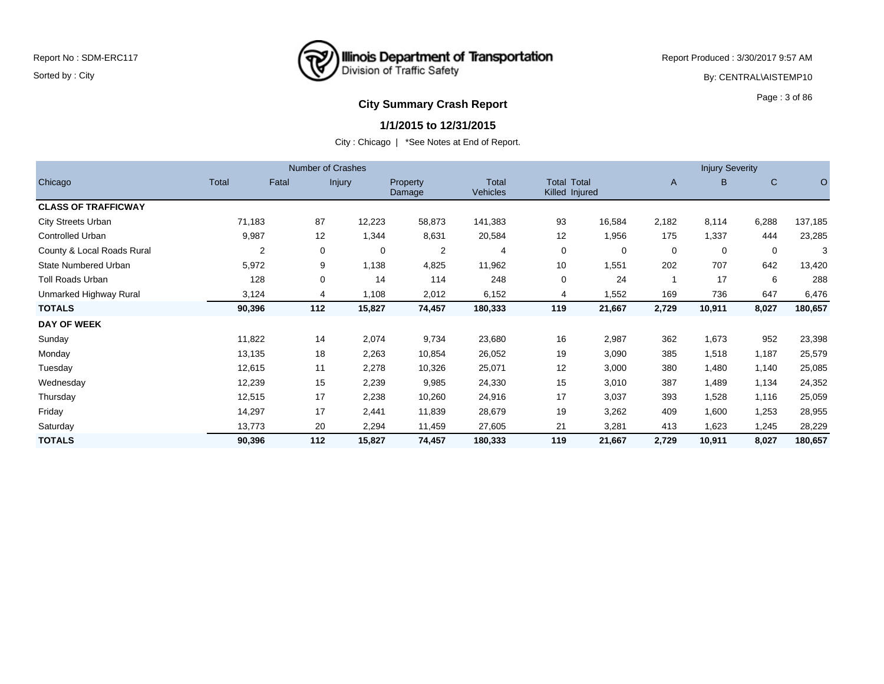Report No : SDM-ERC117

Sorted by : City

**Illinois Department of Transportation**
Division of Traffic Safety

Report Produced : 3/30/2017 9:57 AM

By: CENTRAL\AISTEMP10

## City Summary Crash Report

### 1/1/2015 to 12/31/2015

City : Chicago | *See Notes at End of Report.

| | Number of Crashes | | | | | | | Injury Severity | | | |
|---|---|---|---|---|---|---|---|---|---|---|---|
| Chicago | Total | Fatal | Injury | Property Damage | Total Vehicles | Total Killed | Total Injured | A | B | C | O |
| **CLASS OF TRAFFICWAY** | | | | | | | | | | | |
| City Streets Urban | 71,183 | 87 | 12,223 | 58,873 | 141,383 | 93 | 16,584 | 2,182 | 8,114 | 6,288 | 137,185 |
| Controlled Urban | 9,987 | 12 | 1,344 | 8,631 | 20,584 | 12 | 1,956 | 175 | 1,337 | 444 | 23,285 |
| County & Local Roads Rural | 2 | 0 | 0 | 2 | 4 | 0 | 0 | 0 | 0 | 0 | 3 |
| State Numbered Urban | 5,972 | 9 | 1,138 | 4,825 | 11,962 | 10 | 1,551 | 202 | 707 | 642 | 13,420 |
| Toll Roads Urban | 128 | 0 | 14 | 114 | 248 | 0 | 24 | 1 | 17 | 6 | 288 |
| Unmarked Highway Rural | 3,124 | 4 | 1,108 | 2,012 | 6,152 | 4 | 1,552 | 169 | 736 | 647 | 6,476 |
| **TOTALS** | **90,396** | **112** | **15,827** | **74,457** | **180,333** | **119** | **21,667** | **2,729** | **10,911** | **8,027** | **180,657** |
| **DAY OF WEEK** | | | | | | | | | | | |
| Sunday | 11,822 | 14 | 2,074 | 9,734 | 23,680 | 16 | 2,987 | 362 | 1,673 | 952 | 23,398 |
| Monday | 13,135 | 18 | 2,263 | 10,854 | 26,052 | 19 | 3,090 | 385 | 1,518 | 1,187 | 25,579 |
| Tuesday | 12,615 | 11 | 2,278 | 10,326 | 25,071 | 12 | 3,000 | 380 | 1,480 | 1,140 | 25,085 |
| Wednesday | 12,239 | 15 | 2,239 | 9,985 | 24,330 | 15 | 3,010 | 387 | 1,489 | 1,134 | 24,352 |
| Thursday | 12,515 | 17 | 2,238 | 10,260 | 24,916 | 17 | 3,037 | 393 | 1,528 | 1,116 | 25,059 |
| Friday | 14,297 | 17 | 2,441 | 11,839 | 28,679 | 19 | 3,262 | 409 | 1,600 | 1,253 | 28,955 |
| Saturday | 13,773 | 20 | 2,294 | 11,459 | 27,605 | 21 | 3,281 | 413 | 1,623 | 1,245 | 28,229 |
| **TOTALS** | **90,396** | **112** | **15,827** | **74,457** | **180,333** | **119** | **21,667** | **2,729** | **10,911** | **8,027** | **180,657** |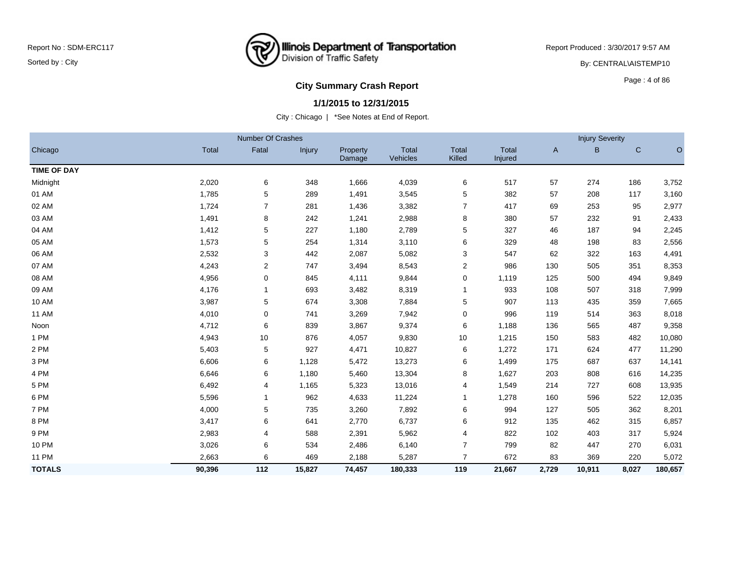Report No : SDM-ERC117

Sorted by : City

Illinois Department of Transportation
Division of Traffic Safety

Report Produced : 3/30/2017 9:57 AM

By: CENTRAL\AISTEMP10

## City Summary Crash Report

### 1/1/2015 to 12/31/2015

City : Chicago | *See Notes at End of Report.

| | Number Of Crashes | | | | | | | Injury Severity | | | |
|---|---|---|---|---|---|---|---|---|---|---|---|
| Chicago | Total | Fatal | Injury | Property Damage | Total Vehicles | Total Killed | Total Injured | A | B | C | O |
| **TIME OF DAY** | | | | | | | | | | | |
| Midnight | 2,020 | 6 | 348 | 1,666 | 4,039 | 6 | 517 | 57 | 274 | 186 | 3,752 |
| 01 AM | 1,785 | 5 | 289 | 1,491 | 3,545 | 5 | 382 | 57 | 208 | 117 | 3,160 |
| 02 AM | 1,724 | 7 | 281 | 1,436 | 3,382 | 7 | 417 | 69 | 253 | 95 | 2,977 |
| 03 AM | 1,491 | 8 | 242 | 1,241 | 2,988 | 8 | 380 | 57 | 232 | 91 | 2,433 |
| 04 AM | 1,412 | 5 | 227 | 1,180 | 2,789 | 5 | 327 | 46 | 187 | 94 | 2,245 |
| 05 AM | 1,573 | 5 | 254 | 1,314 | 3,110 | 6 | 329 | 48 | 198 | 83 | 2,556 |
| 06 AM | 2,532 | 3 | 442 | 2,087 | 5,082 | 3 | 547 | 62 | 322 | 163 | 4,491 |
| 07 AM | 4,243 | 2 | 747 | 3,494 | 8,543 | 2 | 986 | 130 | 505 | 351 | 8,353 |
| 08 AM | 4,956 | 0 | 845 | 4,111 | 9,844 | 0 | 1,119 | 125 | 500 | 494 | 9,849 |
| 09 AM | 4,176 | 1 | 693 | 3,482 | 8,319 | 1 | 933 | 108 | 507 | 318 | 7,999 |
| 10 AM | 3,987 | 5 | 674 | 3,308 | 7,884 | 5 | 907 | 113 | 435 | 359 | 7,665 |
| 11 AM | 4,010 | 0 | 741 | 3,269 | 7,942 | 0 | 996 | 119 | 514 | 363 | 8,018 |
| Noon | 4,712 | 6 | 839 | 3,867 | 9,374 | 6 | 1,188 | 136 | 565 | 487 | 9,358 |
| 1 PM | 4,943 | 10 | 876 | 4,057 | 9,830 | 10 | 1,215 | 150 | 583 | 482 | 10,080 |
| 2 PM | 5,403 | 5 | 927 | 4,471 | 10,827 | 6 | 1,272 | 171 | 624 | 477 | 11,290 |
| 3 PM | 6,606 | 6 | 1,128 | 5,472 | 13,273 | 6 | 1,499 | 175 | 687 | 637 | 14,141 |
| 4 PM | 6,646 | 6 | 1,180 | 5,460 | 13,304 | 8 | 1,627 | 203 | 808 | 616 | 14,235 |
| 5 PM | 6,492 | 4 | 1,165 | 5,323 | 13,016 | 4 | 1,549 | 214 | 727 | 608 | 13,935 |
| 6 PM | 5,596 | 1 | 962 | 4,633 | 11,224 | 1 | 1,278 | 160 | 596 | 522 | 12,035 |
| 7 PM | 4,000 | 5 | 735 | 3,260 | 7,892 | 6 | 994 | 127 | 505 | 362 | 8,201 |
| 8 PM | 3,417 | 6 | 641 | 2,770 | 6,737 | 6 | 912 | 135 | 462 | 315 | 6,857 |
| 9 PM | 2,983 | 4 | 588 | 2,391 | 5,962 | 4 | 822 | 102 | 403 | 317 | 5,924 |
| 10 PM | 3,026 | 6 | 534 | 2,486 | 6,140 | 7 | 799 | 82 | 447 | 270 | 6,031 |
| 11 PM | 2,663 | 6 | 469 | 2,188 | 5,287 | 7 | 672 | 83 | 369 | 220 | 5,072 |
| **TOTALS** | **90,396** | **112** | **15,827** | **74,457** | **180,333** | **119** | **21,667** | **2,729** | **10,911** | **8,027** | **180,657** |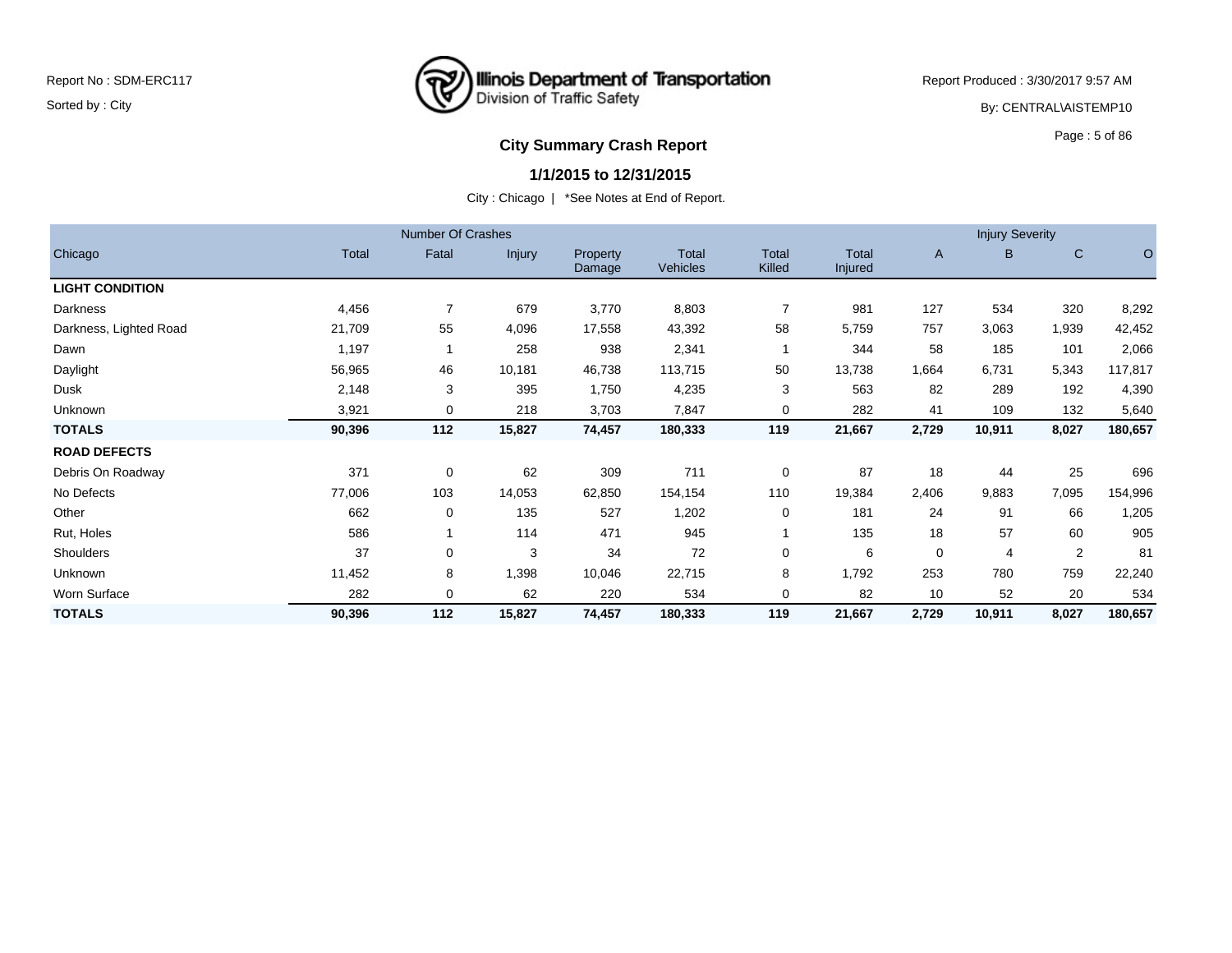Report No : SDM-ERC117

Sorted by : City

Illinois Department of Transportation
Division of Traffic Safety

Report Produced : 3/30/2017 9:57 AM

By: CENTRAL\AISTEMP10

## City Summary Crash Report

### 1/1/2015 to 12/31/2015

City : Chicago | *See Notes at End of Report.

| | Number Of Crashes | | | | | | | Injury Severity | | | |
|---|---|---|---|---|---|---|---|---|---|---|---|
| Chicago | Total | Fatal | Injury | Property Damage | Total Vehicles | Total Killed | Total Injured | A | B | C | O |
| **LIGHT CONDITION** | | | | | | | | | | | |
| Darkness | 4,456 | 7 | 679 | 3,770 | 8,803 | 7 | 981 | 127 | 534 | 320 | 8,292 |
| Darkness, Lighted Road | 21,709 | 55 | 4,096 | 17,558 | 43,392 | 58 | 5,759 | 757 | 3,063 | 1,939 | 42,452 |
| Dawn | 1,197 | 1 | 258 | 938 | 2,341 | 1 | 344 | 58 | 185 | 101 | 2,066 |
| Daylight | 56,965 | 46 | 10,181 | 46,738 | 113,715 | 50 | 13,738 | 1,664 | 6,731 | 5,343 | 117,817 |
| Dusk | 2,148 | 3 | 395 | 1,750 | 4,235 | 3 | 563 | 82 | 289 | 192 | 4,390 |
| Unknown | 3,921 | 0 | 218 | 3,703 | 7,847 | 0 | 282 | 41 | 109 | 132 | 5,640 |
| **TOTALS** | **90,396** | **112** | **15,827** | **74,457** | **180,333** | **119** | **21,667** | **2,729** | **10,911** | **8,027** | **180,657** |
| **ROAD DEFECTS** | | | | | | | | | | | |
| Debris On Roadway | 371 | 0 | 62 | 309 | 711 | 0 | 87 | 18 | 44 | 25 | 696 |
| No Defects | 77,006 | 103 | 14,053 | 62,850 | 154,154 | 110 | 19,384 | 2,406 | 9,883 | 7,095 | 154,996 |
| Other | 662 | 0 | 135 | 527 | 1,202 | 0 | 181 | 24 | 91 | 66 | 1,205 |
| Rut, Holes | 586 | 1 | 114 | 471 | 945 | 1 | 135 | 18 | 57 | 60 | 905 |
| Shoulders | 37 | 0 | 3 | 34 | 72 | 0 | 6 | 0 | 4 | 2 | 81 |
| Unknown | 11,452 | 8 | 1,398 | 10,046 | 22,715 | 8 | 1,792 | 253 | 780 | 759 | 22,240 |
| Worn Surface | 282 | 0 | 62 | 220 | 534 | 0 | 82 | 10 | 52 | 20 | 534 |
| **TOTALS** | **90,396** | **112** | **15,827** | **74,457** | **180,333** | **119** | **21,667** | **2,729** | **10,911** | **8,027** | **180,657** |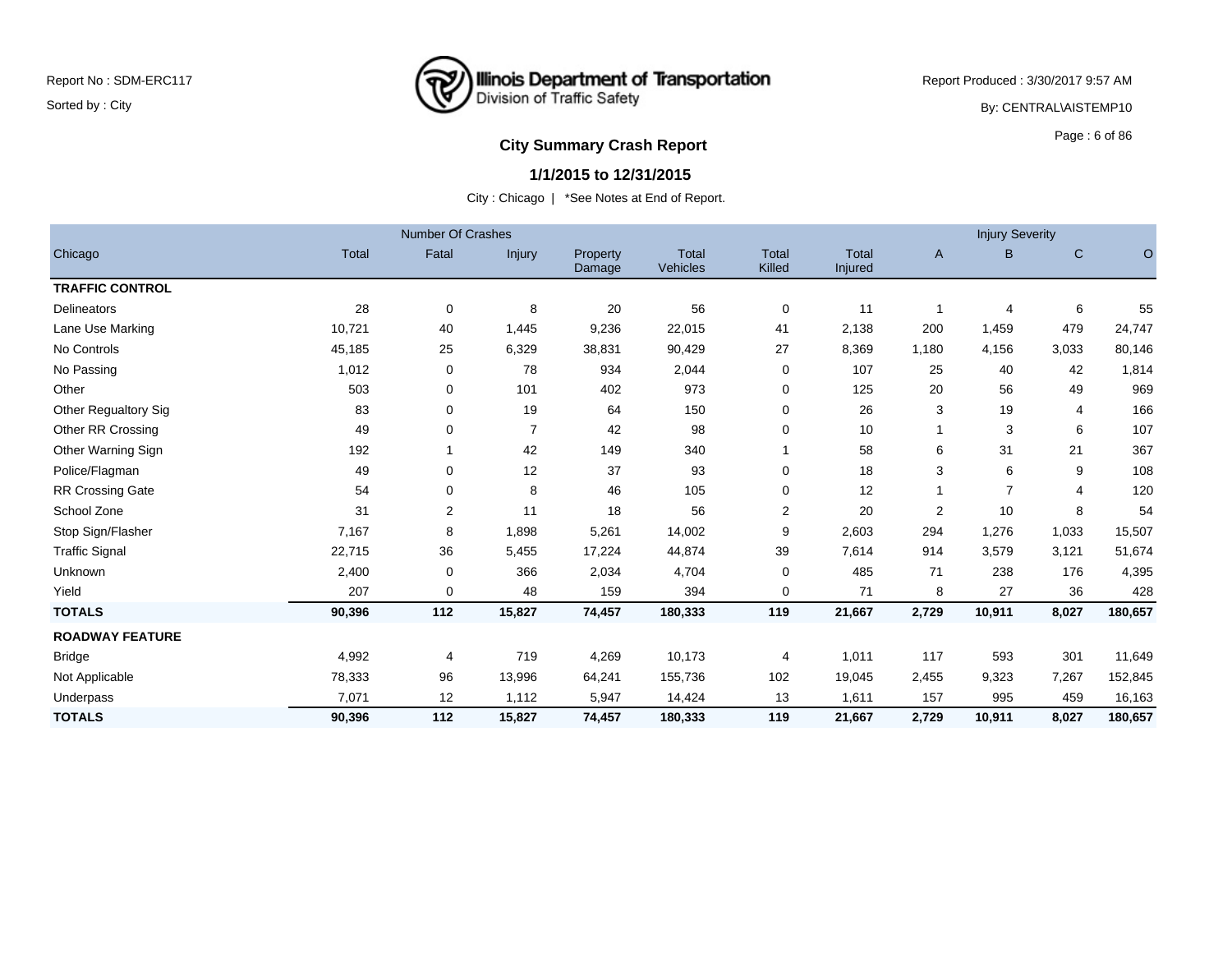Report No : SDM-ERC117

Sorted by : City

Illinois Department of Transportation
Division of Traffic Safety

Report Produced : 3/30/2017 9:57 AM

By: CENTRAL\AISTEMP10

## City Summary Crash Report

### 1/1/2015 to 12/31/2015

City : Chicago | *See Notes at End of Report.

| | Number Of Crashes | | | | | | | Injury Severity | | | |
|---|---|---|---|---|---|---|---|---|---|---|---|
| Chicago | Total | Fatal | Injury | Property Damage | Total Vehicles | Total Killed | Total Injured | A | B | C | O |
| **TRAFFIC CONTROL** | | | | | | | | | | | |
| Delineators | 28 | 0 | 8 | 20 | 56 | 0 | 11 | 1 | 4 | 6 | 55 |
| Lane Use Marking | 10,721 | 40 | 1,445 | 9,236 | 22,015 | 41 | 2,138 | 200 | 1,459 | 479 | 24,747 |
| No Controls | 45,185 | 25 | 6,329 | 38,831 | 90,429 | 27 | 8,369 | 1,180 | 4,156 | 3,033 | 80,146 |
| No Passing | 1,012 | 0 | 78 | 934 | 2,044 | 0 | 107 | 25 | 40 | 42 | 1,814 |
| Other | 503 | 0 | 101 | 402 | 973 | 0 | 125 | 20 | 56 | 49 | 969 |
| Other Regualtory Sig | 83 | 0 | 19 | 64 | 150 | 0 | 26 | 3 | 19 | 4 | 166 |
| Other RR Crossing | 49 | 0 | 7 | 42 | 98 | 0 | 10 | 1 | 3 | 6 | 107 |
| Other Warning Sign | 192 | 1 | 42 | 149 | 340 | 1 | 58 | 6 | 31 | 21 | 367 |
| Police/Flagman | 49 | 0 | 12 | 37 | 93 | 0 | 18 | 3 | 6 | 9 | 108 |
| RR Crossing Gate | 54 | 0 | 8 | 46 | 105 | 0 | 12 | 1 | 7 | 4 | 120 |
| School Zone | 31 | 2 | 11 | 18 | 56 | 2 | 20 | 2 | 10 | 8 | 54 |
| Stop Sign/Flasher | 7,167 | 8 | 1,898 | 5,261 | 14,002 | 9 | 2,603 | 294 | 1,276 | 1,033 | 15,507 |
| Traffic Signal | 22,715 | 36 | 5,455 | 17,224 | 44,874 | 39 | 7,614 | 914 | 3,579 | 3,121 | 51,674 |
| Unknown | 2,400 | 0 | 366 | 2,034 | 4,704 | 0 | 485 | 71 | 238 | 176 | 4,395 |
| Yield | 207 | 0 | 48 | 159 | 394 | 0 | 71 | 8 | 27 | 36 | 428 |
| **TOTALS** | **90,396** | **112** | **15,827** | **74,457** | **180,333** | **119** | **21,667** | **2,729** | **10,911** | **8,027** | **180,657** |
| **ROADWAY FEATURE** | | | | | | | | | | | |
| Bridge | 4,992 | 4 | 719 | 4,269 | 10,173 | 4 | 1,011 | 117 | 593 | 301 | 11,649 |
| Not Applicable | 78,333 | 96 | 13,996 | 64,241 | 155,736 | 102 | 19,045 | 2,455 | 9,323 | 7,267 | 152,845 |
| Underpass | 7,071 | 12 | 1,112 | 5,947 | 14,424 | 13 | 1,611 | 157 | 995 | 459 | 16,163 |
| **TOTALS** | **90,396** | **112** | **15,827** | **74,457** | **180,333** | **119** | **21,667** | **2,729** | **10,911** | **8,027** | **180,657** |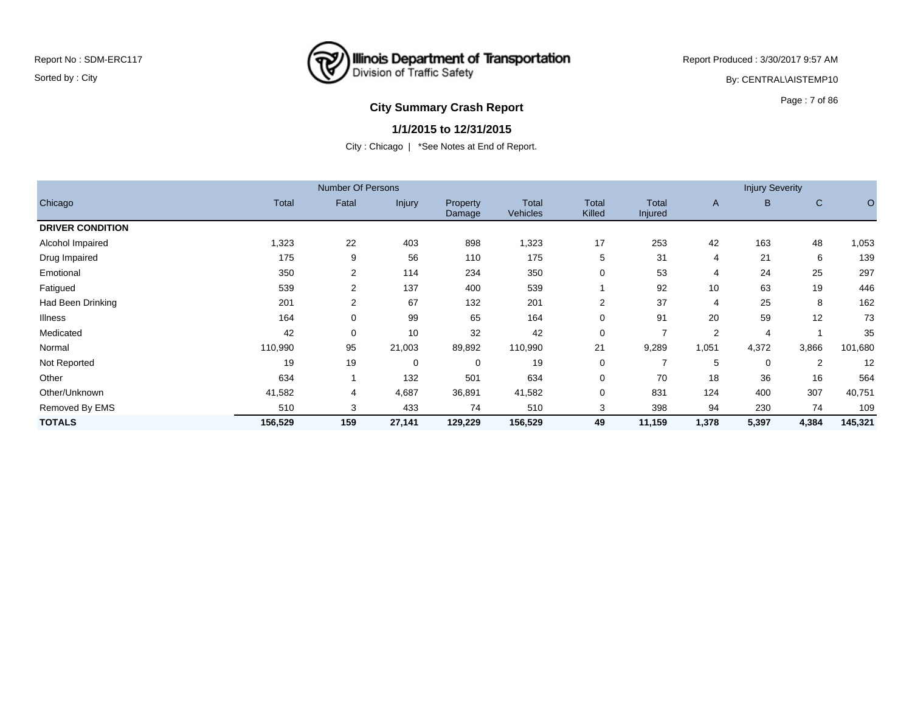Report No : SDM-ERC117

Sorted by : City

Illinois Department of Transportation
Division of Traffic Safety

Report Produced : 3/30/2017 9:57 AM

By: CENTRAL\AISTEMP10

## City Summary Crash Report

### 1/1/2015 to 12/31/2015

City : Chicago | *See Notes at End of Report.

| | Number Of Persons | | | | | | | Injury Severity | | | |
|---|---|---|---|---|---|---|---|---|---|---|---|
| Chicago | Total | Fatal | Injury | Property Damage | Total Vehicles | Total Killed | Total Injured | A | B | C | O |
| **DRIVER CONDITION** | | | | | | | | | | | |
| Alcohol Impaired | 1,323 | 22 | 403 | 898 | 1,323 | 17 | 253 | 42 | 163 | 48 | 1,053 |
| Drug Impaired | 175 | 9 | 56 | 110 | 175 | 5 | 31 | 4 | 21 | 6 | 139 |
| Emotional | 350 | 2 | 114 | 234 | 350 | 0 | 53 | 4 | 24 | 25 | 297 |
| Fatigued | 539 | 2 | 137 | 400 | 539 | 1 | 92 | 10 | 63 | 19 | 446 |
| Had Been Drinking | 201 | 2 | 67 | 132 | 201 | 2 | 37 | 4 | 25 | 8 | 162 |
| Illness | 164 | 0 | 99 | 65 | 164 | 0 | 91 | 20 | 59 | 12 | 73 |
| Medicated | 42 | 0 | 10 | 32 | 42 | 0 | 7 | 2 | 4 | 1 | 35 |
| Normal | 110,990 | 95 | 21,003 | 89,892 | 110,990 | 21 | 9,289 | 1,051 | 4,372 | 3,866 | 101,680 |
| Not Reported | 19 | 19 | 0 | 0 | 19 | 0 | 7 | 5 | 0 | 2 | 12 |
| Other | 634 | 1 | 132 | 501 | 634 | 0 | 70 | 18 | 36 | 16 | 564 |
| Other/Unknown | 41,582 | 4 | 4,687 | 36,891 | 41,582 | 0 | 831 | 124 | 400 | 307 | 40,751 |
| Removed By EMS | 510 | 3 | 433 | 74 | 510 | 3 | 398 | 94 | 230 | 74 | 109 |
| **TOTALS** | **156,529** | **159** | **27,141** | **129,229** | **156,529** | **49** | **11,159** | **1,378** | **5,397** | **4,384** | **145,321** |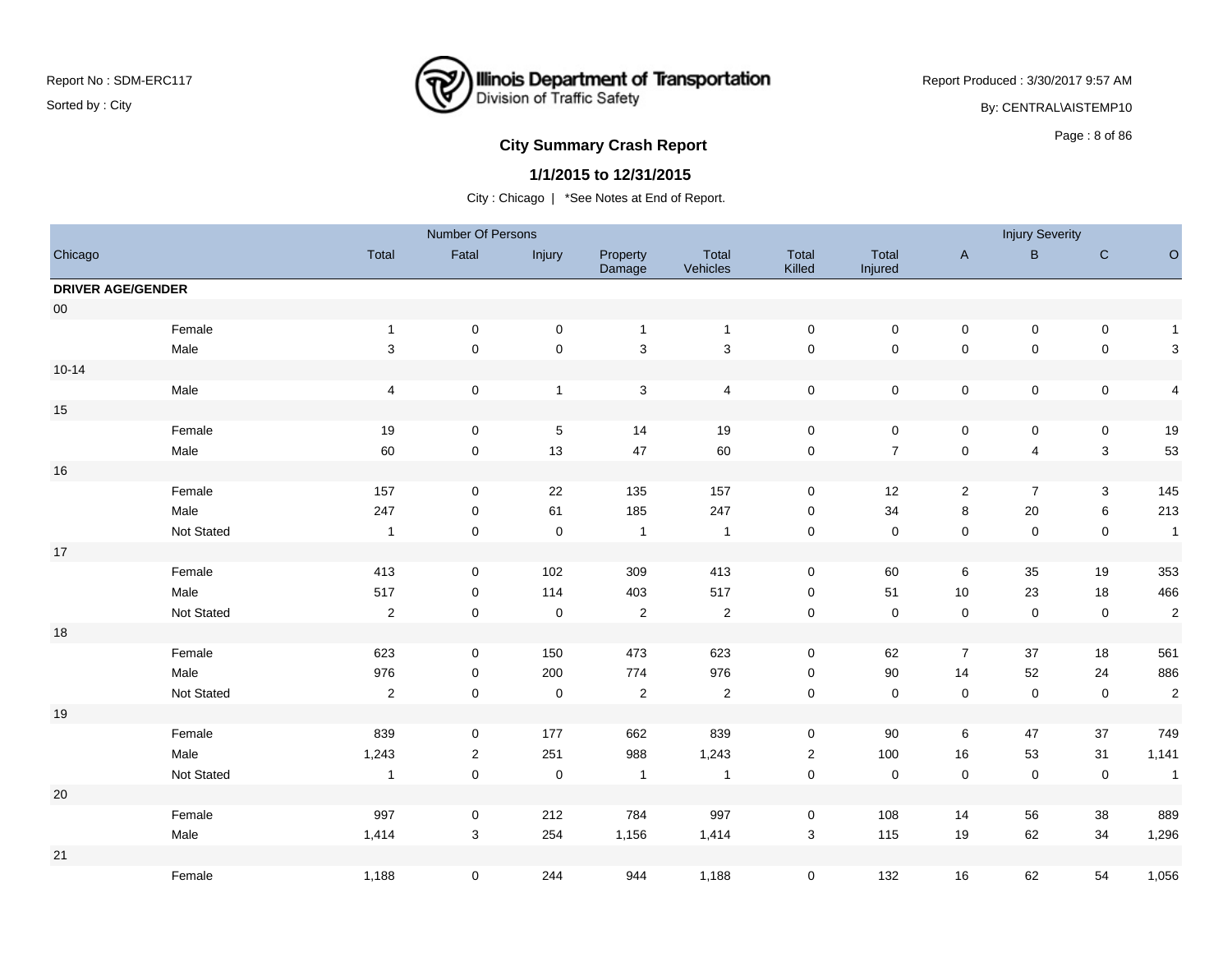Report No : SDM-ERC117

Sorted by : City

Illinois Department of Transportation
Division of Traffic Safety

Report Produced : 3/30/2017 9:57 AM

By: CENTRAL\AISTEMP10

## City Summary Crash Report

### 1/1/2015 to 12/31/2015

City : Chicago | *See Notes at End of Report.

| Chicago | | Number Of Persons | | | | | | | Injury Severity | | | |
|---|---|---|---|---|---|---|---|---|---|---|---|---|
| | | Total | Fatal | Injury | Property Damage | Total Vehicles | Total Killed | Total Injured | A | B | C | O |
| **DRIVER AGE/GENDER** | | | | | | | | | | | | |
| 00 | | | | | | | | | | | | |
| | Female | 1 | 0 | 0 | 1 | 1 | 0 | 0 | 0 | 0 | 0 | 1 |
| | Male | 3 | 0 | 0 | 3 | 3 | 0 | 0 | 0 | 0 | 0 | 3 |
| 10-14 | | | | | | | | | | | | |
| | Male | 4 | 0 | 1 | 3 | 4 | 0 | 0 | 0 | 0 | 0 | 4 |
| 15 | | | | | | | | | | | | |
| | Female | 19 | 0 | 5 | 14 | 19 | 0 | 0 | 0 | 0 | 0 | 19 |
| | Male | 60 | 0 | 13 | 47 | 60 | 0 | 7 | 0 | 4 | 3 | 53 |
| 16 | | | | | | | | | | | | |
| | Female | 157 | 0 | 22 | 135 | 157 | 0 | 12 | 2 | 7 | 3 | 145 |
| | Male | 247 | 0 | 61 | 185 | 247 | 0 | 34 | 8 | 20 | 6 | 213 |
| | Not Stated | 1 | 0 | 0 | 1 | 1 | 0 | 0 | 0 | 0 | 0 | 1 |
| 17 | | | | | | | | | | | | |
| | Female | 413 | 0 | 102 | 309 | 413 | 0 | 60 | 6 | 35 | 19 | 353 |
| | Male | 517 | 0 | 114 | 403 | 517 | 0 | 51 | 10 | 23 | 18 | 466 |
| | Not Stated | 2 | 0 | 0 | 2 | 2 | 0 | 0 | 0 | 0 | 0 | 2 |
| 18 | | | | | | | | | | | | |
| | Female | 623 | 0 | 150 | 473 | 623 | 0 | 62 | 7 | 37 | 18 | 561 |
| | Male | 976 | 0 | 200 | 774 | 976 | 0 | 90 | 14 | 52 | 24 | 886 |
| | Not Stated | 2 | 0 | 0 | 2 | 2 | 0 | 0 | 0 | 0 | 0 | 2 |
| 19 | | | | | | | | | | | | |
| | Female | 839 | 0 | 177 | 662 | 839 | 0 | 90 | 6 | 47 | 37 | 749 |
| | Male | 1,243 | 2 | 251 | 988 | 1,243 | 2 | 100 | 16 | 53 | 31 | 1,141 |
| | Not Stated | 1 | 0 | 0 | 1 | 1 | 0 | 0 | 0 | 0 | 0 | 1 |
| 20 | | | | | | | | | | | | |
| | Female | 997 | 0 | 212 | 784 | 997 | 0 | 108 | 14 | 56 | 38 | 889 |
| | Male | 1,414 | 3 | 254 | 1,156 | 1,414 | 3 | 115 | 19 | 62 | 34 | 1,296 |
| 21 | | | | | | | | | | | | |
| | Female | 1,188 | 0 | 244 | 944 | 1,188 | 0 | 132 | 16 | 62 | 54 | 1,056 |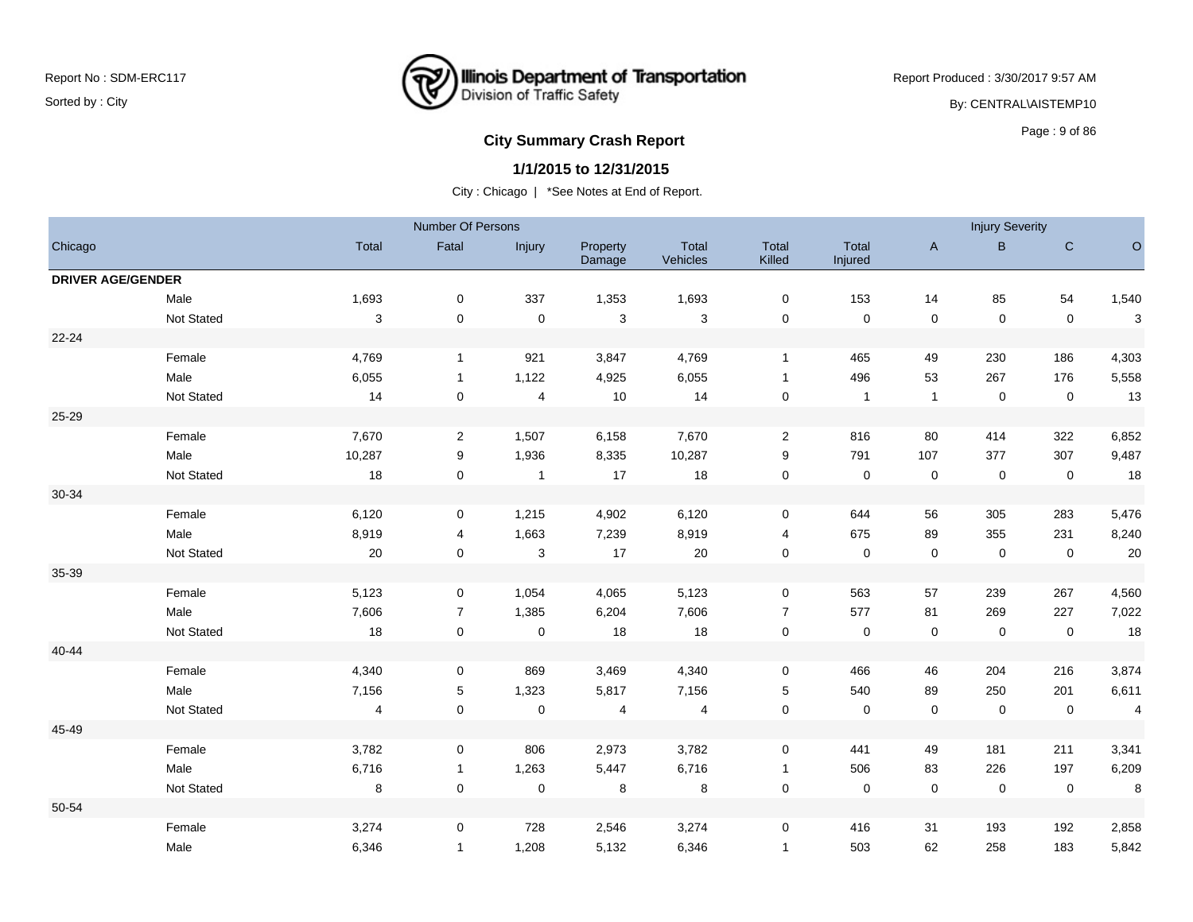Report No : SDM-ERC117

Sorted by : City

Illinois Department of Transportation
Division of Traffic Safety

Report Produced : 3/30/2017 9:57 AM

By: CENTRAL\AISTEMP10

## City Summary Crash Report

### 1/1/2015 to 12/31/2015

City : Chicago | *See Notes at End of Report.

| Chicago | | Number Of Persons | | | | | | | Injury Severity | | | |
|---|---|---|---|---|---|---|---|---|---|---|---|---|
| | Total | Fatal | Injury | Property Damage | Total Vehicles | Total Killed | Total Injured | A | B | C | O |
| **DRIVER AGE/GENDER** | | | | | | | | | | | |
| Male | 1,693 | 0 | 337 | 1,353 | 1,693 | 0 | 153 | 14 | 85 | 54 | 1,540 |
| Not Stated | 3 | 0 | 0 | 3 | 3 | 0 | 0 | 0 | 0 | 0 | 3 |
| 22-24 | | | | | | | | | | | |
| Female | 4,769 | 1 | 921 | 3,847 | 4,769 | 1 | 465 | 49 | 230 | 186 | 4,303 |
| Male | 6,055 | 1 | 1,122 | 4,925 | 6,055 | 1 | 496 | 53 | 267 | 176 | 5,558 |
| Not Stated | 14 | 0 | 4 | 10 | 14 | 0 | 1 | 1 | 0 | 0 | 13 |
| 25-29 | | | | | | | | | | | |
| Female | 7,670 | 2 | 1,507 | 6,158 | 7,670 | 2 | 816 | 80 | 414 | 322 | 6,852 |
| Male | 10,287 | 9 | 1,936 | 8,335 | 10,287 | 9 | 791 | 107 | 377 | 307 | 9,487 |
| Not Stated | 18 | 0 | 1 | 17 | 18 | 0 | 0 | 0 | 0 | 0 | 18 |
| 30-34 | | | | | | | | | | | |
| Female | 6,120 | 0 | 1,215 | 4,902 | 6,120 | 0 | 644 | 56 | 305 | 283 | 5,476 |
| Male | 8,919 | 4 | 1,663 | 7,239 | 8,919 | 4 | 675 | 89 | 355 | 231 | 8,240 |
| Not Stated | 20 | 0 | 3 | 17 | 20 | 0 | 0 | 0 | 0 | 0 | 20 |
| 35-39 | | | | | | | | | | | |
| Female | 5,123 | 0 | 1,054 | 4,065 | 5,123 | 0 | 563 | 57 | 239 | 267 | 4,560 |
| Male | 7,606 | 7 | 1,385 | 6,204 | 7,606 | 7 | 577 | 81 | 269 | 227 | 7,022 |
| Not Stated | 18 | 0 | 0 | 18 | 18 | 0 | 0 | 0 | 0 | 0 | 18 |
| 40-44 | | | | | | | | | | | |
| Female | 4,340 | 0 | 869 | 3,469 | 4,340 | 0 | 466 | 46 | 204 | 216 | 3,874 |
| Male | 7,156 | 5 | 1,323 | 5,817 | 7,156 | 5 | 540 | 89 | 250 | 201 | 6,611 |
| Not Stated | 4 | 0 | 0 | 4 | 4 | 0 | 0 | 0 | 0 | 0 | 4 |
| 45-49 | | | | | | | | | | | |
| Female | 3,782 | 0 | 806 | 2,973 | 3,782 | 0 | 441 | 49 | 181 | 211 | 3,341 |
| Male | 6,716 | 1 | 1,263 | 5,447 | 6,716 | 1 | 506 | 83 | 226 | 197 | 6,209 |
| Not Stated | 8 | 0 | 0 | 8 | 8 | 0 | 0 | 0 | 0 | 0 | 8 |
| 50-54 | | | | | | | | | | | |
| Female | 3,274 | 0 | 728 | 2,546 | 3,274 | 0 | 416 | 31 | 193 | 192 | 2,858 |
| Male | 6,346 | 1 | 1,208 | 5,132 | 6,346 | 1 | 503 | 62 | 258 | 183 | 5,842 |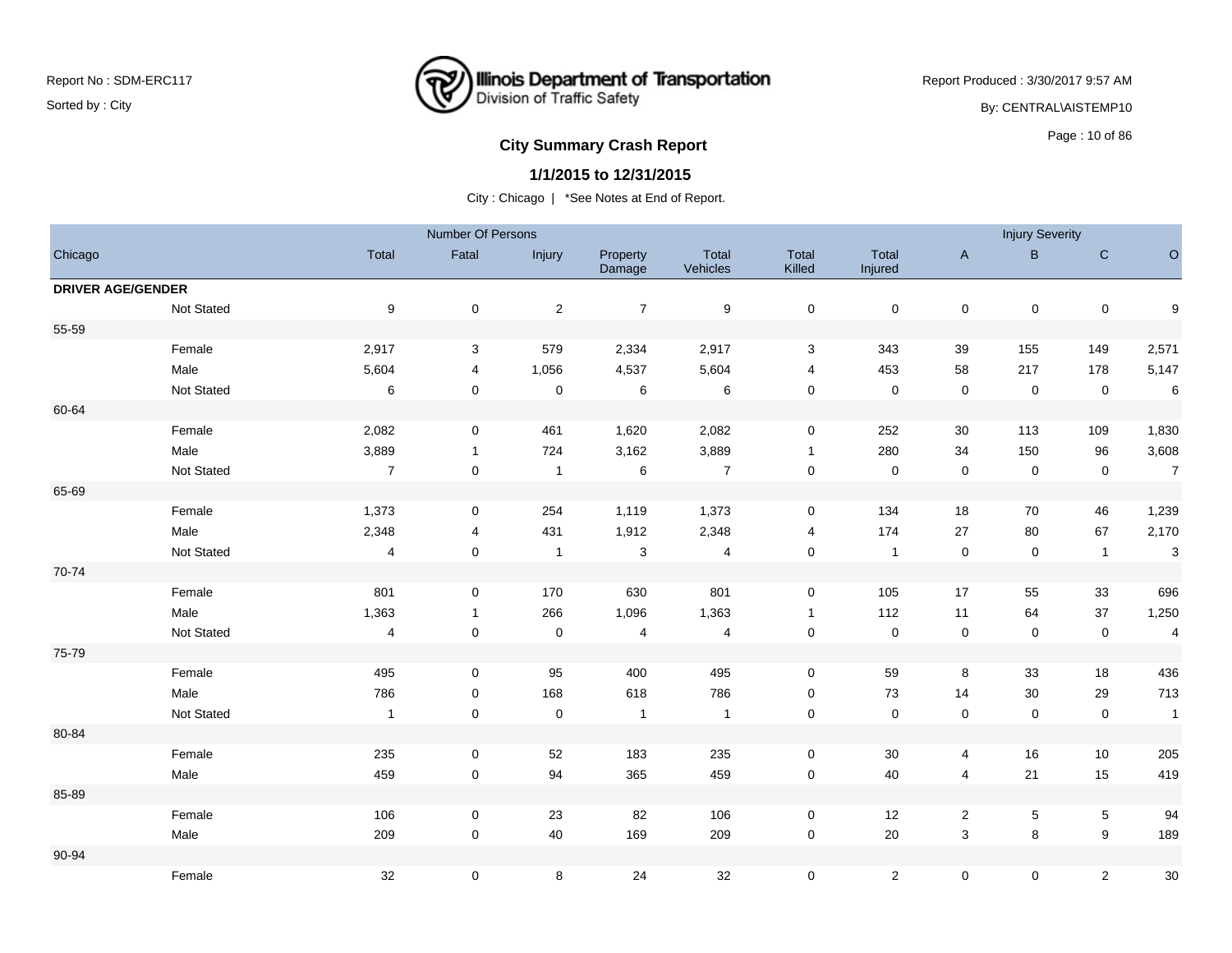Report No : SDM-ERC117

Sorted by : City

Illinois Department of Transportation
Division of Traffic Safety

Report Produced : 3/30/2017 9:57 AM

By: CENTRAL\AISTEMP10

## City Summary Crash Report

### 1/1/2015 to 12/31/2015

City : Chicago | *See Notes at End of Report.

| Chicago | | Number Of Persons | | | | | | | Injury Severity | | | |
|---|---|---|---|---|---|---|---|---|---|---|---|---|
| | | Total | Fatal | Injury | Property Damage | Total Vehicles | Total Killed | Total Injured | A | B | C | O |
| **DRIVER AGE/GENDER** | | | | | | | | | | | | |
| | Not Stated | 9 | 0 | 2 | 7 | 9 | 0 | 0 | 0 | 0 | 0 | 9 |
| 55-59 | | | | | | | | | | | | |
| | Female | 2,917 | 3 | 579 | 2,334 | 2,917 | 3 | 343 | 39 | 155 | 149 | 2,571 |
| | Male | 5,604 | 4 | 1,056 | 4,537 | 5,604 | 4 | 453 | 58 | 217 | 178 | 5,147 |
| | Not Stated | 6 | 0 | 0 | 6 | 6 | 0 | 0 | 0 | 0 | 0 | 6 |
| 60-64 | | | | | | | | | | | | |
| | Female | 2,082 | 0 | 461 | 1,620 | 2,082 | 0 | 252 | 30 | 113 | 109 | 1,830 |
| | Male | 3,889 | 1 | 724 | 3,162 | 3,889 | 1 | 280 | 34 | 150 | 96 | 3,608 |
| | Not Stated | 7 | 0 | 1 | 6 | 7 | 0 | 0 | 0 | 0 | 0 | 7 |
| 65-69 | | | | | | | | | | | | |
| | Female | 1,373 | 0 | 254 | 1,119 | 1,373 | 0 | 134 | 18 | 70 | 46 | 1,239 |
| | Male | 2,348 | 4 | 431 | 1,912 | 2,348 | 4 | 174 | 27 | 80 | 67 | 2,170 |
| | Not Stated | 4 | 0 | 1 | 3 | 4 | 0 | 1 | 0 | 0 | 1 | 3 |
| 70-74 | | | | | | | | | | | | |
| | Female | 801 | 0 | 170 | 630 | 801 | 0 | 105 | 17 | 55 | 33 | 696 |
| | Male | 1,363 | 1 | 266 | 1,096 | 1,363 | 1 | 112 | 11 | 64 | 37 | 1,250 |
| | Not Stated | 4 | 0 | 0 | 4 | 4 | 0 | 0 | 0 | 0 | 0 | 4 |
| 75-79 | | | | | | | | | | | | |
| | Female | 495 | 0 | 95 | 400 | 495 | 0 | 59 | 8 | 33 | 18 | 436 |
| | Male | 786 | 0 | 168 | 618 | 786 | 0 | 73 | 14 | 30 | 29 | 713 |
| | Not Stated | 1 | 0 | 0 | 1 | 1 | 0 | 0 | 0 | 0 | 0 | 1 |
| 80-84 | | | | | | | | | | | | |
| | Female | 235 | 0 | 52 | 183 | 235 | 0 | 30 | 4 | 16 | 10 | 205 |
| | Male | 459 | 0 | 94 | 365 | 459 | 0 | 40 | 4 | 21 | 15 | 419 |
| 85-89 | | | | | | | | | | | | |
| | Female | 106 | 0 | 23 | 82 | 106 | 0 | 12 | 2 | 5 | 5 | 94 |
| | Male | 209 | 0 | 40 | 169 | 209 | 0 | 20 | 3 | 8 | 9 | 189 |
| 90-94 | | | | | | | | | | | | |
| | Female | 32 | 0 | 8 | 24 | 32 | 0 | 2 | 0 | 0 | 2 | 30 |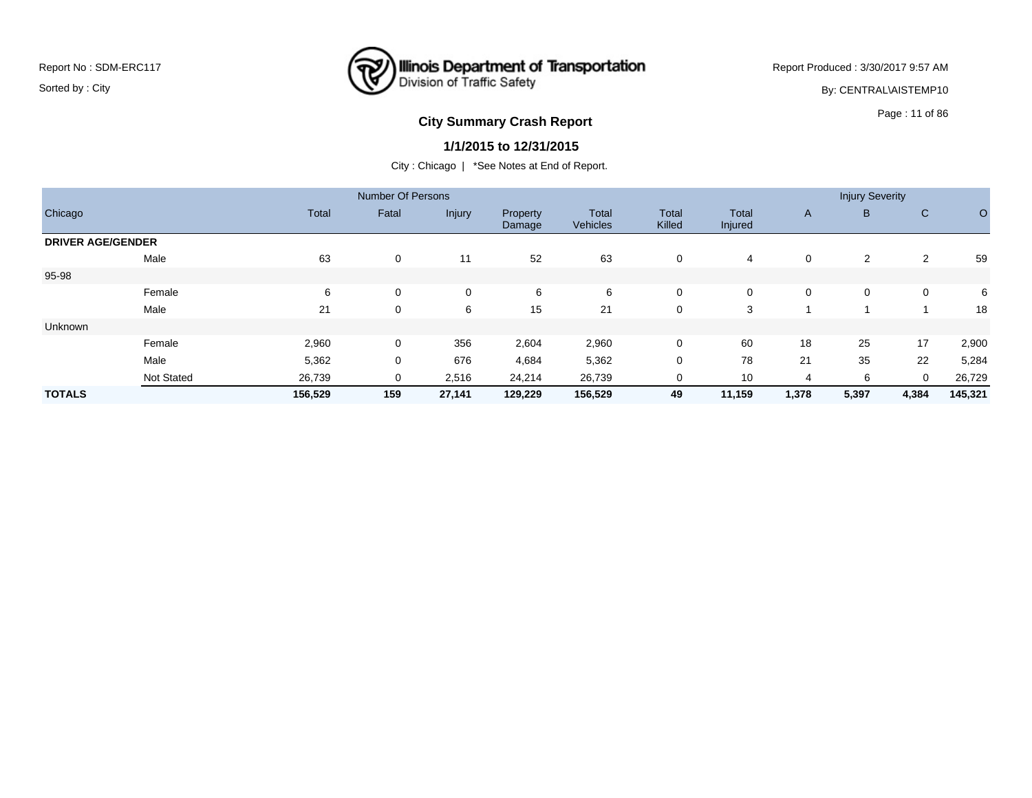Report No : SDM-ERC117

Sorted by : City

Illinois Department of Transportation
Division of Traffic Safety

Report Produced : 3/30/2017 9:57 AM

By: CENTRAL\AISTEMP10

## City Summary Crash Report

### 1/1/2015 to 12/31/2015

City : Chicago | *See Notes at End of Report.

| | | Number Of Persons | | | | | | | Injury Severity | | | |
|---|---|---|---|---|---|---|---|---|---|---|---|---|
| Chicago | | Total | Fatal | Injury | Property Damage | Total Vehicles | Total Killed | Total Injured | A | B | C | O |
| **DRIVER AGE/GENDER** | | | | | | | | | | | | |
| | Male | 63 | 0 | 11 | 52 | 63 | 0 | 4 | 0 | 2 | 2 | 59 |
| 95-98 | | | | | | | | | | | | |
| | Female | 6 | 0 | 0 | 6 | 6 | 0 | 0 | 0 | 0 | 0 | 6 |
| | Male | 21 | 0 | 6 | 15 | 21 | 0 | 3 | 1 | 1 | 1 | 18 |
| Unknown | | | | | | | | | | | | |
| | Female | 2,960 | 0 | 356 | 2,604 | 2,960 | 0 | 60 | 18 | 25 | 17 | 2,900 |
| | Male | 5,362 | 0 | 676 | 4,684 | 5,362 | 0 | 78 | 21 | 35 | 22 | 5,284 |
| | Not Stated | 26,739 | 0 | 2,516 | 24,214 | 26,739 | 0 | 10 | 4 | 6 | 0 | 26,729 |
| **TOTALS** | | **156,529** | **159** | **27,141** | **129,229** | **156,529** | **49** | **11,159** | **1,378** | **5,397** | **4,384** | **145,321** |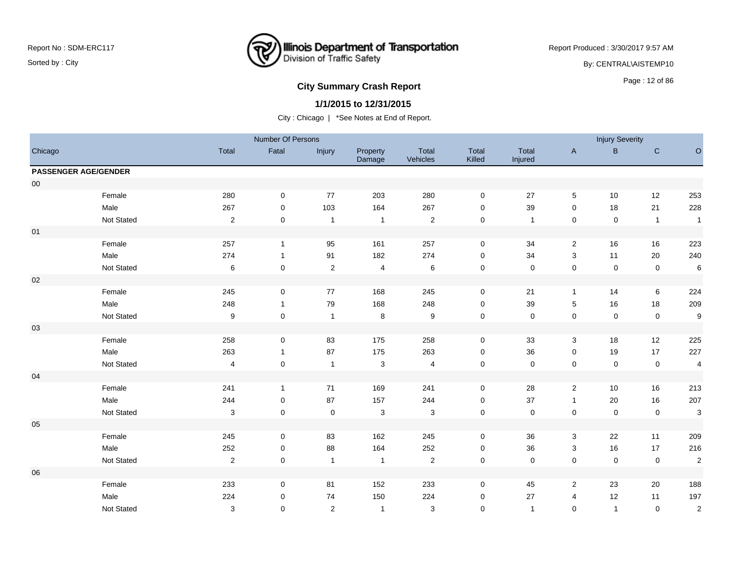## City Summary Crash Report

**1/1/2015 to 12/31/2015**

City : Chicago | *See Notes at End of Report.

Report No : SDM-ERC117
Sorted by : City

Report Produced : 3/30/2017 9:57 AM
By: CENTRAL\AISTEMP10

| Chicago | | Number Of Persons | | | | | | | Injury Severity | | | |
|---|---|---|---|---|---|---|---|---|---|---|---|---|
| | | Total | Fatal | Injury | Property Damage | Total Vehicles | Total Killed | Total Injured | A | B | C | O |
| **PASSENGER AGE/GENDER** | | | | | | | | | | | | |
| 00 | | | | | | | | | | | | |
| | Female | 280 | 0 | 77 | 203 | 280 | 0 | 27 | 5 | 10 | 12 | 253 |
| | Male | 267 | 0 | 103 | 164 | 267 | 0 | 39 | 0 | 18 | 21 | 228 |
| | Not Stated | 2 | 0 | 1 | 1 | 2 | 0 | 1 | 0 | 0 | 1 | 1 |
| 01 | | | | | | | | | | | | |
| | Female | 257 | 1 | 95 | 161 | 257 | 0 | 34 | 2 | 16 | 16 | 223 |
| | Male | 274 | 1 | 91 | 182 | 274 | 0 | 34 | 3 | 11 | 20 | 240 |
| | Not Stated | 6 | 0 | 2 | 4 | 6 | 0 | 0 | 0 | 0 | 0 | 6 |
| 02 | | | | | | | | | | | | |
| | Female | 245 | 0 | 77 | 168 | 245 | 0 | 21 | 1 | 14 | 6 | 224 |
| | Male | 248 | 1 | 79 | 168 | 248 | 0 | 39 | 5 | 16 | 18 | 209 |
| | Not Stated | 9 | 0 | 1 | 8 | 9 | 0 | 0 | 0 | 0 | 0 | 9 |
| 03 | | | | | | | | | | | | |
| | Female | 258 | 0 | 83 | 175 | 258 | 0 | 33 | 3 | 18 | 12 | 225 |
| | Male | 263 | 1 | 87 | 175 | 263 | 0 | 36 | 0 | 19 | 17 | 227 |
| | Not Stated | 4 | 0 | 1 | 3 | 4 | 0 | 0 | 0 | 0 | 0 | 4 |
| 04 | | | | | | | | | | | | |
| | Female | 241 | 1 | 71 | 169 | 241 | 0 | 28 | 2 | 10 | 16 | 213 |
| | Male | 244 | 0 | 87 | 157 | 244 | 0 | 37 | 1 | 20 | 16 | 207 |
| | Not Stated | 3 | 0 | 0 | 3 | 3 | 0 | 0 | 0 | 0 | 0 | 3 |
| 05 | | | | | | | | | | | | |
| | Female | 245 | 0 | 83 | 162 | 245 | 0 | 36 | 3 | 22 | 11 | 209 |
| | Male | 252 | 0 | 88 | 164 | 252 | 0 | 36 | 3 | 16 | 17 | 216 |
| | Not Stated | 2 | 0 | 1 | 1 | 2 | 0 | 0 | 0 | 0 | 0 | 2 |
| 06 | | | | | | | | | | | | |
| | Female | 233 | 0 | 81 | 152 | 233 | 0 | 45 | 2 | 23 | 20 | 188 |
| | Male | 224 | 0 | 74 | 150 | 224 | 0 | 27 | 4 | 12 | 11 | 197 |
| | Not Stated | 3 | 0 | 2 | 1 | 3 | 0 | 1 | 0 | 1 | 0 | 2 |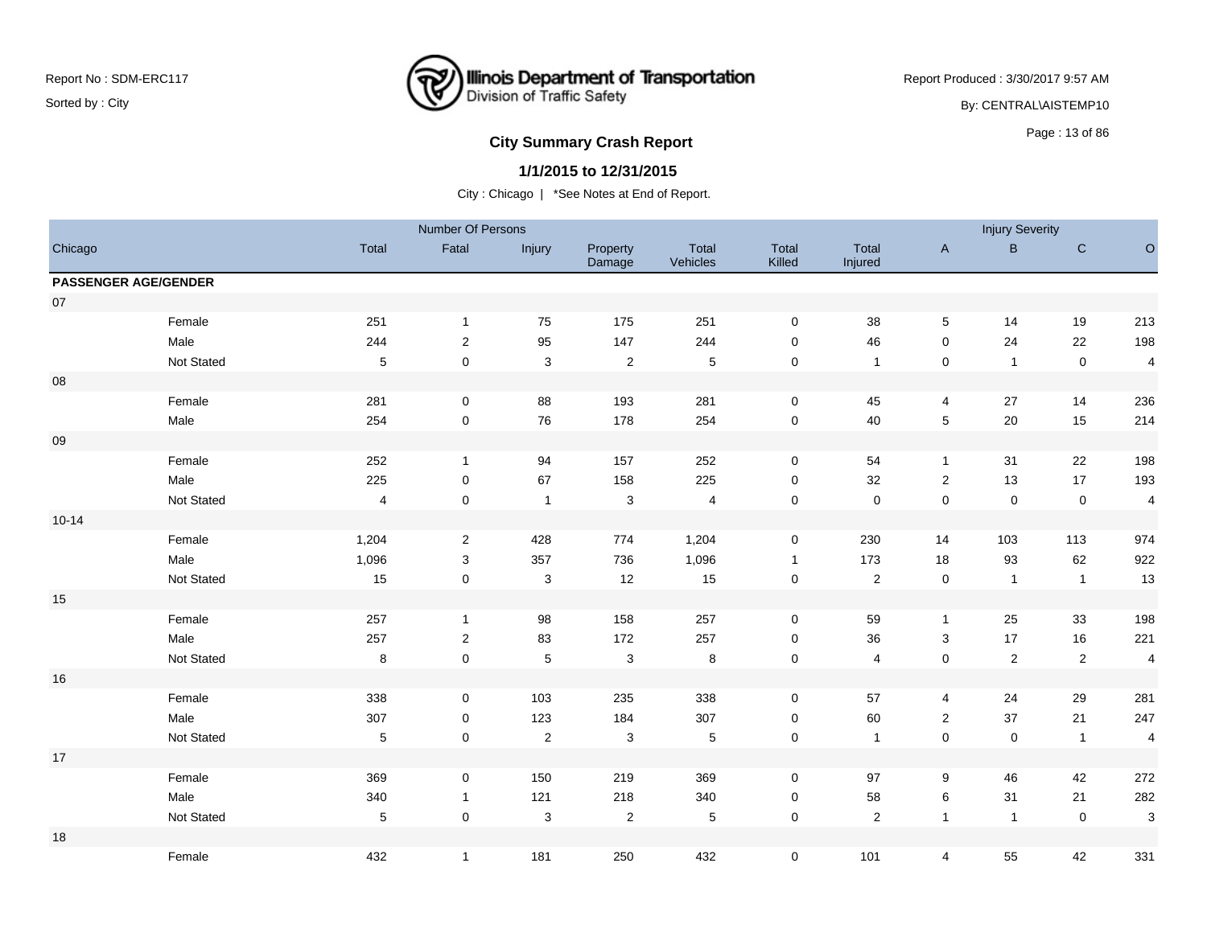Report No : SDM-ERC117

Sorted by : City

**Illinois Department of Transportation**
Division of Traffic Safety

Report Produced : 3/30/2017 9:57 AM

By: CENTRAL\AISTEMP10

## City Summary Crash Report

### 1/1/2015 to 12/31/2015

City : Chicago | *See Notes at End of Report.

| | | Number Of Persons | | | | | | | Injury Severity | | | |
|---|---|---|---|---|---|---|---|---|---|---|---|---|
| Chicago | | Total | Fatal | Injury | Property Damage | Total Vehicles | Total Killed | Total Injured | A | B | C | O |
| **PASSENGER AGE/GENDER** | | | | | | | | | | | | |
| 07 | | | | | | | | | | | | |
| | Female | 251 | 1 | 75 | 175 | 251 | 0 | 38 | 5 | 14 | 19 | 213 |
| | Male | 244 | 2 | 95 | 147 | 244 | 0 | 46 | 0 | 24 | 22 | 198 |
| | Not Stated | 5 | 0 | 3 | 2 | 5 | 0 | 1 | 0 | 1 | 0 | 4 |
| 08 | | | | | | | | | | | | |
| | Female | 281 | 0 | 88 | 193 | 281 | 0 | 45 | 4 | 27 | 14 | 236 |
| | Male | 254 | 0 | 76 | 178 | 254 | 0 | 40 | 5 | 20 | 15 | 214 |
| 09 | | | | | | | | | | | | |
| | Female | 252 | 1 | 94 | 157 | 252 | 0 | 54 | 1 | 31 | 22 | 198 |
| | Male | 225 | 0 | 67 | 158 | 225 | 0 | 32 | 2 | 13 | 17 | 193 |
| | Not Stated | 4 | 0 | 1 | 3 | 4 | 0 | 0 | 0 | 0 | 0 | 4 |
| 10-14 | | | | | | | | | | | | |
| | Female | 1,204 | 2 | 428 | 774 | 1,204 | 0 | 230 | 14 | 103 | 113 | 974 |
| | Male | 1,096 | 3 | 357 | 736 | 1,096 | 1 | 173 | 18 | 93 | 62 | 922 |
| | Not Stated | 15 | 0 | 3 | 12 | 15 | 0 | 2 | 0 | 1 | 1 | 13 |
| 15 | | | | | | | | | | | | |
| | Female | 257 | 1 | 98 | 158 | 257 | 0 | 59 | 1 | 25 | 33 | 198 |
| | Male | 257 | 2 | 83 | 172 | 257 | 0 | 36 | 3 | 17 | 16 | 221 |
| | Not Stated | 8 | 0 | 5 | 3 | 8 | 0 | 4 | 0 | 2 | 2 | 4 |
| 16 | | | | | | | | | | | | |
| | Female | 338 | 0 | 103 | 235 | 338 | 0 | 57 | 4 | 24 | 29 | 281 |
| | Male | 307 | 0 | 123 | 184 | 307 | 0 | 60 | 2 | 37 | 21 | 247 |
| | Not Stated | 5 | 0 | 2 | 3 | 5 | 0 | 1 | 0 | 0 | 1 | 4 |
| 17 | | | | | | | | | | | | |
| | Female | 369 | 0 | 150 | 219 | 369 | 0 | 97 | 9 | 46 | 42 | 272 |
| | Male | 340 | 1 | 121 | 218 | 340 | 0 | 58 | 6 | 31 | 21 | 282 |
| | Not Stated | 5 | 0 | 3 | 2 | 5 | 0 | 2 | 1 | 1 | 0 | 3 |
| 18 | | | | | | | | | | | | |
| | Female | 432 | 1 | 181 | 250 | 432 | 0 | 101 | 4 | 55 | 42 | 331 |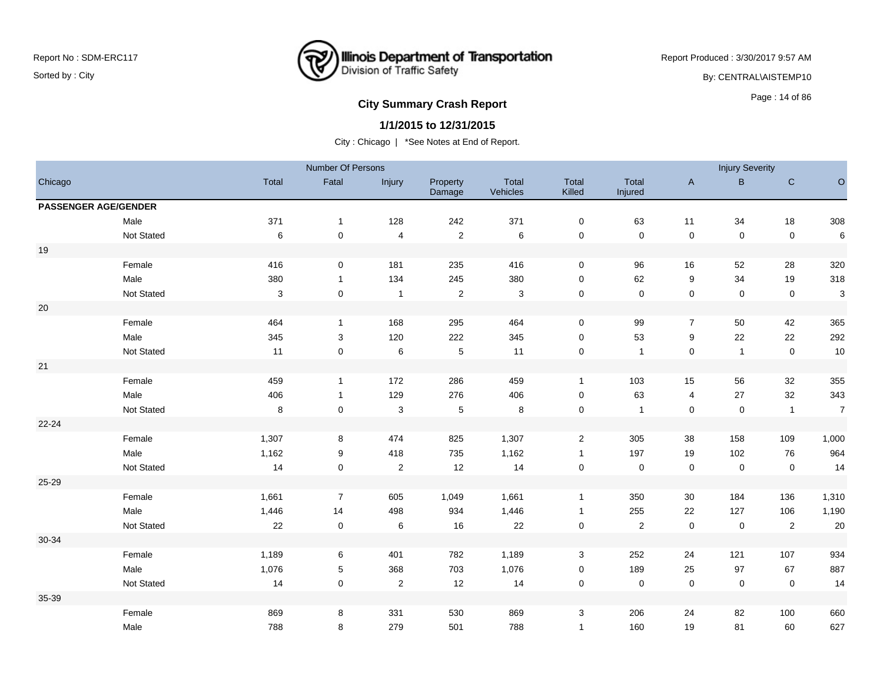Report No : SDM-ERC117

Sorted by : City

Illinois Department of Transportation
Division of Traffic Safety

Report Produced : 3/30/2017 9:57 AM

By: CENTRAL\AISTEMP10

## City Summary Crash Report

### 1/1/2015 to 12/31/2015

City : Chicago | *See Notes at End of Report.

| Chicago | | Number Of Persons | | | | | | | Injury Severity | | | |
|---|---|---|---|---|---|---|---|---|---|---|---|---|
| | Total | Fatal | Injury | Property Damage | Total Vehicles | Total Killed | Total Injured | A | B | C | O |
| **PASSENGER AGE/GENDER** | | | | | | | | | | | |
| Male | 371 | 1 | 128 | 242 | 371 | 0 | 63 | 11 | 34 | 18 | 308 |
| Not Stated | 6 | 0 | 4 | 2 | 6 | 0 | 0 | 0 | 0 | 0 | 6 |
| 19 | | | | | | | | | | | |
| Female | 416 | 0 | 181 | 235 | 416 | 0 | 96 | 16 | 52 | 28 | 320 |
| Male | 380 | 1 | 134 | 245 | 380 | 0 | 62 | 9 | 34 | 19 | 318 |
| Not Stated | 3 | 0 | 1 | 2 | 3 | 0 | 0 | 0 | 0 | 0 | 3 |
| 20 | | | | | | | | | | | |
| Female | 464 | 1 | 168 | 295 | 464 | 0 | 99 | 7 | 50 | 42 | 365 |
| Male | 345 | 3 | 120 | 222 | 345 | 0 | 53 | 9 | 22 | 22 | 292 |
| Not Stated | 11 | 0 | 6 | 5 | 11 | 0 | 1 | 0 | 1 | 0 | 10 |
| 21 | | | | | | | | | | | |
| Female | 459 | 1 | 172 | 286 | 459 | 1 | 103 | 15 | 56 | 32 | 355 |
| Male | 406 | 1 | 129 | 276 | 406 | 0 | 63 | 4 | 27 | 32 | 343 |
| Not Stated | 8 | 0 | 3 | 5 | 8 | 0 | 1 | 0 | 0 | 1 | 7 |
| 22-24 | | | | | | | | | | | |
| Female | 1,307 | 8 | 474 | 825 | 1,307 | 2 | 305 | 38 | 158 | 109 | 1,000 |
| Male | 1,162 | 9 | 418 | 735 | 1,162 | 1 | 197 | 19 | 102 | 76 | 964 |
| Not Stated | 14 | 0 | 2 | 12 | 14 | 0 | 0 | 0 | 0 | 0 | 14 |
| 25-29 | | | | | | | | | | | |
| Female | 1,661 | 7 | 605 | 1,049 | 1,661 | 1 | 350 | 30 | 184 | 136 | 1,310 |
| Male | 1,446 | 14 | 498 | 934 | 1,446 | 1 | 255 | 22 | 127 | 106 | 1,190 |
| Not Stated | 22 | 0 | 6 | 16 | 22 | 0 | 2 | 0 | 0 | 2 | 20 |
| 30-34 | | | | | | | | | | | |
| Female | 1,189 | 6 | 401 | 782 | 1,189 | 3 | 252 | 24 | 121 | 107 | 934 |
| Male | 1,076 | 5 | 368 | 703 | 1,076 | 0 | 189 | 25 | 97 | 67 | 887 |
| Not Stated | 14 | 0 | 2 | 12 | 14 | 0 | 0 | 0 | 0 | 0 | 14 |
| 35-39 | | | | | | | | | | | |
| Female | 869 | 8 | 331 | 530 | 869 | 3 | 206 | 24 | 82 | 100 | 660 |
| Male | 788 | 8 | 279 | 501 | 788 | 1 | 160 | 19 | 81 | 60 | 627 |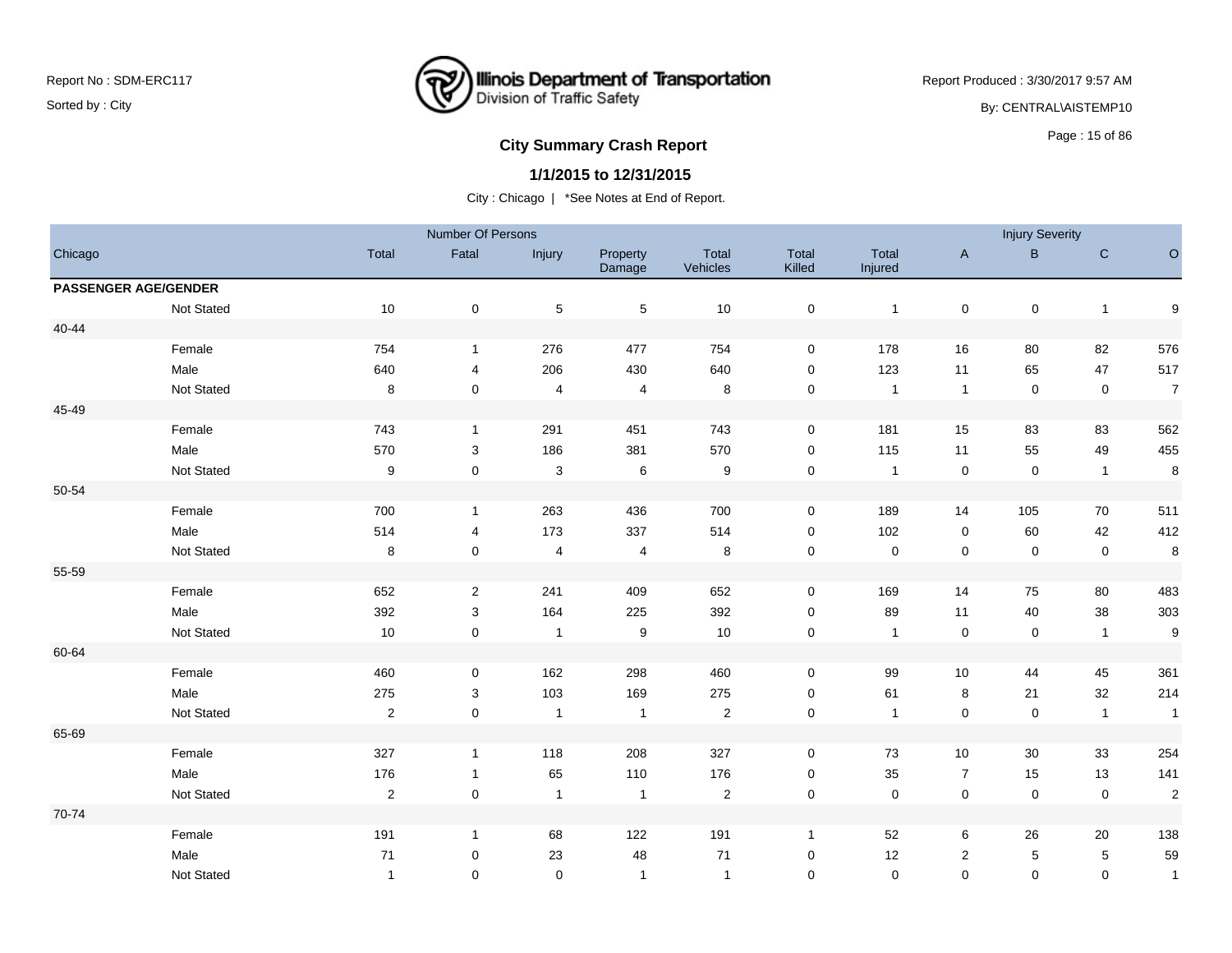Report No : SDM-ERC117

Sorted by : City

Illinois Department of Transportation
Division of Traffic Safety

Report Produced : 3/30/2017 9:57 AM

By: CENTRAL\AISTEMP10

## City Summary Crash Report

### 1/1/2015 to 12/31/2015

City : Chicago | *See Notes at End of Report.

| Chicago | | Number Of Persons | | | | | | Injury Severity | | | |
|---|---|---|---|---|---|---|---|---|---|---|---|
| | Total | Fatal | Injury | Property Damage | Total Vehicles | Total Killed | Total Injured | A | B | C | O |
| **PASSENGER AGE/GENDER** | | | | | | | | | | | |
| Not Stated | 10 | 0 | 5 | 5 | 10 | 0 | 1 | 0 | 0 | 1 | 9 |
| 40-44 | | | | | | | | | | | |
| Female | 754 | 1 | 276 | 477 | 754 | 0 | 178 | 16 | 80 | 82 | 576 |
| Male | 640 | 4 | 206 | 430 | 640 | 0 | 123 | 11 | 65 | 47 | 517 |
| Not Stated | 8 | 0 | 4 | 4 | 8 | 0 | 1 | 1 | 0 | 0 | 7 |
| 45-49 | | | | | | | | | | | |
| Female | 743 | 1 | 291 | 451 | 743 | 0 | 181 | 15 | 83 | 83 | 562 |
| Male | 570 | 3 | 186 | 381 | 570 | 0 | 115 | 11 | 55 | 49 | 455 |
| Not Stated | 9 | 0 | 3 | 6 | 9 | 0 | 1 | 0 | 0 | 1 | 8 |
| 50-54 | | | | | | | | | | | |
| Female | 700 | 1 | 263 | 436 | 700 | 0 | 189 | 14 | 105 | 70 | 511 |
| Male | 514 | 4 | 173 | 337 | 514 | 0 | 102 | 0 | 60 | 42 | 412 |
| Not Stated | 8 | 0 | 4 | 4 | 8 | 0 | 0 | 0 | 0 | 0 | 8 |
| 55-59 | | | | | | | | | | | |
| Female | 652 | 2 | 241 | 409 | 652 | 0 | 169 | 14 | 75 | 80 | 483 |
| Male | 392 | 3 | 164 | 225 | 392 | 0 | 89 | 11 | 40 | 38 | 303 |
| Not Stated | 10 | 0 | 1 | 9 | 10 | 0 | 1 | 0 | 0 | 1 | 9 |
| 60-64 | | | | | | | | | | | |
| Female | 460 | 0 | 162 | 298 | 460 | 0 | 99 | 10 | 44 | 45 | 361 |
| Male | 275 | 3 | 103 | 169 | 275 | 0 | 61 | 8 | 21 | 32 | 214 |
| Not Stated | 2 | 0 | 1 | 1 | 2 | 0 | 1 | 0 | 0 | 1 | 1 |
| 65-69 | | | | | | | | | | | |
| Female | 327 | 1 | 118 | 208 | 327 | 0 | 73 | 10 | 30 | 33 | 254 |
| Male | 176 | 1 | 65 | 110 | 176 | 0 | 35 | 7 | 15 | 13 | 141 |
| Not Stated | 2 | 0 | 1 | 1 | 2 | 0 | 0 | 0 | 0 | 0 | 2 |
| 70-74 | | | | | | | | | | | |
| Female | 191 | 1 | 68 | 122 | 191 | 1 | 52 | 6 | 26 | 20 | 138 |
| Male | 71 | 0 | 23 | 48 | 71 | 0 | 12 | 2 | 5 | 5 | 59 |
| Not Stated | 1 | 0 | 0 | 1 | 1 | 0 | 0 | 0 | 0 | 0 | 1 |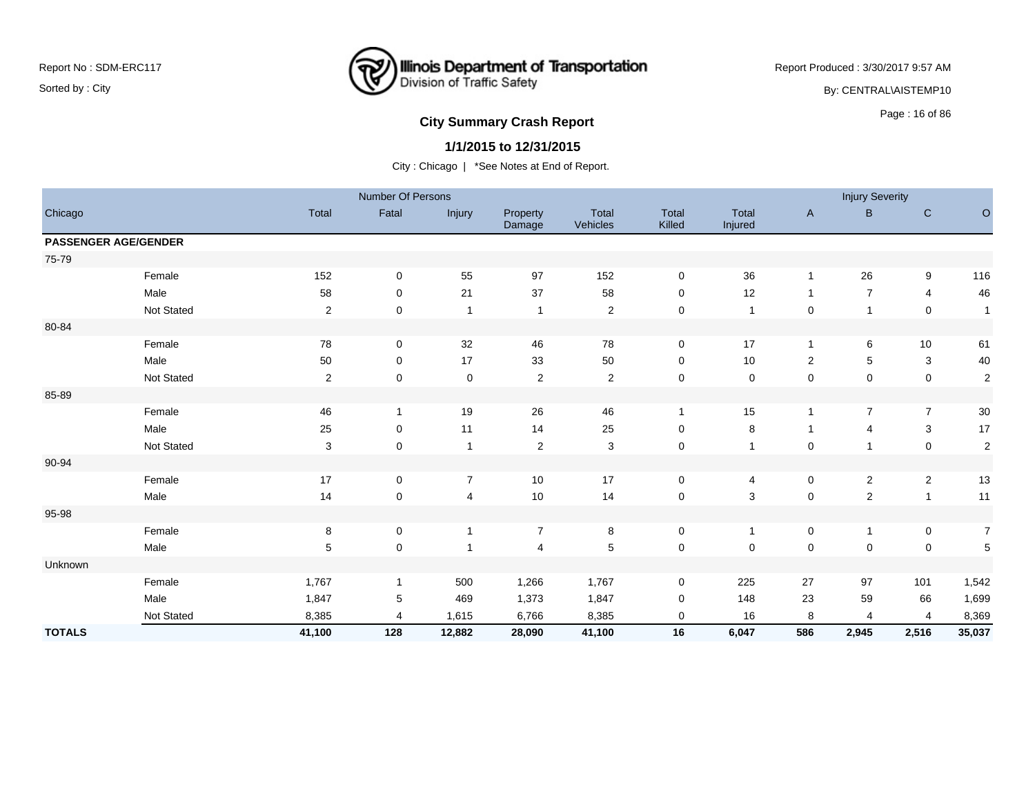Report No : SDM-ERC117

Sorted by : City

**Illinois Department of Transportation**
Division of Traffic Safety

Report Produced : 3/30/2017 9:57 AM

By: CENTRAL\AISTEMP10

## City Summary Crash Report

### 1/1/2015 to 12/31/2015

City : Chicago | *See Notes at End of Report.

| | | Number Of Persons | | | | | | | Injury Severity | | | |
|---|---|---|---|---|---|---|---|---|---|---|---|---|
| Chicago | | Total | Fatal | Injury | Property Damage | Total Vehicles | Total Killed | Total Injured | A | B | C | O |
| **PASSENGER AGE/GENDER** | | | | | | | | | | | | |
| 75-79 | | | | | | | | | | | | |
| | Female | 152 | 0 | 55 | 97 | 152 | 0 | 36 | 1 | 26 | 9 | 116 |
| | Male | 58 | 0 | 21 | 37 | 58 | 0 | 12 | 1 | 7 | 4 | 46 |
| | Not Stated | 2 | 0 | 1 | 1 | 2 | 0 | 1 | 0 | 1 | 0 | 1 |
| 80-84 | | | | | | | | | | | | |
| | Female | 78 | 0 | 32 | 46 | 78 | 0 | 17 | 1 | 6 | 10 | 61 |
| | Male | 50 | 0 | 17 | 33 | 50 | 0 | 10 | 2 | 5 | 3 | 40 |
| | Not Stated | 2 | 0 | 0 | 2 | 2 | 0 | 0 | 0 | 0 | 0 | 2 |
| 85-89 | | | | | | | | | | | | |
| | Female | 46 | 1 | 19 | 26 | 46 | 1 | 15 | 1 | 7 | 7 | 30 |
| | Male | 25 | 0 | 11 | 14 | 25 | 0 | 8 | 1 | 4 | 3 | 17 |
| | Not Stated | 3 | 0 | 1 | 2 | 3 | 0 | 1 | 0 | 1 | 0 | 2 |
| 90-94 | | | | | | | | | | | | |
| | Female | 17 | 0 | 7 | 10 | 17 | 0 | 4 | 0 | 2 | 2 | 13 |
| | Male | 14 | 0 | 4 | 10 | 14 | 0 | 3 | 0 | 2 | 1 | 11 |
| 95-98 | | | | | | | | | | | | |
| | Female | 8 | 0 | 1 | 7 | 8 | 0 | 1 | 0 | 1 | 0 | 7 |
| | Male | 5 | 0 | 1 | 4 | 5 | 0 | 0 | 0 | 0 | 0 | 5 |
| Unknown | | | | | | | | | | | | |
| | Female | 1,767 | 1 | 500 | 1,266 | 1,767 | 0 | 225 | 27 | 97 | 101 | 1,542 |
| | Male | 1,847 | 5 | 469 | 1,373 | 1,847 | 0 | 148 | 23 | 59 | 66 | 1,699 |
| | Not Stated | 8,385 | 4 | 1,615 | 6,766 | 8,385 | 0 | 16 | 8 | 4 | 4 | 8,369 |
| **TOTALS** | | **41,100** | **128** | **12,882** | **28,090** | **41,100** | **16** | **6,047** | **586** | **2,945** | **2,516** | **35,037** |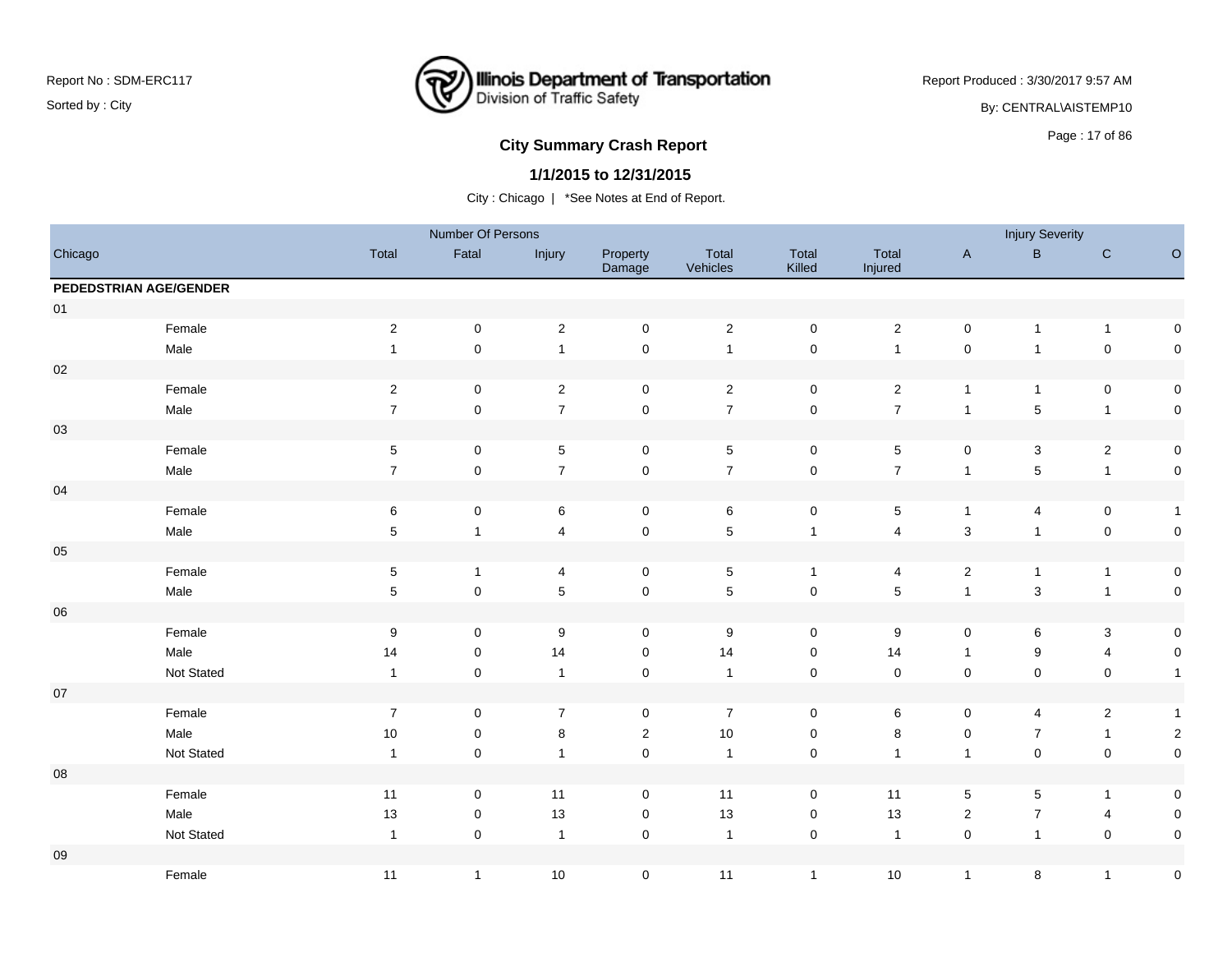Report No : SDM-ERC117

Sorted by : City

Illinois Department of Transportation
Division of Traffic Safety

Report Produced : 3/30/2017 9:57 AM

By: CENTRAL\AISTEMP10

## City Summary Crash Report

**1/1/2015 to 12/31/2015**

City : Chicago | *See Notes at End of Report.

| Chicago | | Number Of Persons | | | | | | | Injury Severity | | | |
|---|---|---|---|---|---|---|---|---|---|---|---|---|
| | | Total | Fatal | Injury | Property Damage | Total Vehicles | Total Killed | Total Injured | A | B | C | O |
| **PEDEDSTRIAN AGE/GENDER** | | | | | | | | | | | | |
| 01 | | | | | | | | | | | | |
| | Female | 2 | 0 | 2 | 0 | 2 | 0 | 2 | 0 | 1 | 1 | 0 |
| | Male | 1 | 0 | 1 | 0 | 1 | 0 | 1 | 0 | 1 | 0 | 0 |
| 02 | | | | | | | | | | | | |
| | Female | 2 | 0 | 2 | 0 | 2 | 0 | 2 | 1 | 1 | 0 | 0 |
| | Male | 7 | 0 | 7 | 0 | 7 | 0 | 7 | 1 | 5 | 1 | 0 |
| 03 | | | | | | | | | | | | |
| | Female | 5 | 0 | 5 | 0 | 5 | 0 | 5 | 0 | 3 | 2 | 0 |
| | Male | 7 | 0 | 7 | 0 | 7 | 0 | 7 | 1 | 5 | 1 | 0 |
| 04 | | | | | | | | | | | | |
| | Female | 6 | 0 | 6 | 0 | 6 | 0 | 5 | 1 | 4 | 0 | 1 |
| | Male | 5 | 1 | 4 | 0 | 5 | 1 | 4 | 3 | 1 | 0 | 0 |
| 05 | | | | | | | | | | | | |
| | Female | 5 | 1 | 4 | 0 | 5 | 1 | 4 | 2 | 1 | 1 | 0 |
| | Male | 5 | 0 | 5 | 0 | 5 | 0 | 5 | 1 | 3 | 1 | 0 |
| 06 | | | | | | | | | | | | |
| | Female | 9 | 0 | 9 | 0 | 9 | 0 | 9 | 0 | 6 | 3 | 0 |
| | Male | 14 | 0 | 14 | 0 | 14 | 0 | 14 | 1 | 9 | 4 | 0 |
| | Not Stated | 1 | 0 | 1 | 0 | 1 | 0 | 0 | 0 | 0 | 0 | 1 |
| 07 | | | | | | | | | | | | |
| | Female | 7 | 0 | 7 | 0 | 7 | 0 | 6 | 0 | 4 | 2 | 1 |
| | Male | 10 | 0 | 8 | 2 | 10 | 0 | 8 | 0 | 7 | 1 | 2 |
| | Not Stated | 1 | 0 | 1 | 0 | 1 | 0 | 1 | 1 | 0 | 0 | 0 |
| 08 | | | | | | | | | | | | |
| | Female | 11 | 0 | 11 | 0 | 11 | 0 | 11 | 5 | 5 | 1 | 0 |
| | Male | 13 | 0 | 13 | 0 | 13 | 0 | 13 | 2 | 7 | 4 | 0 |
| | Not Stated | 1 | 0 | 1 | 0 | 1 | 0 | 1 | 0 | 1 | 0 | 0 |
| 09 | | | | | | | | | | | | |
| | Female | 11 | 1 | 10 | 0 | 11 | 1 | 10 | 1 | 8 | 1 | 0 |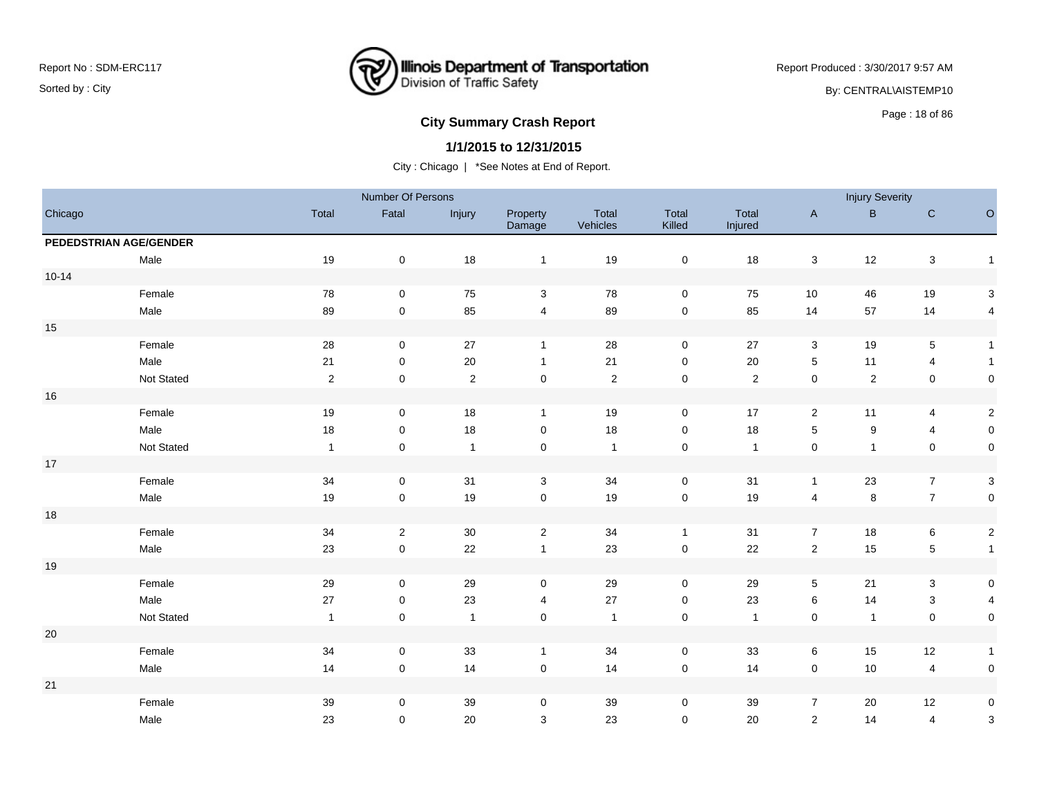# City Summary Crash Report

**1/1/2015 to 12/31/2015**

City : Chicago | *See Notes at End of Report.

| Chicago | | Number Of Persons | | | | | | Injury Severity | | | |
|---|---|---|---|---|---|---|---|---|---|---|---|
| | Total | Fatal | Injury | Property Damage | Total Vehicles | Total Killed | Total Injured | A | B | C | O |
| **PEDEDSTRIAN AGE/GENDER** | | | | | | | | | | | |
| Male | 19 | 0 | 18 | 1 | 19 | 0 | 18 | 3 | 12 | 3 | 1 |
| 10-14 | | | | | | | | | | | |
| Female | 78 | 0 | 75 | 3 | 78 | 0 | 75 | 10 | 46 | 19 | 3 |
| Male | 89 | 0 | 85 | 4 | 89 | 0 | 85 | 14 | 57 | 14 | 4 |
| 15 | | | | | | | | | | | |
| Female | 28 | 0 | 27 | 1 | 28 | 0 | 27 | 3 | 19 | 5 | 1 |
| Male | 21 | 0 | 20 | 1 | 21 | 0 | 20 | 5 | 11 | 4 | 1 |
| Not Stated | 2 | 0 | 2 | 0 | 2 | 0 | 2 | 0 | 2 | 0 | 0 |
| 16 | | | | | | | | | | | |
| Female | 19 | 0 | 18 | 1 | 19 | 0 | 17 | 2 | 11 | 4 | 2 |
| Male | 18 | 0 | 18 | 0 | 18 | 0 | 18 | 5 | 9 | 4 | 0 |
| Not Stated | 1 | 0 | 1 | 0 | 1 | 0 | 1 | 0 | 1 | 0 | 0 |
| 17 | | | | | | | | | | | |
| Female | 34 | 0 | 31 | 3 | 34 | 0 | 31 | 1 | 23 | 7 | 3 |
| Male | 19 | 0 | 19 | 0 | 19 | 0 | 19 | 4 | 8 | 7 | 0 |
| 18 | | | | | | | | | | | |
| Female | 34 | 2 | 30 | 2 | 34 | 1 | 31 | 7 | 18 | 6 | 2 |
| Male | 23 | 0 | 22 | 1 | 23 | 0 | 22 | 2 | 15 | 5 | 1 |
| 19 | | | | | | | | | | | |
| Female | 29 | 0 | 29 | 0 | 29 | 0 | 29 | 5 | 21 | 3 | 0 |
| Male | 27 | 0 | 23 | 4 | 27 | 0 | 23 | 6 | 14 | 3 | 4 |
| Not Stated | 1 | 0 | 1 | 0 | 1 | 0 | 1 | 0 | 1 | 0 | 0 |
| 20 | | | | | | | | | | | |
| Female | 34 | 0 | 33 | 1 | 34 | 0 | 33 | 6 | 15 | 12 | 1 |
| Male | 14 | 0 | 14 | 0 | 14 | 0 | 14 | 0 | 10 | 4 | 0 |
| 21 | | | | | | | | | | | |
| Female | 39 | 0 | 39 | 0 | 39 | 0 | 39 | 7 | 20 | 12 | 0 |
| Male | 23 | 0 | 20 | 3 | 23 | 0 | 20 | 2 | 14 | 4 | 3 |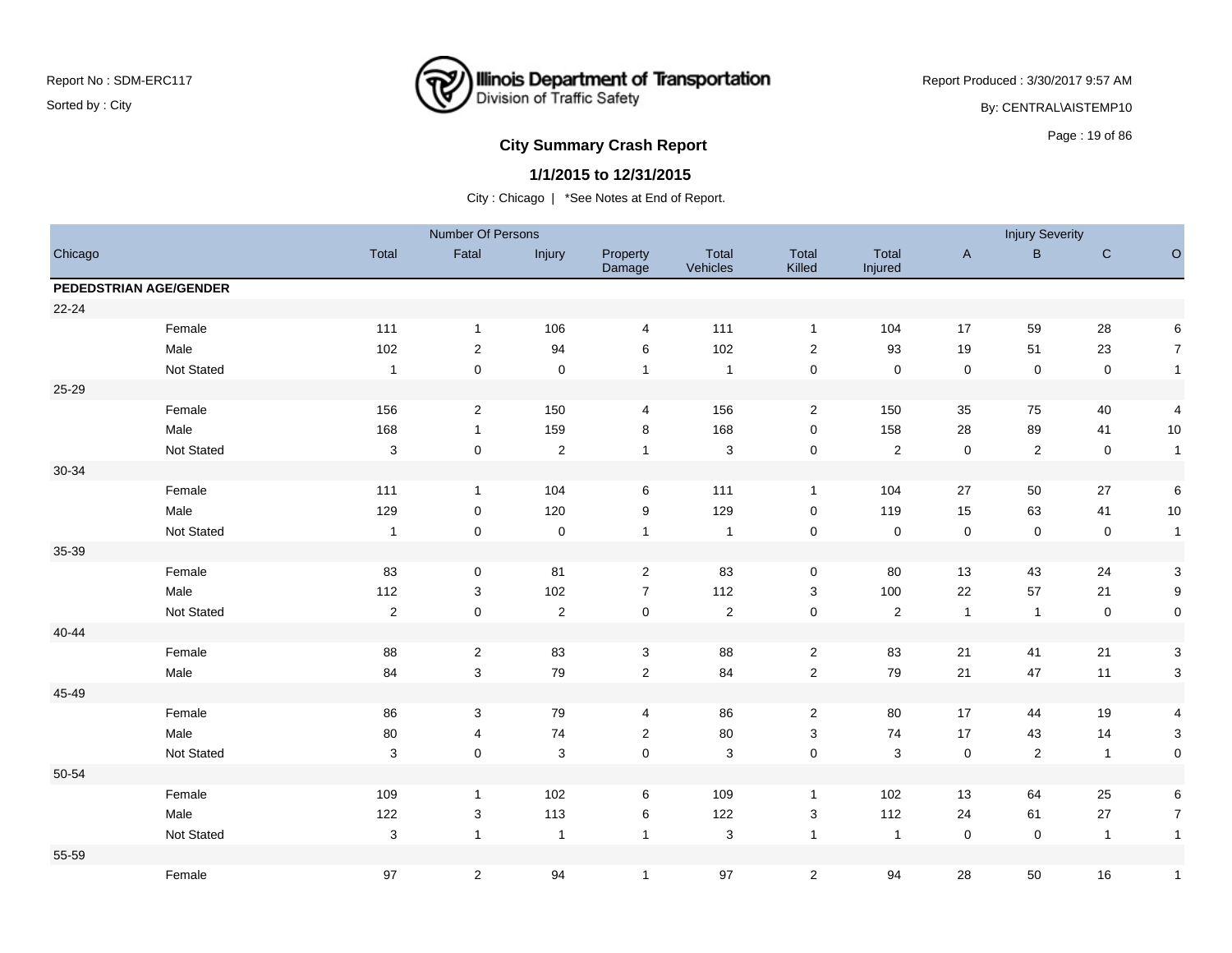## City Summary Crash Report

### 1/1/2015 to 12/31/2015

City : Chicago | *See Notes at End of Report.

| Chicago | | Number Of Persons | | | | | | | Injury Severity | | | |
|---|---|---|---|---|---|---|---|---|---|---|---|---|
| | | Total | Fatal | Injury | Property Damage | Total Vehicles | Total Killed | Total Injured | A | B | C | O |
| **PEDESTRIAN AGE/GENDER** | | | | | | | | | | | | |
| 22-24 | | | | | | | | | | | | |
| | Female | 111 | 1 | 106 | 4 | 111 | 1 | 104 | 17 | 59 | 28 | 6 |
| | Male | 102 | 2 | 94 | 6 | 102 | 2 | 93 | 19 | 51 | 23 | 7 |
| | Not Stated | 1 | 0 | 0 | 1 | 1 | 0 | 0 | 0 | 0 | 0 | 1 |
| 25-29 | | | | | | | | | | | | |
| | Female | 156 | 2 | 150 | 4 | 156 | 2 | 150 | 35 | 75 | 40 | 4 |
| | Male | 168 | 1 | 159 | 8 | 168 | 0 | 158 | 28 | 89 | 41 | 10 |
| | Not Stated | 3 | 0 | 2 | 1 | 3 | 0 | 2 | 0 | 2 | 0 | 1 |
| 30-34 | | | | | | | | | | | | |
| | Female | 111 | 1 | 104 | 6 | 111 | 1 | 104 | 27 | 50 | 27 | 6 |
| | Male | 129 | 0 | 120 | 9 | 129 | 0 | 119 | 15 | 63 | 41 | 10 |
| | Not Stated | 1 | 0 | 0 | 1 | 1 | 0 | 0 | 0 | 0 | 0 | 1 |
| 35-39 | | | | | | | | | | | | |
| | Female | 83 | 0 | 81 | 2 | 83 | 0 | 80 | 13 | 43 | 24 | 3 |
| | Male | 112 | 3 | 102 | 7 | 112 | 3 | 100 | 22 | 57 | 21 | 9 |
| | Not Stated | 2 | 0 | 2 | 0 | 2 | 0 | 2 | 1 | 1 | 0 | 0 |
| 40-44 | | | | | | | | | | | | |
| | Female | 88 | 2 | 83 | 3 | 88 | 2 | 83 | 21 | 41 | 21 | 3 |
| | Male | 84 | 3 | 79 | 2 | 84 | 2 | 79 | 21 | 47 | 11 | 3 |
| 45-49 | | | | | | | | | | | | |
| | Female | 86 | 3 | 79 | 4 | 86 | 2 | 80 | 17 | 44 | 19 | 4 |
| | Male | 80 | 4 | 74 | 2 | 80 | 3 | 74 | 17 | 43 | 14 | 3 |
| | Not Stated | 3 | 0 | 3 | 0 | 3 | 0 | 3 | 0 | 2 | 1 | 0 |
| 50-54 | | | | | | | | | | | | |
| | Female | 109 | 1 | 102 | 6 | 109 | 1 | 102 | 13 | 64 | 25 | 6 |
| | Male | 122 | 3 | 113 | 6 | 122 | 3 | 112 | 24 | 61 | 27 | 7 |
| | Not Stated | 3 | 1 | 1 | 1 | 3 | 1 | 1 | 0 | 0 | 1 | 1 |
| 55-59 | | | | | | | | | | | | |
| | Female | 97 | 2 | 94 | 1 | 97 | 2 | 94 | 28 | 50 | 16 | 1 |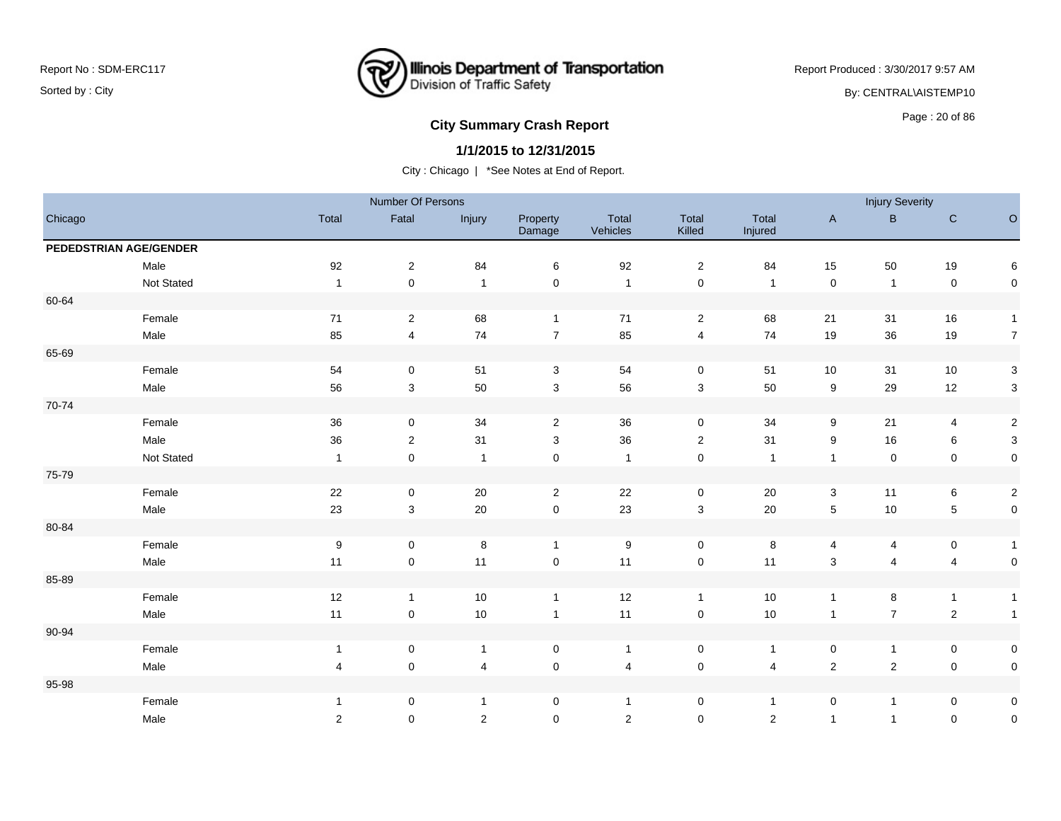## City Summary Crash Report

### 1/1/2015 to 12/31/2015

City : Chicago | *See Notes at End of Report.

| Chicago | | Number Of Persons | | | | | | | Injury Severity | | | |
|---|---|---|---|---|---|---|---|---|---|---|---|---|
| | | Total | Fatal | Injury | Property Damage | Total Vehicles | Total Killed | Total Injured | A | B | C | O |
| **PEDESTRIAN AGE/GENDER** | | | | | | | | | | | | |
| | Male | 92 | 2 | 84 | 6 | 92 | 2 | 84 | 15 | 50 | 19 | 6 |
| | Not Stated | 1 | 0 | 1 | 0 | 1 | 0 | 1 | 0 | 1 | 0 | 0 |
| 60-64 | | | | | | | | | | | | |
| | Female | 71 | 2 | 68 | 1 | 71 | 2 | 68 | 21 | 31 | 16 | 1 |
| | Male | 85 | 4 | 74 | 7 | 85 | 4 | 74 | 19 | 36 | 19 | 7 |
| 65-69 | | | | | | | | | | | | |
| | Female | 54 | 0 | 51 | 3 | 54 | 0 | 51 | 10 | 31 | 10 | 3 |
| | Male | 56 | 3 | 50 | 3 | 56 | 3 | 50 | 9 | 29 | 12 | 3 |
| 70-74 | | | | | | | | | | | | |
| | Female | 36 | 0 | 34 | 2 | 36 | 0 | 34 | 9 | 21 | 4 | 2 |
| | Male | 36 | 2 | 31 | 3 | 36 | 2 | 31 | 9 | 16 | 6 | 3 |
| | Not Stated | 1 | 0 | 1 | 0 | 1 | 0 | 1 | 1 | 0 | 0 | 0 |
| 75-79 | | | | | | | | | | | | |
| | Female | 22 | 0 | 20 | 2 | 22 | 0 | 20 | 3 | 11 | 6 | 2 |
| | Male | 23 | 3 | 20 | 0 | 23 | 3 | 20 | 5 | 10 | 5 | 0 |
| 80-84 | | | | | | | | | | | | |
| | Female | 9 | 0 | 8 | 1 | 9 | 0 | 8 | 4 | 4 | 0 | 1 |
| | Male | 11 | 0 | 11 | 0 | 11 | 0 | 11 | 3 | 4 | 4 | 0 |
| 85-89 | | | | | | | | | | | | |
| | Female | 12 | 1 | 10 | 1 | 12 | 1 | 10 | 1 | 8 | 1 | 1 |
| | Male | 11 | 0 | 10 | 1 | 11 | 0 | 10 | 1 | 7 | 2 | 1 |
| 90-94 | | | | | | | | | | | | |
| | Female | 1 | 0 | 1 | 0 | 1 | 0 | 1 | 0 | 1 | 0 | 0 |
| | Male | 4 | 0 | 4 | 0 | 4 | 0 | 4 | 2 | 2 | 0 | 0 |
| 95-98 | | | | | | | | | | | | |
| | Female | 1 | 0 | 1 | 0 | 1 | 0 | 1 | 0 | 1 | 0 | 0 |
| | Male | 2 | 0 | 2 | 0 | 2 | 0 | 2 | 1 | 1 | 0 | 0 |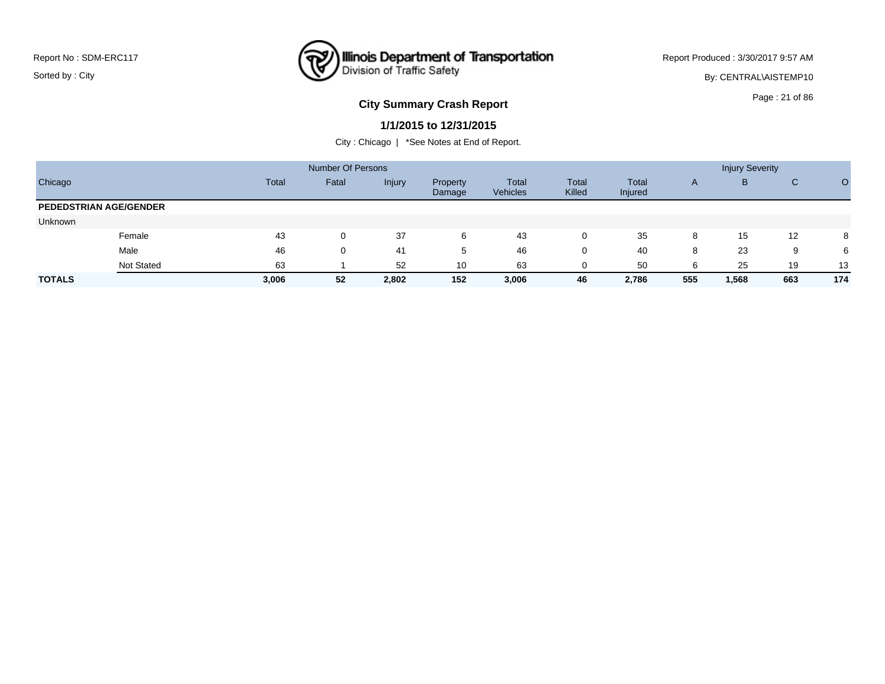Report No : SDM-ERC117

Sorted by : City

Illinois Department of Transportation
Division of Traffic Safety

Report Produced : 3/30/2017 9:57 AM

By: CENTRAL\AISTEMP10

## City Summary Crash Report

**1/1/2015 to 12/31/2015**

City : Chicago | *See Notes at End of Report.

| | | Number Of Persons | | | | | | | Injury Severity | | | |
|---|---|---|---|---|---|---|---|---|---|---|---|---|
| Chicago | | Total | Fatal | Injury | Property Damage | Total Vehicles | Total Killed | Total Injured | A | B | C | O |
| **PEDEDSTRIAN AGE/GENDER** | | | | | | | | | | | | |
| Unknown | | | | | | | | | | | | |
| | Female | 43 | 0 | 37 | 6 | 43 | 0 | 35 | 8 | 15 | 12 | 8 |
| | Male | 46 | 0 | 41 | 5 | 46 | 0 | 40 | 8 | 23 | 9 | 6 |
| | Not Stated | 63 | 1 | 52 | 10 | 63 | 0 | 50 | 6 | 25 | 19 | 13 |
| **TOTALS** | | **3,006** | **52** | **2,802** | **152** | **3,006** | **46** | **2,786** | **555** | **1,568** | **663** | **174** |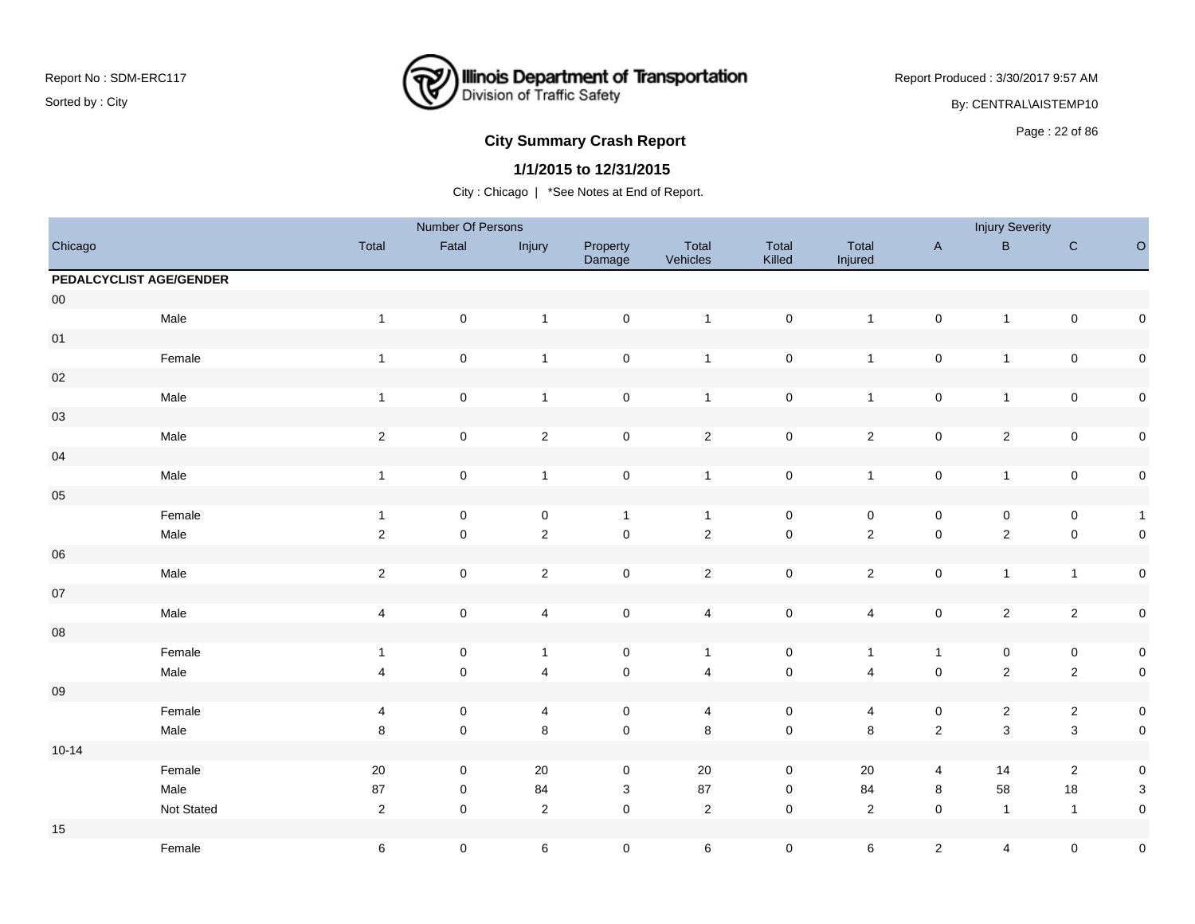Report No : SDM-ERC117

Sorted by : City

Illinois Department of Transportation
Division of Traffic Safety

Report Produced : 3/30/2017 9:57 AM

By: CENTRAL\AISTEMP10

## City Summary Crash Report

### 1/1/2015 to 12/31/2015

City : Chicago | *See Notes at End of Report.

| Chicago | | Number Of Persons | | | | | | | Injury Severity | | | |
|---|---|---|---|---|---|---|---|---|---|---|---|---|
| | | Total | Fatal | Injury | Property Damage | Total Vehicles | Total Killed | Total Injured | A | B | C | O |
| **PEDALCYCLIST AGE/GENDER** | | | | | | | | | | | | |
| 00 | | | | | | | | | | | | |
| | Male | 1 | 0 | 1 | 0 | 1 | 0 | 1 | 0 | 1 | 0 | 0 |
| 01 | | | | | | | | | | | | |
| | Female | 1 | 0 | 1 | 0 | 1 | 0 | 1 | 0 | 1 | 0 | 0 |
| 02 | | | | | | | | | | | | |
| | Male | 1 | 0 | 1 | 0 | 1 | 0 | 1 | 0 | 1 | 0 | 0 |
| 03 | | | | | | | | | | | | |
| | Male | 2 | 0 | 2 | 0 | 2 | 0 | 2 | 0 | 2 | 0 | 0 |
| 04 | | | | | | | | | | | | |
| | Male | 1 | 0 | 1 | 0 | 1 | 0 | 1 | 0 | 1 | 0 | 0 |
| 05 | | | | | | | | | | | | |
| | Female | 1 | 0 | 0 | 1 | 1 | 0 | 0 | 0 | 0 | 0 | 1 |
| | Male | 2 | 0 | 2 | 0 | 2 | 0 | 2 | 0 | 2 | 0 | 0 |
| 06 | | | | | | | | | | | | |
| | Male | 2 | 0 | 2 | 0 | 2 | 0 | 2 | 0 | 1 | 1 | 0 |
| 07 | | | | | | | | | | | | |
| | Male | 4 | 0 | 4 | 0 | 4 | 0 | 4 | 0 | 2 | 2 | 0 |
| 08 | | | | | | | | | | | | |
| | Female | 1 | 0 | 1 | 0 | 1 | 0 | 1 | 1 | 0 | 0 | 0 |
| | Male | 4 | 0 | 4 | 0 | 4 | 0 | 4 | 0 | 2 | 2 | 0 |
| 09 | | | | | | | | | | | | |
| | Female | 4 | 0 | 4 | 0 | 4 | 0 | 4 | 0 | 2 | 2 | 0 |
| | Male | 8 | 0 | 8 | 0 | 8 | 0 | 8 | 2 | 3 | 3 | 0 |
| 10-14 | | | | | | | | | | | | |
| | Female | 20 | 0 | 20 | 0 | 20 | 0 | 20 | 4 | 14 | 2 | 0 |
| | Male | 87 | 0 | 84 | 3 | 87 | 0 | 84 | 8 | 58 | 18 | 3 |
| | Not Stated | 2 | 0 | 2 | 0 | 2 | 0 | 2 | 0 | 1 | 1 | 0 |
| 15 | | | | | | | | | | | | |
| | Female | 6 | 0 | 6 | 0 | 6 | 0 | 6 | 2 | 4 | 0 | 0 |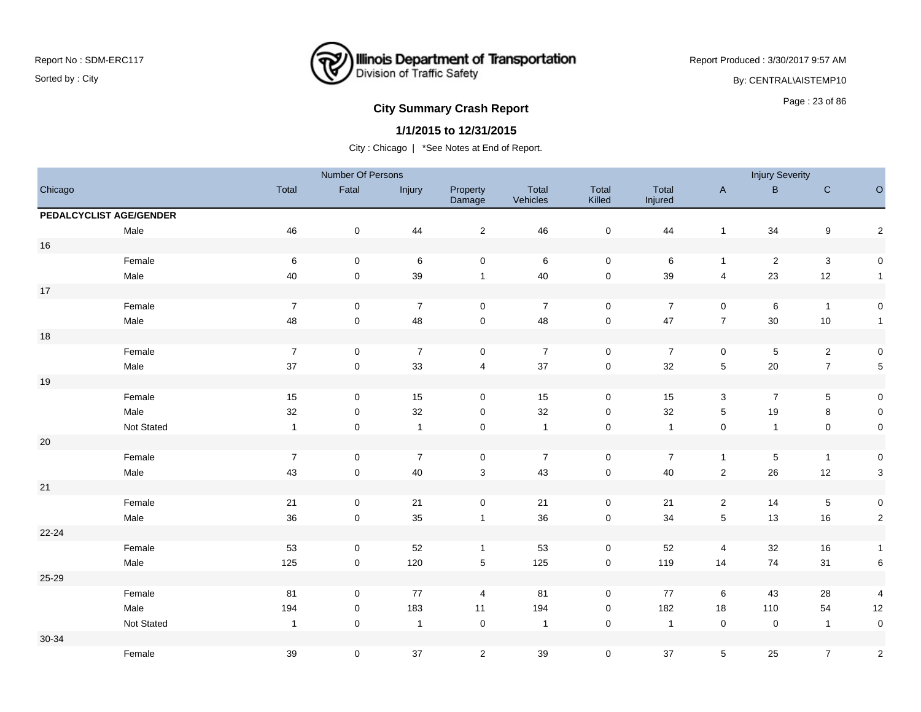## City Summary Crash Report

**1/1/2015 to 12/31/2015**

City : Chicago | *See Notes at End of Report.

| Chicago | | Number Of Persons | | | | | | | Injury Severity | | | |
|---|---|---|---|---|---|---|---|---|---|---|---|---|
| | | Total | Fatal | Injury | Property Damage | Total Vehicles | Total Killed | Total Injured | A | B | C | O |
| **PEDALCYCLIST AGE/GENDER** | | | | | | | | | | | | |
| | Male | 46 | 0 | 44 | 2 | 46 | 0 | 44 | 1 | 34 | 9 | 2 |
| 16 | | | | | | | | | | | | |
| | Female | 6 | 0 | 6 | 0 | 6 | 0 | 6 | 1 | 2 | 3 | 0 |
| | Male | 40 | 0 | 39 | 1 | 40 | 0 | 39 | 4 | 23 | 12 | 1 |
| 17 | | | | | | | | | | | | |
| | Female | 7 | 0 | 7 | 0 | 7 | 0 | 7 | 0 | 6 | 1 | 0 |
| | Male | 48 | 0 | 48 | 0 | 48 | 0 | 47 | 7 | 30 | 10 | 1 |
| 18 | | | | | | | | | | | | |
| | Female | 7 | 0 | 7 | 0 | 7 | 0 | 7 | 0 | 5 | 2 | 0 |
| | Male | 37 | 0 | 33 | 4 | 37 | 0 | 32 | 5 | 20 | 7 | 5 |
| 19 | | | | | | | | | | | | |
| | Female | 15 | 0 | 15 | 0 | 15 | 0 | 15 | 3 | 7 | 5 | 0 |
| | Male | 32 | 0 | 32 | 0 | 32 | 0 | 32 | 5 | 19 | 8 | 0 |
| | Not Stated | 1 | 0 | 1 | 0 | 1 | 0 | 1 | 0 | 1 | 0 | 0 |
| 20 | | | | | | | | | | | | |
| | Female | 7 | 0 | 7 | 0 | 7 | 0 | 7 | 1 | 5 | 1 | 0 |
| | Male | 43 | 0 | 40 | 3 | 43 | 0 | 40 | 2 | 26 | 12 | 3 |
| 21 | | | | | | | | | | | | |
| | Female | 21 | 0 | 21 | 0 | 21 | 0 | 21 | 2 | 14 | 5 | 0 |
| | Male | 36 | 0 | 35 | 1 | 36 | 0 | 34 | 5 | 13 | 16 | 2 |
| 22-24 | | | | | | | | | | | | |
| | Female | 53 | 0 | 52 | 1 | 53 | 0 | 52 | 4 | 32 | 16 | 1 |
| | Male | 125 | 0 | 120 | 5 | 125 | 0 | 119 | 14 | 74 | 31 | 6 |
| 25-29 | | | | | | | | | | | | |
| | Female | 81 | 0 | 77 | 4 | 81 | 0 | 77 | 6 | 43 | 28 | 4 |
| | Male | 194 | 0 | 183 | 11 | 194 | 0 | 182 | 18 | 110 | 54 | 12 |
| | Not Stated | 1 | 0 | 1 | 0 | 1 | 0 | 1 | 0 | 0 | 1 | 0 |
| 30-34 | | | | | | | | | | | | |
| | Female | 39 | 0 | 37 | 2 | 39 | 0 | 37 | 5 | 25 | 7 | 2 |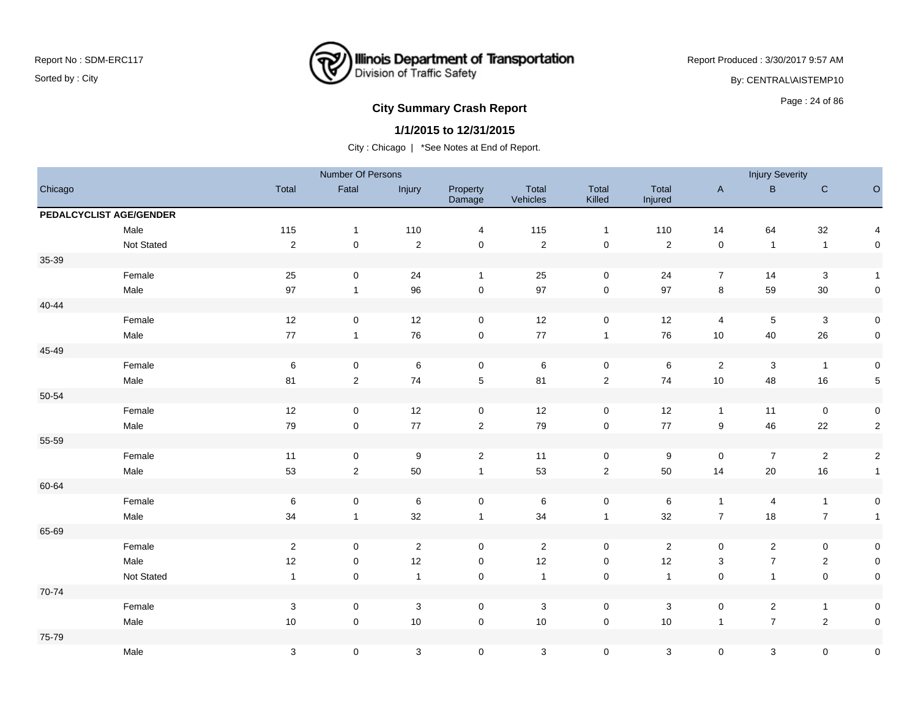## City Summary Crash Report

**1/1/2015 to 12/31/2015**

City : Chicago | *See Notes at End of Report.

| | | Number Of Persons | | | | | | | Injury Severity | | | |
|---|---|---|---|---|---|---|---|---|---|---|---|---|
| Chicago | | Total | Fatal | Injury | Property Damage | Total Vehicles | Total Killed | Total Injured | A | B | C | O |
| **PEDALCYCLIST AGE/GENDER** | | | | | | | | | | | | |
| | Male | 115 | 1 | 110 | 4 | 115 | 1 | 110 | 14 | 64 | 32 | 4 |
| | Not Stated | 2 | 0 | 2 | 0 | 2 | 0 | 2 | 0 | 1 | 1 | 0 |
| 35-39 | | | | | | | | | | | | |
| | Female | 25 | 0 | 24 | 1 | 25 | 0 | 24 | 7 | 14 | 3 | 1 |
| | Male | 97 | 1 | 96 | 0 | 97 | 0 | 97 | 8 | 59 | 30 | 0 |
| 40-44 | | | | | | | | | | | | |
| | Female | 12 | 0 | 12 | 0 | 12 | 0 | 12 | 4 | 5 | 3 | 0 |
| | Male | 77 | 1 | 76 | 0 | 77 | 1 | 76 | 10 | 40 | 26 | 0 |
| 45-49 | | | | | | | | | | | | |
| | Female | 6 | 0 | 6 | 0 | 6 | 0 | 6 | 2 | 3 | 1 | 0 |
| | Male | 81 | 2 | 74 | 5 | 81 | 2 | 74 | 10 | 48 | 16 | 5 |
| 50-54 | | | | | | | | | | | | |
| | Female | 12 | 0 | 12 | 0 | 12 | 0 | 12 | 1 | 11 | 0 | 0 |
| | Male | 79 | 0 | 77 | 2 | 79 | 0 | 77 | 9 | 46 | 22 | 2 |
| 55-59 | | | | | | | | | | | | |
| | Female | 11 | 0 | 9 | 2 | 11 | 0 | 9 | 0 | 7 | 2 | 2 |
| | Male | 53 | 2 | 50 | 1 | 53 | 2 | 50 | 14 | 20 | 16 | 1 |
| 60-64 | | | | | | | | | | | | |
| | Female | 6 | 0 | 6 | 0 | 6 | 0 | 6 | 1 | 4 | 1 | 0 |
| | Male | 34 | 1 | 32 | 1 | 34 | 1 | 32 | 7 | 18 | 7 | 1 |
| 65-69 | | | | | | | | | | | | |
| | Female | 2 | 0 | 2 | 0 | 2 | 0 | 2 | 0 | 2 | 0 | 0 |
| | Male | 12 | 0 | 12 | 0 | 12 | 0 | 12 | 3 | 7 | 2 | 0 |
| | Not Stated | 1 | 0 | 1 | 0 | 1 | 0 | 1 | 0 | 1 | 0 | 0 |
| 70-74 | | | | | | | | | | | | |
| | Female | 3 | 0 | 3 | 0 | 3 | 0 | 3 | 0 | 2 | 1 | 0 |
| | Male | 10 | 0 | 10 | 0 | 10 | 0 | 10 | 1 | 7 | 2 | 0 |
| 75-79 | | | | | | | | | | | | |
| | Male | 3 | 0 | 3 | 0 | 3 | 0 | 3 | 0 | 3 | 0 | 0 |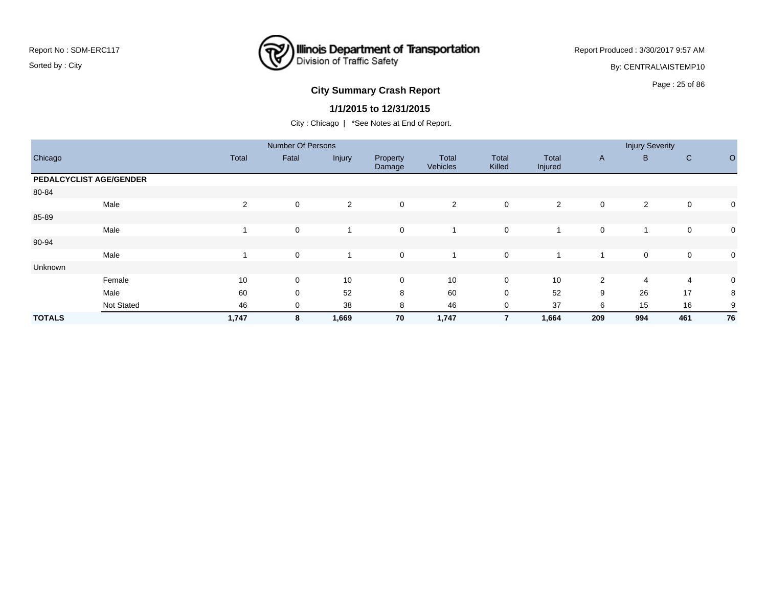Report No : SDM-ERC117

Sorted by : City

**Illinois Department of Transportation**
Division of Traffic Safety

Report Produced : 3/30/2017 9:57 AM

By: CENTRAL\AISTEMP10

## City Summary Crash Report

### 1/1/2015 to 12/31/2015

City : Chicago | *See Notes at End of Report.

| | | Number Of Persons | | | | | | | Injury Severity | | | |
|---|---|---|---|---|---|---|---|---|---|---|---|---|
| Chicago | | Total | Fatal | Injury | Property Damage | Total Vehicles | Total Killed | Total Injured | A | B | C | O |
| **PEDALCYCLIST AGE/GENDER** | | | | | | | | | | | | |
| 80-84 | | | | | | | | | | | | |
| | Male | 2 | 0 | 2 | 0 | 2 | 0 | 2 | 0 | 2 | 0 | 0 |
| 85-89 | | | | | | | | | | | | |
| | Male | 1 | 0 | 1 | 0 | 1 | 0 | 1 | 0 | 1 | 0 | 0 |
| 90-94 | | | | | | | | | | | | |
| | Male | 1 | 0 | 1 | 0 | 1 | 0 | 1 | 1 | 0 | 0 | 0 |
| Unknown | | | | | | | | | | | | |
| | Female | 10 | 0 | 10 | 0 | 10 | 0 | 10 | 2 | 4 | 4 | 0 |
| | Male | 60 | 0 | 52 | 8 | 60 | 0 | 52 | 9 | 26 | 17 | 8 |
| | Not Stated | 46 | 0 | 38 | 8 | 46 | 0 | 37 | 6 | 15 | 16 | 9 |
| **TOTALS** | | **1,747** | **8** | **1,669** | **70** | **1,747** | **7** | **1,664** | **209** | **994** | **461** | **76** |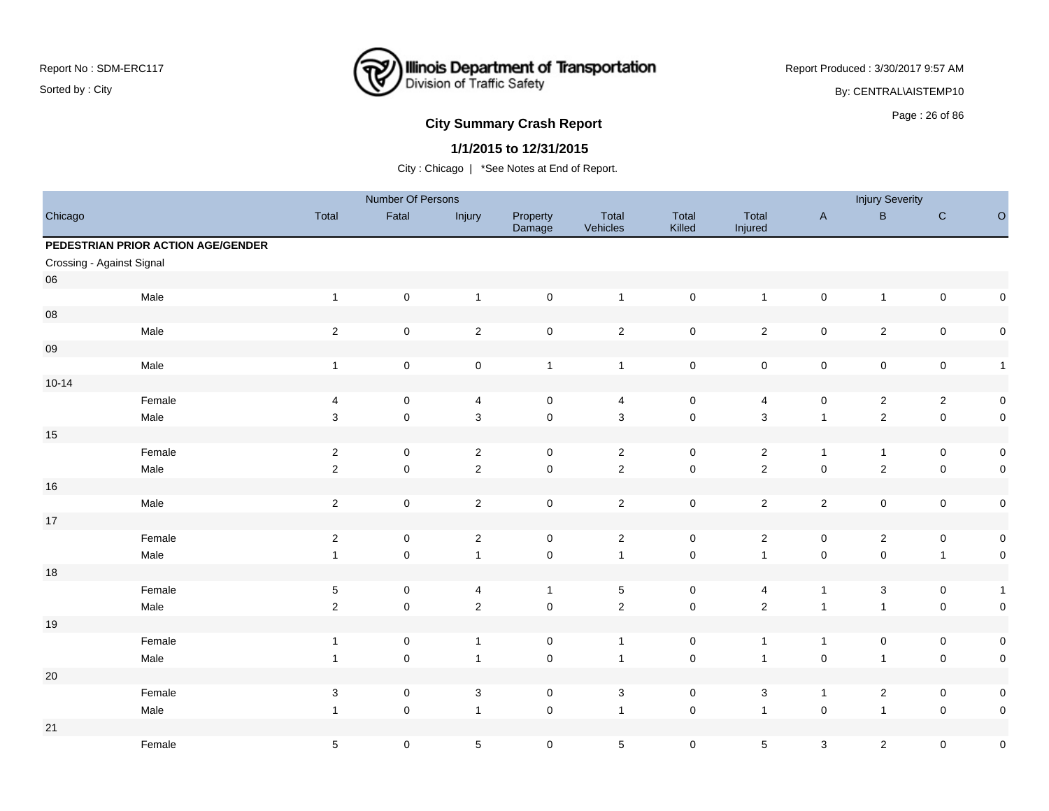Report No : SDM-ERC117

Sorted by : City

Illinois Department of Transportation
Division of Traffic Safety

Report Produced : 3/30/2017 9:57 AM

By: CENTRAL\AISTEMP10

## City Summary Crash Report

### 1/1/2015 to 12/31/2015

City : Chicago | *See Notes at End of Report.

| | | Number Of Persons | | | | | | | Injury Severity | | | |
|---|---|---|---|---|---|---|---|---|---|---|---|---|
| Chicago | | Total | Fatal | Injury | Property Damage | Total Vehicles | Total Killed | Total Injured | A | B | C | O |
| **PEDESTRIAN PRIOR ACTION AGE/GENDER** | | | | | | | | | | | | |
| Crossing - Against Signal | | | | | | | | | | | | |
| 06 | | | | | | | | | | | | |
| | Male | 1 | 0 | 1 | 0 | 1 | 0 | 1 | 0 | 1 | 0 | 0 |
| 08 | | | | | | | | | | | | |
| | Male | 2 | 0 | 2 | 0 | 2 | 0 | 2 | 0 | 2 | 0 | 0 |
| 09 | | | | | | | | | | | | |
| | Male | 1 | 0 | 0 | 1 | 1 | 0 | 0 | 0 | 0 | 0 | 1 |
| 10-14 | | | | | | | | | | | | |
| | Female | 4 | 0 | 4 | 0 | 4 | 0 | 4 | 0 | 2 | 2 | 0 |
| | Male | 3 | 0 | 3 | 0 | 3 | 0 | 3 | 1 | 2 | 0 | 0 |
| 15 | | | | | | | | | | | | |
| | Female | 2 | 0 | 2 | 0 | 2 | 0 | 2 | 1 | 1 | 0 | 0 |
| | Male | 2 | 0 | 2 | 0 | 2 | 0 | 2 | 0 | 2 | 0 | 0 |
| 16 | | | | | | | | | | | | |
| | Male | 2 | 0 | 2 | 0 | 2 | 0 | 2 | 2 | 0 | 0 | 0 |
| 17 | | | | | | | | | | | | |
| | Female | 2 | 0 | 2 | 0 | 2 | 0 | 2 | 0 | 2 | 0 | 0 |
| | Male | 1 | 0 | 1 | 0 | 1 | 0 | 1 | 0 | 0 | 1 | 0 |
| 18 | | | | | | | | | | | | |
| | Female | 5 | 0 | 4 | 1 | 5 | 0 | 4 | 1 | 3 | 0 | 1 |
| | Male | 2 | 0 | 2 | 0 | 2 | 0 | 2 | 1 | 1 | 0 | 0 |
| 19 | | | | | | | | | | | | |
| | Female | 1 | 0 | 1 | 0 | 1 | 0 | 1 | 1 | 0 | 0 | 0 |
| | Male | 1 | 0 | 1 | 0 | 1 | 0 | 1 | 0 | 1 | 0 | 0 |
| 20 | | | | | | | | | | | | |
| | Female | 3 | 0 | 3 | 0 | 3 | 0 | 3 | 1 | 2 | 0 | 0 |
| | Male | 1 | 0 | 1 | 0 | 1 | 0 | 1 | 0 | 1 | 0 | 0 |
| 21 | | | | | | | | | | | | |
| | Female | 5 | 0 | 5 | 0 | 5 | 0 | 5 | 3 | 2 | 0 | 0 |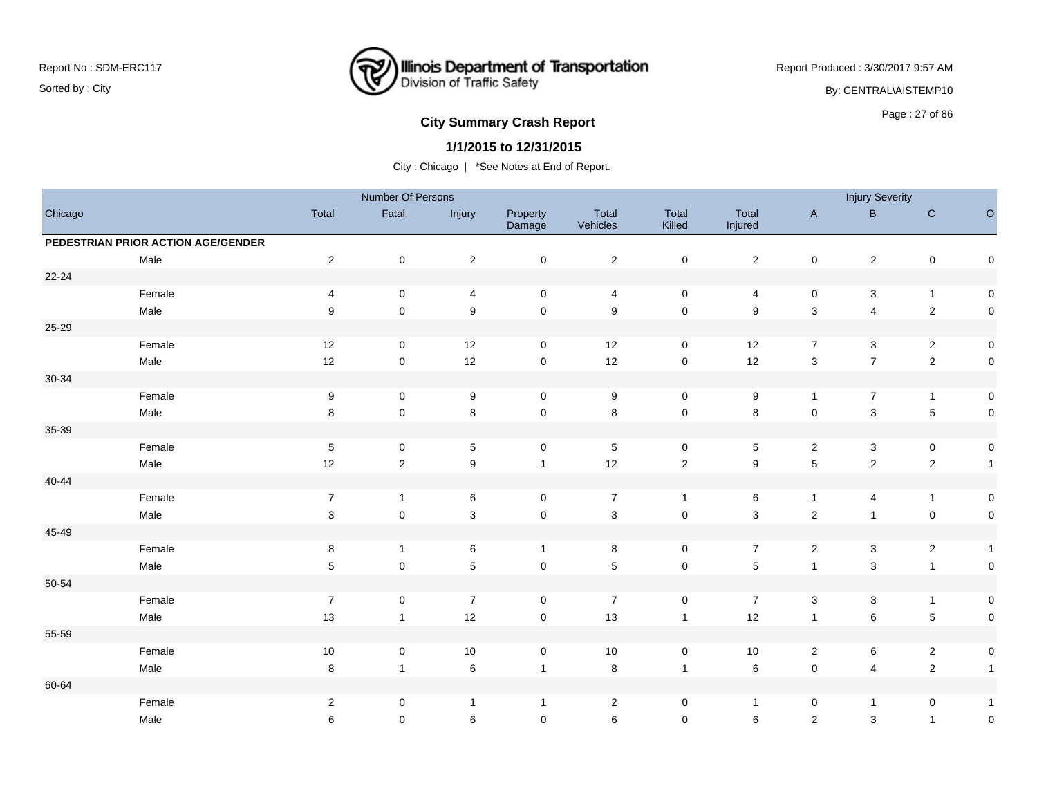# City Summary Crash Report

**1/1/2015 to 12/31/2015**

City : Chicago | *See Notes at End of Report.

| Chicago | | Number Of Persons | | | | | | | Injury Severity | | |
|---|---|---|---|---|---|---|---|---|---|---|---|
| | Total | Fatal | Injury | Property Damage | Total Vehicles | Total Killed | Total Injured | A | B | C | O |
| **PEDESTRIAN PRIOR ACTION AGE/GENDER** | | | | | | | | | | | |
| Male | 2 | 0 | 2 | 0 | 2 | 0 | 2 | 0 | 2 | 0 | 0 |
| 22-24 | | | | | | | | | | | |
| Female | 4 | 0 | 4 | 0 | 4 | 0 | 4 | 0 | 3 | 1 | 0 |
| Male | 9 | 0 | 9 | 0 | 9 | 0 | 9 | 3 | 4 | 2 | 0 |
| 25-29 | | | | | | | | | | | |
| Female | 12 | 0 | 12 | 0 | 12 | 0 | 12 | 7 | 3 | 2 | 0 |
| Male | 12 | 0 | 12 | 0 | 12 | 0 | 12 | 3 | 7 | 2 | 0 |
| 30-34 | | | | | | | | | | | |
| Female | 9 | 0 | 9 | 0 | 9 | 0 | 9 | 1 | 7 | 1 | 0 |
| Male | 8 | 0 | 8 | 0 | 8 | 0 | 8 | 0 | 3 | 5 | 0 |
| 35-39 | | | | | | | | | | | |
| Female | 5 | 0 | 5 | 0 | 5 | 0 | 5 | 2 | 3 | 0 | 0 |
| Male | 12 | 2 | 9 | 1 | 12 | 2 | 9 | 5 | 2 | 2 | 1 |
| 40-44 | | | | | | | | | | | |
| Female | 7 | 1 | 6 | 0 | 7 | 1 | 6 | 1 | 4 | 1 | 0 |
| Male | 3 | 0 | 3 | 0 | 3 | 0 | 3 | 2 | 1 | 0 | 0 |
| 45-49 | | | | | | | | | | | |
| Female | 8 | 1 | 6 | 1 | 8 | 0 | 7 | 2 | 3 | 2 | 1 |
| Male | 5 | 0 | 5 | 0 | 5 | 0 | 5 | 1 | 3 | 1 | 0 |
| 50-54 | | | | | | | | | | | |
| Female | 7 | 0 | 7 | 0 | 7 | 0 | 7 | 3 | 3 | 1 | 0 |
| Male | 13 | 1 | 12 | 0 | 13 | 1 | 12 | 1 | 6 | 5 | 0 |
| 55-59 | | | | | | | | | | | |
| Female | 10 | 0 | 10 | 0 | 10 | 0 | 10 | 2 | 6 | 2 | 0 |
| Male | 8 | 1 | 6 | 1 | 8 | 1 | 6 | 0 | 4 | 2 | 1 |
| 60-64 | | | | | | | | | | | |
| Female | 2 | 0 | 1 | 1 | 2 | 0 | 1 | 0 | 1 | 0 | 1 |
| Male | 6 | 0 | 6 | 0 | 6 | 0 | 6 | 2 | 3 | 1 | 0 |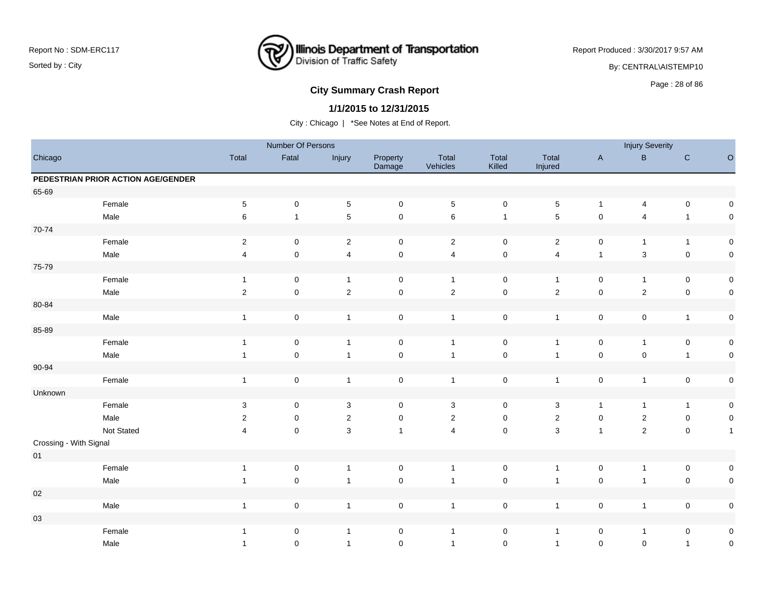# City Summary Crash Report

**1/1/2015 to 12/31/2015**

City : Chicago | *See Notes at End of Report.

Report No : SDM-ERC117
Sorted by : City

Report Produced : 3/30/2017 9:57 AM
By: CENTRAL\AISTEMP10

| | | Number Of Persons | | | | | | | Injury Severity | | | |
|---|---|---|---|---|---|---|---|---|---|---|---|---|
| Chicago | | Total | Fatal | Injury | Property Damage | Total Vehicles | Total Killed | Total Injured | A | B | C | O |
| **PEDESTRIAN PRIOR ACTION AGE/GENDER** | | | | | | | | | | | | |
| 65-69 | | | | | | | | | | | | |
| | Female | 5 | 0 | 5 | 0 | 5 | 0 | 5 | 1 | 4 | 0 | 0 |
| | Male | 6 | 1 | 5 | 0 | 6 | 1 | 5 | 0 | 4 | 1 | 0 |
| 70-74 | | | | | | | | | | | | |
| | Female | 2 | 0 | 2 | 0 | 2 | 0 | 2 | 0 | 1 | 1 | 0 |
| | Male | 4 | 0 | 4 | 0 | 4 | 0 | 4 | 1 | 3 | 0 | 0 |
| 75-79 | | | | | | | | | | | | |
| | Female | 1 | 0 | 1 | 0 | 1 | 0 | 1 | 0 | 1 | 0 | 0 |
| | Male | 2 | 0 | 2 | 0 | 2 | 0 | 2 | 0 | 2 | 0 | 0 |
| 80-84 | | | | | | | | | | | | |
| | Male | 1 | 0 | 1 | 0 | 1 | 0 | 1 | 0 | 0 | 1 | 0 |
| 85-89 | | | | | | | | | | | | |
| | Female | 1 | 0 | 1 | 0 | 1 | 0 | 1 | 0 | 1 | 0 | 0 |
| | Male | 1 | 0 | 1 | 0 | 1 | 0 | 1 | 0 | 0 | 1 | 0 |
| 90-94 | | | | | | | | | | | | |
| | Female | 1 | 0 | 1 | 0 | 1 | 0 | 1 | 0 | 1 | 0 | 0 |
| Unknown | | | | | | | | | | | | |
| | Female | 3 | 0 | 3 | 0 | 3 | 0 | 3 | 1 | 1 | 1 | 0 |
| | Male | 2 | 0 | 2 | 0 | 2 | 0 | 2 | 0 | 2 | 0 | 0 |
| | Not Stated | 4 | 0 | 3 | 1 | 4 | 0 | 3 | 1 | 2 | 0 | 1 |
| Crossing - With Signal | | | | | | | | | | | | |
| 01 | | | | | | | | | | | | |
| | Female | 1 | 0 | 1 | 0 | 1 | 0 | 1 | 0 | 1 | 0 | 0 |
| | Male | 1 | 0 | 1 | 0 | 1 | 0 | 1 | 0 | 1 | 0 | 0 |
| 02 | | | | | | | | | | | | |
| | Male | 1 | 0 | 1 | 0 | 1 | 0 | 1 | 0 | 1 | 0 | 0 |
| 03 | | | | | | | | | | | | |
| | Female | 1 | 0 | 1 | 0 | 1 | 0 | 1 | 0 | 1 | 0 | 0 |
| | Male | 1 | 0 | 1 | 0 | 1 | 0 | 1 | 0 | 0 | 1 | 0 |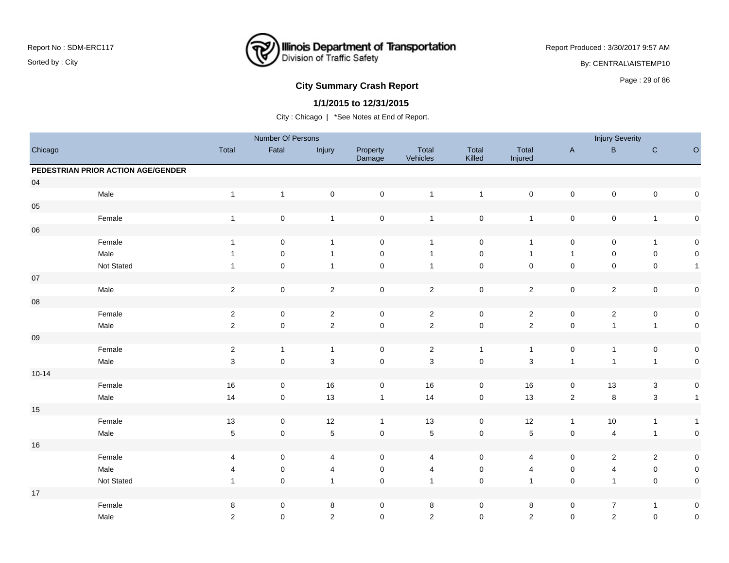**Report No : SDM-ERC117**
Sorted by : City

Illinois Department of Transportation
Division of Traffic Safety

Report Produced : 3/30/2017 9:57 AM
By: CENTRAL\AISTEMP10

## City Summary Crash Report

### 1/1/2015 to 12/31/2015

City : Chicago | *See Notes at End of Report.

| Chicago | | Number Of Persons | | | | | | | Injury Severity | | | |
|---|---|---|---|---|---|---|---|---|---|---|---|---|
| | | Total | Fatal | Injury | Property Damage | Total Vehicles | Total Killed | Total Injured | A | B | C | O |
| **PEDESTRIAN PRIOR ACTION AGE/GENDER** | | | | | | | | | | | | |
| 04 | | | | | | | | | | | | |
| | Male | 1 | 1 | 0 | 0 | 1 | 1 | 0 | 0 | 0 | 0 | 0 |
| 05 | | | | | | | | | | | | |
| | Female | 1 | 0 | 1 | 0 | 1 | 0 | 1 | 0 | 0 | 1 | 0 |
| 06 | | | | | | | | | | | | |
| | Female | 1 | 0 | 1 | 0 | 1 | 0 | 1 | 0 | 0 | 1 | 0 |
| | Male | 1 | 0 | 1 | 0 | 1 | 0 | 1 | 1 | 0 | 0 | 0 |
| | Not Stated | 1 | 0 | 1 | 0 | 1 | 0 | 0 | 0 | 0 | 0 | 1 |
| 07 | | | | | | | | | | | | |
| | Male | 2 | 0 | 2 | 0 | 2 | 0 | 2 | 0 | 2 | 0 | 0 |
| 08 | | | | | | | | | | | | |
| | Female | 2 | 0 | 2 | 0 | 2 | 0 | 2 | 0 | 2 | 0 | 0 |
| | Male | 2 | 0 | 2 | 0 | 2 | 0 | 2 | 0 | 1 | 1 | 0 |
| 09 | | | | | | | | | | | | |
| | Female | 2 | 1 | 1 | 0 | 2 | 1 | 1 | 0 | 1 | 0 | 0 |
| | Male | 3 | 0 | 3 | 0 | 3 | 0 | 3 | 1 | 1 | 1 | 0 |
| 10-14 | | | | | | | | | | | | |
| | Female | 16 | 0 | 16 | 0 | 16 | 0 | 16 | 0 | 13 | 3 | 0 |
| | Male | 14 | 0 | 13 | 1 | 14 | 0 | 13 | 2 | 8 | 3 | 1 |
| 15 | | | | | | | | | | | | |
| | Female | 13 | 0 | 12 | 1 | 13 | 0 | 12 | 1 | 10 | 1 | 1 |
| | Male | 5 | 0 | 5 | 0 | 5 | 0 | 5 | 0 | 4 | 1 | 0 |
| 16 | | | | | | | | | | | | |
| | Female | 4 | 0 | 4 | 0 | 4 | 0 | 4 | 0 | 2 | 2 | 0 |
| | Male | 4 | 0 | 4 | 0 | 4 | 0 | 4 | 0 | 4 | 0 | 0 |
| | Not Stated | 1 | 0 | 1 | 0 | 1 | 0 | 1 | 0 | 1 | 0 | 0 |
| 17 | | | | | | | | | | | | |
| | Female | 8 | 0 | 8 | 0 | 8 | 0 | 8 | 0 | 7 | 1 | 0 |
| | Male | 2 | 0 | 2 | 0 | 2 | 0 | 2 | 0 | 2 | 0 | 0 |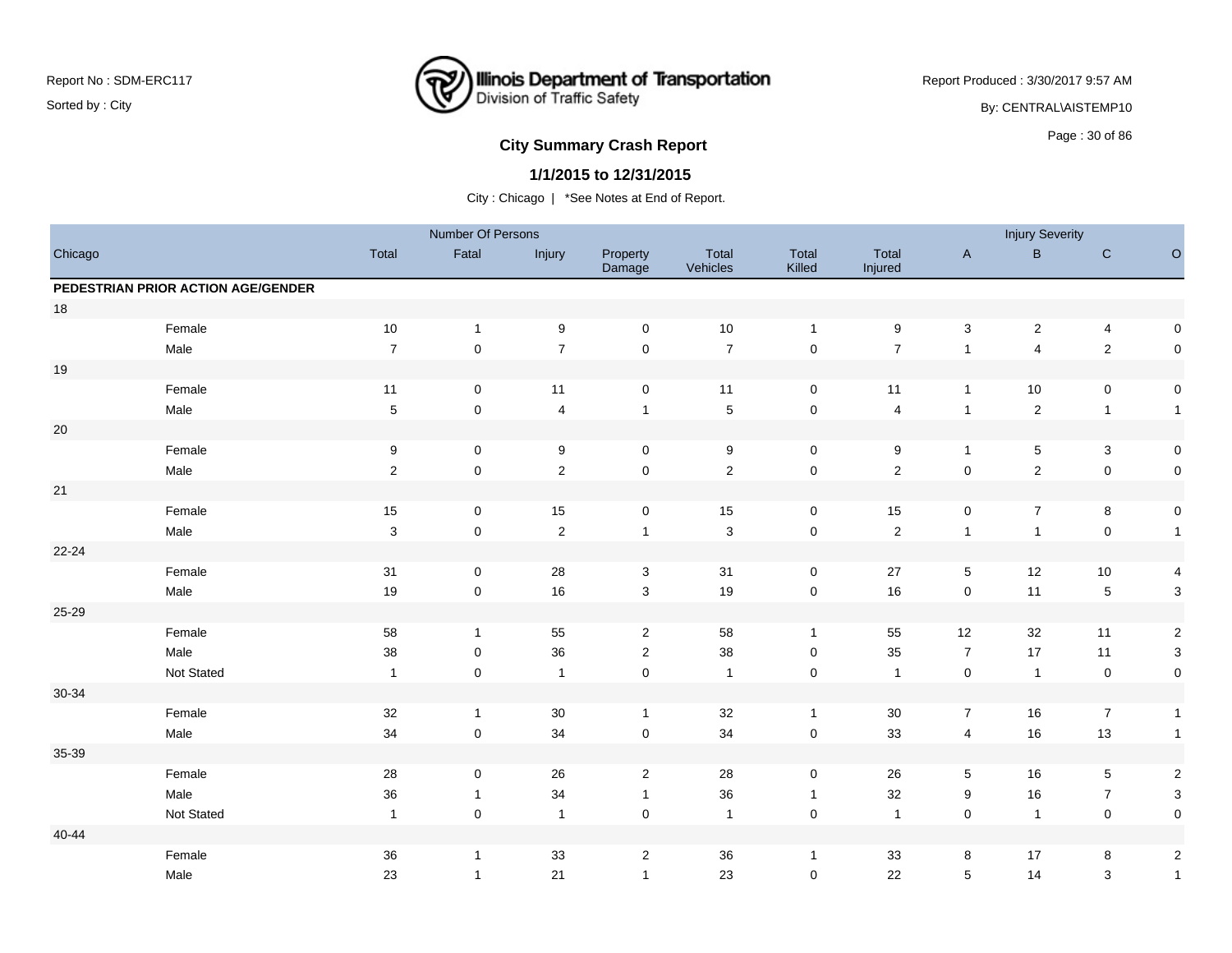Report No : SDM-ERC117

Sorted by : City

Illinois Department of Transportation
Division of Traffic Safety

Report Produced : 3/30/2017 9:57 AM

By: CENTRAL\AISTEMP10

## City Summary Crash Report

### 1/1/2015 to 12/31/2015

City : Chicago | *See Notes at End of Report.

| Chicago | | Number Of Persons | | | | | | | Injury Severity | | | |
|---|---|---|---|---|---|---|---|---|---|---|---|---|
| | | Total | Fatal | Injury | Property Damage | Total Vehicles | Total Killed | Total Injured | A | B | C | O |
| **PEDESTRIAN PRIOR ACTION AGE/GENDER** | | | | | | | | | | | | |
| 18 | | | | | | | | | | | | |
| | Female | 10 | 1 | 9 | 0 | 10 | 1 | 9 | 3 | 2 | 4 | 0 |
| | Male | 7 | 0 | 7 | 0 | 7 | 0 | 7 | 1 | 4 | 2 | 0 |
| 19 | | | | | | | | | | | | |
| | Female | 11 | 0 | 11 | 0 | 11 | 0 | 11 | 1 | 10 | 0 | 0 |
| | Male | 5 | 0 | 4 | 1 | 5 | 0 | 4 | 1 | 2 | 1 | 1 |
| 20 | | | | | | | | | | | | |
| | Female | 9 | 0 | 9 | 0 | 9 | 0 | 9 | 1 | 5 | 3 | 0 |
| | Male | 2 | 0 | 2 | 0 | 2 | 0 | 2 | 0 | 2 | 0 | 0 |
| 21 | | | | | | | | | | | | |
| | Female | 15 | 0 | 15 | 0 | 15 | 0 | 15 | 0 | 7 | 8 | 0 |
| | Male | 3 | 0 | 2 | 1 | 3 | 0 | 2 | 1 | 1 | 0 | 1 |
| 22-24 | | | | | | | | | | | | |
| | Female | 31 | 0 | 28 | 3 | 31 | 0 | 27 | 5 | 12 | 10 | 4 |
| | Male | 19 | 0 | 16 | 3 | 19 | 0 | 16 | 0 | 11 | 5 | 3 |
| 25-29 | | | | | | | | | | | | |
| | Female | 58 | 1 | 55 | 2 | 58 | 1 | 55 | 12 | 32 | 11 | 2 |
| | Male | 38 | 0 | 36 | 2 | 38 | 0 | 35 | 7 | 17 | 11 | 3 |
| | Not Stated | 1 | 0 | 1 | 0 | 1 | 0 | 1 | 0 | 1 | 0 | 0 |
| 30-34 | | | | | | | | | | | | |
| | Female | 32 | 1 | 30 | 1 | 32 | 1 | 30 | 7 | 16 | 7 | 1 |
| | Male | 34 | 0 | 34 | 0 | 34 | 0 | 33 | 4 | 16 | 13 | 1 |
| 35-39 | | | | | | | | | | | | |
| | Female | 28 | 0 | 26 | 2 | 28 | 0 | 26 | 5 | 16 | 5 | 2 |
| | Male | 36 | 1 | 34 | 1 | 36 | 1 | 32 | 9 | 16 | 7 | 3 |
| | Not Stated | 1 | 0 | 1 | 0 | 1 | 0 | 1 | 0 | 1 | 0 | 0 |
| 40-44 | | | | | | | | | | | | |
| | Female | 36 | 1 | 33 | 2 | 36 | 1 | 33 | 8 | 17 | 8 | 2 |
| | Male | 23 | 1 | 21 | 1 | 23 | 0 | 22 | 5 | 14 | 3 | 1 |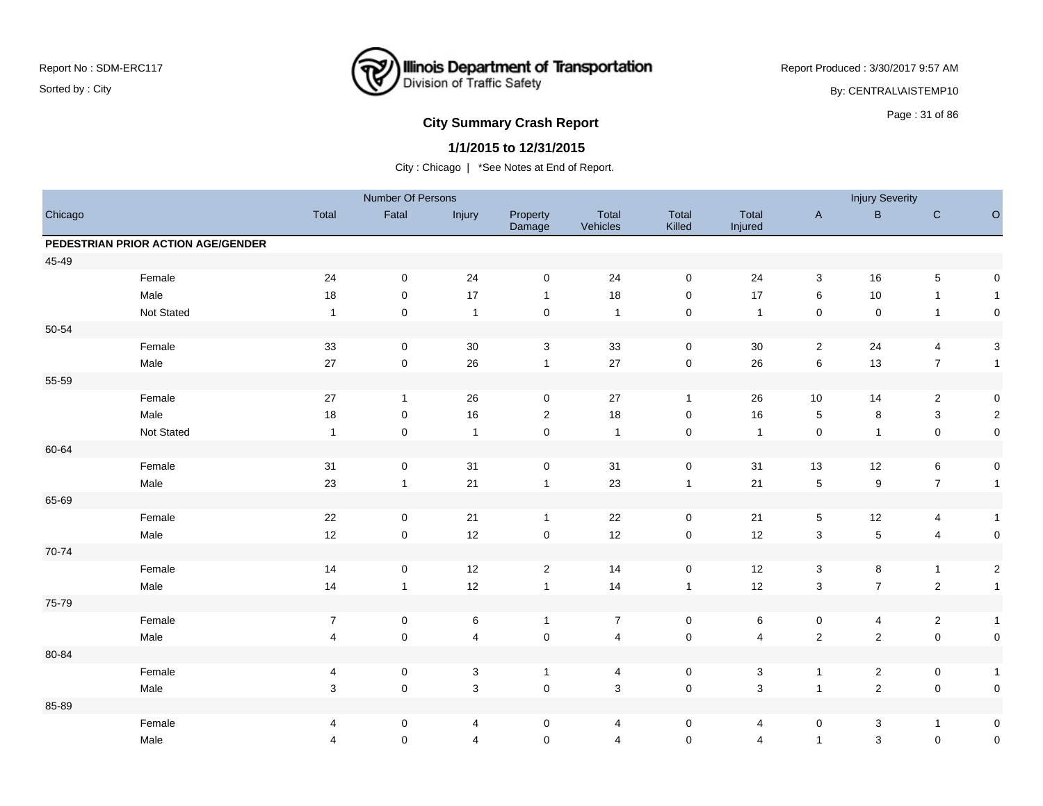Report No : SDM-ERC117

Sorted by : City

Illinois Department of Transportation
Division of Traffic Safety

Report Produced : 3/30/2017 9:57 AM

By: CENTRAL\AISTEMP10

## City Summary Crash Report

### 1/1/2015 to 12/31/2015

City : Chicago | *See Notes at End of Report.

| Chicago | | Number Of Persons | | | | | | | Injury Severity | | | |
|---|---|---|---|---|---|---|---|---|---|---|---|---|
| | | Total | Fatal | Injury | Property Damage | Total Vehicles | Total Killed | Total Injured | A | B | C | O |
| **PEDESTRIAN PRIOR ACTION AGE/GENDER** | | | | | | | | | | | | |
| 45-49 | | | | | | | | | | | | |
| | Female | 24 | 0 | 24 | 0 | 24 | 0 | 24 | 3 | 16 | 5 | 0 |
| | Male | 18 | 0 | 17 | 1 | 18 | 0 | 17 | 6 | 10 | 1 | 1 |
| | Not Stated | 1 | 0 | 1 | 0 | 1 | 0 | 1 | 0 | 0 | 1 | 0 |
| 50-54 | | | | | | | | | | | | |
| | Female | 33 | 0 | 30 | 3 | 33 | 0 | 30 | 2 | 24 | 4 | 3 |
| | Male | 27 | 0 | 26 | 1 | 27 | 0 | 26 | 6 | 13 | 7 | 1 |
| 55-59 | | | | | | | | | | | | |
| | Female | 27 | 1 | 26 | 0 | 27 | 1 | 26 | 10 | 14 | 2 | 0 |
| | Male | 18 | 0 | 16 | 2 | 18 | 0 | 16 | 5 | 8 | 3 | 2 |
| | Not Stated | 1 | 0 | 1 | 0 | 1 | 0 | 1 | 0 | 1 | 0 | 0 |
| 60-64 | | | | | | | | | | | | |
| | Female | 31 | 0 | 31 | 0 | 31 | 0 | 31 | 13 | 12 | 6 | 0 |
| | Male | 23 | 1 | 21 | 1 | 23 | 1 | 21 | 5 | 9 | 7 | 1 |
| 65-69 | | | | | | | | | | | | |
| | Female | 22 | 0 | 21 | 1 | 22 | 0 | 21 | 5 | 12 | 4 | 1 |
| | Male | 12 | 0 | 12 | 0 | 12 | 0 | 12 | 3 | 5 | 4 | 0 |
| 70-74 | | | | | | | | | | | | |
| | Female | 14 | 0 | 12 | 2 | 14 | 0 | 12 | 3 | 8 | 1 | 2 |
| | Male | 14 | 1 | 12 | 1 | 14 | 1 | 12 | 3 | 7 | 2 | 1 |
| 75-79 | | | | | | | | | | | | |
| | Female | 7 | 0 | 6 | 1 | 7 | 0 | 6 | 0 | 4 | 2 | 1 |
| | Male | 4 | 0 | 4 | 0 | 4 | 0 | 4 | 2 | 2 | 0 | 0 |
| 80-84 | | | | | | | | | | | | |
| | Female | 4 | 0 | 3 | 1 | 4 | 0 | 3 | 1 | 2 | 0 | 1 |
| | Male | 3 | 0 | 3 | 0 | 3 | 0 | 3 | 1 | 2 | 0 | 0 |
| 85-89 | | | | | | | | | | | | |
| | Female | 4 | 0 | 4 | 0 | 4 | 0 | 4 | 0 | 3 | 1 | 0 |
| | Male | 4 | 0 | 4 | 0 | 4 | 0 | 4 | 1 | 3 | 0 | 0 |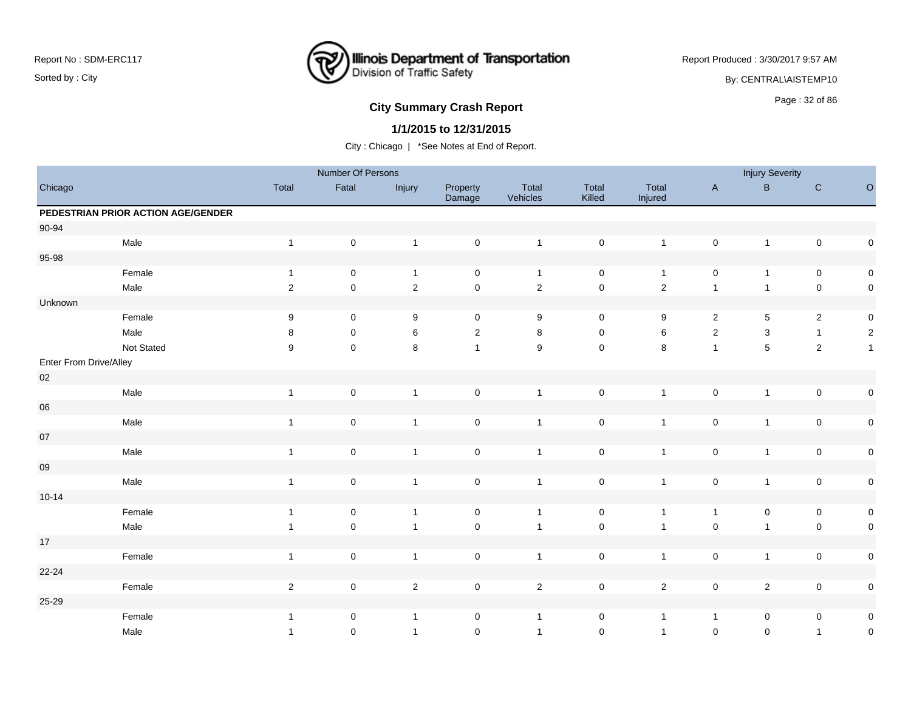## City Summary Crash Report

**1/1/2015 to 12/31/2015**

City : Chicago | *See Notes at End of Report.

| Chicago | | Number Of Persons | | | | | | | Injury Severity | | | |
|---|---|---|---|---|---|---|---|---|---|---|---|---|
| | | Total | Fatal | Injury | Property Damage | Total Vehicles | Total Killed | Total Injured | A | B | C | O |
| **PEDESTRIAN PRIOR ACTION AGE/GENDER** | | | | | | | | | | | | |
| 90-94 | | | | | | | | | | | | |
| | Male | 1 | 0 | 1 | 0 | 1 | 0 | 1 | 0 | 1 | 0 | 0 |
| 95-98 | | | | | | | | | | | | |
| | Female | 1 | 0 | 1 | 0 | 1 | 0 | 1 | 0 | 1 | 0 | 0 |
| | Male | 2 | 0 | 2 | 0 | 2 | 0 | 2 | 1 | 1 | 0 | 0 |
| Unknown | | | | | | | | | | | | |
| | Female | 9 | 0 | 9 | 0 | 9 | 0 | 9 | 2 | 5 | 2 | 0 |
| | Male | 8 | 0 | 6 | 2 | 8 | 0 | 6 | 2 | 3 | 1 | 2 |
| | Not Stated | 9 | 0 | 8 | 1 | 9 | 0 | 8 | 1 | 5 | 2 | 1 |
| Enter From Drive/Alley | | | | | | | | | | | | |
| 02 | | | | | | | | | | | | |
| | Male | 1 | 0 | 1 | 0 | 1 | 0 | 1 | 0 | 1 | 0 | 0 |
| 06 | | | | | | | | | | | | |
| | Male | 1 | 0 | 1 | 0 | 1 | 0 | 1 | 0 | 1 | 0 | 0 |
| 07 | | | | | | | | | | | | |
| | Male | 1 | 0 | 1 | 0 | 1 | 0 | 1 | 0 | 1 | 0 | 0 |
| 09 | | | | | | | | | | | | |
| | Male | 1 | 0 | 1 | 0 | 1 | 0 | 1 | 0 | 1 | 0 | 0 |
| 10-14 | | | | | | | | | | | | |
| | Female | 1 | 0 | 1 | 0 | 1 | 0 | 1 | 1 | 0 | 0 | 0 |
| | Male | 1 | 0 | 1 | 0 | 1 | 0 | 1 | 0 | 1 | 0 | 0 |
| 17 | | | | | | | | | | | | |
| | Female | 1 | 0 | 1 | 0 | 1 | 0 | 1 | 0 | 1 | 0 | 0 |
| 22-24 | | | | | | | | | | | | |
| | Female | 2 | 0 | 2 | 0 | 2 | 0 | 2 | 0 | 2 | 0 | 0 |
| 25-29 | | | | | | | | | | | | |
| | Female | 1 | 0 | 1 | 0 | 1 | 0 | 1 | 1 | 0 | 0 | 0 |
| | Male | 1 | 0 | 1 | 0 | 1 | 0 | 1 | 0 | 0 | 1 | 0 |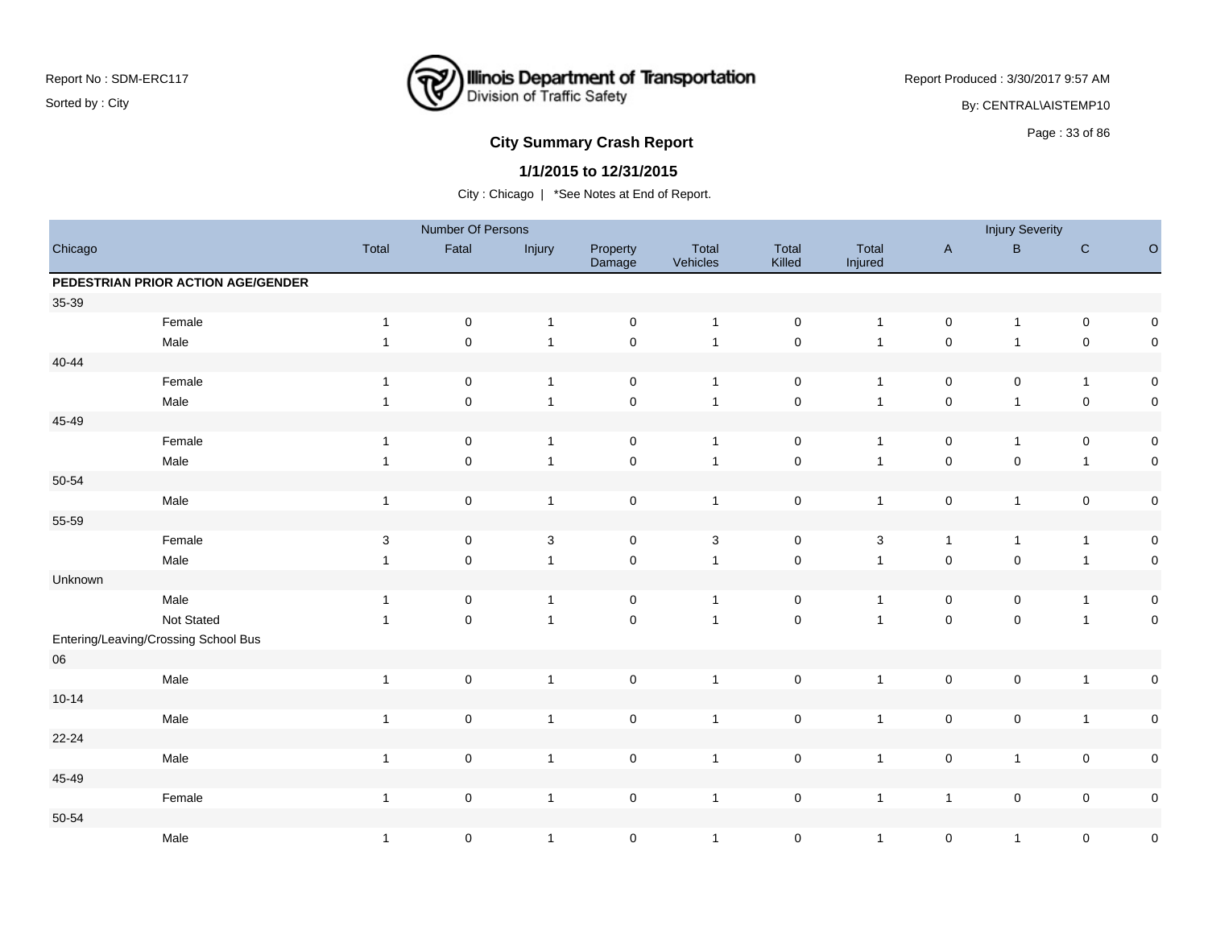# City Summary Crash Report

## 1/1/2015 to 12/31/2015

City : Chicago | *See Notes at End of Report.

| | | Number Of Persons | | | | | | | Injury Severity | | | |
|---|---|---|---|---|---|---|---|---|---|---|---|---|
| Chicago | | Total | Fatal | Injury | Property Damage | Total Vehicles | Total Killed | Total Injured | A | B | C | O |
| **PEDESTRIAN PRIOR ACTION AGE/GENDER** | | | | | | | | | | | | |
| 35-39 | | | | | | | | | | | | |
| | Female | 1 | 0 | 1 | 0 | 1 | 0 | 1 | 0 | 1 | 0 | 0 |
| | Male | 1 | 0 | 1 | 0 | 1 | 0 | 1 | 0 | 1 | 0 | 0 |
| 40-44 | | | | | | | | | | | | |
| | Female | 1 | 0 | 1 | 0 | 1 | 0 | 1 | 0 | 0 | 1 | 0 |
| | Male | 1 | 0 | 1 | 0 | 1 | 0 | 1 | 0 | 1 | 0 | 0 |
| 45-49 | | | | | | | | | | | | |
| | Female | 1 | 0 | 1 | 0 | 1 | 0 | 1 | 0 | 1 | 0 | 0 |
| | Male | 1 | 0 | 1 | 0 | 1 | 0 | 1 | 0 | 0 | 1 | 0 |
| 50-54 | | | | | | | | | | | | |
| | Male | 1 | 0 | 1 | 0 | 1 | 0 | 1 | 0 | 1 | 0 | 0 |
| 55-59 | | | | | | | | | | | | |
| | Female | 3 | 0 | 3 | 0 | 3 | 0 | 3 | 1 | 1 | 1 | 0 |
| | Male | 1 | 0 | 1 | 0 | 1 | 0 | 1 | 0 | 0 | 1 | 0 |
| Unknown | | | | | | | | | | | | |
| | Male | 1 | 0 | 1 | 0 | 1 | 0 | 1 | 0 | 0 | 1 | 0 |
| | Not Stated | 1 | 0 | 1 | 0 | 1 | 0 | 1 | 0 | 0 | 1 | 0 |
| Entering/Leaving/Crossing School Bus | | | | | | | | | | | | |
| 06 | | | | | | | | | | | | |
| | Male | 1 | 0 | 1 | 0 | 1 | 0 | 1 | 0 | 0 | 1 | 0 |
| 10-14 | | | | | | | | | | | | |
| | Male | 1 | 0 | 1 | 0 | 1 | 0 | 1 | 0 | 0 | 1 | 0 |
| 22-24 | | | | | | | | | | | | |
| | Male | 1 | 0 | 1 | 0 | 1 | 0 | 1 | 0 | 1 | 0 | 0 |
| 45-49 | | | | | | | | | | | | |
| | Female | 1 | 0 | 1 | 0 | 1 | 0 | 1 | 1 | 0 | 0 | 0 |
| 50-54 | | | | | | | | | | | | |
| | Male | 1 | 0 | 1 | 0 | 1 | 0 | 1 | 0 | 1 | 0 | 0 |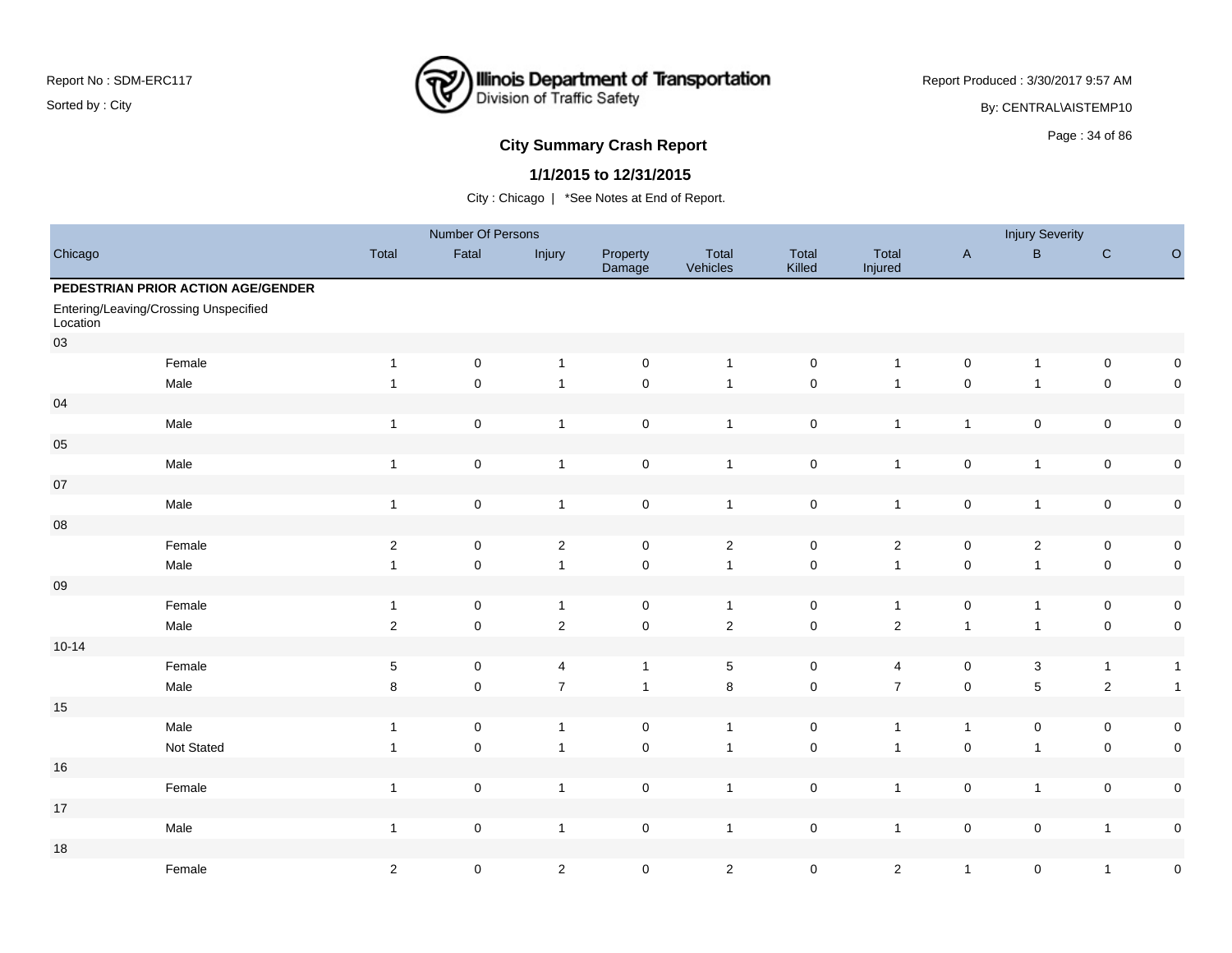## City Summary Crash Report

### 1/1/2015 to 12/31/2015

City : Chicago | *See Notes at End of Report.

| Chicago | | Number Of Persons | | | | | | | Injury Severity | | | |
|---|---|---|---|---|---|---|---|---|---|---|---|---|
| | | Total | Fatal | Injury | Property Damage | Total Vehicles | Total Killed | Total Injured | A | B | C | O |
| **PEDESTRIAN PRIOR ACTION AGE/GENDER** | | | | | | | | | | | | |
| Entering/Leaving/Crossing Unspecified Location | | | | | | | | | | | | |
| 03 | | | | | | | | | | | | |
| | Female | 1 | 0 | 1 | 0 | 1 | 0 | 1 | 0 | 1 | 0 | 0 |
| | Male | 1 | 0 | 1 | 0 | 1 | 0 | 1 | 0 | 1 | 0 | 0 |
| 04 | | | | | | | | | | | | |
| | Male | 1 | 0 | 1 | 0 | 1 | 0 | 1 | 1 | 0 | 0 | 0 |
| 05 | | | | | | | | | | | | |
| | Male | 1 | 0 | 1 | 0 | 1 | 0 | 1 | 0 | 1 | 0 | 0 |
| 07 | | | | | | | | | | | | |
| | Male | 1 | 0 | 1 | 0 | 1 | 0 | 1 | 0 | 1 | 0 | 0 |
| 08 | | | | | | | | | | | | |
| | Female | 2 | 0 | 2 | 0 | 2 | 0 | 2 | 0 | 2 | 0 | 0 |
| | Male | 1 | 0 | 1 | 0 | 1 | 0 | 1 | 0 | 1 | 0 | 0 |
| 09 | | | | | | | | | | | | |
| | Female | 1 | 0 | 1 | 0 | 1 | 0 | 1 | 0 | 1 | 0 | 0 |
| | Male | 2 | 0 | 2 | 0 | 2 | 0 | 2 | 1 | 1 | 0 | 0 |
| 10-14 | | | | | | | | | | | | |
| | Female | 5 | 0 | 4 | 1 | 5 | 0 | 4 | 0 | 3 | 1 | 1 |
| | Male | 8 | 0 | 7 | 1 | 8 | 0 | 7 | 0 | 5 | 2 | 1 |
| 15 | | | | | | | | | | | | |
| | Male | 1 | 0 | 1 | 0 | 1 | 0 | 1 | 1 | 0 | 0 | 0 |
| | Not Stated | 1 | 0 | 1 | 0 | 1 | 0 | 1 | 0 | 1 | 0 | 0 |
| 16 | | | | | | | | | | | | |
| | Female | 1 | 0 | 1 | 0 | 1 | 0 | 1 | 0 | 1 | 0 | 0 |
| 17 | | | | | | | | | | | | |
| | Male | 1 | 0 | 1 | 0 | 1 | 0 | 1 | 0 | 0 | 1 | 0 |
| 18 | | | | | | | | | | | | |
| | Female | 2 | 0 | 2 | 0 | 2 | 0 | 2 | 1 | 0 | 1 | 0 |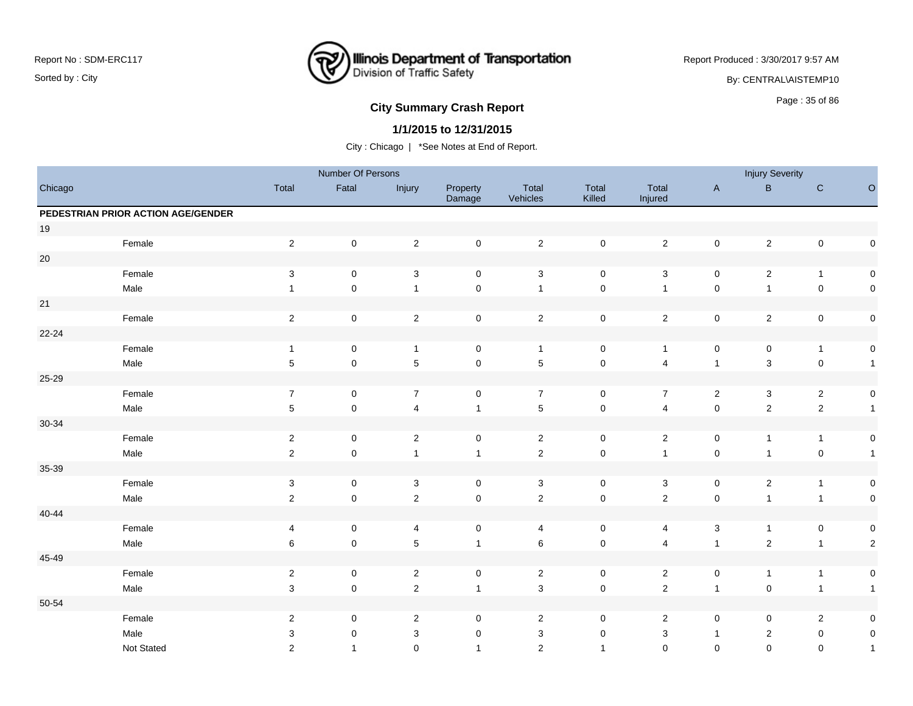## City Summary Crash Report

**1/1/2015 to 12/31/2015**

City : Chicago | *See Notes at End of Report.

| Chicago | | Number Of Persons | | | | | | | Injury Severity | | | |
|---|---|---|---|---|---|---|---|---|---|---|---|---|
| | | Total | Fatal | Injury | Property Damage | Total Vehicles | Total Killed | Total Injured | A | B | C | O |
| **PEDESTRIAN PRIOR ACTION AGE/GENDER** | | | | | | | | | | | | |
| 19 | | | | | | | | | | | | |
| | Female | 2 | 0 | 2 | 0 | 2 | 0 | 2 | 0 | 2 | 0 | 0 |
| 20 | | | | | | | | | | | | |
| | Female | 3 | 0 | 3 | 0 | 3 | 0 | 3 | 0 | 2 | 1 | 0 |
| | Male | 1 | 0 | 1 | 0 | 1 | 0 | 1 | 0 | 1 | 0 | 0 |
| 21 | | | | | | | | | | | | |
| | Female | 2 | 0 | 2 | 0 | 2 | 0 | 2 | 0 | 2 | 0 | 0 |
| 22-24 | | | | | | | | | | | | |
| | Female | 1 | 0 | 1 | 0 | 1 | 0 | 1 | 0 | 0 | 1 | 0 |
| | Male | 5 | 0 | 5 | 0 | 5 | 0 | 4 | 1 | 3 | 0 | 1 |
| 25-29 | | | | | | | | | | | | |
| | Female | 7 | 0 | 7 | 0 | 7 | 0 | 7 | 2 | 3 | 2 | 0 |
| | Male | 5 | 0 | 4 | 1 | 5 | 0 | 4 | 0 | 2 | 2 | 1 |
| 30-34 | | | | | | | | | | | | |
| | Female | 2 | 0 | 2 | 0 | 2 | 0 | 2 | 0 | 1 | 1 | 0 |
| | Male | 2 | 0 | 1 | 1 | 2 | 0 | 1 | 0 | 1 | 0 | 1 |
| 35-39 | | | | | | | | | | | | |
| | Female | 3 | 0 | 3 | 0 | 3 | 0 | 3 | 0 | 2 | 1 | 0 |
| | Male | 2 | 0 | 2 | 0 | 2 | 0 | 2 | 0 | 1 | 1 | 0 |
| 40-44 | | | | | | | | | | | | |
| | Female | 4 | 0 | 4 | 0 | 4 | 0 | 4 | 3 | 1 | 0 | 0 |
| | Male | 6 | 0 | 5 | 1 | 6 | 0 | 4 | 1 | 2 | 1 | 2 |
| 45-49 | | | | | | | | | | | | |
| | Female | 2 | 0 | 2 | 0 | 2 | 0 | 2 | 0 | 1 | 1 | 0 |
| | Male | 3 | 0 | 2 | 1 | 3 | 0 | 2 | 1 | 0 | 1 | 1 |
| 50-54 | | | | | | | | | | | | |
| | Female | 2 | 0 | 2 | 0 | 2 | 0 | 2 | 0 | 0 | 2 | 0 |
| | Male | 3 | 0 | 3 | 0 | 3 | 0 | 3 | 1 | 2 | 0 | 0 |
| | Not Stated | 2 | 1 | 0 | 1 | 2 | 1 | 0 | 0 | 0 | 0 | 1 |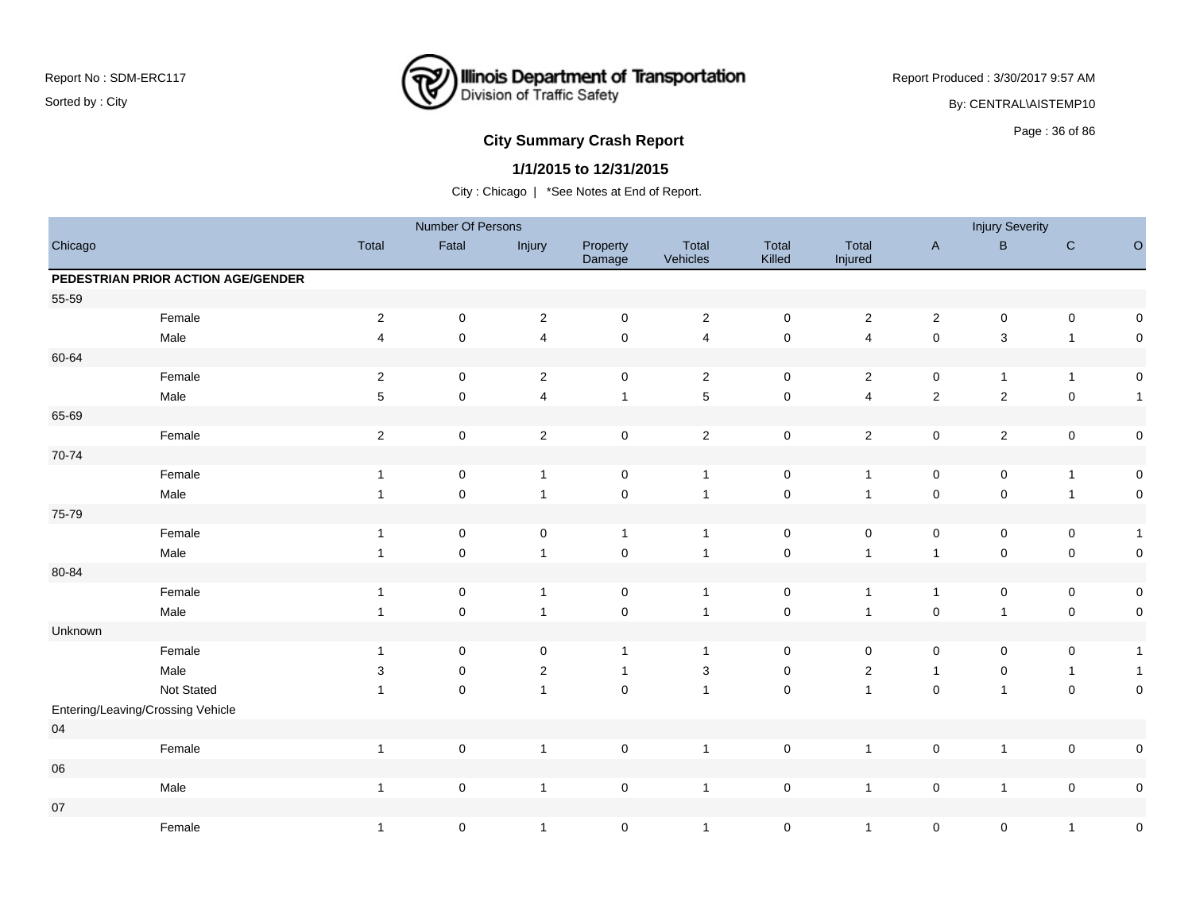# City Summary Crash Report

**1/1/2015 to 12/31/2015**

City : Chicago | *See Notes at End of Report.

| Chicago | | Number Of Persons | | | | | | | Injury Severity | | | |
|---|---|---|---|---|---|---|---|---|---|---|---|---|
| | | Total | Fatal | Injury | Property Damage | Total Vehicles | Total Killed | Total Injured | A | B | C | O |
| **PEDESTRIAN PRIOR ACTION AGE/GENDER** | | | | | | | | | | | | |
| 55-59 | | | | | | | | | | | | |
| | Female | 2 | 0 | 2 | 0 | 2 | 0 | 2 | 2 | 0 | 0 | 0 |
| | Male | 4 | 0 | 4 | 0 | 4 | 0 | 4 | 0 | 3 | 1 | 0 |
| 60-64 | | | | | | | | | | | | |
| | Female | 2 | 0 | 2 | 0 | 2 | 0 | 2 | 0 | 1 | 1 | 0 |
| | Male | 5 | 0 | 4 | 1 | 5 | 0 | 4 | 2 | 2 | 0 | 1 |
| 65-69 | | | | | | | | | | | | |
| | Female | 2 | 0 | 2 | 0 | 2 | 0 | 2 | 0 | 2 | 0 | 0 |
| 70-74 | | | | | | | | | | | | |
| | Female | 1 | 0 | 1 | 0 | 1 | 0 | 1 | 0 | 0 | 1 | 0 |
| | Male | 1 | 0 | 1 | 0 | 1 | 0 | 1 | 0 | 0 | 1 | 0 |
| 75-79 | | | | | | | | | | | | |
| | Female | 1 | 0 | 0 | 1 | 1 | 0 | 0 | 0 | 0 | 0 | 1 |
| | Male | 1 | 0 | 1 | 0 | 1 | 0 | 1 | 1 | 0 | 0 | 0 |
| 80-84 | | | | | | | | | | | | |
| | Female | 1 | 0 | 1 | 0 | 1 | 0 | 1 | 1 | 0 | 0 | 0 |
| | Male | 1 | 0 | 1 | 0 | 1 | 0 | 1 | 0 | 1 | 0 | 0 |
| Unknown | | | | | | | | | | | | |
| | Female | 1 | 0 | 0 | 1 | 1 | 0 | 0 | 0 | 0 | 0 | 1 |
| | Male | 3 | 0 | 2 | 1 | 3 | 0 | 2 | 1 | 0 | 1 | 1 |
| | Not Stated | 1 | 0 | 1 | 0 | 1 | 0 | 1 | 0 | 1 | 0 | 0 |
| Entering/Leaving/Crossing Vehicle | | | | | | | | | | | | |
| 04 | | | | | | | | | | | | |
| | Female | 1 | 0 | 1 | 0 | 1 | 0 | 1 | 0 | 1 | 0 | 0 |
| 06 | | | | | | | | | | | | |
| | Male | 1 | 0 | 1 | 0 | 1 | 0 | 1 | 0 | 1 | 0 | 0 |
| 07 | | | | | | | | | | | | |
| | Female | 1 | 0 | 1 | 0 | 1 | 0 | 1 | 0 | 0 | 1 | 0 |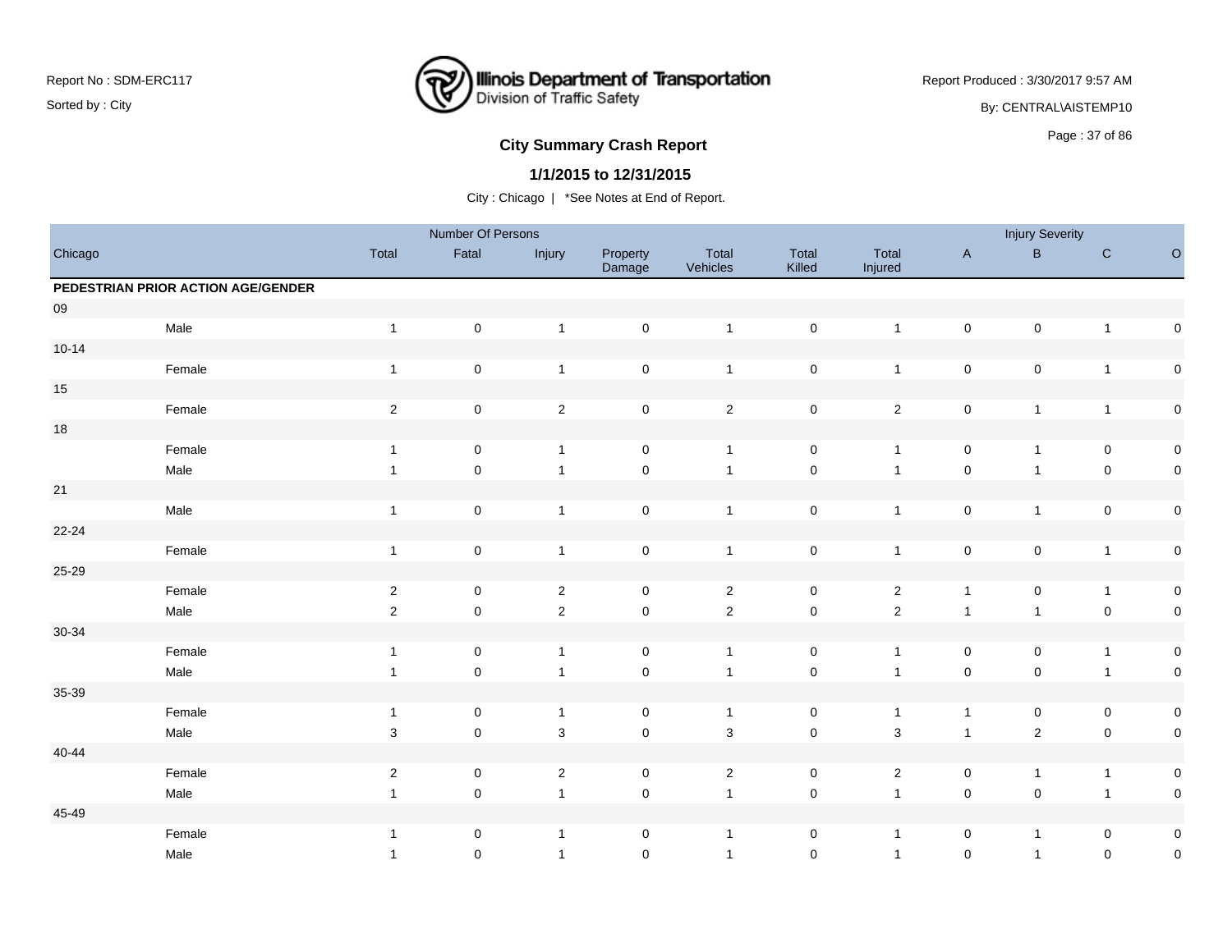Report No : SDM-ERC117

Sorted by : City

Illinois Department of Transportation
Division of Traffic Safety

Report Produced : 3/30/2017 9:57 AM

By: CENTRAL\AISTEMP10

## City Summary Crash Report

### 1/1/2015 to 12/31/2015

City : Chicago | *See Notes at End of Report.

| Chicago | | Number Of Persons | | | | | | | Injury Severity | | | |
|---|---|---|---|---|---|---|---|---|---|---|---|---|
| | Total | Fatal | Injury | Property Damage | Total Vehicles | Total Killed | Total Injured | A | B | C | O |
| **PEDESTRIAN PRIOR ACTION AGE/GENDER** | | | | | | | | | | | |
| 09 | | | | | | | | | | | |
| Male | 1 | 0 | 1 | 0 | 1 | 0 | 1 | 0 | 0 | 1 | 0 |
| 10-14 | | | | | | | | | | | |
| Female | 1 | 0 | 1 | 0 | 1 | 0 | 1 | 0 | 0 | 1 | 0 |
| 15 | | | | | | | | | | | |
| Female | 2 | 0 | 2 | 0 | 2 | 0 | 2 | 0 | 1 | 1 | 0 |
| 18 | | | | | | | | | | | |
| Female | 1 | 0 | 1 | 0 | 1 | 0 | 1 | 0 | 1 | 0 | 0 |
| Male | 1 | 0 | 1 | 0 | 1 | 0 | 1 | 0 | 1 | 0 | 0 |
| 21 | | | | | | | | | | | |
| Male | 1 | 0 | 1 | 0 | 1 | 0 | 1 | 0 | 1 | 0 | 0 |
| 22-24 | | | | | | | | | | | |
| Female | 1 | 0 | 1 | 0 | 1 | 0 | 1 | 0 | 0 | 1 | 0 |
| 25-29 | | | | | | | | | | | |
| Female | 2 | 0 | 2 | 0 | 2 | 0 | 2 | 1 | 0 | 1 | 0 |
| Male | 2 | 0 | 2 | 0 | 2 | 0 | 2 | 1 | 1 | 0 | 0 |
| 30-34 | | | | | | | | | | | |
| Female | 1 | 0 | 1 | 0 | 1 | 0 | 1 | 0 | 0 | 1 | 0 |
| Male | 1 | 0 | 1 | 0 | 1 | 0 | 1 | 0 | 0 | 1 | 0 |
| 35-39 | | | | | | | | | | | |
| Female | 1 | 0 | 1 | 0 | 1 | 0 | 1 | 1 | 0 | 0 | 0 |
| Male | 3 | 0 | 3 | 0 | 3 | 0 | 3 | 1 | 2 | 0 | 0 |
| 40-44 | | | | | | | | | | | |
| Female | 2 | 0 | 2 | 0 | 2 | 0 | 2 | 0 | 1 | 1 | 0 |
| Male | 1 | 0 | 1 | 0 | 1 | 0 | 1 | 0 | 0 | 1 | 0 |
| 45-49 | | | | | | | | | | | |
| Female | 1 | 0 | 1 | 0 | 1 | 0 | 1 | 0 | 1 | 0 | 0 |
| Male | 1 | 0 | 1 | 0 | 1 | 0 | 1 | 0 | 1 | 0 | 0 |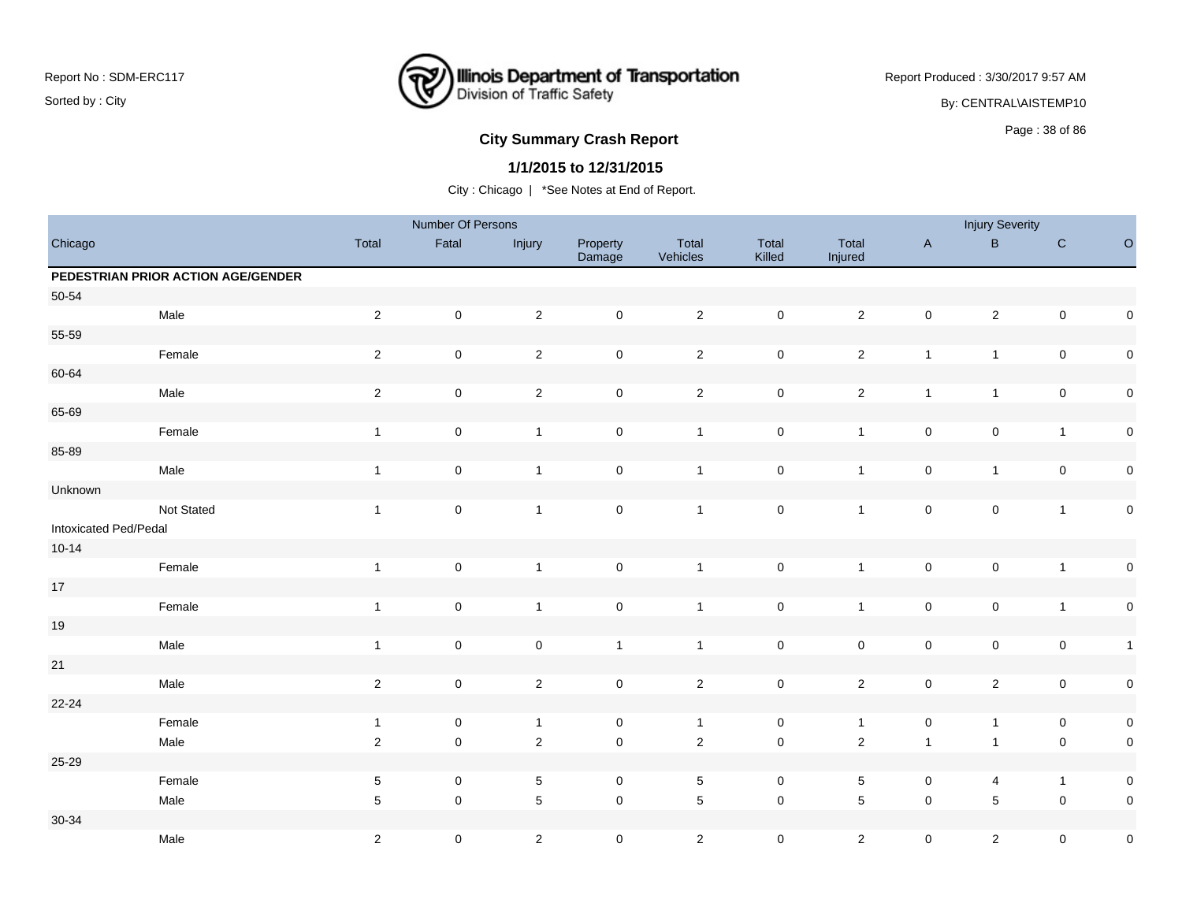Report No : SDM-ERC117

Sorted by : City

Illinois Department of Transportation
Division of Traffic Safety

Report Produced : 3/30/2017 9:57 AM

By: CENTRAL\AISTEMP10

## City Summary Crash Report

### 1/1/2015 to 12/31/2015

City : Chicago | *See Notes at End of Report.

| Chicago | | Number Of Persons | | | | | | | Injury Severity | | | |
|---|---|---|---|---|---|---|---|---|---|---|---|---|
| | | Total | Fatal | Injury | Property Damage | Total Vehicles | Total Killed | Total Injured | A | B | C | O |
| **PEDESTRIAN PRIOR ACTION AGE/GENDER** | | | | | | | | | | | | |
| 50-54 | | | | | | | | | | | | |
| | Male | 2 | 0 | 2 | 0 | 2 | 0 | 2 | 0 | 2 | 0 | 0 |
| 55-59 | | | | | | | | | | | | |
| | Female | 2 | 0 | 2 | 0 | 2 | 0 | 2 | 1 | 1 | 0 | 0 |
| 60-64 | | | | | | | | | | | | |
| | Male | 2 | 0 | 2 | 0 | 2 | 0 | 2 | 1 | 1 | 0 | 0 |
| 65-69 | | | | | | | | | | | | |
| | Female | 1 | 0 | 1 | 0 | 1 | 0 | 1 | 0 | 0 | 1 | 0 |
| 85-89 | | | | | | | | | | | | |
| | Male | 1 | 0 | 1 | 0 | 1 | 0 | 1 | 0 | 1 | 0 | 0 |
| Unknown | | | | | | | | | | | | |
| | Not Stated | 1 | 0 | 1 | 0 | 1 | 0 | 1 | 0 | 0 | 1 | 0 |
| Intoxicated Ped/Pedal | | | | | | | | | | | | |
| 10-14 | | | | | | | | | | | | |
| | Female | 1 | 0 | 1 | 0 | 1 | 0 | 1 | 0 | 0 | 1 | 0 |
| 17 | | | | | | | | | | | | |
| | Female | 1 | 0 | 1 | 0 | 1 | 0 | 1 | 0 | 0 | 1 | 0 |
| 19 | | | | | | | | | | | | |
| | Male | 1 | 0 | 0 | 1 | 1 | 0 | 0 | 0 | 0 | 0 | 1 |
| 21 | | | | | | | | | | | | |
| | Male | 2 | 0 | 2 | 0 | 2 | 0 | 2 | 0 | 2 | 0 | 0 |
| 22-24 | | | | | | | | | | | | |
| | Female | 1 | 0 | 1 | 0 | 1 | 0 | 1 | 0 | 1 | 0 | 0 |
| | Male | 2 | 0 | 2 | 0 | 2 | 0 | 2 | 1 | 1 | 0 | 0 |
| 25-29 | | | | | | | | | | | | |
| | Female | 5 | 0 | 5 | 0 | 5 | 0 | 5 | 0 | 4 | 1 | 0 |
| | Male | 5 | 0 | 5 | 0 | 5 | 0 | 5 | 0 | 5 | 0 | 0 |
| 30-34 | | | | | | | | | | | | |
| | Male | 2 | 0 | 2 | 0 | 2 | 0 | 2 | 0 | 2 | 0 | 0 |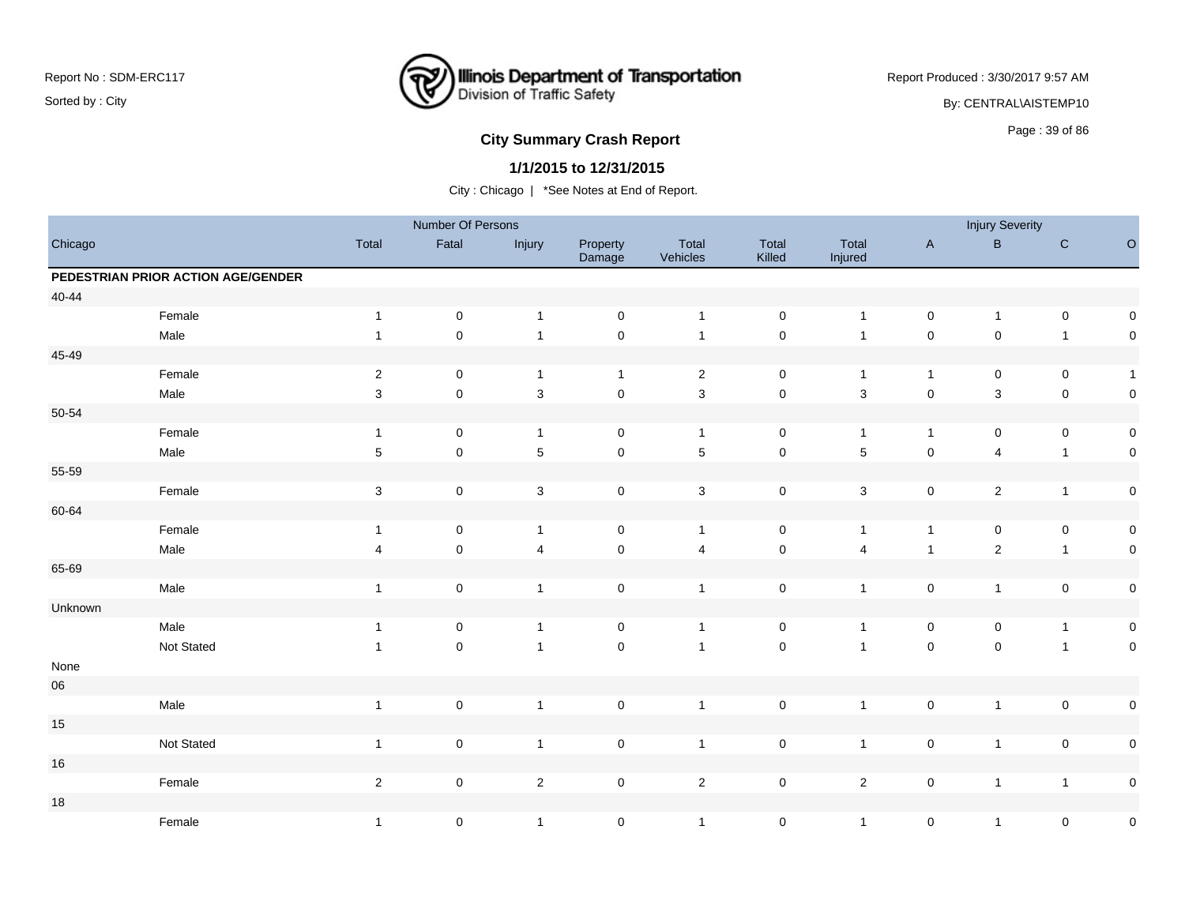# City Summary Crash Report

## 1/1/2015 to 12/31/2015

City : Chicago | *See Notes at End of Report.

Report No : SDM-ERC117
Sorted by : City

Report Produced : 3/30/2017 9:57 AM
By: CENTRAL\AISTEMP10

| Chicago | | Number Of Persons | | | | | | | Injury Severity | | | |
|---|---|---|---|---|---|---|---|---|---|---|---|---|
| | | Total | Fatal | Injury | Property Damage | Total Vehicles | Total Killed | Total Injured | A | B | C | O |
| **PEDESTRIAN PRIOR ACTION AGE/GENDER** | | | | | | | | | | | | |
| 40-44 | | | | | | | | | | | | |
| | Female | 1 | 0 | 1 | 0 | 1 | 0 | 1 | 0 | 1 | 0 | 0 |
| | Male | 1 | 0 | 1 | 0 | 1 | 0 | 1 | 0 | 0 | 1 | 0 |
| 45-49 | | | | | | | | | | | | |
| | Female | 2 | 0 | 1 | 1 | 2 | 0 | 1 | 1 | 0 | 0 | 1 |
| | Male | 3 | 0 | 3 | 0 | 3 | 0 | 3 | 0 | 3 | 0 | 0 |
| 50-54 | | | | | | | | | | | | |
| | Female | 1 | 0 | 1 | 0 | 1 | 0 | 1 | 1 | 0 | 0 | 0 |
| | Male | 5 | 0 | 5 | 0 | 5 | 0 | 5 | 0 | 4 | 1 | 0 |
| 55-59 | | | | | | | | | | | | |
| | Female | 3 | 0 | 3 | 0 | 3 | 0 | 3 | 0 | 2 | 1 | 0 |
| 60-64 | | | | | | | | | | | | |
| | Female | 1 | 0 | 1 | 0 | 1 | 0 | 1 | 1 | 0 | 0 | 0 |
| | Male | 4 | 0 | 4 | 0 | 4 | 0 | 4 | 1 | 2 | 1 | 0 |
| 65-69 | | | | | | | | | | | | |
| | Male | 1 | 0 | 1 | 0 | 1 | 0 | 1 | 0 | 1 | 0 | 0 |
| Unknown | | | | | | | | | | | | |
| | Male | 1 | 0 | 1 | 0 | 1 | 0 | 1 | 0 | 0 | 1 | 0 |
| | Not Stated | 1 | 0 | 1 | 0 | 1 | 0 | 1 | 0 | 0 | 1 | 0 |
| None | | | | | | | | | | | | |
| 06 | | | | | | | | | | | | |
| | Male | 1 | 0 | 1 | 0 | 1 | 0 | 1 | 0 | 1 | 0 | 0 |
| 15 | | | | | | | | | | | | |
| | Not Stated | 1 | 0 | 1 | 0 | 1 | 0 | 1 | 0 | 1 | 0 | 0 |
| 16 | | | | | | | | | | | | |
| | Female | 2 | 0 | 2 | 0 | 2 | 0 | 2 | 0 | 1 | 1 | 0 |
| 18 | | | | | | | | | | | | |
| | Female | 1 | 0 | 1 | 0 | 1 | 0 | 1 | 0 | 1 | 0 | 0 |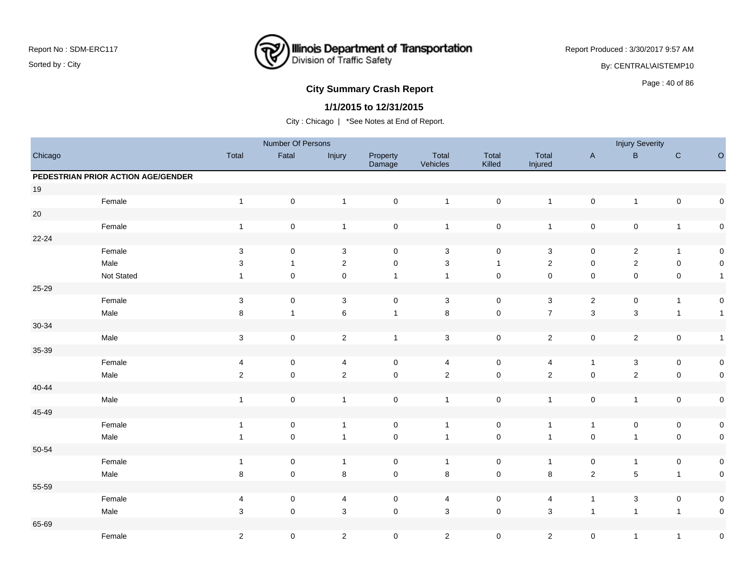## City Summary Crash Report

**1/1/2015 to 12/31/2015**

City : Chicago | *See Notes at End of Report.

| Chicago | | Number Of Persons | | | | | | | Injury Severity | | | |
|---|---|---|---|---|---|---|---|---|---|---|---|---|
| | | Total | Fatal | Injury | Property Damage | Total Vehicles | Total Killed | Total Injured | A | B | C | O |
| **PEDESTRIAN PRIOR ACTION AGE/GENDER** | | | | | | | | | | | | |
| 19 | | | | | | | | | | | | |
| | Female | 1 | 0 | 1 | 0 | 1 | 0 | 1 | 0 | 1 | 0 | 0 |
| 20 | | | | | | | | | | | | |
| | Female | 1 | 0 | 1 | 0 | 1 | 0 | 1 | 0 | 0 | 1 | 0 |
| 22-24 | | | | | | | | | | | | |
| | Female | 3 | 0 | 3 | 0 | 3 | 0 | 3 | 0 | 2 | 1 | 0 |
| | Male | 3 | 1 | 2 | 0 | 3 | 1 | 2 | 0 | 2 | 0 | 0 |
| | Not Stated | 1 | 0 | 0 | 1 | 1 | 0 | 0 | 0 | 0 | 0 | 1 |
| 25-29 | | | | | | | | | | | | |
| | Female | 3 | 0 | 3 | 0 | 3 | 0 | 3 | 2 | 0 | 1 | 0 |
| | Male | 8 | 1 | 6 | 1 | 8 | 0 | 7 | 3 | 3 | 1 | 1 |
| 30-34 | | | | | | | | | | | | |
| | Male | 3 | 0 | 2 | 1 | 3 | 0 | 2 | 0 | 2 | 0 | 1 |
| 35-39 | | | | | | | | | | | | |
| | Female | 4 | 0 | 4 | 0 | 4 | 0 | 4 | 1 | 3 | 0 | 0 |
| | Male | 2 | 0 | 2 | 0 | 2 | 0 | 2 | 0 | 2 | 0 | 0 |
| 40-44 | | | | | | | | | | | | |
| | Male | 1 | 0 | 1 | 0 | 1 | 0 | 1 | 0 | 1 | 0 | 0 |
| 45-49 | | | | | | | | | | | | |
| | Female | 1 | 0 | 1 | 0 | 1 | 0 | 1 | 1 | 0 | 0 | 0 |
| | Male | 1 | 0 | 1 | 0 | 1 | 0 | 1 | 0 | 1 | 0 | 0 |
| 50-54 | | | | | | | | | | | | |
| | Female | 1 | 0 | 1 | 0 | 1 | 0 | 1 | 0 | 1 | 0 | 0 |
| | Male | 8 | 0 | 8 | 0 | 8 | 0 | 8 | 2 | 5 | 1 | 0 |
| 55-59 | | | | | | | | | | | | |
| | Female | 4 | 0 | 4 | 0 | 4 | 0 | 4 | 1 | 3 | 0 | 0 |
| | Male | 3 | 0 | 3 | 0 | 3 | 0 | 3 | 1 | 1 | 1 | 0 |
| 65-69 | | | | | | | | | | | | |
| | Female | 2 | 0 | 2 | 0 | 2 | 0 | 2 | 0 | 1 | 1 | 0 |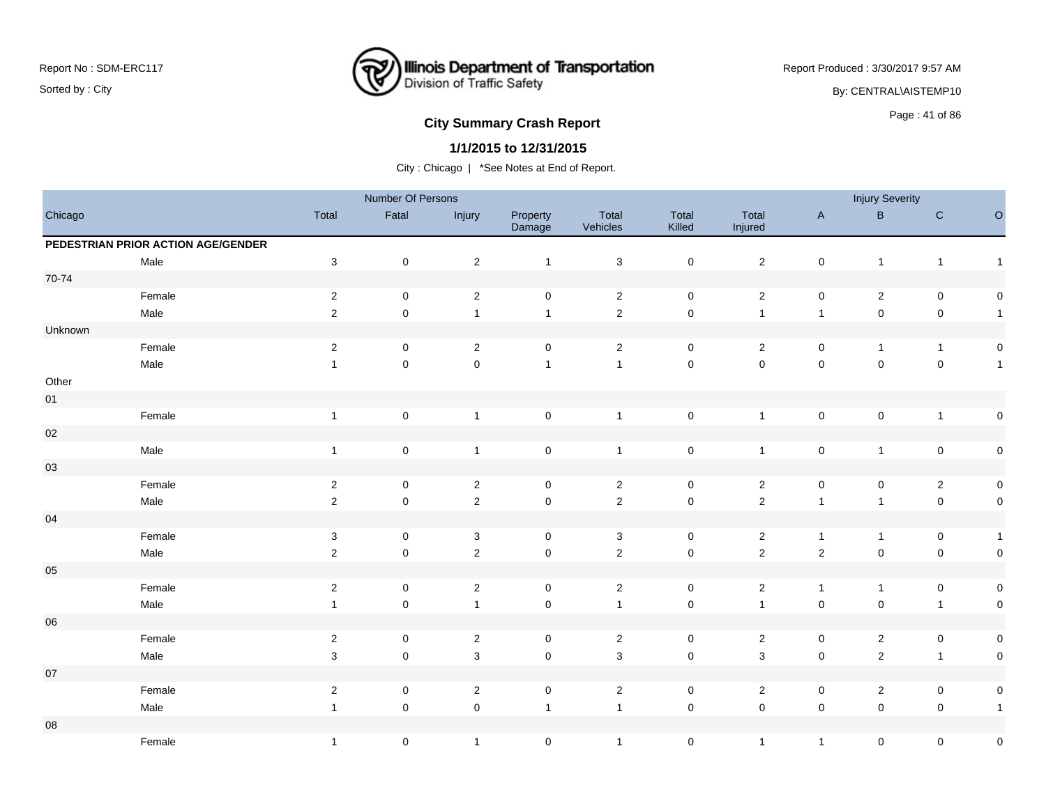## City Summary Crash Report

### 1/1/2015 to 12/31/2015

City : Chicago | *See Notes at End of Report.

| Chicago | | Number Of Persons | | | | | | | Injury Severity | | | |
|---|---|---|---|---|---|---|---|---|---|---|---|---|
| | | Total | Fatal | Injury | Property Damage | Total Vehicles | Total Killed | Total Injured | A | B | C | O |
| **PEDESTRIAN PRIOR ACTION AGE/GENDER** | | | | | | | | | | | | |
| | Male | 3 | 0 | 2 | 1 | 3 | 0 | 2 | 0 | 1 | 1 | 1 |
| 70-74 | | | | | | | | | | | | |
| | Female | 2 | 0 | 2 | 0 | 2 | 0 | 2 | 0 | 2 | 0 | 0 |
| | Male | 2 | 0 | 1 | 1 | 2 | 0 | 1 | 1 | 0 | 0 | 1 |
| Unknown | | | | | | | | | | | | |
| | Female | 2 | 0 | 2 | 0 | 2 | 0 | 2 | 0 | 1 | 1 | 0 |
| | Male | 1 | 0 | 0 | 1 | 1 | 0 | 0 | 0 | 0 | 0 | 1 |
| Other | | | | | | | | | | | | |
| 01 | | | | | | | | | | | | |
| | Female | 1 | 0 | 1 | 0 | 1 | 0 | 1 | 0 | 0 | 1 | 0 |
| 02 | | | | | | | | | | | | |
| | Male | 1 | 0 | 1 | 0 | 1 | 0 | 1 | 0 | 1 | 0 | 0 |
| 03 | | | | | | | | | | | | |
| | Female | 2 | 0 | 2 | 0 | 2 | 0 | 2 | 0 | 0 | 2 | 0 |
| | Male | 2 | 0 | 2 | 0 | 2 | 0 | 2 | 1 | 1 | 0 | 0 |
| 04 | | | | | | | | | | | | |
| | Female | 3 | 0 | 3 | 0 | 3 | 0 | 2 | 1 | 1 | 0 | 1 |
| | Male | 2 | 0 | 2 | 0 | 2 | 0 | 2 | 2 | 0 | 0 | 0 |
| 05 | | | | | | | | | | | | |
| | Female | 2 | 0 | 2 | 0 | 2 | 0 | 2 | 1 | 1 | 0 | 0 |
| | Male | 1 | 0 | 1 | 0 | 1 | 0 | 1 | 0 | 0 | 1 | 0 |
| 06 | | | | | | | | | | | | |
| | Female | 2 | 0 | 2 | 0 | 2 | 0 | 2 | 0 | 2 | 0 | 0 |
| | Male | 3 | 0 | 3 | 0 | 3 | 0 | 3 | 0 | 2 | 1 | 0 |
| 07 | | | | | | | | | | | | |
| | Female | 2 | 0 | 2 | 0 | 2 | 0 | 2 | 0 | 2 | 0 | 0 |
| | Male | 1 | 0 | 0 | 1 | 1 | 0 | 0 | 0 | 0 | 0 | 1 |
| 08 | | | | | | | | | | | | |
| | Female | 1 | 0 | 1 | 0 | 1 | 0 | 1 | 1 | 0 | 0 | 0 |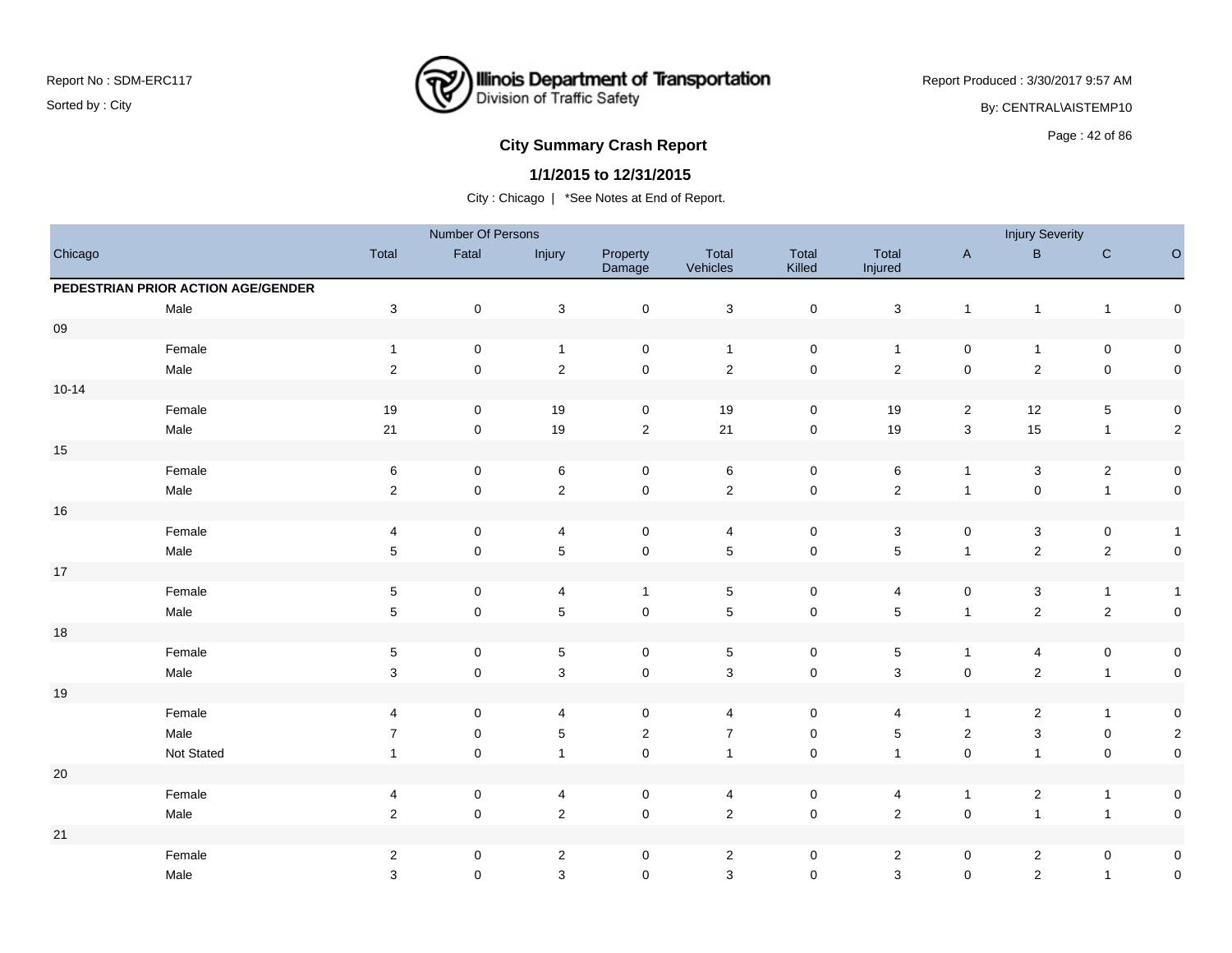# City Summary Crash Report

## 1/1/2015 to 12/31/2015

City : Chicago | *See Notes at End of Report.

| Chicago | | Number Of Persons | | | | | | | Injury Severity | | | |
|---|---|---|---|---|---|---|---|---|---|---|---|---|
| | Total | Fatal | Injury | Property Damage | Total Vehicles | Total Killed | Total Injured | A | B | C | O |
| **PEDESTRIAN PRIOR ACTION AGE/GENDER** | | | | | | | | | | | |
| Male | 3 | 0 | 3 | 0 | 3 | 0 | 3 | 1 | 1 | 1 | 0 |
| 09 | | | | | | | | | | | |
| Female | 1 | 0 | 1 | 0 | 1 | 0 | 1 | 0 | 1 | 0 | 0 |
| Male | 2 | 0 | 2 | 0 | 2 | 0 | 2 | 0 | 2 | 0 | 0 |
| 10-14 | | | | | | | | | | | |
| Female | 19 | 0 | 19 | 0 | 19 | 0 | 19 | 2 | 12 | 5 | 0 |
| Male | 21 | 0 | 19 | 2 | 21 | 0 | 19 | 3 | 15 | 1 | 2 |
| 15 | | | | | | | | | | | |
| Female | 6 | 0 | 6 | 0 | 6 | 0 | 6 | 1 | 3 | 2 | 0 |
| Male | 2 | 0 | 2 | 0 | 2 | 0 | 2 | 1 | 0 | 1 | 0 |
| 16 | | | | | | | | | | | |
| Female | 4 | 0 | 4 | 0 | 4 | 0 | 3 | 0 | 3 | 0 | 1 |
| Male | 5 | 0 | 5 | 0 | 5 | 0 | 5 | 1 | 2 | 2 | 0 |
| 17 | | | | | | | | | | | |
| Female | 5 | 0 | 4 | 1 | 5 | 0 | 4 | 0 | 3 | 1 | 1 |
| Male | 5 | 0 | 5 | 0 | 5 | 0 | 5 | 1 | 2 | 2 | 0 |
| 18 | | | | | | | | | | | |
| Female | 5 | 0 | 5 | 0 | 5 | 0 | 5 | 1 | 4 | 0 | 0 |
| Male | 3 | 0 | 3 | 0 | 3 | 0 | 3 | 0 | 2 | 1 | 0 |
| 19 | | | | | | | | | | | |
| Female | 4 | 0 | 4 | 0 | 4 | 0 | 4 | 1 | 2 | 1 | 0 |
| Male | 7 | 0 | 5 | 2 | 7 | 0 | 5 | 2 | 3 | 0 | 2 |
| Not Stated | 1 | 0 | 1 | 0 | 1 | 0 | 1 | 0 | 1 | 0 | 0 |
| 20 | | | | | | | | | | | |
| Female | 4 | 0 | 4 | 0 | 4 | 0 | 4 | 1 | 2 | 1 | 0 |
| Male | 2 | 0 | 2 | 0 | 2 | 0 | 2 | 0 | 1 | 1 | 0 |
| 21 | | | | | | | | | | | |
| Female | 2 | 0 | 2 | 0 | 2 | 0 | 2 | 0 | 2 | 0 | 0 |
| Male | 3 | 0 | 3 | 0 | 3 | 0 | 3 | 0 | 2 | 1 | 0 |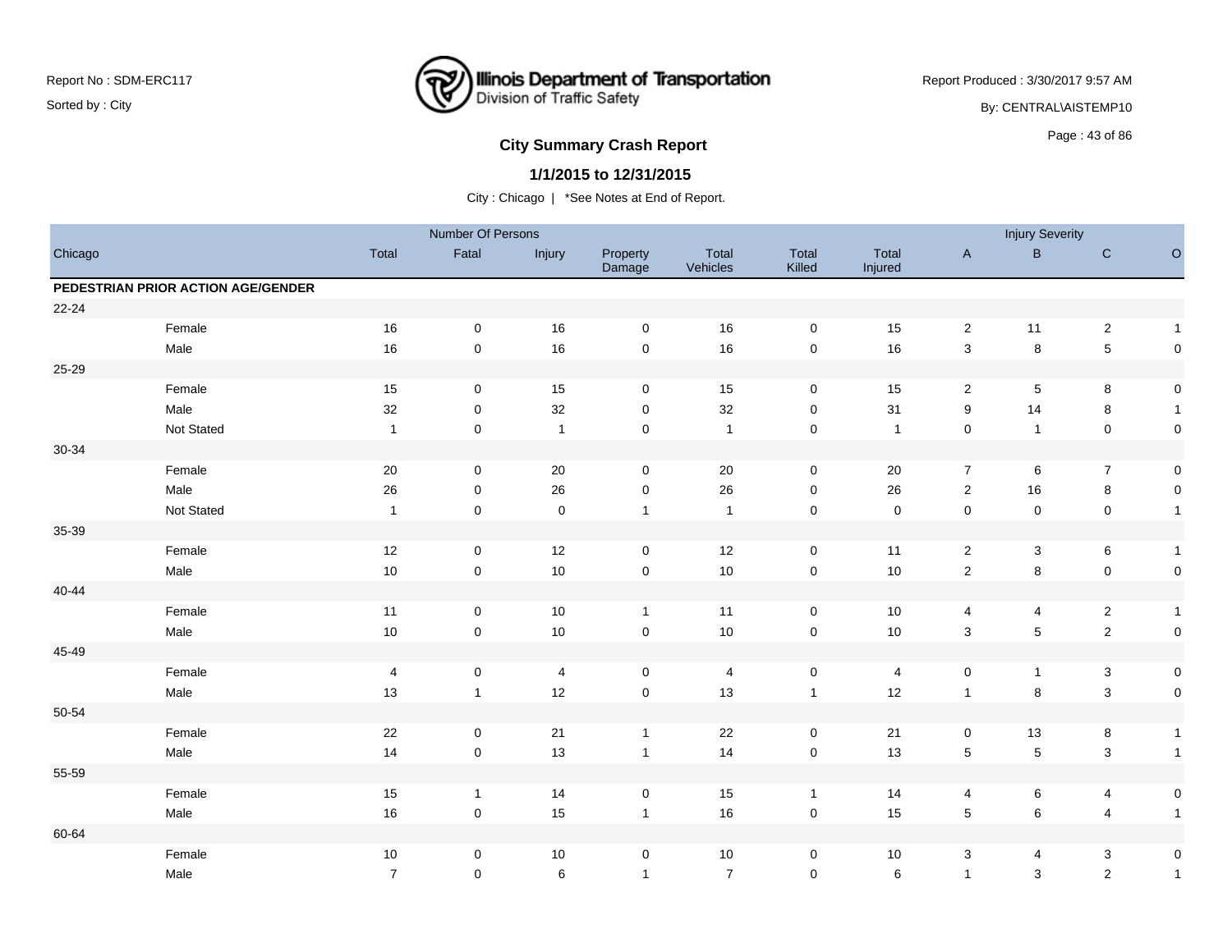# City Summary Crash Report

**1/1/2015 to 12/31/2015**

City : Chicago | *See Notes at End of Report.

| Chicago | | Number Of Persons | | | | | | | Injury Severity | | | |
|---|---|---|---|---|---|---|---|---|---|---|---|---|
| | | Total | Fatal | Injury | Property Damage | Total Vehicles | Total Killed | Total Injured | A | B | C | O |
| **PEDESTRIAN PRIOR ACTION AGE/GENDER** | | | | | | | | | | | | |
| 22-24 | | | | | | | | | | | | |
| | Female | 16 | 0 | 16 | 0 | 16 | 0 | 15 | 2 | 11 | 2 | 1 |
| | Male | 16 | 0 | 16 | 0 | 16 | 0 | 16 | 3 | 8 | 5 | 0 |
| 25-29 | | | | | | | | | | | | |
| | Female | 15 | 0 | 15 | 0 | 15 | 0 | 15 | 2 | 5 | 8 | 0 |
| | Male | 32 | 0 | 32 | 0 | 32 | 0 | 31 | 9 | 14 | 8 | 1 |
| | Not Stated | 1 | 0 | 1 | 0 | 1 | 0 | 1 | 0 | 1 | 0 | 0 |
| 30-34 | | | | | | | | | | | | |
| | Female | 20 | 0 | 20 | 0 | 20 | 0 | 20 | 7 | 6 | 7 | 0 |
| | Male | 26 | 0 | 26 | 0 | 26 | 0 | 26 | 2 | 16 | 8 | 0 |
| | Not Stated | 1 | 0 | 0 | 1 | 1 | 0 | 0 | 0 | 0 | 0 | 1 |
| 35-39 | | | | | | | | | | | | |
| | Female | 12 | 0 | 12 | 0 | 12 | 0 | 11 | 2 | 3 | 6 | 1 |
| | Male | 10 | 0 | 10 | 0 | 10 | 0 | 10 | 2 | 8 | 0 | 0 |
| 40-44 | | | | | | | | | | | | |
| | Female | 11 | 0 | 10 | 1 | 11 | 0 | 10 | 4 | 4 | 2 | 1 |
| | Male | 10 | 0 | 10 | 0 | 10 | 0 | 10 | 3 | 5 | 2 | 0 |
| 45-49 | | | | | | | | | | | | |
| | Female | 4 | 0 | 4 | 0 | 4 | 0 | 4 | 0 | 1 | 3 | 0 |
| | Male | 13 | 1 | 12 | 0 | 13 | 1 | 12 | 1 | 8 | 3 | 0 |
| 50-54 | | | | | | | | | | | | |
| | Female | 22 | 0 | 21 | 1 | 22 | 0 | 21 | 0 | 13 | 8 | 1 |
| | Male | 14 | 0 | 13 | 1 | 14 | 0 | 13 | 5 | 5 | 3 | 1 |
| 55-59 | | | | | | | | | | | | |
| | Female | 15 | 1 | 14 | 0 | 15 | 1 | 14 | 4 | 6 | 4 | 0 |
| | Male | 16 | 0 | 15 | 1 | 16 | 0 | 15 | 5 | 6 | 4 | 1 |
| 60-64 | | | | | | | | | | | | |
| | Female | 10 | 0 | 10 | 0 | 10 | 0 | 10 | 3 | 4 | 3 | 0 |
| | Male | 7 | 0 | 6 | 1 | 7 | 0 | 6 | 1 | 3 | 2 | 1 |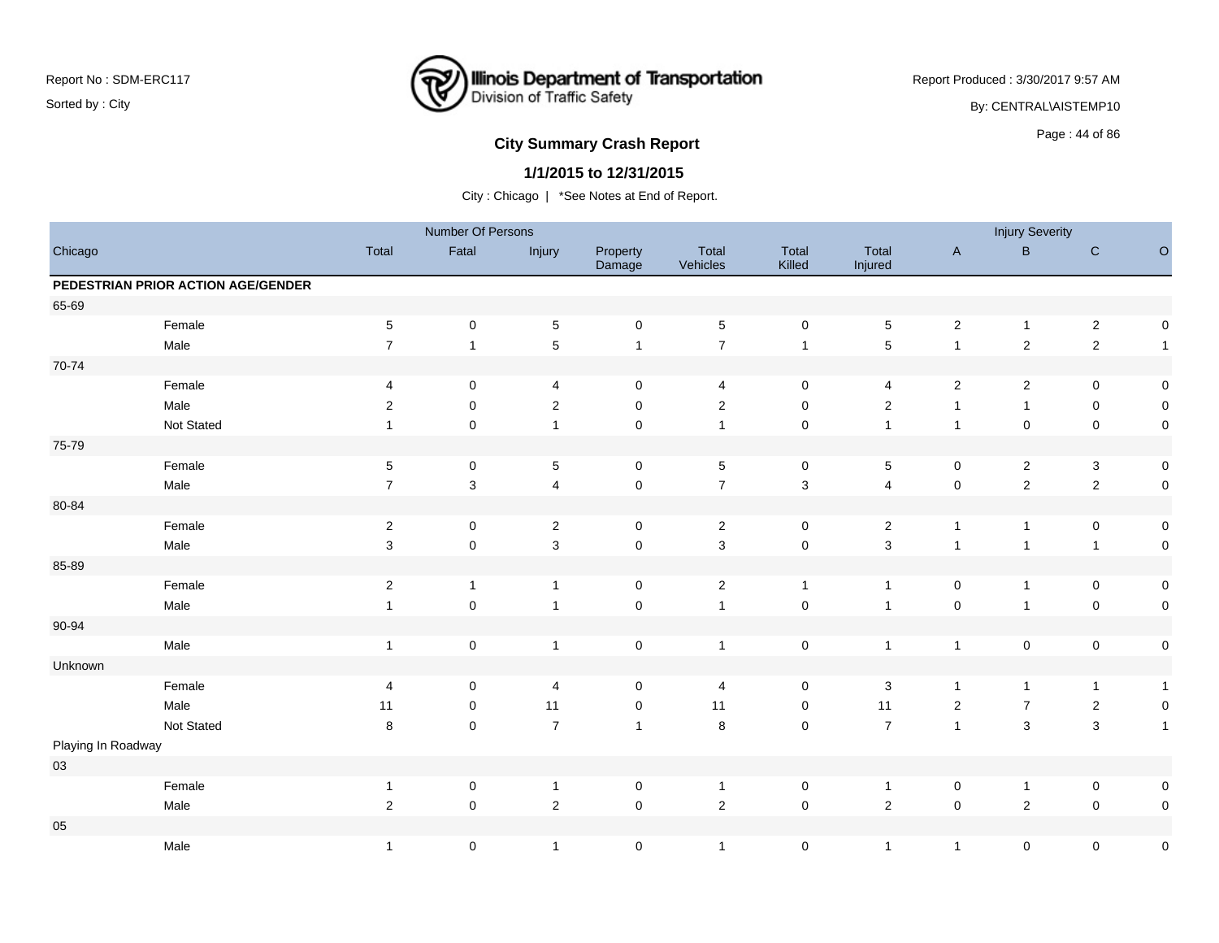Report No : SDM-ERC117

Sorted by : City

Illinois Department of Transportation
Division of Traffic Safety

Report Produced : 3/30/2017 9:57 AM

By: CENTRAL\AISTEMP10

## City Summary Crash Report

### 1/1/2015 to 12/31/2015

City : Chicago | *See Notes at End of Report.

| Chicago | | Number Of Persons | | | | | | | Injury Severity | | | |
|---|---|---|---|---|---|---|---|---|---|---|---|---|
| | | Total | Fatal | Injury | Property Damage | Total Vehicles | Total Killed | Total Injured | A | B | C | O |
| **PEDESTRIAN PRIOR ACTION AGE/GENDER** | | | | | | | | | | | | |
| 65-69 | | | | | | | | | | | | |
| | Female | 5 | 0 | 5 | 0 | 5 | 0 | 5 | 2 | 1 | 2 | 0 |
| | Male | 7 | 1 | 5 | 1 | 7 | 1 | 5 | 1 | 2 | 2 | 1 |
| 70-74 | | | | | | | | | | | | |
| | Female | 4 | 0 | 4 | 0 | 4 | 0 | 4 | 2 | 2 | 0 | 0 |
| | Male | 2 | 0 | 2 | 0 | 2 | 0 | 2 | 1 | 1 | 0 | 0 |
| | Not Stated | 1 | 0 | 1 | 0 | 1 | 0 | 1 | 1 | 0 | 0 | 0 |
| 75-79 | | | | | | | | | | | | |
| | Female | 5 | 0 | 5 | 0 | 5 | 0 | 5 | 0 | 2 | 3 | 0 |
| | Male | 7 | 3 | 4 | 0 | 7 | 3 | 4 | 0 | 2 | 2 | 0 |
| 80-84 | | | | | | | | | | | | |
| | Female | 2 | 0 | 2 | 0 | 2 | 0 | 2 | 1 | 1 | 0 | 0 |
| | Male | 3 | 0 | 3 | 0 | 3 | 0 | 3 | 1 | 1 | 1 | 0 |
| 85-89 | | | | | | | | | | | | |
| | Female | 2 | 1 | 1 | 0 | 2 | 1 | 1 | 0 | 1 | 0 | 0 |
| | Male | 1 | 0 | 1 | 0 | 1 | 0 | 1 | 0 | 1 | 0 | 0 |
| 90-94 | | | | | | | | | | | | |
| | Male | 1 | 0 | 1 | 0 | 1 | 0 | 1 | 1 | 0 | 0 | 0 |
| Unknown | | | | | | | | | | | | |
| | Female | 4 | 0 | 4 | 0 | 4 | 0 | 3 | 1 | 1 | 1 | 1 |
| | Male | 11 | 0 | 11 | 0 | 11 | 0 | 11 | 2 | 7 | 2 | 0 |
| | Not Stated | 8 | 0 | 7 | 1 | 8 | 0 | 7 | 1 | 3 | 3 | 1 |
| Playing In Roadway | | | | | | | | | | | | |
| 03 | | | | | | | | | | | | |
| | Female | 1 | 0 | 1 | 0 | 1 | 0 | 1 | 0 | 1 | 0 | 0 |
| | Male | 2 | 0 | 2 | 0 | 2 | 0 | 2 | 0 | 2 | 0 | 0 |
| 05 | | | | | | | | | | | | |
| | Male | 1 | 0 | 1 | 0 | 1 | 0 | 1 | 1 | 0 | 0 | 0 |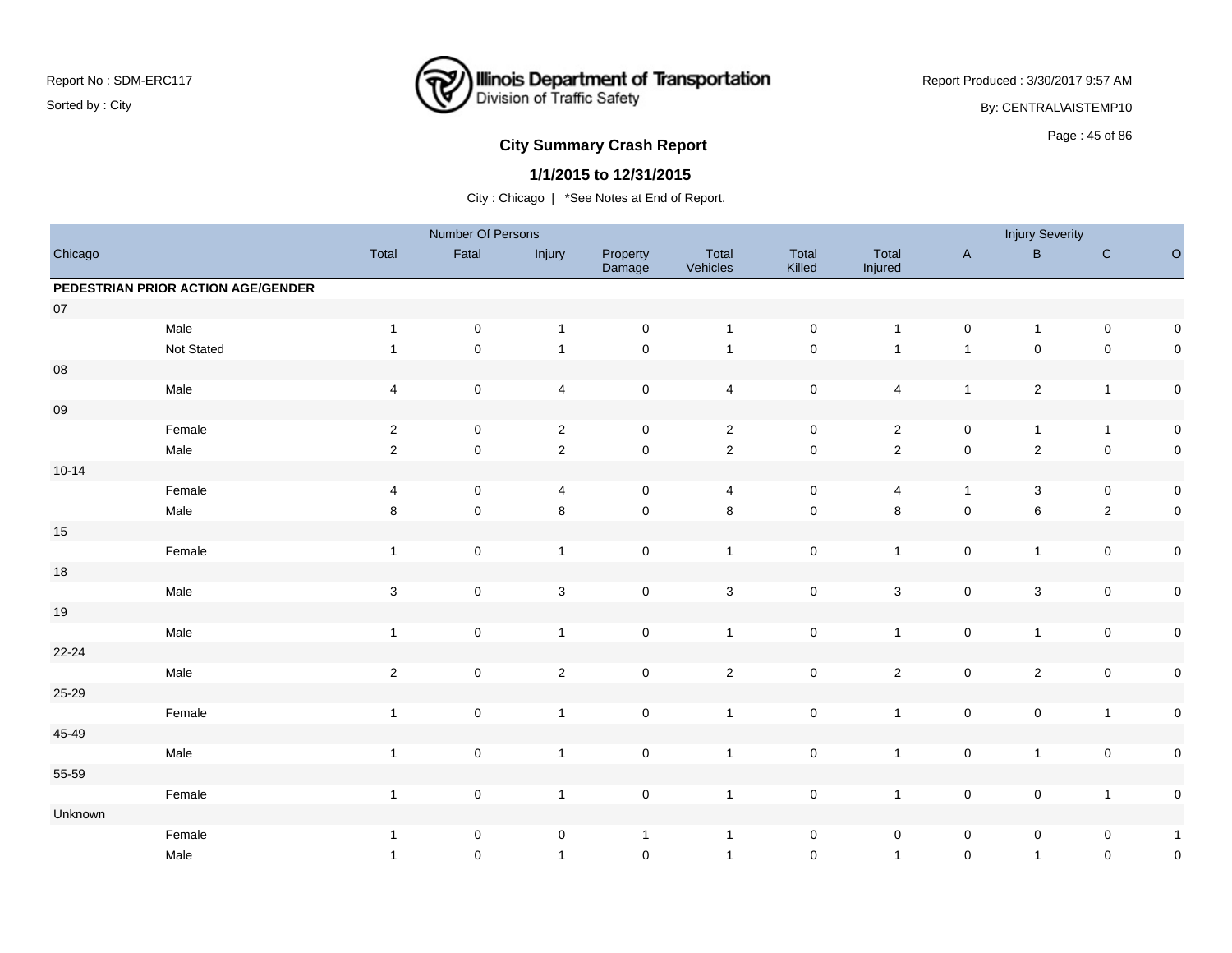Report No : SDM-ERC117

Sorted by : City

**Illinois Department of Transportation**
Division of Traffic Safety

Report Produced : 3/30/2017 9:57 AM

By: CENTRAL\AISTEMP10

## City Summary Crash Report

### 1/1/2015 to 12/31/2015

City : Chicago | *See Notes at End of Report.

| | | Number Of Persons | | | | | | | Injury Severity | | | |
|---|---|---|---|---|---|---|---|---|---|---|---|---|
| Chicago | | Total | Fatal | Injury | Property Damage | Total Vehicles | Total Killed | Total Injured | A | B | C | O |
| **PEDESTRIAN PRIOR ACTION AGE/GENDER** | | | | | | | | | | | | |
| 07 | | | | | | | | | | | | |
| | Male | 1 | 0 | 1 | 0 | 1 | 0 | 1 | 0 | 1 | 0 | 0 |
| | Not Stated | 1 | 0 | 1 | 0 | 1 | 0 | 1 | 1 | 0 | 0 | 0 |
| 08 | | | | | | | | | | | | |
| | Male | 4 | 0 | 4 | 0 | 4 | 0 | 4 | 1 | 2 | 1 | 0 |
| 09 | | | | | | | | | | | | |
| | Female | 2 | 0 | 2 | 0 | 2 | 0 | 2 | 0 | 1 | 1 | 0 |
| | Male | 2 | 0 | 2 | 0 | 2 | 0 | 2 | 0 | 2 | 0 | 0 |
| 10-14 | | | | | | | | | | | | |
| | Female | 4 | 0 | 4 | 0 | 4 | 0 | 4 | 1 | 3 | 0 | 0 |
| | Male | 8 | 0 | 8 | 0 | 8 | 0 | 8 | 0 | 6 | 2 | 0 |
| 15 | | | | | | | | | | | | |
| | Female | 1 | 0 | 1 | 0 | 1 | 0 | 1 | 0 | 1 | 0 | 0 |
| 18 | | | | | | | | | | | | |
| | Male | 3 | 0 | 3 | 0 | 3 | 0 | 3 | 0 | 3 | 0 | 0 |
| 19 | | | | | | | | | | | | |
| | Male | 1 | 0 | 1 | 0 | 1 | 0 | 1 | 0 | 1 | 0 | 0 |
| 22-24 | | | | | | | | | | | | |
| | Male | 2 | 0 | 2 | 0 | 2 | 0 | 2 | 0 | 2 | 0 | 0 |
| 25-29 | | | | | | | | | | | | |
| | Female | 1 | 0 | 1 | 0 | 1 | 0 | 1 | 0 | 0 | 1 | 0 |
| 45-49 | | | | | | | | | | | | |
| | Male | 1 | 0 | 1 | 0 | 1 | 0 | 1 | 0 | 1 | 0 | 0 |
| 55-59 | | | | | | | | | | | | |
| | Female | 1 | 0 | 1 | 0 | 1 | 0 | 1 | 0 | 0 | 1 | 0 |
| Unknown | | | | | | | | | | | | |
| | Female | 1 | 0 | 0 | 1 | 1 | 0 | 0 | 0 | 0 | 0 | 1 |
| | Male | 1 | 0 | 1 | 0 | 1 | 0 | 1 | 0 | 1 | 0 | 0 |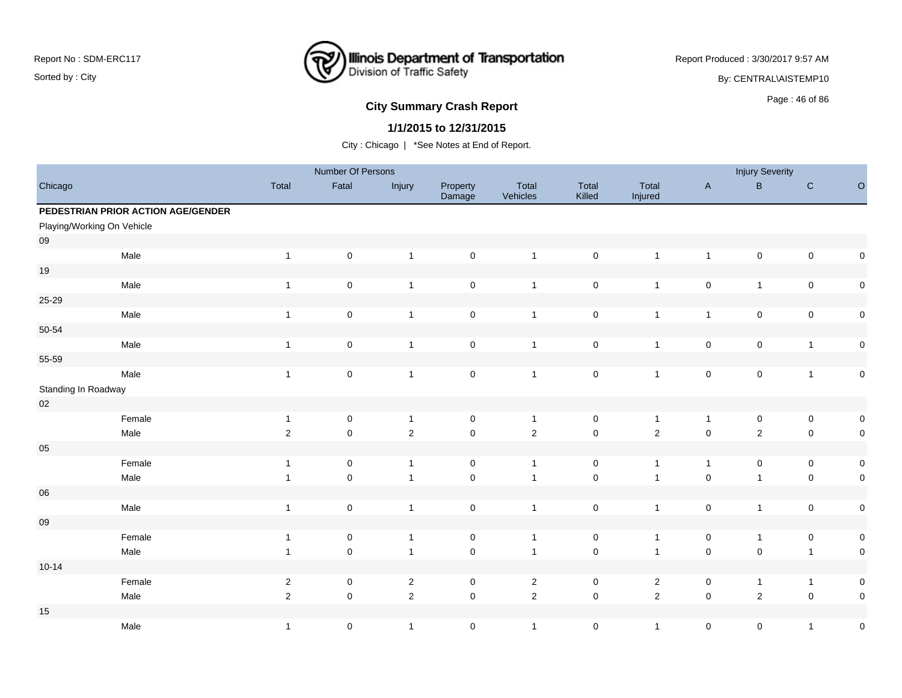# City Summary Crash Report

## 1/1/2015 to 12/31/2015

City : Chicago | *See Notes at End of Report.

| | Number Of Persons | | | | | | | Injury Severity | | | |
|---|---|---|---|---|---|---|---|---|---|---|---|
| Chicago | Total | Fatal | Injury | Property Damage | Total Vehicles | Total Killed | Total Injured | A | B | C | O |
| **PEDESTRIAN PRIOR ACTION AGE/GENDER** | | | | | | | | | | | |
| Playing/Working On Vehicle | | | | | | | | | | | |
| 09 | | | | | | | | | | | |
| Male | 1 | 0 | 1 | 0 | 1 | 0 | 1 | 1 | 0 | 0 | 0 |
| 19 | | | | | | | | | | | |
| Male | 1 | 0 | 1 | 0 | 1 | 0 | 1 | 0 | 1 | 0 | 0 |
| 25-29 | | | | | | | | | | | |
| Male | 1 | 0 | 1 | 0 | 1 | 0 | 1 | 1 | 0 | 0 | 0 |
| 50-54 | | | | | | | | | | | |
| Male | 1 | 0 | 1 | 0 | 1 | 0 | 1 | 0 | 0 | 1 | 0 |
| 55-59 | | | | | | | | | | | |
| Male | 1 | 0 | 1 | 0 | 1 | 0 | 1 | 0 | 0 | 1 | 0 |
| Standing In Roadway | | | | | | | | | | | |
| 02 | | | | | | | | | | | |
| Female | 1 | 0 | 1 | 0 | 1 | 0 | 1 | 1 | 0 | 0 | 0 |
| Male | 2 | 0 | 2 | 0 | 2 | 0 | 2 | 0 | 2 | 0 | 0 |
| 05 | | | | | | | | | | | |
| Female | 1 | 0 | 1 | 0 | 1 | 0 | 1 | 1 | 0 | 0 | 0 |
| Male | 1 | 0 | 1 | 0 | 1 | 0 | 1 | 0 | 1 | 0 | 0 |
| 06 | | | | | | | | | | | |
| Male | 1 | 0 | 1 | 0 | 1 | 0 | 1 | 0 | 1 | 0 | 0 |
| 09 | | | | | | | | | | | |
| Female | 1 | 0 | 1 | 0 | 1 | 0 | 1 | 0 | 1 | 0 | 0 |
| Male | 1 | 0 | 1 | 0 | 1 | 0 | 1 | 0 | 0 | 1 | 0 |
| 10-14 | | | | | | | | | | | |
| Female | 2 | 0 | 2 | 0 | 2 | 0 | 2 | 0 | 1 | 1 | 0 |
| Male | 2 | 0 | 2 | 0 | 2 | 0 | 2 | 0 | 2 | 0 | 0 |
| 15 | | | | | | | | | | | |
| Male | 1 | 0 | 1 | 0 | 1 | 0 | 1 | 0 | 0 | 1 | 0 |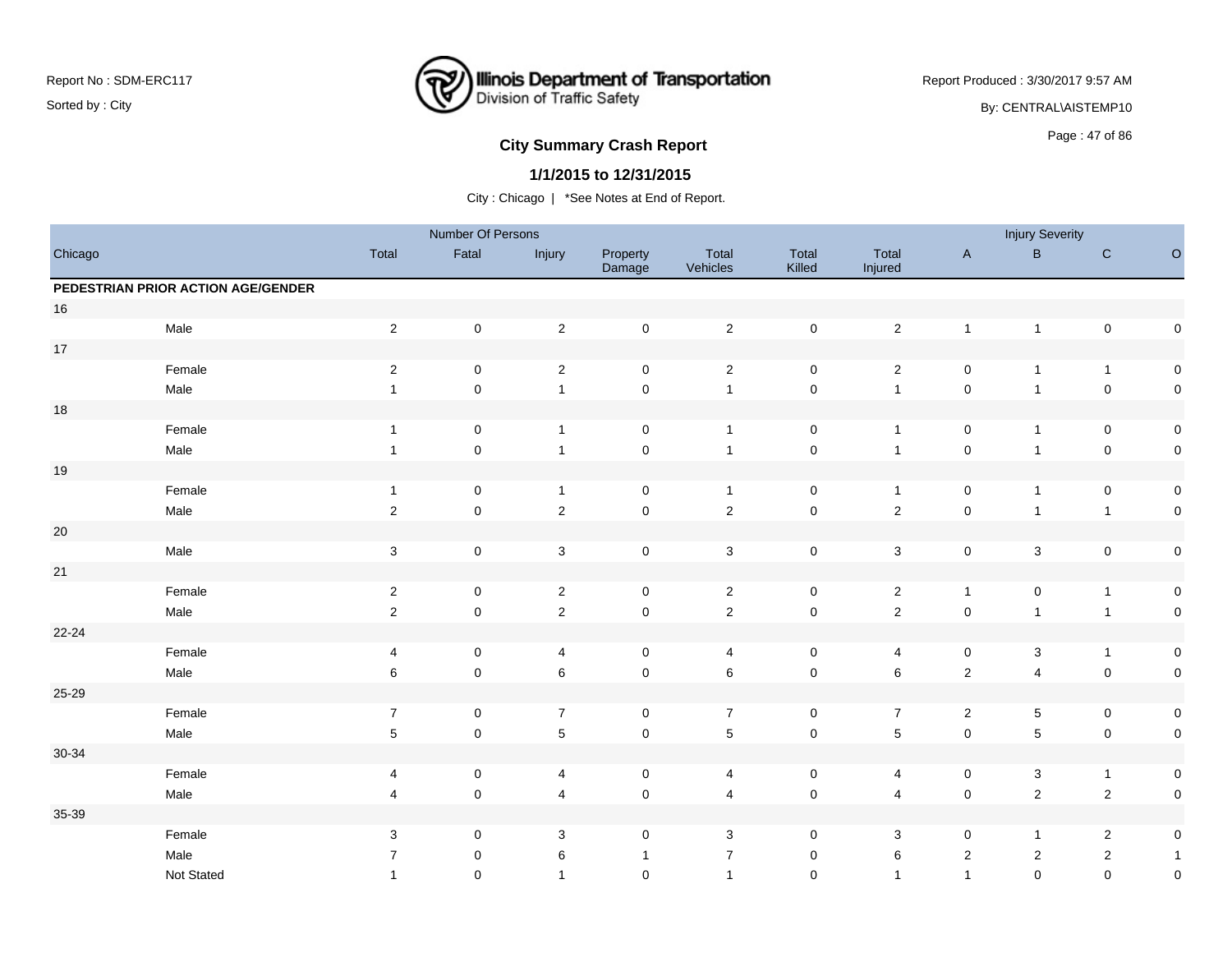**Report No : SDM-ERC117**
Sorted by : City

**Illinois Department of Transportation**
Division of Traffic Safety

Report Produced : 3/30/2017 9:57 AM
By: CENTRAL\AISTEMP10

## City Summary Crash Report

### 1/1/2015 to 12/31/2015

City : Chicago | *See Notes at End of Report.

| Chicago | | Number Of Persons Total | Fatal | Injury | Property Damage | Total Vehicles | Total Killed | Total Injured | Injury Severity A | B | C | O |
|---|---|---|---|---|---|---|---|---|---|---|---|---|
| **PEDESTRIAN PRIOR ACTION AGE/GENDER** | | | | | | | | | | | | |
| 16 | | | | | | | | | | | | |
| | Male | 2 | 0 | 2 | 0 | 2 | 0 | 2 | 1 | 1 | 0 | 0 |
| 17 | | | | | | | | | | | | |
| | Female | 2 | 0 | 2 | 0 | 2 | 0 | 2 | 0 | 1 | 1 | 0 |
| | Male | 1 | 0 | 1 | 0 | 1 | 0 | 1 | 0 | 1 | 0 | 0 |
| 18 | | | | | | | | | | | | |
| | Female | 1 | 0 | 1 | 0 | 1 | 0 | 1 | 0 | 1 | 0 | 0 |
| | Male | 1 | 0 | 1 | 0 | 1 | 0 | 1 | 0 | 1 | 0 | 0 |
| 19 | | | | | | | | | | | | |
| | Female | 1 | 0 | 1 | 0 | 1 | 0 | 1 | 0 | 1 | 0 | 0 |
| | Male | 2 | 0 | 2 | 0 | 2 | 0 | 2 | 0 | 1 | 1 | 0 |
| 20 | | | | | | | | | | | | |
| | Male | 3 | 0 | 3 | 0 | 3 | 0 | 3 | 0 | 3 | 0 | 0 |
| 21 | | | | | | | | | | | | |
| | Female | 2 | 0 | 2 | 0 | 2 | 0 | 2 | 1 | 0 | 1 | 0 |
| | Male | 2 | 0 | 2 | 0 | 2 | 0 | 2 | 0 | 1 | 1 | 0 |
| 22-24 | | | | | | | | | | | | |
| | Female | 4 | 0 | 4 | 0 | 4 | 0 | 4 | 0 | 3 | 1 | 0 |
| | Male | 6 | 0 | 6 | 0 | 6 | 0 | 6 | 2 | 4 | 0 | 0 |
| 25-29 | | | | | | | | | | | | |
| | Female | 7 | 0 | 7 | 0 | 7 | 0 | 7 | 2 | 5 | 0 | 0 |
| | Male | 5 | 0 | 5 | 0 | 5 | 0 | 5 | 0 | 5 | 0 | 0 |
| 30-34 | | | | | | | | | | | | |
| | Female | 4 | 0 | 4 | 0 | 4 | 0 | 4 | 0 | 3 | 1 | 0 |
| | Male | 4 | 0 | 4 | 0 | 4 | 0 | 4 | 0 | 2 | 2 | 0 |
| 35-39 | | | | | | | | | | | | |
| | Female | 3 | 0 | 3 | 0 | 3 | 0 | 3 | 0 | 1 | 2 | 0 |
| | Male | 7 | 0 | 6 | 1 | 7 | 0 | 6 | 2 | 2 | 2 | 1 |
| | Not Stated | 1 | 0 | 1 | 0 | 1 | 0 | 1 | 1 | 0 | 0 | 0 |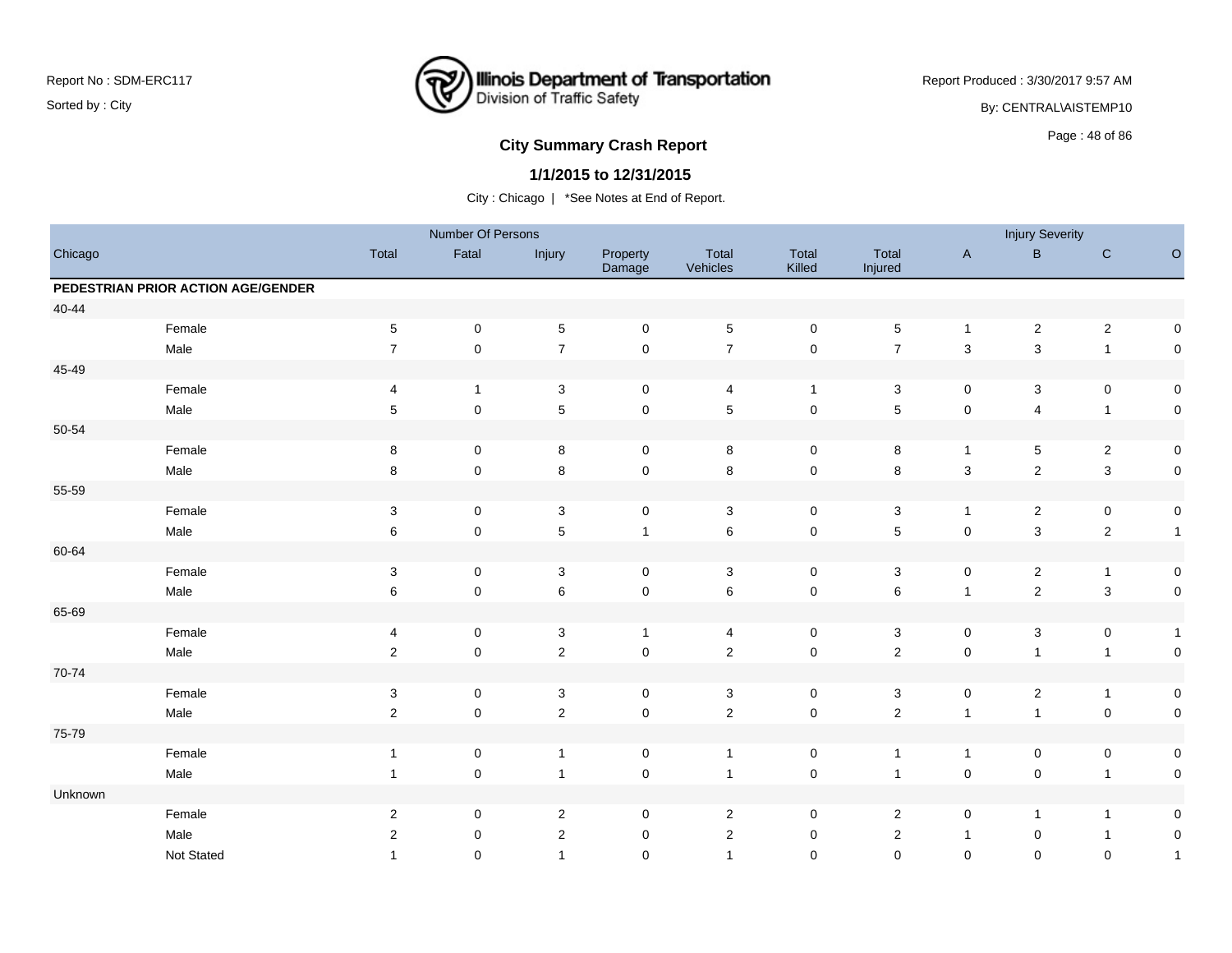Report No : SDM-ERC117

Sorted by : City

**Illinois Department of Transportation**
Division of Traffic Safety

Report Produced : 3/30/2017 9:57 AM

By: CENTRAL\AISTEMP10

## City Summary Crash Report

### 1/1/2015 to 12/31/2015

City : Chicago | *See Notes at End of Report.

| Chicago | | Number Of Persons | | | | | | Injury Severity | | | |
|---|---|---|---|---|---|---|---|---|---|---|---|
| | Total | Fatal | Injury | Property Damage | Total Vehicles | Total Killed | Total Injured | A | B | C | O |
| **PEDESTRIAN PRIOR ACTION AGE/GENDER** | | | | | | | | | | | |
| 40-44 | | | | | | | | | | | |
| Female | 5 | 0 | 5 | 0 | 5 | 0 | 5 | 1 | 2 | 2 | 0 |
| Male | 7 | 0 | 7 | 0 | 7 | 0 | 7 | 3 | 3 | 1 | 0 |
| 45-49 | | | | | | | | | | | |
| Female | 4 | 1 | 3 | 0 | 4 | 1 | 3 | 0 | 3 | 0 | 0 |
| Male | 5 | 0 | 5 | 0 | 5 | 0 | 5 | 0 | 4 | 1 | 0 |
| 50-54 | | | | | | | | | | | |
| Female | 8 | 0 | 8 | 0 | 8 | 0 | 8 | 1 | 5 | 2 | 0 |
| Male | 8 | 0 | 8 | 0 | 8 | 0 | 8 | 3 | 2 | 3 | 0 |
| 55-59 | | | | | | | | | | | |
| Female | 3 | 0 | 3 | 0 | 3 | 0 | 3 | 1 | 2 | 0 | 0 |
| Male | 6 | 0 | 5 | 1 | 6 | 0 | 5 | 0 | 3 | 2 | 1 |
| 60-64 | | | | | | | | | | | |
| Female | 3 | 0 | 3 | 0 | 3 | 0 | 3 | 0 | 2 | 1 | 0 |
| Male | 6 | 0 | 6 | 0 | 6 | 0 | 6 | 1 | 2 | 3 | 0 |
| 65-69 | | | | | | | | | | | |
| Female | 4 | 0 | 3 | 1 | 4 | 0 | 3 | 0 | 3 | 0 | 1 |
| Male | 2 | 0 | 2 | 0 | 2 | 0 | 2 | 0 | 1 | 1 | 0 |
| 70-74 | | | | | | | | | | | |
| Female | 3 | 0 | 3 | 0 | 3 | 0 | 3 | 0 | 2 | 1 | 0 |
| Male | 2 | 0 | 2 | 0 | 2 | 0 | 2 | 1 | 1 | 0 | 0 |
| 75-79 | | | | | | | | | | | |
| Female | 1 | 0 | 1 | 0 | 1 | 0 | 1 | 1 | 0 | 0 | 0 |
| Male | 1 | 0 | 1 | 0 | 1 | 0 | 1 | 0 | 0 | 1 | 0 |
| Unknown | | | | | | | | | | | |
| Female | 2 | 0 | 2 | 0 | 2 | 0 | 2 | 0 | 1 | 1 | 0 |
| Male | 2 | 0 | 2 | 0 | 2 | 0 | 2 | 1 | 0 | 1 | 0 |
| Not Stated | 1 | 0 | 1 | 0 | 1 | 0 | 0 | 0 | 0 | 0 | 1 |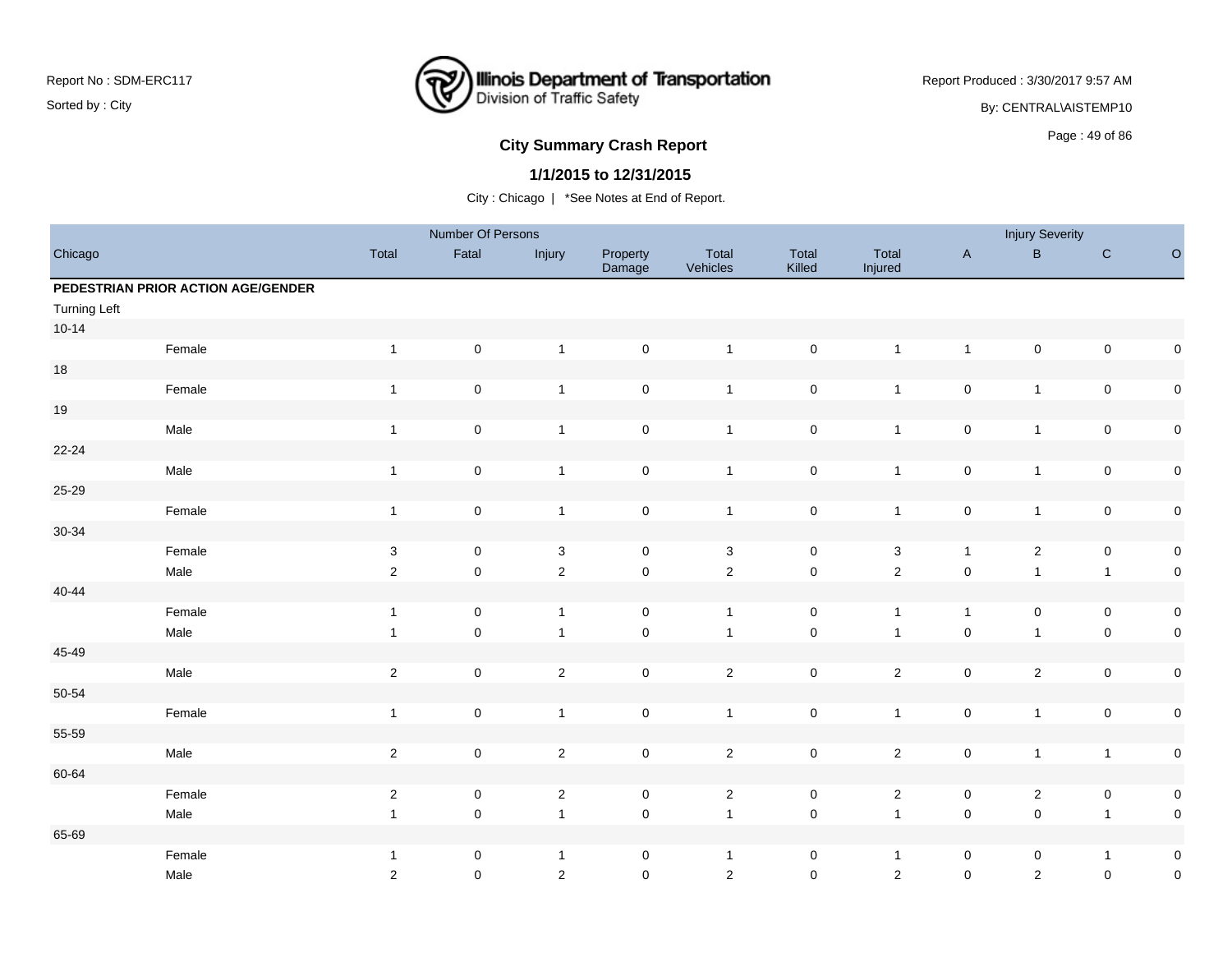# City Summary Crash Report

## 1/1/2015 to 12/31/2015

City : Chicago | *See Notes at End of Report.

| Chicago | | Number Of Persons | | | | | | | Injury Severity | | | |
|---|---|---|---|---|---|---|---|---|---|---|---|---|
| | | Total | Fatal | Injury | Property Damage | Total Vehicles | Total Killed | Total Injured | A | B | C | O |
| **PEDESTRIAN PRIOR ACTION AGE/GENDER** | | | | | | | | | | | | |
| Turning Left | | | | | | | | | | | | |
| 10-14 | | | | | | | | | | | | |
| | Female | 1 | 0 | 1 | 0 | 1 | 0 | 1 | 1 | 0 | 0 | 0 |
| 18 | | | | | | | | | | | | |
| | Female | 1 | 0 | 1 | 0 | 1 | 0 | 1 | 0 | 1 | 0 | 0 |
| 19 | | | | | | | | | | | | |
| | Male | 1 | 0 | 1 | 0 | 1 | 0 | 1 | 0 | 1 | 0 | 0 |
| 22-24 | | | | | | | | | | | | |
| | Male | 1 | 0 | 1 | 0 | 1 | 0 | 1 | 0 | 1 | 0 | 0 |
| 25-29 | | | | | | | | | | | | |
| | Female | 1 | 0 | 1 | 0 | 1 | 0 | 1 | 0 | 1 | 0 | 0 |
| 30-34 | | | | | | | | | | | | |
| | Female | 3 | 0 | 3 | 0 | 3 | 0 | 3 | 1 | 2 | 0 | 0 |
| | Male | 2 | 0 | 2 | 0 | 2 | 0 | 2 | 0 | 1 | 1 | 0 |
| 40-44 | | | | | | | | | | | | |
| | Female | 1 | 0 | 1 | 0 | 1 | 0 | 1 | 1 | 0 | 0 | 0 |
| | Male | 1 | 0 | 1 | 0 | 1 | 0 | 1 | 0 | 1 | 0 | 0 |
| 45-49 | | | | | | | | | | | | |
| | Male | 2 | 0 | 2 | 0 | 2 | 0 | 2 | 0 | 2 | 0 | 0 |
| 50-54 | | | | | | | | | | | | |
| | Female | 1 | 0 | 1 | 0 | 1 | 0 | 1 | 0 | 1 | 0 | 0 |
| 55-59 | | | | | | | | | | | | |
| | Male | 2 | 0 | 2 | 0 | 2 | 0 | 2 | 0 | 1 | 1 | 0 |
| 60-64 | | | | | | | | | | | | |
| | Female | 2 | 0 | 2 | 0 | 2 | 0 | 2 | 0 | 2 | 0 | 0 |
| | Male | 1 | 0 | 1 | 0 | 1 | 0 | 1 | 0 | 0 | 1 | 0 |
| 65-69 | | | | | | | | | | | | |
| | Female | 1 | 0 | 1 | 0 | 1 | 0 | 1 | 0 | 0 | 1 | 0 |
| | Male | 2 | 0 | 2 | 0 | 2 | 0 | 2 | 0 | 2 | 0 | 0 |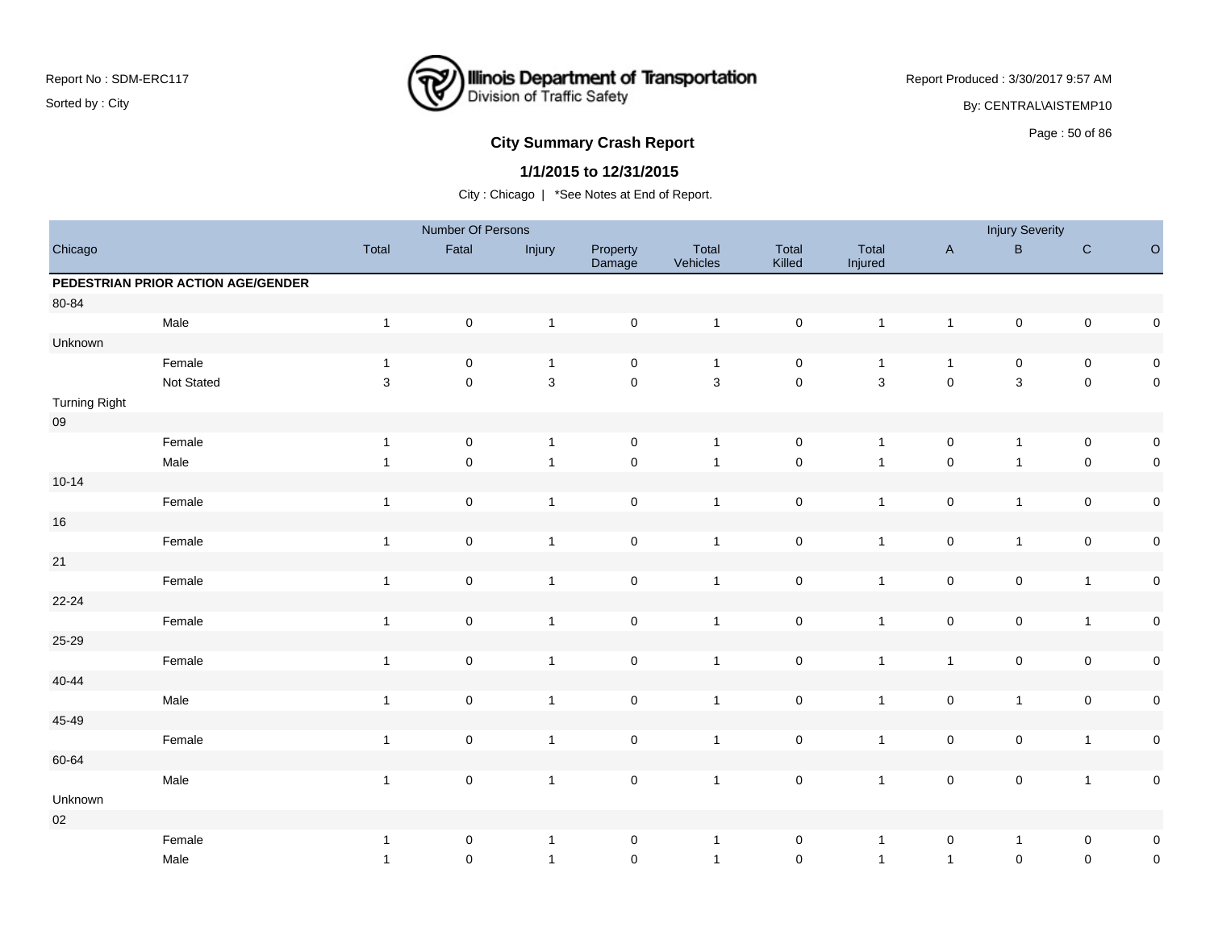Report No : SDM-ERC117

Sorted by : City

Illinois Department of Transportation
Division of Traffic Safety

Report Produced : 3/30/2017 9:57 AM

By: CENTRAL\AISTEMP10

## City Summary Crash Report

### 1/1/2015 to 12/31/2015

City : Chicago | *See Notes at End of Report.

| Chicago | | Number Of Persons | | | | | | | Injury Severity | | | |
|---|---|---|---|---|---|---|---|---|---|---|---|---|
| | | Total | Fatal | Injury | Property Damage | Total Vehicles | Total Killed | Total Injured | A | B | C | O |
| **PEDESTRIAN PRIOR ACTION AGE/GENDER** | | | | | | | | | | | | |
| 80-84 | | | | | | | | | | | | |
| | Male | 1 | 0 | 1 | 0 | 1 | 0 | 1 | 1 | 0 | 0 | 0 |
| Unknown | | | | | | | | | | | | |
| | Female | 1 | 0 | 1 | 0 | 1 | 0 | 1 | 1 | 0 | 0 | 0 |
| | Not Stated | 3 | 0 | 3 | 0 | 3 | 0 | 3 | 0 | 3 | 0 | 0 |
| Turning Right | | | | | | | | | | | | |
| 09 | | | | | | | | | | | | |
| | Female | 1 | 0 | 1 | 0 | 1 | 0 | 1 | 0 | 1 | 0 | 0 |
| | Male | 1 | 0 | 1 | 0 | 1 | 0 | 1 | 0 | 1 | 0 | 0 |
| 10-14 | | | | | | | | | | | | |
| | Female | 1 | 0 | 1 | 0 | 1 | 0 | 1 | 0 | 1 | 0 | 0 |
| 16 | | | | | | | | | | | | |
| | Female | 1 | 0 | 1 | 0 | 1 | 0 | 1 | 0 | 1 | 0 | 0 |
| 21 | | | | | | | | | | | | |
| | Female | 1 | 0 | 1 | 0 | 1 | 0 | 1 | 0 | 0 | 1 | 0 |
| 22-24 | | | | | | | | | | | | |
| | Female | 1 | 0 | 1 | 0 | 1 | 0 | 1 | 0 | 0 | 1 | 0 |
| 25-29 | | | | | | | | | | | | |
| | Female | 1 | 0 | 1 | 0 | 1 | 0 | 1 | 1 | 0 | 0 | 0 |
| 40-44 | | | | | | | | | | | | |
| | Male | 1 | 0 | 1 | 0 | 1 | 0 | 1 | 0 | 1 | 0 | 0 |
| 45-49 | | | | | | | | | | | | |
| | Female | 1 | 0 | 1 | 0 | 1 | 0 | 1 | 0 | 0 | 1 | 0 |
| 60-64 | | | | | | | | | | | | |
| | Male | 1 | 0 | 1 | 0 | 1 | 0 | 1 | 0 | 0 | 1 | 0 |
| Unknown | | | | | | | | | | | | |
| 02 | | | | | | | | | | | | |
| | Female | 1 | 0 | 1 | 0 | 1 | 0 | 1 | 0 | 1 | 0 | 0 |
| | Male | 1 | 0 | 1 | 0 | 1 | 0 | 1 | 1 | 0 | 0 | 0 |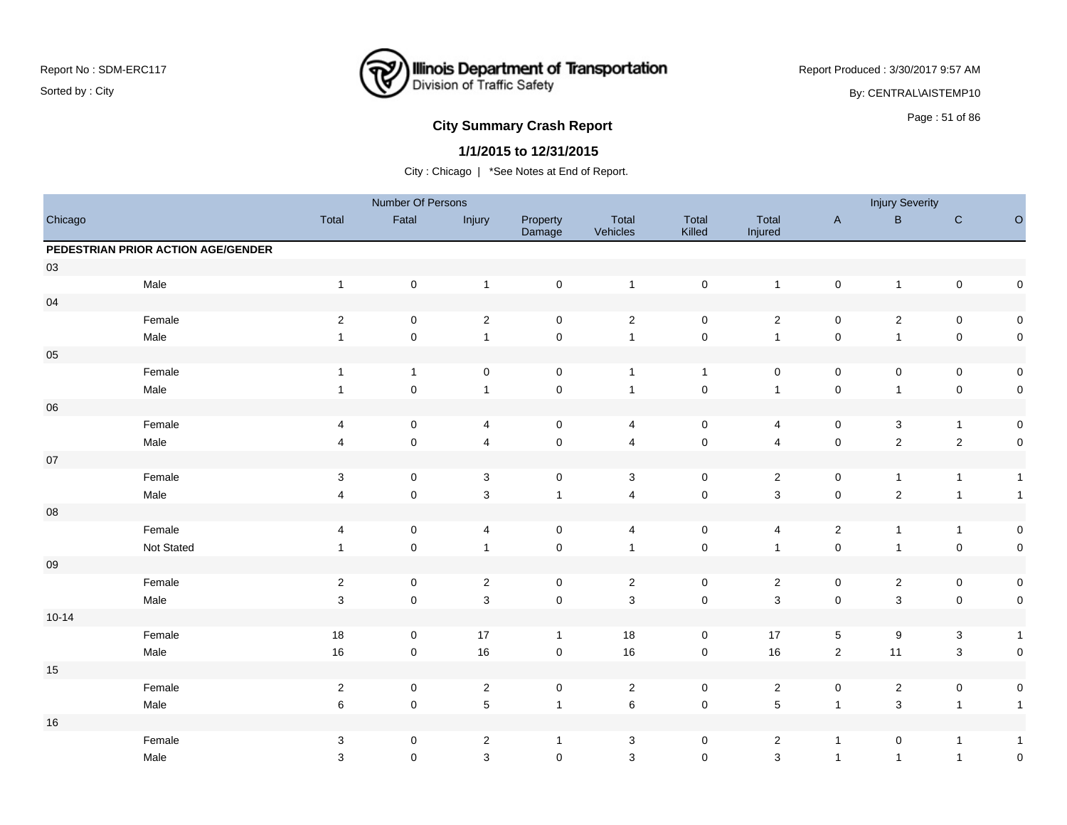Report No : SDM-ERC117

Sorted by : City

Illinois Department of Transportation
Division of Traffic Safety

Report Produced : 3/30/2017 9:57 AM

By: CENTRAL\AISTEMP10

## City Summary Crash Report

### 1/1/2015 to 12/31/2015

City : Chicago | *See Notes at End of Report.

| Chicago | | Number Of Persons | | | | | | | Injury Severity | | | |
|---|---|---|---|---|---|---|---|---|---|---|---|---|
| | | Total | Fatal | Injury | Property Damage | Total Vehicles | Total Killed | Total Injured | A | B | C | O |
| **PEDESTRIAN PRIOR ACTION AGE/GENDER** | | | | | | | | | | | | |
| 03 | | | | | | | | | | | | |
| | Male | 1 | 0 | 1 | 0 | 1 | 0 | 1 | 0 | 1 | 0 | 0 |
| 04 | | | | | | | | | | | | |
| | Female | 2 | 0 | 2 | 0 | 2 | 0 | 2 | 0 | 2 | 0 | 0 |
| | Male | 1 | 0 | 1 | 0 | 1 | 0 | 1 | 0 | 1 | 0 | 0 |
| 05 | | | | | | | | | | | | |
| | Female | 1 | 1 | 0 | 0 | 1 | 1 | 0 | 0 | 0 | 0 | 0 |
| | Male | 1 | 0 | 1 | 0 | 1 | 0 | 1 | 0 | 1 | 0 | 0 |
| 06 | | | | | | | | | | | | |
| | Female | 4 | 0 | 4 | 0 | 4 | 0 | 4 | 0 | 3 | 1 | 0 |
| | Male | 4 | 0 | 4 | 0 | 4 | 0 | 4 | 0 | 2 | 2 | 0 |
| 07 | | | | | | | | | | | | |
| | Female | 3 | 0 | 3 | 0 | 3 | 0 | 2 | 0 | 1 | 1 | 1 |
| | Male | 4 | 0 | 3 | 1 | 4 | 0 | 3 | 0 | 2 | 1 | 1 |
| 08 | | | | | | | | | | | | |
| | Female | 4 | 0 | 4 | 0 | 4 | 0 | 4 | 2 | 1 | 1 | 0 |
| | Not Stated | 1 | 0 | 1 | 0 | 1 | 0 | 1 | 0 | 1 | 0 | 0 |
| 09 | | | | | | | | | | | | |
| | Female | 2 | 0 | 2 | 0 | 2 | 0 | 2 | 0 | 2 | 0 | 0 |
| | Male | 3 | 0 | 3 | 0 | 3 | 0 | 3 | 0 | 3 | 0 | 0 |
| 10-14 | | | | | | | | | | | | |
| | Female | 18 | 0 | 17 | 1 | 18 | 0 | 17 | 5 | 9 | 3 | 1 |
| | Male | 16 | 0 | 16 | 0 | 16 | 0 | 16 | 2 | 11 | 3 | 0 |
| 15 | | | | | | | | | | | | |
| | Female | 2 | 0 | 2 | 0 | 2 | 0 | 2 | 0 | 2 | 0 | 0 |
| | Male | 6 | 0 | 5 | 1 | 6 | 0 | 5 | 1 | 3 | 1 | 1 |
| 16 | | | | | | | | | | | | |
| | Female | 3 | 0 | 2 | 1 | 3 | 0 | 2 | 1 | 0 | 1 | 1 |
| | Male | 3 | 0 | 3 | 0 | 3 | 0 | 3 | 1 | 1 | 1 | 0 |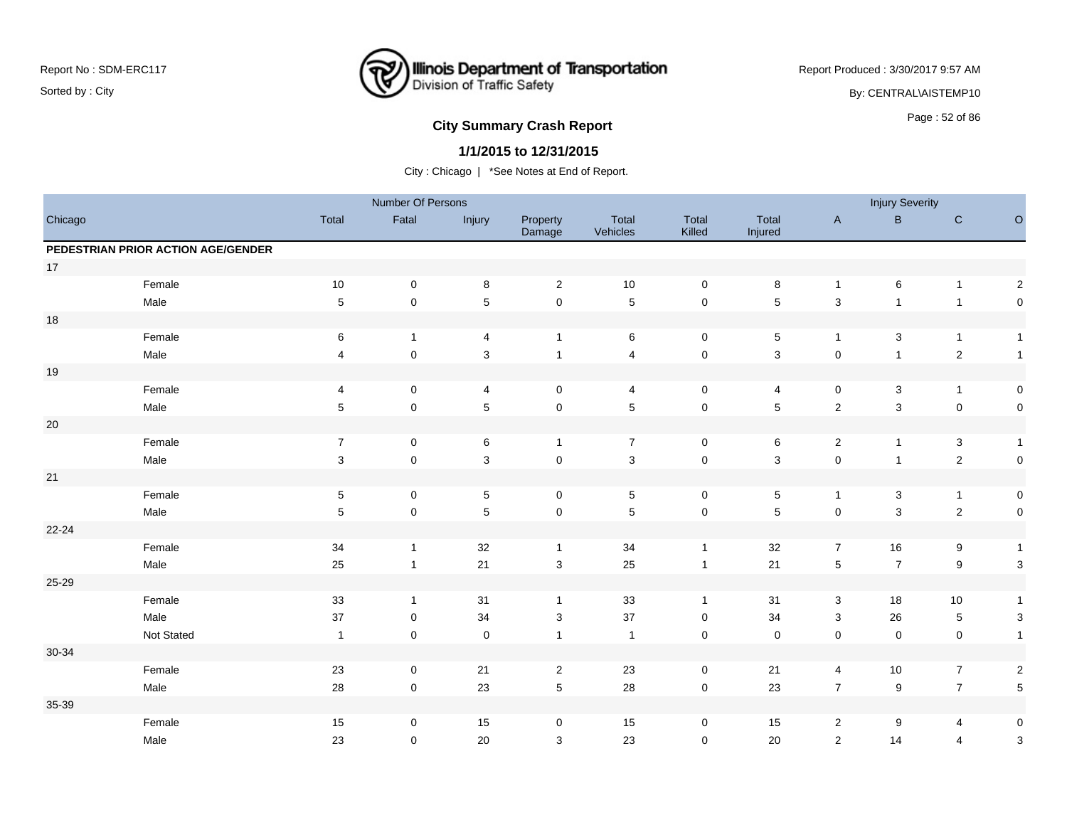## City Summary Crash Report

**1/1/2015 to 12/31/2015**

City : Chicago | *See Notes at End of Report.

Report No : SDM-ERC117
Sorted by : City

Report Produced : 3/30/2017 9:57 AM
By: CENTRAL\AISTEMP10

| Chicago | | Number Of Persons | | | | | | | Injury Severity | | | |
|---|---|---|---|---|---|---|---|---|---|---|---|---|
| | | Total | Fatal | Injury | Property Damage | Total Vehicles | Total Killed | Total Injured | A | B | C | O |
| **PEDESTRIAN PRIOR ACTION AGE/GENDER** | | | | | | | | | | | | |
| 17 | | | | | | | | | | | | |
| | Female | 10 | 0 | 8 | 2 | 10 | 0 | 8 | 1 | 6 | 1 | 2 |
| | Male | 5 | 0 | 5 | 0 | 5 | 0 | 5 | 3 | 1 | 1 | 0 |
| 18 | | | | | | | | | | | | |
| | Female | 6 | 1 | 4 | 1 | 6 | 0 | 5 | 1 | 3 | 1 | 1 |
| | Male | 4 | 0 | 3 | 1 | 4 | 0 | 3 | 0 | 1 | 2 | 1 |
| 19 | | | | | | | | | | | | |
| | Female | 4 | 0 | 4 | 0 | 4 | 0 | 4 | 0 | 3 | 1 | 0 |
| | Male | 5 | 0 | 5 | 0 | 5 | 0 | 5 | 2 | 3 | 0 | 0 |
| 20 | | | | | | | | | | | | |
| | Female | 7 | 0 | 6 | 1 | 7 | 0 | 6 | 2 | 1 | 3 | 1 |
| | Male | 3 | 0 | 3 | 0 | 3 | 0 | 3 | 0 | 1 | 2 | 0 |
| 21 | | | | | | | | | | | | |
| | Female | 5 | 0 | 5 | 0 | 5 | 0 | 5 | 1 | 3 | 1 | 0 |
| | Male | 5 | 0 | 5 | 0 | 5 | 0 | 5 | 0 | 3 | 2 | 0 |
| 22-24 | | | | | | | | | | | | |
| | Female | 34 | 1 | 32 | 1 | 34 | 1 | 32 | 7 | 16 | 9 | 1 |
| | Male | 25 | 1 | 21 | 3 | 25 | 1 | 21 | 5 | 7 | 9 | 3 |
| 25-29 | | | | | | | | | | | | |
| | Female | 33 | 1 | 31 | 1 | 33 | 1 | 31 | 3 | 18 | 10 | 1 |
| | Male | 37 | 0 | 34 | 3 | 37 | 0 | 34 | 3 | 26 | 5 | 3 |
| | Not Stated | 1 | 0 | 0 | 1 | 1 | 0 | 0 | 0 | 0 | 0 | 1 |
| 30-34 | | | | | | | | | | | | |
| | Female | 23 | 0 | 21 | 2 | 23 | 0 | 21 | 4 | 10 | 7 | 2 |
| | Male | 28 | 0 | 23 | 5 | 28 | 0 | 23 | 7 | 9 | 7 | 5 |
| 35-39 | | | | | | | | | | | | |
| | Female | 15 | 0 | 15 | 0 | 15 | 0 | 15 | 2 | 9 | 4 | 0 |
| | Male | 23 | 0 | 20 | 3 | 23 | 0 | 20 | 2 | 14 | 4 | 3 |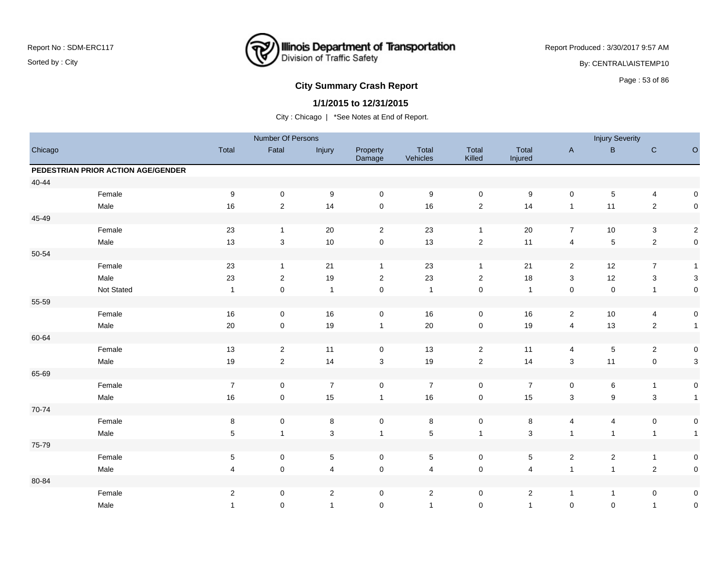Report No : SDM-ERC117

Sorted by : City

Illinois Department of Transportation
Division of Traffic Safety

Report Produced : 3/30/2017 9:57 AM

By: CENTRAL\AISTEMP10

## City Summary Crash Report

### 1/1/2015 to 12/31/2015

City : Chicago | *See Notes at End of Report.

| Chicago | | Number Of Persons | | | | | | | Injury Severity | | | |
|---|---|---|---|---|---|---|---|---|---|---|---|---|
| | | Total | Fatal | Injury | Property Damage | Total Vehicles | Total Killed | Total Injured | A | B | C | O |
| **PEDESTRIAN PRIOR ACTION AGE/GENDER** | | | | | | | | | | | | |
| 40-44 | | | | | | | | | | | | |
| | Female | 9 | 0 | 9 | 0 | 9 | 0 | 9 | 0 | 5 | 4 | 0 |
| | Male | 16 | 2 | 14 | 0 | 16 | 2 | 14 | 1 | 11 | 2 | 0 |
| 45-49 | | | | | | | | | | | | |
| | Female | 23 | 1 | 20 | 2 | 23 | 1 | 20 | 7 | 10 | 3 | 2 |
| | Male | 13 | 3 | 10 | 0 | 13 | 2 | 11 | 4 | 5 | 2 | 0 |
| 50-54 | | | | | | | | | | | | |
| | Female | 23 | 1 | 21 | 1 | 23 | 1 | 21 | 2 | 12 | 7 | 1 |
| | Male | 23 | 2 | 19 | 2 | 23 | 2 | 18 | 3 | 12 | 3 | 3 |
| | Not Stated | 1 | 0 | 1 | 0 | 1 | 0 | 1 | 0 | 0 | 1 | 0 |
| 55-59 | | | | | | | | | | | | |
| | Female | 16 | 0 | 16 | 0 | 16 | 0 | 16 | 2 | 10 | 4 | 0 |
| | Male | 20 | 0 | 19 | 1 | 20 | 0 | 19 | 4 | 13 | 2 | 1 |
| 60-64 | | | | | | | | | | | | |
| | Female | 13 | 2 | 11 | 0 | 13 | 2 | 11 | 4 | 5 | 2 | 0 |
| | Male | 19 | 2 | 14 | 3 | 19 | 2 | 14 | 3 | 11 | 0 | 3 |
| 65-69 | | | | | | | | | | | | |
| | Female | 7 | 0 | 7 | 0 | 7 | 0 | 7 | 0 | 6 | 1 | 0 |
| | Male | 16 | 0 | 15 | 1 | 16 | 0 | 15 | 3 | 9 | 3 | 1 |
| 70-74 | | | | | | | | | | | | |
| | Female | 8 | 0 | 8 | 0 | 8 | 0 | 8 | 4 | 4 | 0 | 0 |
| | Male | 5 | 1 | 3 | 1 | 5 | 1 | 3 | 1 | 1 | 1 | 1 |
| 75-79 | | | | | | | | | | | | |
| | Female | 5 | 0 | 5 | 0 | 5 | 0 | 5 | 2 | 2 | 1 | 0 |
| | Male | 4 | 0 | 4 | 0 | 4 | 0 | 4 | 1 | 1 | 2 | 0 |
| 80-84 | | | | | | | | | | | | |
| | Female | 2 | 0 | 2 | 0 | 2 | 0 | 2 | 1 | 1 | 0 | 0 |
| | Male | 1 | 0 | 1 | 0 | 1 | 0 | 1 | 0 | 0 | 1 | 0 |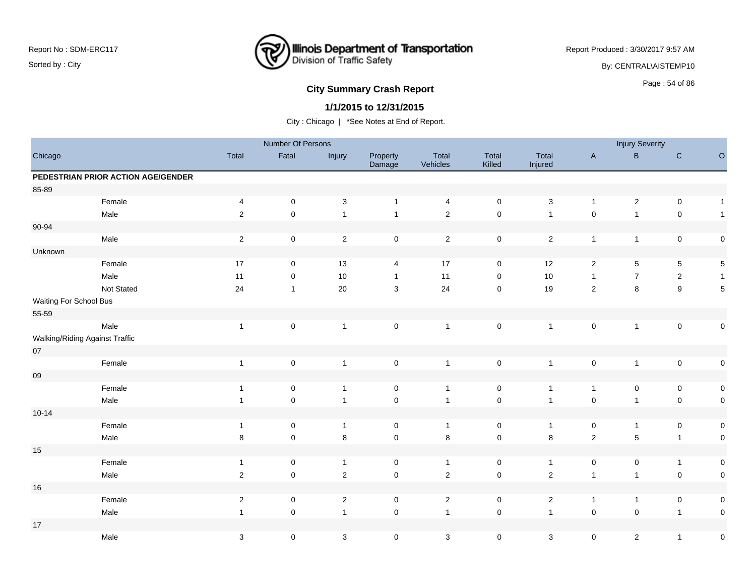Report No : SDM-ERC117

Sorted by : City

Illinois Department of Transportation
Division of Traffic Safety

Report Produced : 3/30/2017 9:57 AM

By: CENTRAL\AISTEMP10

## City Summary Crash Report

### 1/1/2015 to 12/31/2015

City : Chicago | *See Notes at End of Report.

| Chicago | | Number Of Persons | | | | | | | Injury Severity | | | |
|---|---|---|---|---|---|---|---|---|---|---|---|---|
| | | Total | Fatal | Injury | Property Damage | Total Vehicles | Total Killed | Total Injured | A | B | C | O |
| **PEDESTRIAN PRIOR ACTION AGE/GENDER** | | | | | | | | | | | | |
| 85-89 | | | | | | | | | | | | |
| | Female | 4 | 0 | 3 | 1 | 4 | 0 | 3 | 1 | 2 | 0 | 1 |
| | Male | 2 | 0 | 1 | 1 | 2 | 0 | 1 | 0 | 1 | 0 | 1 |
| 90-94 | | | | | | | | | | | | |
| | Male | 2 | 0 | 2 | 0 | 2 | 0 | 2 | 1 | 1 | 0 | 0 |
| Unknown | | | | | | | | | | | | |
| | Female | 17 | 0 | 13 | 4 | 17 | 0 | 12 | 2 | 5 | 5 | 5 |
| | Male | 11 | 0 | 10 | 1 | 11 | 0 | 10 | 1 | 7 | 2 | 1 |
| | Not Stated | 24 | 1 | 20 | 3 | 24 | 0 | 19 | 2 | 8 | 9 | 5 |
| Waiting For School Bus | | | | | | | | | | | | |
| 55-59 | | | | | | | | | | | | |
| | Male | 1 | 0 | 1 | 0 | 1 | 0 | 1 | 0 | 1 | 0 | 0 |
| Walking/Riding Against Traffic | | | | | | | | | | | | |
| 07 | | | | | | | | | | | | |
| | Female | 1 | 0 | 1 | 0 | 1 | 0 | 1 | 0 | 1 | 0 | 0 |
| 09 | | | | | | | | | | | | |
| | Female | 1 | 0 | 1 | 0 | 1 | 0 | 1 | 1 | 0 | 0 | 0 |
| | Male | 1 | 0 | 1 | 0 | 1 | 0 | 1 | 0 | 1 | 0 | 0 |
| 10-14 | | | | | | | | | | | | |
| | Female | 1 | 0 | 1 | 0 | 1 | 0 | 1 | 0 | 1 | 0 | 0 |
| | Male | 8 | 0 | 8 | 0 | 8 | 0 | 8 | 2 | 5 | 1 | 0 |
| 15 | | | | | | | | | | | | |
| | Female | 1 | 0 | 1 | 0 | 1 | 0 | 1 | 0 | 0 | 1 | 0 |
| | Male | 2 | 0 | 2 | 0 | 2 | 0 | 2 | 1 | 1 | 0 | 0 |
| 16 | | | | | | | | | | | | |
| | Female | 2 | 0 | 2 | 0 | 2 | 0 | 2 | 1 | 1 | 0 | 0 |
| | Male | 1 | 0 | 1 | 0 | 1 | 0 | 1 | 0 | 0 | 1 | 0 |
| 17 | | | | | | | | | | | | |
| | Male | 3 | 0 | 3 | 0 | 3 | 0 | 3 | 0 | 2 | 1 | 0 |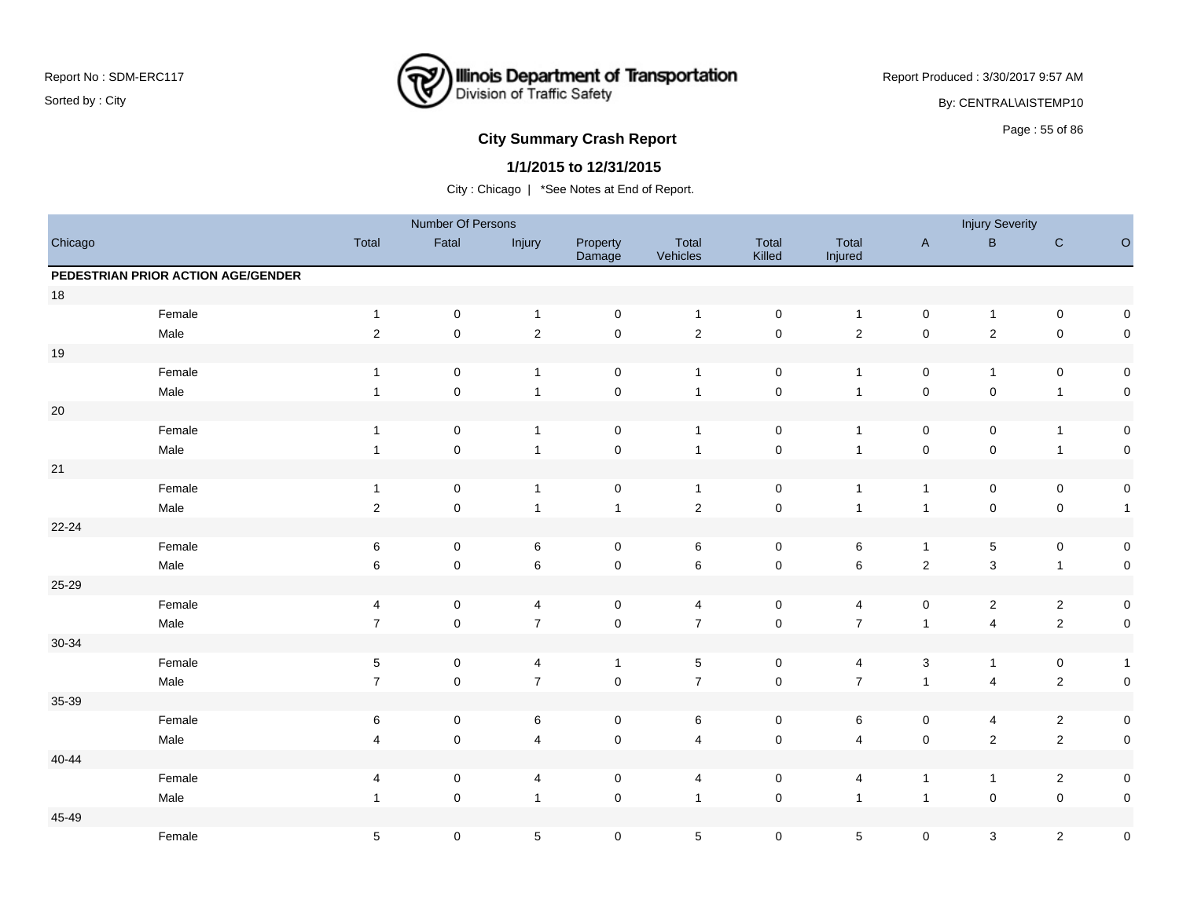Report No : SDM-ERC117

Sorted by : City

Illinois Department of Transportation
Division of Traffic Safety

Report Produced : 3/30/2017 9:57 AM

By: CENTRAL\AISTEMP10

## City Summary Crash Report

### 1/1/2015 to 12/31/2015

City : Chicago | *See Notes at End of Report.

| Chicago | | Number Of Persons | | | | | | | Injury Severity | | | |
|---|---|---|---|---|---|---|---|---|---|---|---|---|
| | | Total | Fatal | Injury | Property Damage | Total Vehicles | Total Killed | Total Injured | A | B | C | O |
| **PEDESTRIAN PRIOR ACTION AGE/GENDER** | | | | | | | | | | | | |
| 18 | | | | | | | | | | | | |
| | Female | 1 | 0 | 1 | 0 | 1 | 0 | 1 | 0 | 1 | 0 | 0 |
| | Male | 2 | 0 | 2 | 0 | 2 | 0 | 2 | 0 | 2 | 0 | 0 |
| 19 | | | | | | | | | | | | |
| | Female | 1 | 0 | 1 | 0 | 1 | 0 | 1 | 0 | 1 | 0 | 0 |
| | Male | 1 | 0 | 1 | 0 | 1 | 0 | 1 | 0 | 0 | 1 | 0 |
| 20 | | | | | | | | | | | | |
| | Female | 1 | 0 | 1 | 0 | 1 | 0 | 1 | 0 | 0 | 1 | 0 |
| | Male | 1 | 0 | 1 | 0 | 1 | 0 | 1 | 0 | 0 | 1 | 0 |
| 21 | | | | | | | | | | | | |
| | Female | 1 | 0 | 1 | 0 | 1 | 0 | 1 | 1 | 0 | 0 | 0 |
| | Male | 2 | 0 | 1 | 1 | 2 | 0 | 1 | 1 | 0 | 0 | 1 |
| 22-24 | | | | | | | | | | | | |
| | Female | 6 | 0 | 6 | 0 | 6 | 0 | 6 | 1 | 5 | 0 | 0 |
| | Male | 6 | 0 | 6 | 0 | 6 | 0 | 6 | 2 | 3 | 1 | 0 |
| 25-29 | | | | | | | | | | | | |
| | Female | 4 | 0 | 4 | 0 | 4 | 0 | 4 | 0 | 2 | 2 | 0 |
| | Male | 7 | 0 | 7 | 0 | 7 | 0 | 7 | 1 | 4 | 2 | 0 |
| 30-34 | | | | | | | | | | | | |
| | Female | 5 | 0 | 4 | 1 | 5 | 0 | 4 | 3 | 1 | 0 | 1 |
| | Male | 7 | 0 | 7 | 0 | 7 | 0 | 7 | 1 | 4 | 2 | 0 |
| 35-39 | | | | | | | | | | | | |
| | Female | 6 | 0 | 6 | 0 | 6 | 0 | 6 | 0 | 4 | 2 | 0 |
| | Male | 4 | 0 | 4 | 0 | 4 | 0 | 4 | 0 | 2 | 2 | 0 |
| 40-44 | | | | | | | | | | | | |
| | Female | 4 | 0 | 4 | 0 | 4 | 0 | 4 | 1 | 1 | 2 | 0 |
| | Male | 1 | 0 | 1 | 0 | 1 | 0 | 1 | 1 | 0 | 0 | 0 |
| 45-49 | | | | | | | | | | | | |
| | Female | 5 | 0 | 5 | 0 | 5 | 0 | 5 | 0 | 3 | 2 | 0 |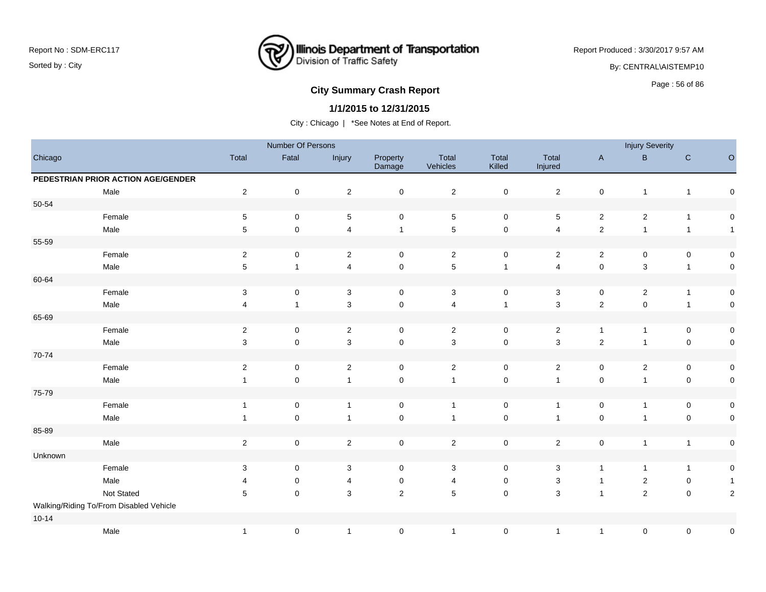# City Summary Crash Report

## 1/1/2015 to 12/31/2015

City : Chicago | *See Notes at End of Report.

| Chicago | | Number Of Persons | | | | | | | Injury Severity | | | |
|---|---|---|---|---|---|---|---|---|---|---|---|---|
| | Total | Fatal | Injury | Property Damage | Total Vehicles | Total Killed | Total Injured | A | B | C | O |
| **PEDESTRIAN PRIOR ACTION AGE/GENDER** | | | | | | | | | | | |
| Male | 2 | 0 | 2 | 0 | 2 | 0 | 2 | 0 | 1 | 1 | 0 |
| 50-54 | | | | | | | | | | | |
| Female | 5 | 0 | 5 | 0 | 5 | 0 | 5 | 2 | 2 | 1 | 0 |
| Male | 5 | 0 | 4 | 1 | 5 | 0 | 4 | 2 | 1 | 1 | 1 |
| 55-59 | | | | | | | | | | | |
| Female | 2 | 0 | 2 | 0 | 2 | 0 | 2 | 2 | 0 | 0 | 0 |
| Male | 5 | 1 | 4 | 0 | 5 | 1 | 4 | 0 | 3 | 1 | 0 |
| 60-64 | | | | | | | | | | | |
| Female | 3 | 0 | 3 | 0 | 3 | 0 | 3 | 0 | 2 | 1 | 0 |
| Male | 4 | 1 | 3 | 0 | 4 | 1 | 3 | 2 | 0 | 1 | 0 |
| 65-69 | | | | | | | | | | | |
| Female | 2 | 0 | 2 | 0 | 2 | 0 | 2 | 1 | 1 | 0 | 0 |
| Male | 3 | 0 | 3 | 0 | 3 | 0 | 3 | 2 | 1 | 0 | 0 |
| 70-74 | | | | | | | | | | | |
| Female | 2 | 0 | 2 | 0 | 2 | 0 | 2 | 0 | 2 | 0 | 0 |
| Male | 1 | 0 | 1 | 0 | 1 | 0 | 1 | 0 | 1 | 0 | 0 |
| 75-79 | | | | | | | | | | | |
| Female | 1 | 0 | 1 | 0 | 1 | 0 | 1 | 0 | 1 | 0 | 0 |
| Male | 1 | 0 | 1 | 0 | 1 | 0 | 1 | 0 | 1 | 0 | 0 |
| 85-89 | | | | | | | | | | | |
| Male | 2 | 0 | 2 | 0 | 2 | 0 | 2 | 0 | 1 | 1 | 0 |
| Unknown | | | | | | | | | | | |
| Female | 3 | 0 | 3 | 0 | 3 | 0 | 3 | 1 | 1 | 1 | 0 |
| Male | 4 | 0 | 4 | 0 | 4 | 0 | 3 | 1 | 2 | 0 | 1 |
| Not Stated | 5 | 0 | 3 | 2 | 5 | 0 | 3 | 1 | 2 | 0 | 2 |
| Walking/Riding To/From Disabled Vehicle | | | | | | | | | | | |
| 10-14 | | | | | | | | | | | |
| Male | 1 | 0 | 1 | 0 | 1 | 0 | 1 | 1 | 0 | 0 | 0 |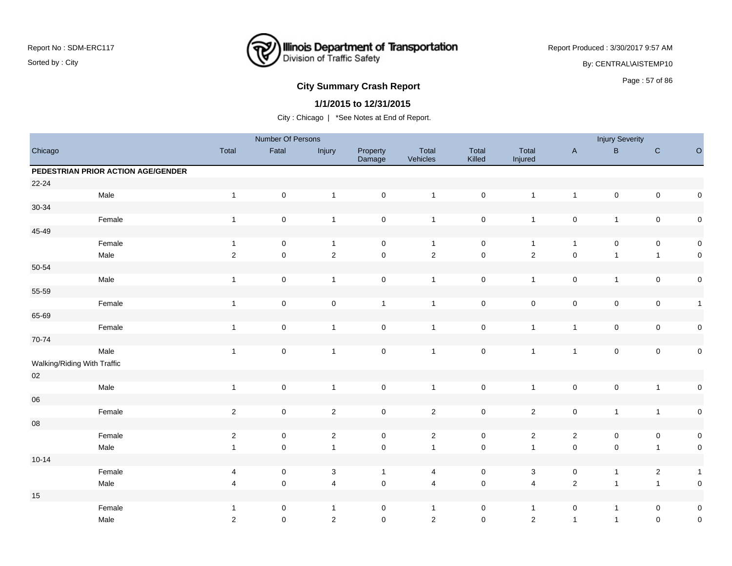Report No : SDM-ERC117
Sorted by : City

Report Produced : 3/30/2017 9:57 AM
By: CENTRAL\AISTEMP10

## City Summary Crash Report

### 1/1/2015 to 12/31/2015

City : Chicago | *See Notes at End of Report.

| Chicago | | Number Of Persons | | | | | | | Injury Severity | | | |
|---|---|---|---|---|---|---|---|---|---|---|---|---|
| | | Total | Fatal | Injury | Property Damage | Total Vehicles | Total Killed | Total Injured | A | B | C | O |
| **PEDESTRIAN PRIOR ACTION AGE/GENDER** | | | | | | | | | | | | |
| 22-24 | | | | | | | | | | | | |
| | Male | 1 | 0 | 1 | 0 | 1 | 0 | 1 | 1 | 0 | 0 | 0 |
| 30-34 | | | | | | | | | | | | |
| | Female | 1 | 0 | 1 | 0 | 1 | 0 | 1 | 0 | 1 | 0 | 0 |
| 45-49 | | | | | | | | | | | | |
| | Female | 1 | 0 | 1 | 0 | 1 | 0 | 1 | 1 | 0 | 0 | 0 |
| | Male | 2 | 0 | 2 | 0 | 2 | 0 | 2 | 0 | 1 | 1 | 0 |
| 50-54 | | | | | | | | | | | | |
| | Male | 1 | 0 | 1 | 0 | 1 | 0 | 1 | 0 | 1 | 0 | 0 |
| 55-59 | | | | | | | | | | | | |
| | Female | 1 | 0 | 0 | 1 | 1 | 0 | 0 | 0 | 0 | 0 | 1 |
| 65-69 | | | | | | | | | | | | |
| | Female | 1 | 0 | 1 | 0 | 1 | 0 | 1 | 1 | 0 | 0 | 0 |
| 70-74 | | | | | | | | | | | | |
| | Male | 1 | 0 | 1 | 0 | 1 | 0 | 1 | 1 | 0 | 0 | 0 |
| Walking/Riding With Traffic | | | | | | | | | | | | |
| 02 | | | | | | | | | | | | |
| | Male | 1 | 0 | 1 | 0 | 1 | 0 | 1 | 0 | 0 | 1 | 0 |
| 06 | | | | | | | | | | | | |
| | Female | 2 | 0 | 2 | 0 | 2 | 0 | 2 | 0 | 1 | 1 | 0 |
| 08 | | | | | | | | | | | | |
| | Female | 2 | 0 | 2 | 0 | 2 | 0 | 2 | 2 | 0 | 0 | 0 |
| | Male | 1 | 0 | 1 | 0 | 1 | 0 | 1 | 0 | 0 | 1 | 0 |
| 10-14 | | | | | | | | | | | | |
| | Female | 4 | 0 | 3 | 1 | 4 | 0 | 3 | 0 | 1 | 2 | 1 |
| | Male | 4 | 0 | 4 | 0 | 4 | 0 | 4 | 2 | 1 | 1 | 0 |
| 15 | | | | | | | | | | | | |
| | Female | 1 | 0 | 1 | 0 | 1 | 0 | 1 | 0 | 1 | 0 | 0 |
| | Male | 2 | 0 | 2 | 0 | 2 | 0 | 2 | 1 | 1 | 0 | 0 |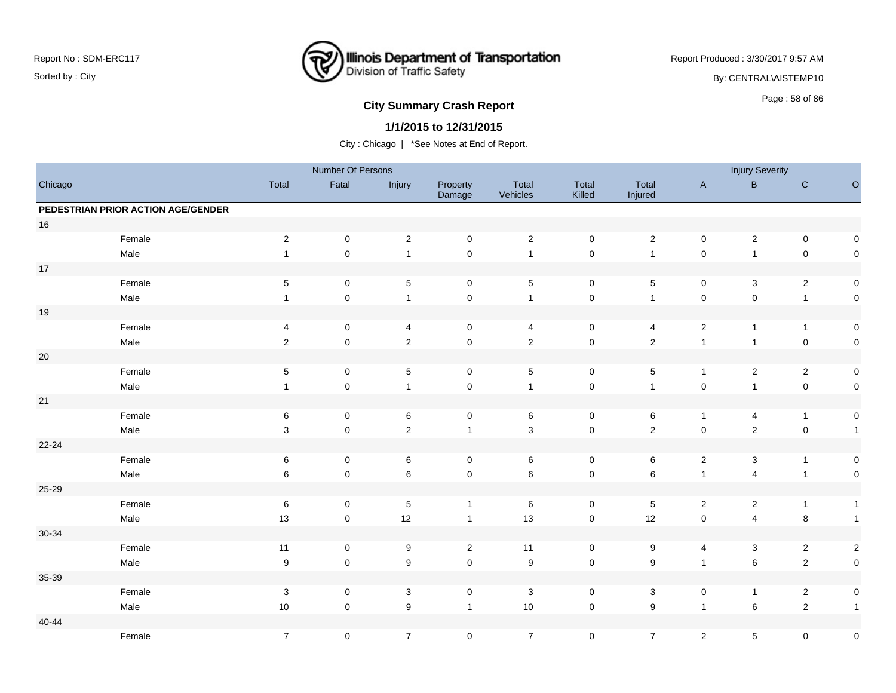## City Summary Crash Report

**1/1/2015 to 12/31/2015**

City : Chicago | *See Notes at End of Report.

| Chicago | | Number Of Persons | | | | | | | Injury Severity | | | |
|---|---|---|---|---|---|---|---|---|---|---|---|---|
| | | Total | Fatal | Injury | Property Damage | Total Vehicles | Total Killed | Total Injured | A | B | C | O |
| **PEDESTRIAN PRIOR ACTION AGE/GENDER** | | | | | | | | | | | | |
| 16 | | | | | | | | | | | | |
| | Female | 2 | 0 | 2 | 0 | 2 | 0 | 2 | 0 | 2 | 0 | 0 |
| | Male | 1 | 0 | 1 | 0 | 1 | 0 | 1 | 0 | 1 | 0 | 0 |
| 17 | | | | | | | | | | | | |
| | Female | 5 | 0 | 5 | 0 | 5 | 0 | 5 | 0 | 3 | 2 | 0 |
| | Male | 1 | 0 | 1 | 0 | 1 | 0 | 1 | 0 | 0 | 1 | 0 |
| 19 | | | | | | | | | | | | |
| | Female | 4 | 0 | 4 | 0 | 4 | 0 | 4 | 2 | 1 | 1 | 0 |
| | Male | 2 | 0 | 2 | 0 | 2 | 0 | 2 | 1 | 1 | 0 | 0 |
| 20 | | | | | | | | | | | | |
| | Female | 5 | 0 | 5 | 0 | 5 | 0 | 5 | 1 | 2 | 2 | 0 |
| | Male | 1 | 0 | 1 | 0 | 1 | 0 | 1 | 0 | 1 | 0 | 0 |
| 21 | | | | | | | | | | | | |
| | Female | 6 | 0 | 6 | 0 | 6 | 0 | 6 | 1 | 4 | 1 | 0 |
| | Male | 3 | 0 | 2 | 1 | 3 | 0 | 2 | 0 | 2 | 0 | 1 |
| 22-24 | | | | | | | | | | | | |
| | Female | 6 | 0 | 6 | 0 | 6 | 0 | 6 | 2 | 3 | 1 | 0 |
| | Male | 6 | 0 | 6 | 0 | 6 | 0 | 6 | 1 | 4 | 1 | 0 |
| 25-29 | | | | | | | | | | | | |
| | Female | 6 | 0 | 5 | 1 | 6 | 0 | 5 | 2 | 2 | 1 | 1 |
| | Male | 13 | 0 | 12 | 1 | 13 | 0 | 12 | 0 | 4 | 8 | 1 |
| 30-34 | | | | | | | | | | | | |
| | Female | 11 | 0 | 9 | 2 | 11 | 0 | 9 | 4 | 3 | 2 | 2 |
| | Male | 9 | 0 | 9 | 0 | 9 | 0 | 9 | 1 | 6 | 2 | 0 |
| 35-39 | | | | | | | | | | | | |
| | Female | 3 | 0 | 3 | 0 | 3 | 0 | 3 | 0 | 1 | 2 | 0 |
| | Male | 10 | 0 | 9 | 1 | 10 | 0 | 9 | 1 | 6 | 2 | 1 |
| 40-44 | | | | | | | | | | | | |
| | Female | 7 | 0 | 7 | 0 | 7 | 0 | 7 | 2 | 5 | 0 | 0 |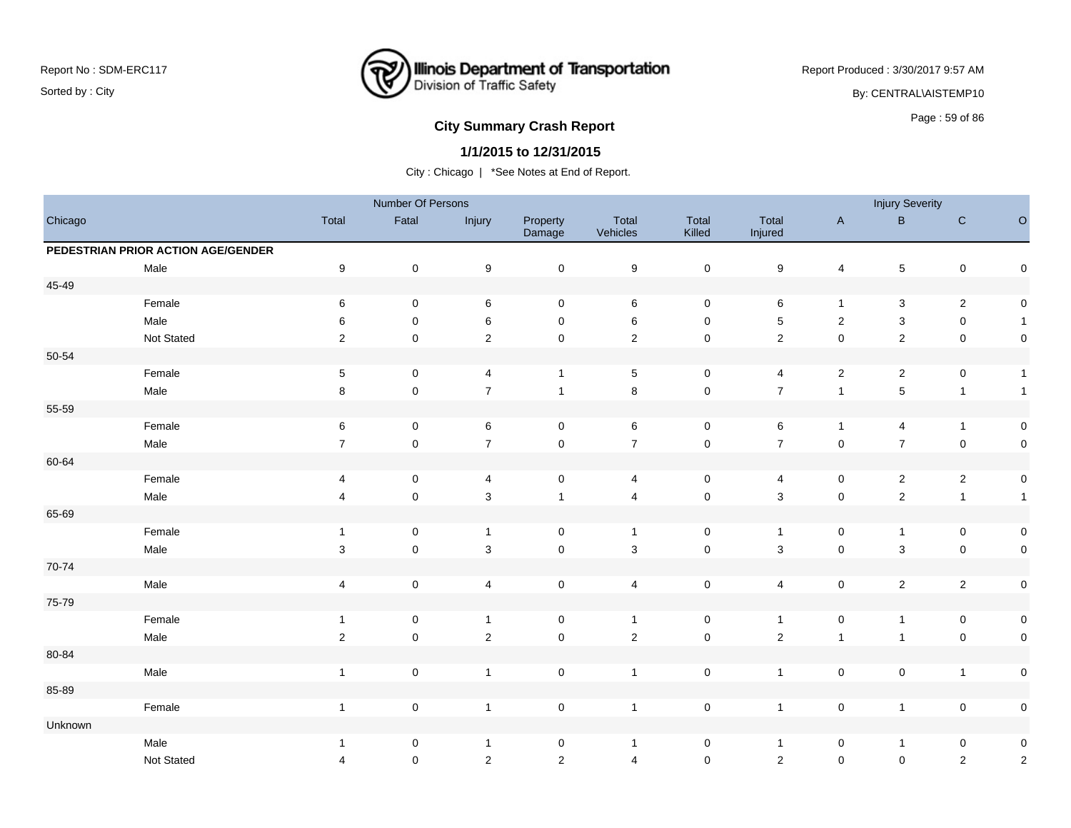## City Summary Crash Report

**1/1/2015 to 12/31/2015**

City : Chicago | *See Notes at End of Report.

| | | Number Of Persons | | | | | | | Injury Severity | | | |
|---|---|---|---|---|---|---|---|---|---|---|---|---|
| Chicago | | Total | Fatal | Injury | Property Damage | Total Vehicles | Total Killed | Total Injured | A | B | C | O |
| **PEDESTRIAN PRIOR ACTION AGE/GENDER** | | | | | | | | | | | | |
| | Male | 9 | 0 | 9 | 0 | 9 | 0 | 9 | 4 | 5 | 0 | 0 |
| 45-49 | | | | | | | | | | | | |
| | Female | 6 | 0 | 6 | 0 | 6 | 0 | 6 | 1 | 3 | 2 | 0 |
| | Male | 6 | 0 | 6 | 0 | 6 | 0 | 5 | 2 | 3 | 0 | 1 |
| | Not Stated | 2 | 0 | 2 | 0 | 2 | 0 | 2 | 0 | 2 | 0 | 0 |
| 50-54 | | | | | | | | | | | | |
| | Female | 5 | 0 | 4 | 1 | 5 | 0 | 4 | 2 | 2 | 0 | 1 |
| | Male | 8 | 0 | 7 | 1 | 8 | 0 | 7 | 1 | 5 | 1 | 1 |
| 55-59 | | | | | | | | | | | | |
| | Female | 6 | 0 | 6 | 0 | 6 | 0 | 6 | 1 | 4 | 1 | 0 |
| | Male | 7 | 0 | 7 | 0 | 7 | 0 | 7 | 0 | 7 | 0 | 0 |
| 60-64 | | | | | | | | | | | | |
| | Female | 4 | 0 | 4 | 0 | 4 | 0 | 4 | 0 | 2 | 2 | 0 |
| | Male | 4 | 0 | 3 | 1 | 4 | 0 | 3 | 0 | 2 | 1 | 1 |
| 65-69 | | | | | | | | | | | | |
| | Female | 1 | 0 | 1 | 0 | 1 | 0 | 1 | 0 | 1 | 0 | 0 |
| | Male | 3 | 0 | 3 | 0 | 3 | 0 | 3 | 0 | 3 | 0 | 0 |
| 70-74 | | | | | | | | | | | | |
| | Male | 4 | 0 | 4 | 0 | 4 | 0 | 4 | 0 | 2 | 2 | 0 |
| 75-79 | | | | | | | | | | | | |
| | Female | 1 | 0 | 1 | 0 | 1 | 0 | 1 | 0 | 1 | 0 | 0 |
| | Male | 2 | 0 | 2 | 0 | 2 | 0 | 2 | 1 | 1 | 0 | 0 |
| 80-84 | | | | | | | | | | | | |
| | Male | 1 | 0 | 1 | 0 | 1 | 0 | 1 | 0 | 0 | 1 | 0 |
| 85-89 | | | | | | | | | | | | |
| | Female | 1 | 0 | 1 | 0 | 1 | 0 | 1 | 0 | 1 | 0 | 0 |
| Unknown | | | | | | | | | | | | |
| | Male | 1 | 0 | 1 | 0 | 1 | 0 | 1 | 0 | 1 | 0 | 0 |
| | Not Stated | 4 | 0 | 2 | 2 | 4 | 0 | 2 | 0 | 0 | 2 | 2 |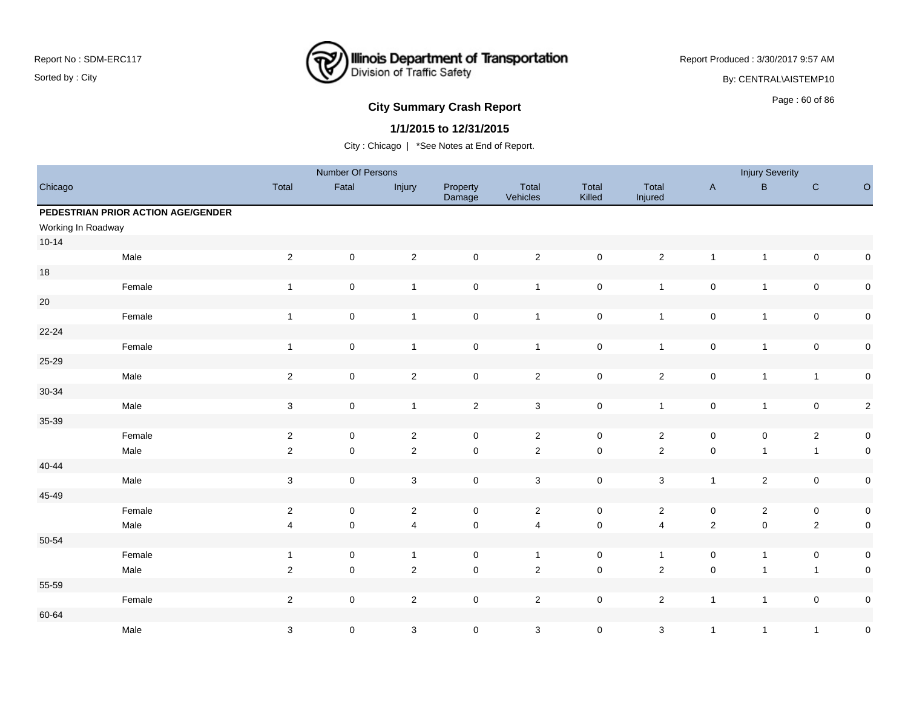**City Summary Crash Report**

**1/1/2015 to 12/31/2015**

City : Chicago | *See Notes at End of Report.

| Chicago | | Number Of Persons | | | | | | Injury Severity | | | |
|---|---|---|---|---|---|---|---|---|---|---|---|
| | Total | Fatal | Injury | Property Damage | Total Vehicles | Total Killed | Total Injured | A | B | C | O |
| **PEDESTRIAN PRIOR ACTION AGE/GENDER** | | | | | | | | | | | |
| Working In Roadway | | | | | | | | | | | |
| 10-14 | | | | | | | | | | | |
| Male | 2 | 0 | 2 | 0 | 2 | 0 | 2 | 1 | 1 | 0 | 0 |
| 18 | | | | | | | | | | | |
| Female | 1 | 0 | 1 | 0 | 1 | 0 | 1 | 0 | 1 | 0 | 0 |
| 20 | | | | | | | | | | | |
| Female | 1 | 0 | 1 | 0 | 1 | 0 | 1 | 0 | 1 | 0 | 0 |
| 22-24 | | | | | | | | | | | |
| Female | 1 | 0 | 1 | 0 | 1 | 0 | 1 | 0 | 1 | 0 | 0 |
| 25-29 | | | | | | | | | | | |
| Male | 2 | 0 | 2 | 0 | 2 | 0 | 2 | 0 | 1 | 1 | 0 |
| 30-34 | | | | | | | | | | | |
| Male | 3 | 0 | 1 | 2 | 3 | 0 | 1 | 0 | 1 | 0 | 2 |
| 35-39 | | | | | | | | | | | |
| Female | 2 | 0 | 2 | 0 | 2 | 0 | 2 | 0 | 0 | 2 | 0 |
| Male | 2 | 0 | 2 | 0 | 2 | 0 | 2 | 0 | 1 | 1 | 0 |
| 40-44 | | | | | | | | | | | |
| Male | 3 | 0 | 3 | 0 | 3 | 0 | 3 | 1 | 2 | 0 | 0 |
| 45-49 | | | | | | | | | | | |
| Female | 2 | 0 | 2 | 0 | 2 | 0 | 2 | 0 | 2 | 0 | 0 |
| Male | 4 | 0 | 4 | 0 | 4 | 0 | 4 | 2 | 0 | 2 | 0 |
| 50-54 | | | | | | | | | | | |
| Female | 1 | 0 | 1 | 0 | 1 | 0 | 1 | 0 | 1 | 0 | 0 |
| Male | 2 | 0 | 2 | 0 | 2 | 0 | 2 | 0 | 1 | 1 | 0 |
| 55-59 | | | | | | | | | | | |
| Female | 2 | 0 | 2 | 0 | 2 | 0 | 2 | 1 | 1 | 0 | 0 |
| 60-64 | | | | | | | | | | | |
| Male | 3 | 0 | 3 | 0 | 3 | 0 | 3 | 1 | 1 | 1 | 0 |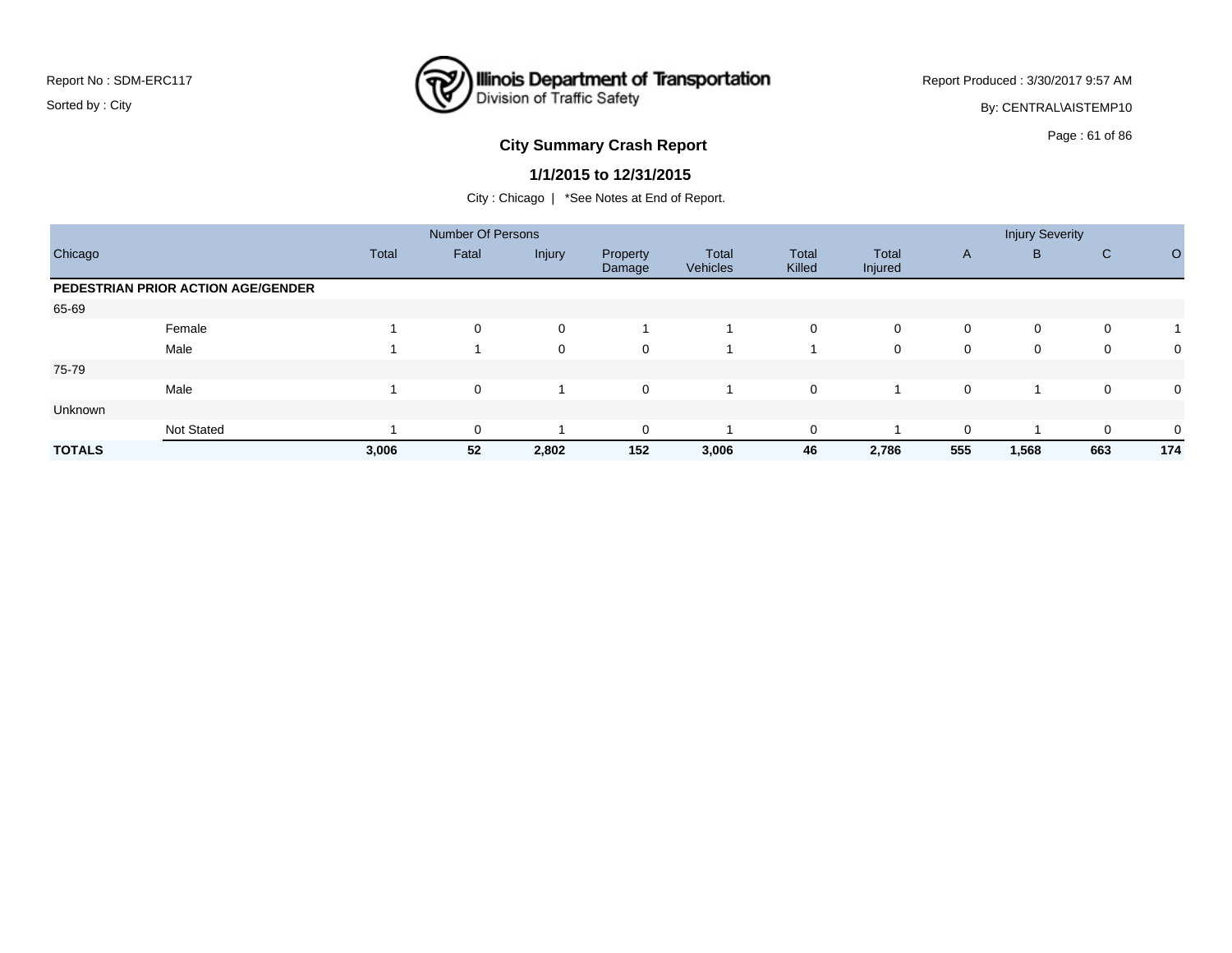Report No : SDM-ERC117

Sorted by : City

Illinois Department of Transportation
Division of Traffic Safety

Report Produced : 3/30/2017 9:57 AM

By: CENTRAL\AISTEMP10

## City Summary Crash Report

### 1/1/2015 to 12/31/2015

City : Chicago | *See Notes at End of Report.

| Chicago | | Number Of Persons | | | | | | | Injury Severity | | | |
|---|---|---|---|---|---|---|---|---|---|---|---|---|
| | | Total | Fatal | Injury | Property Damage | Total Vehicles | Total Killed | Total Injured | A | B | C | O |
| **PEDESTRIAN PRIOR ACTION AGE/GENDER** | | | | | | | | | | | | |
| 65-69 | | | | | | | | | | | | |
| | Female | 1 | 0 | 0 | 1 | 1 | 0 | 0 | 0 | 0 | 0 | 1 |
| | Male | 1 | 1 | 0 | 0 | 1 | 1 | 0 | 0 | 0 | 0 | 0 |
| 75-79 | | | | | | | | | | | | |
| | Male | 1 | 0 | 1 | 0 | 1 | 0 | 1 | 0 | 1 | 0 | 0 |
| Unknown | | | | | | | | | | | | |
| | Not Stated | 1 | 0 | 1 | 0 | 1 | 0 | 1 | 0 | 1 | 0 | 0 |
| **TOTALS** | | **3,006** | **52** | **2,802** | **152** | **3,006** | **46** | **2,786** | **555** | **1,568** | **663** | **174** |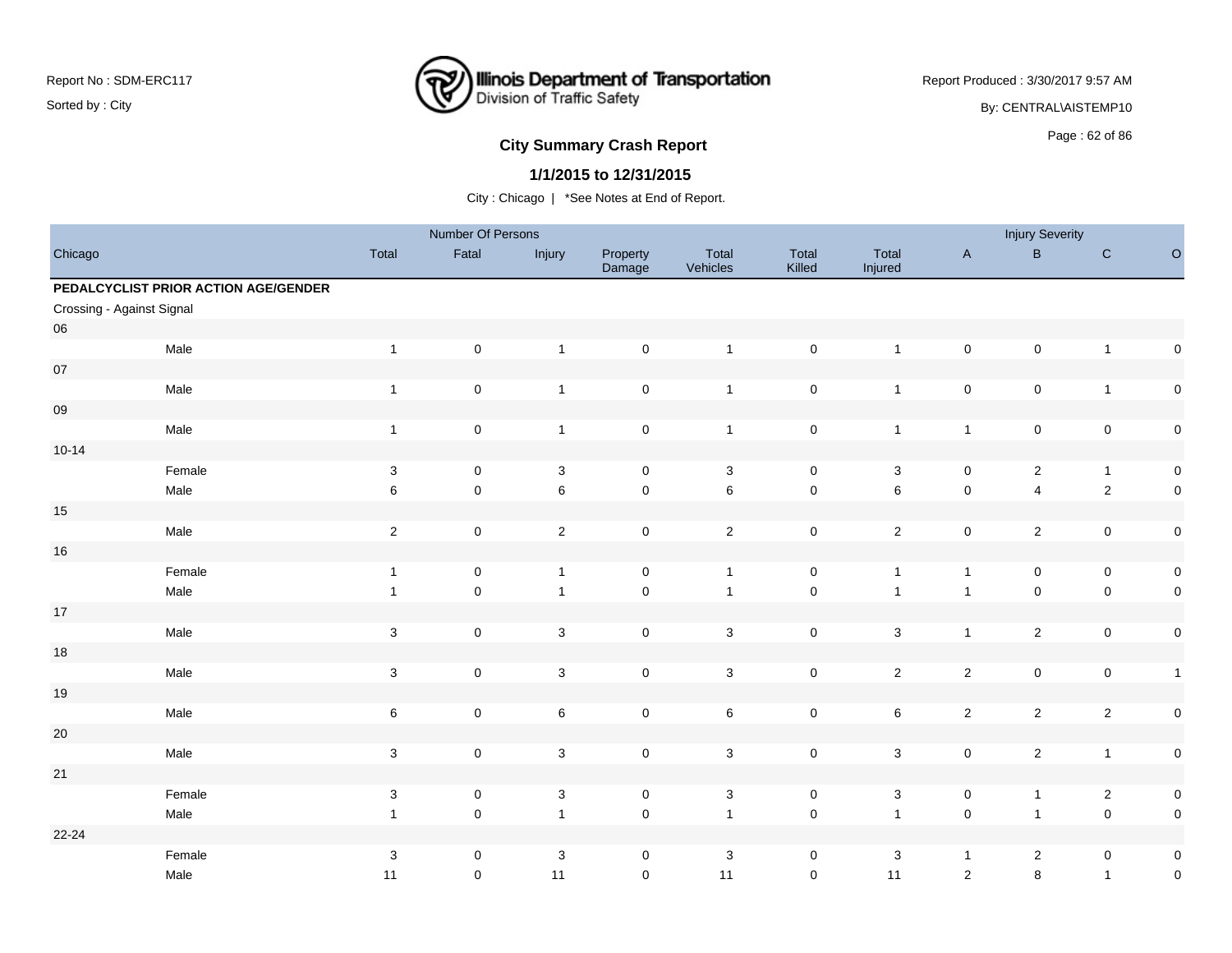Report No : SDM-ERC117

Sorted by : City

Illinois Department of Transportation
Division of Traffic Safety

Report Produced : 3/30/2017 9:57 AM

By: CENTRAL\AISTEMP10

## City Summary Crash Report

### 1/1/2015 to 12/31/2015

City : Chicago | *See Notes at End of Report.

| Chicago | | Number Of Persons | | | | | | | Injury Severity | | | |
|---|---|---|---|---|---|---|---|---|---|---|---|---|
| | | Total | Fatal | Injury | Property Damage | Total Vehicles | Total Killed | Total Injured | A | B | C | O |
| **PEDALCYCLIST PRIOR ACTION AGE/GENDER** | | | | | | | | | | | | |
| Crossing - Against Signal | | | | | | | | | | | | |
| 06 | | | | | | | | | | | | |
| | Male | 1 | 0 | 1 | 0 | 1 | 0 | 1 | 0 | 0 | 1 | 0 |
| 07 | | | | | | | | | | | | |
| | Male | 1 | 0 | 1 | 0 | 1 | 0 | 1 | 0 | 0 | 1 | 0 |
| 09 | | | | | | | | | | | | |
| | Male | 1 | 0 | 1 | 0 | 1 | 0 | 1 | 1 | 0 | 0 | 0 |
| 10-14 | | | | | | | | | | | | |
| | Female | 3 | 0 | 3 | 0 | 3 | 0 | 3 | 0 | 2 | 1 | 0 |
| | Male | 6 | 0 | 6 | 0 | 6 | 0 | 6 | 0 | 4 | 2 | 0 |
| 15 | | | | | | | | | | | | |
| | Male | 2 | 0 | 2 | 0 | 2 | 0 | 2 | 0 | 2 | 0 | 0 |
| 16 | | | | | | | | | | | | |
| | Female | 1 | 0 | 1 | 0 | 1 | 0 | 1 | 1 | 0 | 0 | 0 |
| | Male | 1 | 0 | 1 | 0 | 1 | 0 | 1 | 1 | 0 | 0 | 0 |
| 17 | | | | | | | | | | | | |
| | Male | 3 | 0 | 3 | 0 | 3 | 0 | 3 | 1 | 2 | 0 | 0 |
| 18 | | | | | | | | | | | | |
| | Male | 3 | 0 | 3 | 0 | 3 | 0 | 2 | 2 | 0 | 0 | 1 |
| 19 | | | | | | | | | | | | |
| | Male | 6 | 0 | 6 | 0 | 6 | 0 | 6 | 2 | 2 | 2 | 0 |
| 20 | | | | | | | | | | | | |
| | Male | 3 | 0 | 3 | 0 | 3 | 0 | 3 | 0 | 2 | 1 | 0 |
| 21 | | | | | | | | | | | | |
| | Female | 3 | 0 | 3 | 0 | 3 | 0 | 3 | 0 | 1 | 2 | 0 |
| | Male | 1 | 0 | 1 | 0 | 1 | 0 | 1 | 0 | 1 | 0 | 0 |
| 22-24 | | | | | | | | | | | | |
| | Female | 3 | 0 | 3 | 0 | 3 | 0 | 3 | 1 | 2 | 0 | 0 |
| | Male | 11 | 0 | 11 | 0 | 11 | 0 | 11 | 2 | 8 | 1 | 0 |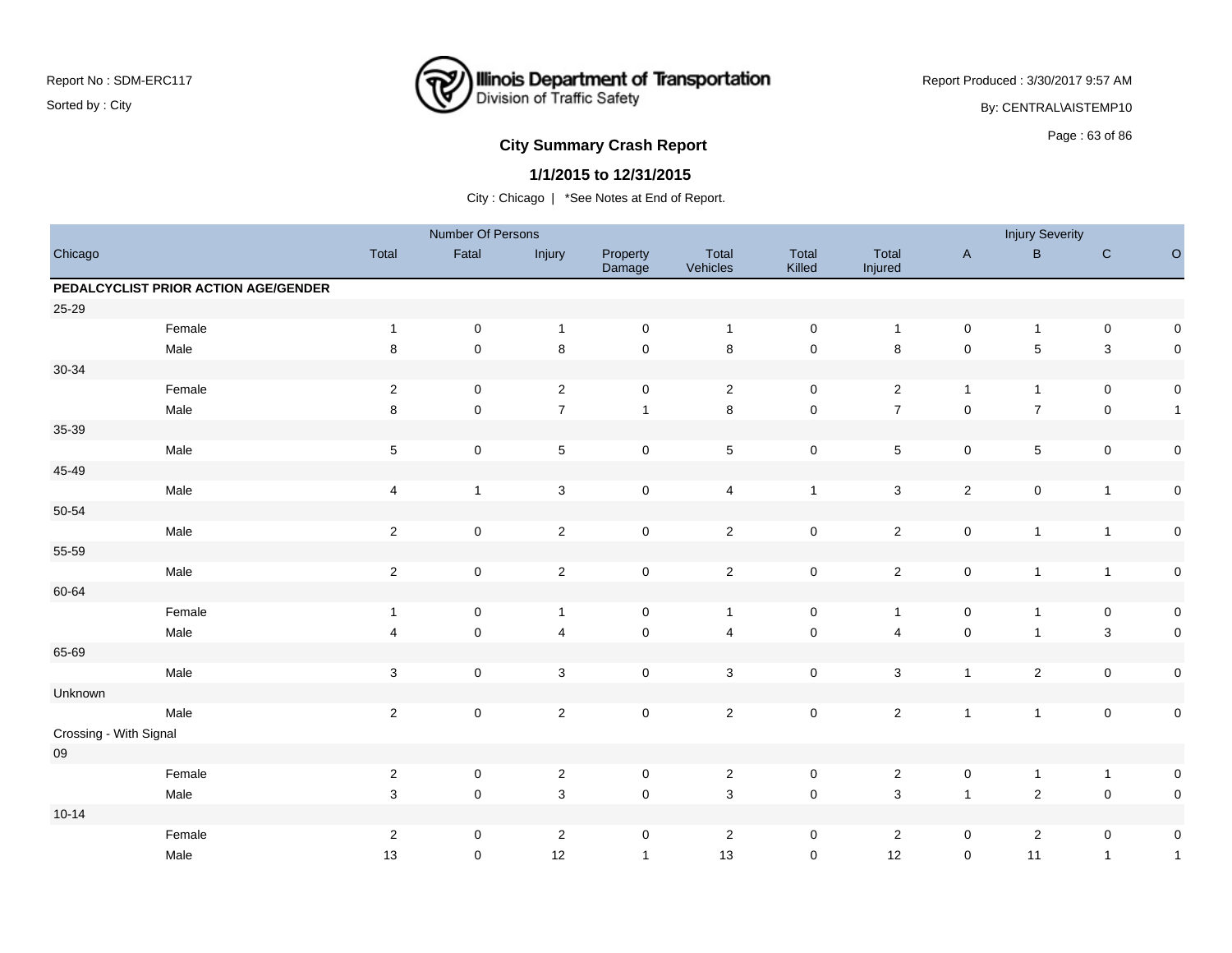## City Summary Crash Report

**1/1/2015 to 12/31/2015**

City : Chicago | *See Notes at End of Report.

| Chicago | | Number Of Persons | | | | | | | Injury Severity | | | |
|---|---|---|---|---|---|---|---|---|---|---|---|---|
| | | Total | Fatal | Injury | Property Damage | Total Vehicles | Total Killed | Total Injured | A | B | C | O |
| **PEDALCYCLIST PRIOR ACTION AGE/GENDER** | | | | | | | | | | | | |
| 25-29 | | | | | | | | | | | | |
| | Female | 1 | 0 | 1 | 0 | 1 | 0 | 1 | 0 | 1 | 0 | 0 |
| | Male | 8 | 0 | 8 | 0 | 8 | 0 | 8 | 0 | 5 | 3 | 0 |
| 30-34 | | | | | | | | | | | | |
| | Female | 2 | 0 | 2 | 0 | 2 | 0 | 2 | 1 | 1 | 0 | 0 |
| | Male | 8 | 0 | 7 | 1 | 8 | 0 | 7 | 0 | 7 | 0 | 1 |
| 35-39 | | | | | | | | | | | | |
| | Male | 5 | 0 | 5 | 0 | 5 | 0 | 5 | 0 | 5 | 0 | 0 |
| 45-49 | | | | | | | | | | | | |
| | Male | 4 | 1 | 3 | 0 | 4 | 1 | 3 | 2 | 0 | 1 | 0 |
| 50-54 | | | | | | | | | | | | |
| | Male | 2 | 0 | 2 | 0 | 2 | 0 | 2 | 0 | 1 | 1 | 0 |
| 55-59 | | | | | | | | | | | | |
| | Male | 2 | 0 | 2 | 0 | 2 | 0 | 2 | 0 | 1 | 1 | 0 |
| 60-64 | | | | | | | | | | | | |
| | Female | 1 | 0 | 1 | 0 | 1 | 0 | 1 | 0 | 1 | 0 | 0 |
| | Male | 4 | 0 | 4 | 0 | 4 | 0 | 4 | 0 | 1 | 3 | 0 |
| 65-69 | | | | | | | | | | | | |
| | Male | 3 | 0 | 3 | 0 | 3 | 0 | 3 | 1 | 2 | 0 | 0 |
| Unknown | | | | | | | | | | | | |
| | Male | 2 | 0 | 2 | 0 | 2 | 0 | 2 | 1 | 1 | 0 | 0 |
| Crossing - With Signal | | | | | | | | | | | | |
| 09 | | | | | | | | | | | | |
| | Female | 2 | 0 | 2 | 0 | 2 | 0 | 2 | 0 | 1 | 1 | 0 |
| | Male | 3 | 0 | 3 | 0 | 3 | 0 | 3 | 1 | 2 | 0 | 0 |
| 10-14 | | | | | | | | | | | | |
| | Female | 2 | 0 | 2 | 0 | 2 | 0 | 2 | 0 | 2 | 0 | 0 |
| | Male | 13 | 0 | 12 | 1 | 13 | 0 | 12 | 0 | 11 | 1 | 1 |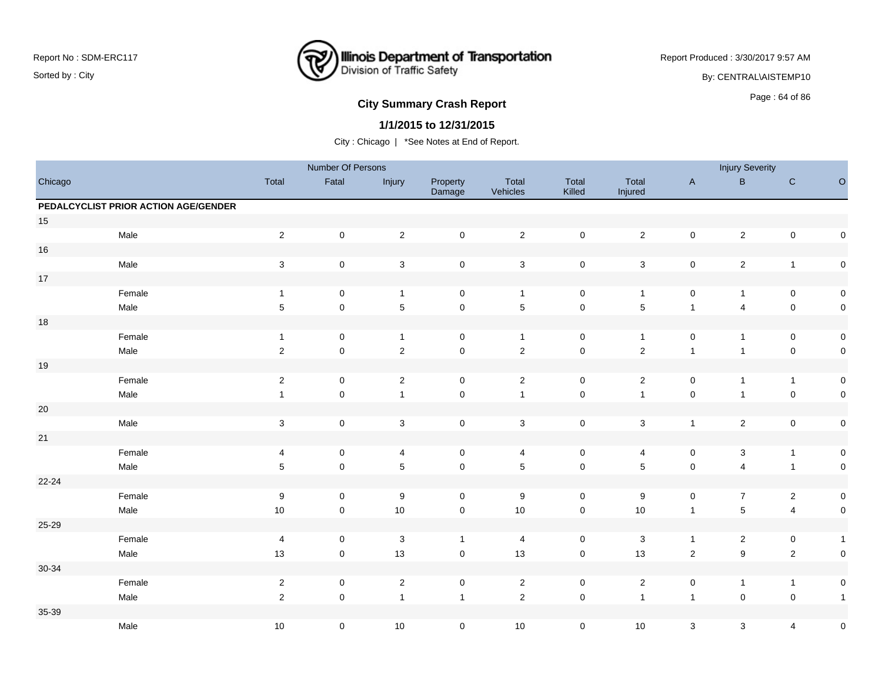## City Summary Crash Report

**1/1/2015 to 12/31/2015**

City : Chicago | *See Notes at End of Report.

| Chicago | | Number Of Persons | | | | | | Injury Severity | | | |
|---|---|---|---|---|---|---|---|---|---|---|---|
| | Total | Fatal | Injury | Property Damage | Total Vehicles | Total Killed | Total Injured | A | B | C | O |
| **PEDALCYCLIST PRIOR ACTION AGE/GENDER** | | | | | | | | | | | |
| 15 | | | | | | | | | | | |
| Male | 2 | 0 | 2 | 0 | 2 | 0 | 2 | 0 | 2 | 0 | 0 |
| 16 | | | | | | | | | | | |
| Male | 3 | 0 | 3 | 0 | 3 | 0 | 3 | 0 | 2 | 1 | 0 |
| 17 | | | | | | | | | | | |
| Female | 1 | 0 | 1 | 0 | 1 | 0 | 1 | 0 | 1 | 0 | 0 |
| Male | 5 | 0 | 5 | 0 | 5 | 0 | 5 | 1 | 4 | 0 | 0 |
| 18 | | | | | | | | | | | |
| Female | 1 | 0 | 1 | 0 | 1 | 0 | 1 | 0 | 1 | 0 | 0 |
| Male | 2 | 0 | 2 | 0 | 2 | 0 | 2 | 1 | 1 | 0 | 0 |
| 19 | | | | | | | | | | | |
| Female | 2 | 0 | 2 | 0 | 2 | 0 | 2 | 0 | 1 | 1 | 0 |
| Male | 1 | 0 | 1 | 0 | 1 | 0 | 1 | 0 | 1 | 0 | 0 |
| 20 | | | | | | | | | | | |
| Male | 3 | 0 | 3 | 0 | 3 | 0 | 3 | 1 | 2 | 0 | 0 |
| 21 | | | | | | | | | | | |
| Female | 4 | 0 | 4 | 0 | 4 | 0 | 4 | 0 | 3 | 1 | 0 |
| Male | 5 | 0 | 5 | 0 | 5 | 0 | 5 | 0 | 4 | 1 | 0 |
| 22-24 | | | | | | | | | | | |
| Female | 9 | 0 | 9 | 0 | 9 | 0 | 9 | 0 | 7 | 2 | 0 |
| Male | 10 | 0 | 10 | 0 | 10 | 0 | 10 | 1 | 5 | 4 | 0 |
| 25-29 | | | | | | | | | | | |
| Female | 4 | 0 | 3 | 1 | 4 | 0 | 3 | 1 | 2 | 0 | 1 |
| Male | 13 | 0 | 13 | 0 | 13 | 0 | 13 | 2 | 9 | 2 | 0 |
| 30-34 | | | | | | | | | | | |
| Female | 2 | 0 | 2 | 0 | 2 | 0 | 2 | 0 | 1 | 1 | 0 |
| Male | 2 | 0 | 1 | 1 | 2 | 0 | 1 | 1 | 0 | 0 | 1 |
| 35-39 | | | | | | | | | | | |
| Male | 10 | 0 | 10 | 0 | 10 | 0 | 10 | 3 | 3 | 4 | 0 |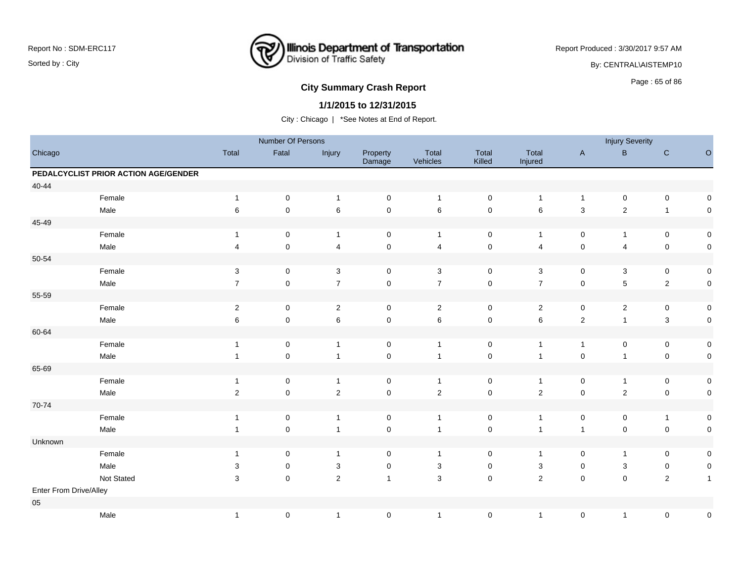# City Summary Crash Report

**1/1/2015 to 12/31/2015**

City : Chicago | *See Notes at End of Report.

Report No : SDM-ERC117
Sorted by : City

Report Produced : 3/30/2017 9:57 AM
By: CENTRAL\AISTEMP10

| Chicago | | Number Of Persons | | | | | | | Injury Severity | | | |
|---|---|---|---|---|---|---|---|---|---|---|---|---|
| | | Total | Fatal | Injury | Property Damage | Total Vehicles | Total Killed | Total Injured | A | B | C | O |
| **PEDALCYCLIST PRIOR ACTION AGE/GENDER** | | | | | | | | | | | | |
| 40-44 | | | | | | | | | | | | |
| | Female | 1 | 0 | 1 | 0 | 1 | 0 | 1 | 1 | 0 | 0 | 0 |
| | Male | 6 | 0 | 6 | 0 | 6 | 0 | 6 | 3 | 2 | 1 | 0 |
| 45-49 | | | | | | | | | | | | |
| | Female | 1 | 0 | 1 | 0 | 1 | 0 | 1 | 0 | 1 | 0 | 0 |
| | Male | 4 | 0 | 4 | 0 | 4 | 0 | 4 | 0 | 4 | 0 | 0 |
| 50-54 | | | | | | | | | | | | |
| | Female | 3 | 0 | 3 | 0 | 3 | 0 | 3 | 0 | 3 | 0 | 0 |
| | Male | 7 | 0 | 7 | 0 | 7 | 0 | 7 | 0 | 5 | 2 | 0 |
| 55-59 | | | | | | | | | | | | |
| | Female | 2 | 0 | 2 | 0 | 2 | 0 | 2 | 0 | 2 | 0 | 0 |
| | Male | 6 | 0 | 6 | 0 | 6 | 0 | 6 | 2 | 1 | 3 | 0 |
| 60-64 | | | | | | | | | | | | |
| | Female | 1 | 0 | 1 | 0 | 1 | 0 | 1 | 1 | 0 | 0 | 0 |
| | Male | 1 | 0 | 1 | 0 | 1 | 0 | 1 | 0 | 1 | 0 | 0 |
| 65-69 | | | | | | | | | | | | |
| | Female | 1 | 0 | 1 | 0 | 1 | 0 | 1 | 0 | 1 | 0 | 0 |
| | Male | 2 | 0 | 2 | 0 | 2 | 0 | 2 | 0 | 2 | 0 | 0 |
| 70-74 | | | | | | | | | | | | |
| | Female | 1 | 0 | 1 | 0 | 1 | 0 | 1 | 0 | 0 | 1 | 0 |
| | Male | 1 | 0 | 1 | 0 | 1 | 0 | 1 | 1 | 0 | 0 | 0 |
| Unknown | | | | | | | | | | | | |
| | Female | 1 | 0 | 1 | 0 | 1 | 0 | 1 | 0 | 1 | 0 | 0 |
| | Male | 3 | 0 | 3 | 0 | 3 | 0 | 3 | 0 | 3 | 0 | 0 |
| | Not Stated | 3 | 0 | 2 | 1 | 3 | 0 | 2 | 0 | 0 | 2 | 1 |
| Enter From Drive/Alley | | | | | | | | | | | | |
| 05 | | | | | | | | | | | | |
| | Male | 1 | 0 | 1 | 0 | 1 | 0 | 1 | 0 | 1 | 0 | 0 |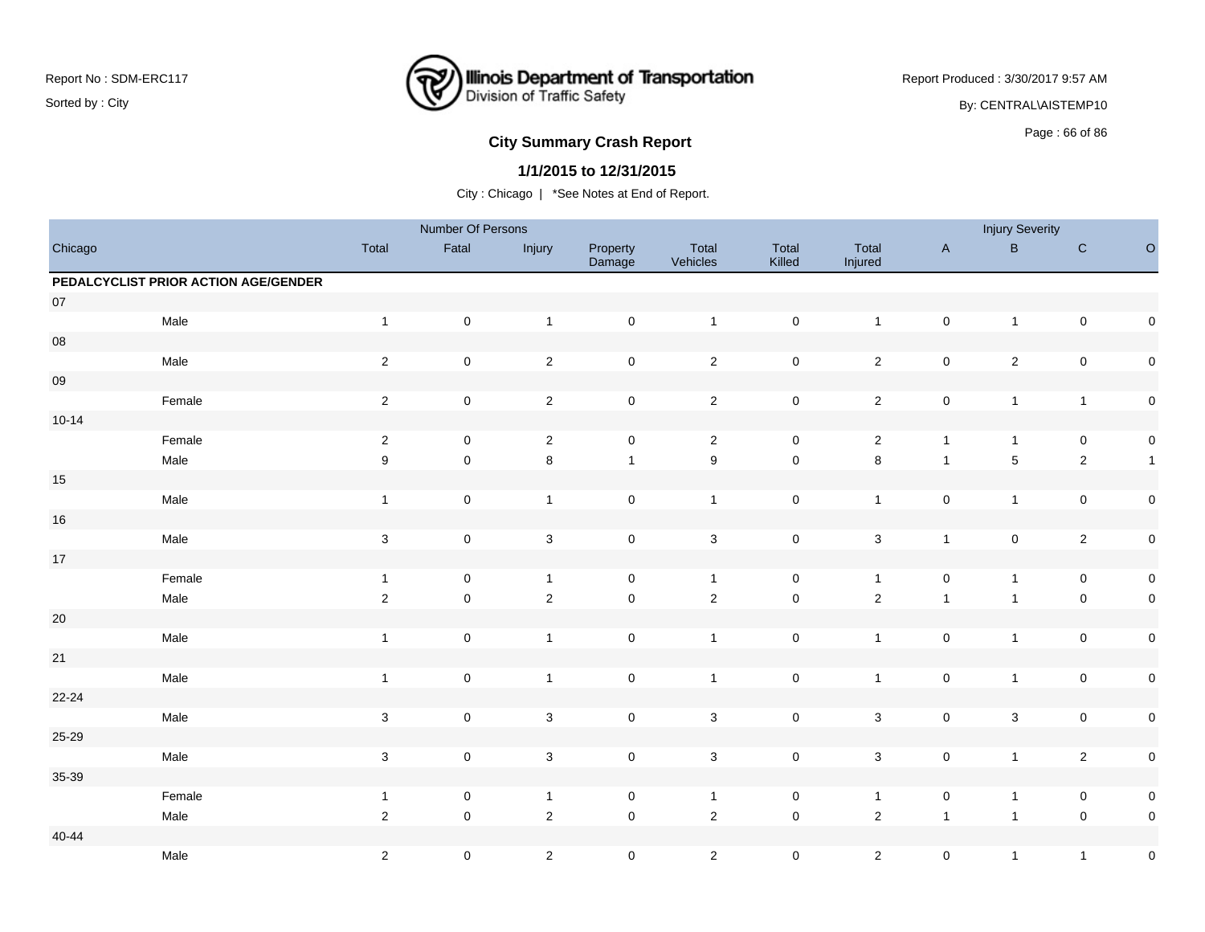# City Summary Crash Report

## 1/1/2015 to 12/31/2015

City : Chicago | *See Notes at End of Report.

Report No : SDM-ERC117

Sorted by : City

Report Produced : 3/30/2017 9:57 AM

By: CENTRAL\AISTEMP10

| Chicago | | Number Of Persons | | | | | | | Injury Severity | | | |
|---|---|---|---|---|---|---|---|---|---|---|---|---|
| | | Total | Fatal | Injury | Property Damage | Total Vehicles | Total Killed | Total Injured | A | B | C | O |
| **PEDALCYCLIST PRIOR ACTION AGE/GENDER** | | | | | | | | | | | | |
| 07 | | | | | | | | | | | | |
| | Male | 1 | 0 | 1 | 0 | 1 | 0 | 1 | 0 | 1 | 0 | 0 |
| 08 | | | | | | | | | | | | |
| | Male | 2 | 0 | 2 | 0 | 2 | 0 | 2 | 0 | 2 | 0 | 0 |
| 09 | | | | | | | | | | | | |
| | Female | 2 | 0 | 2 | 0 | 2 | 0 | 2 | 0 | 1 | 1 | 0 |
| 10-14 | | | | | | | | | | | | |
| | Female | 2 | 0 | 2 | 0 | 2 | 0 | 2 | 1 | 1 | 0 | 0 |
| | Male | 9 | 0 | 8 | 1 | 9 | 0 | 8 | 1 | 5 | 2 | 1 |
| 15 | | | | | | | | | | | | |
| | Male | 1 | 0 | 1 | 0 | 1 | 0 | 1 | 0 | 1 | 0 | 0 |
| 16 | | | | | | | | | | | | |
| | Male | 3 | 0 | 3 | 0 | 3 | 0 | 3 | 1 | 0 | 2 | 0 |
| 17 | | | | | | | | | | | | |
| | Female | 1 | 0 | 1 | 0 | 1 | 0 | 1 | 0 | 1 | 0 | 0 |
| | Male | 2 | 0 | 2 | 0 | 2 | 0 | 2 | 1 | 1 | 0 | 0 |
| 20 | | | | | | | | | | | | |
| | Male | 1 | 0 | 1 | 0 | 1 | 0 | 1 | 0 | 1 | 0 | 0 |
| 21 | | | | | | | | | | | | |
| | Male | 1 | 0 | 1 | 0 | 1 | 0 | 1 | 0 | 1 | 0 | 0 |
| 22-24 | | | | | | | | | | | | |
| | Male | 3 | 0 | 3 | 0 | 3 | 0 | 3 | 0 | 3 | 0 | 0 |
| 25-29 | | | | | | | | | | | | |
| | Male | 3 | 0 | 3 | 0 | 3 | 0 | 3 | 0 | 1 | 2 | 0 |
| 35-39 | | | | | | | | | | | | |
| | Female | 1 | 0 | 1 | 0 | 1 | 0 | 1 | 0 | 1 | 0 | 0 |
| | Male | 2 | 0 | 2 | 0 | 2 | 0 | 2 | 1 | 1 | 0 | 0 |
| 40-44 | | | | | | | | | | | | |
| | Male | 2 | 0 | 2 | 0 | 2 | 0 | 2 | 0 | 1 | 1 | 0 |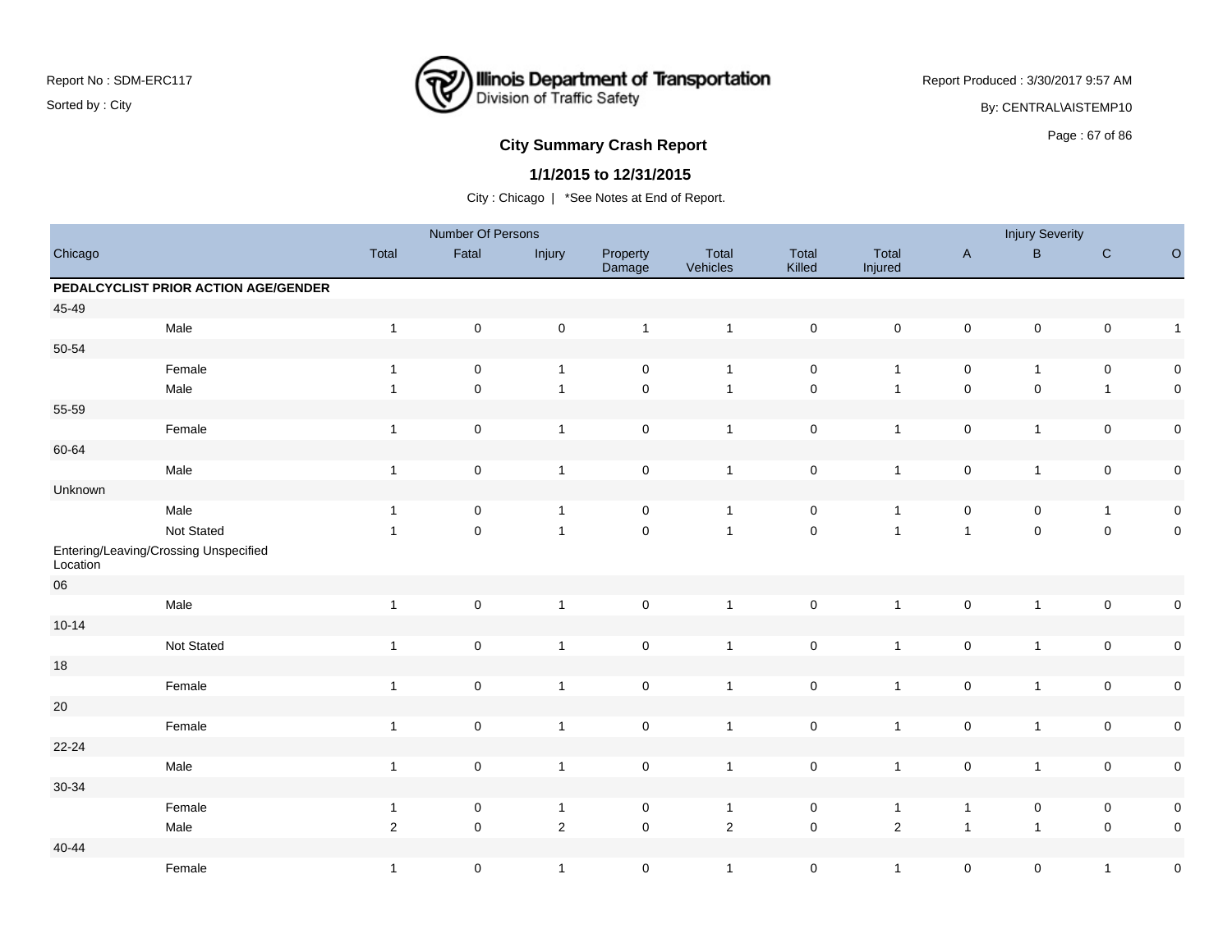## City Summary Crash Report

### 1/1/2015 to 12/31/2015

City : Chicago | *See Notes at End of Report.

| Chicago | | Number Of Persons | | | | | | | Injury Severity | | | |
|---|---|---|---|---|---|---|---|---|---|---|---|---|
| | | Total | Fatal | Injury | Property Damage | Total Vehicles | Total Killed | Total Injured | A | B | C | O |
| **PEDALCYCLIST PRIOR ACTION AGE/GENDER** | | | | | | | | | | | | |
| 45-49 | | | | | | | | | | | | |
| | Male | 1 | 0 | 0 | 1 | 1 | 0 | 0 | 0 | 0 | 0 | 1 |
| 50-54 | | | | | | | | | | | | |
| | Female | 1 | 0 | 1 | 0 | 1 | 0 | 1 | 0 | 1 | 0 | 0 |
| | Male | 1 | 0 | 1 | 0 | 1 | 0 | 1 | 0 | 0 | 1 | 0 |
| 55-59 | | | | | | | | | | | | |
| | Female | 1 | 0 | 1 | 0 | 1 | 0 | 1 | 0 | 1 | 0 | 0 |
| 60-64 | | | | | | | | | | | | |
| | Male | 1 | 0 | 1 | 0 | 1 | 0 | 1 | 0 | 1 | 0 | 0 |
| Unknown | | | | | | | | | | | | |
| | Male | 1 | 0 | 1 | 0 | 1 | 0 | 1 | 0 | 0 | 1 | 0 |
| | Not Stated | 1 | 0 | 1 | 0 | 1 | 0 | 1 | 1 | 0 | 0 | 0 |
| Entering/Leaving/Crossing Unspecified Location | | | | | | | | | | | | |
| 06 | | | | | | | | | | | | |
| | Male | 1 | 0 | 1 | 0 | 1 | 0 | 1 | 0 | 1 | 0 | 0 |
| 10-14 | | | | | | | | | | | | |
| | Not Stated | 1 | 0 | 1 | 0 | 1 | 0 | 1 | 0 | 1 | 0 | 0 |
| 18 | | | | | | | | | | | | |
| | Female | 1 | 0 | 1 | 0 | 1 | 0 | 1 | 0 | 1 | 0 | 0 |
| 20 | | | | | | | | | | | | |
| | Female | 1 | 0 | 1 | 0 | 1 | 0 | 1 | 0 | 1 | 0 | 0 |
| 22-24 | | | | | | | | | | | | |
| | Male | 1 | 0 | 1 | 0 | 1 | 0 | 1 | 0 | 1 | 0 | 0 |
| 30-34 | | | | | | | | | | | | |
| | Female | 1 | 0 | 1 | 0 | 1 | 0 | 1 | 1 | 0 | 0 | 0 |
| | Male | 2 | 0 | 2 | 0 | 2 | 0 | 2 | 1 | 1 | 0 | 0 |
| 40-44 | | | | | | | | | | | | |
| | Female | 1 | 0 | 1 | 0 | 1 | 0 | 1 | 0 | 0 | 1 | 0 |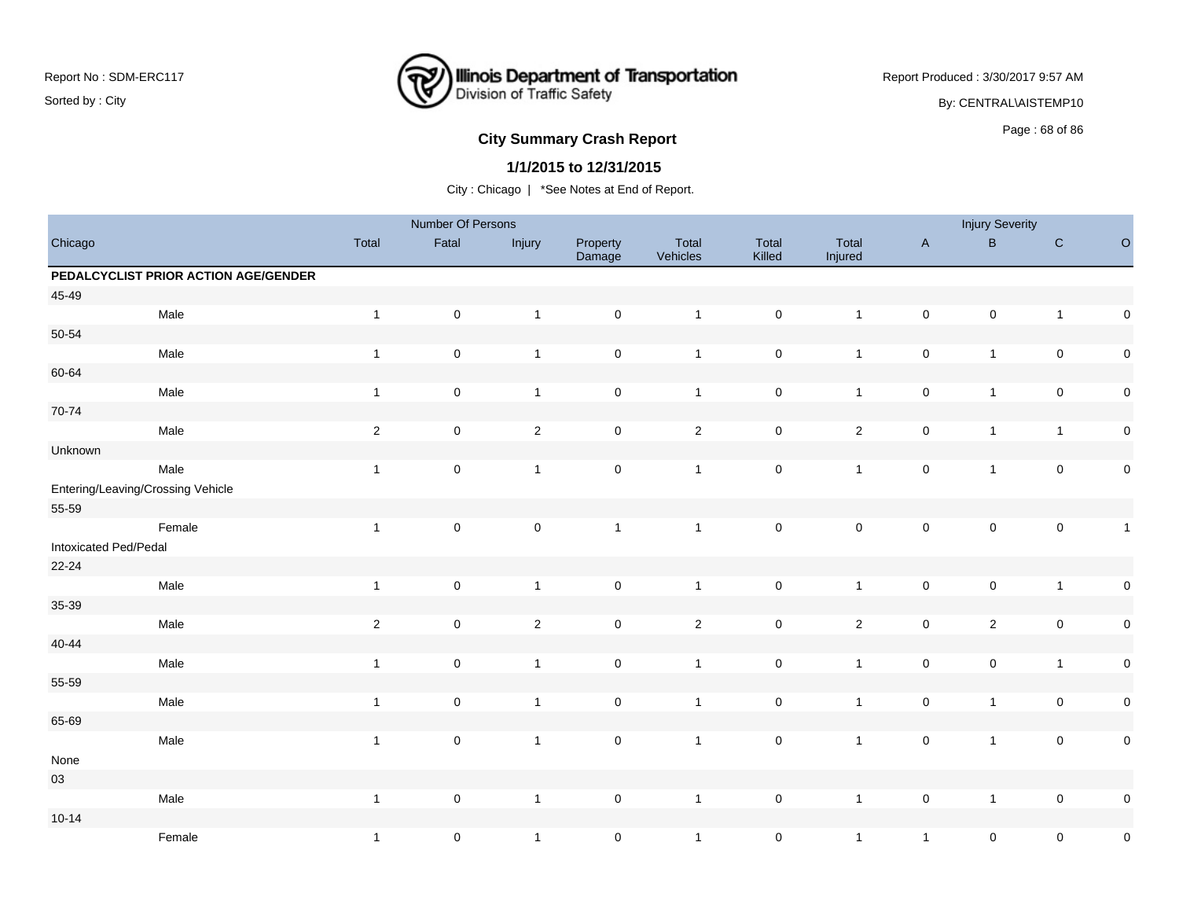## City Summary Crash Report

**1/1/2015 to 12/31/2015**

City : Chicago | *See Notes at End of Report.

| Chicago | | Number Of Persons | | | | | | | Injury Severity | | | |
|---|---|---|---|---|---|---|---|---|---|---|---|---|
| | | Total | Fatal | Injury | Property Damage | Total Vehicles | Total Killed | Total Injured | A | B | C | O |
| **PEDALCYCLIST PRIOR ACTION AGE/GENDER** | | | | | | | | | | | | |
| 45-49 | | | | | | | | | | | | |
| | Male | 1 | 0 | 1 | 0 | 1 | 0 | 1 | 0 | 0 | 1 | 0 |
| 50-54 | | | | | | | | | | | | |
| | Male | 1 | 0 | 1 | 0 | 1 | 0 | 1 | 0 | 1 | 0 | 0 |
| 60-64 | | | | | | | | | | | | |
| | Male | 1 | 0 | 1 | 0 | 1 | 0 | 1 | 0 | 1 | 0 | 0 |
| 70-74 | | | | | | | | | | | | |
| | Male | 2 | 0 | 2 | 0 | 2 | 0 | 2 | 0 | 1 | 1 | 0 |
| Unknown | | | | | | | | | | | | |
| | Male | 1 | 0 | 1 | 0 | 1 | 0 | 1 | 0 | 1 | 0 | 0 |
| Entering/Leaving/Crossing Vehicle | | | | | | | | | | | | |
| 55-59 | | | | | | | | | | | | |
| | Female | 1 | 0 | 0 | 1 | 1 | 0 | 0 | 0 | 0 | 0 | 1 |
| Intoxicated Ped/Pedal | | | | | | | | | | | | |
| 22-24 | | | | | | | | | | | | |
| | Male | 1 | 0 | 1 | 0 | 1 | 0 | 1 | 0 | 0 | 1 | 0 |
| 35-39 | | | | | | | | | | | | |
| | Male | 2 | 0 | 2 | 0 | 2 | 0 | 2 | 0 | 2 | 0 | 0 |
| 40-44 | | | | | | | | | | | | |
| | Male | 1 | 0 | 1 | 0 | 1 | 0 | 1 | 0 | 0 | 1 | 0 |
| 55-59 | | | | | | | | | | | | |
| | Male | 1 | 0 | 1 | 0 | 1 | 0 | 1 | 0 | 1 | 0 | 0 |
| 65-69 | | | | | | | | | | | | |
| | Male | 1 | 0 | 1 | 0 | 1 | 0 | 1 | 0 | 1 | 0 | 0 |
| None | | | | | | | | | | | | |
| 03 | | | | | | | | | | | | |
| | Male | 1 | 0 | 1 | 0 | 1 | 0 | 1 | 0 | 1 | 0 | 0 |
| 10-14 | | | | | | | | | | | | |
| | Female | 1 | 0 | 1 | 0 | 1 | 0 | 1 | 1 | 0 | 0 | 0 |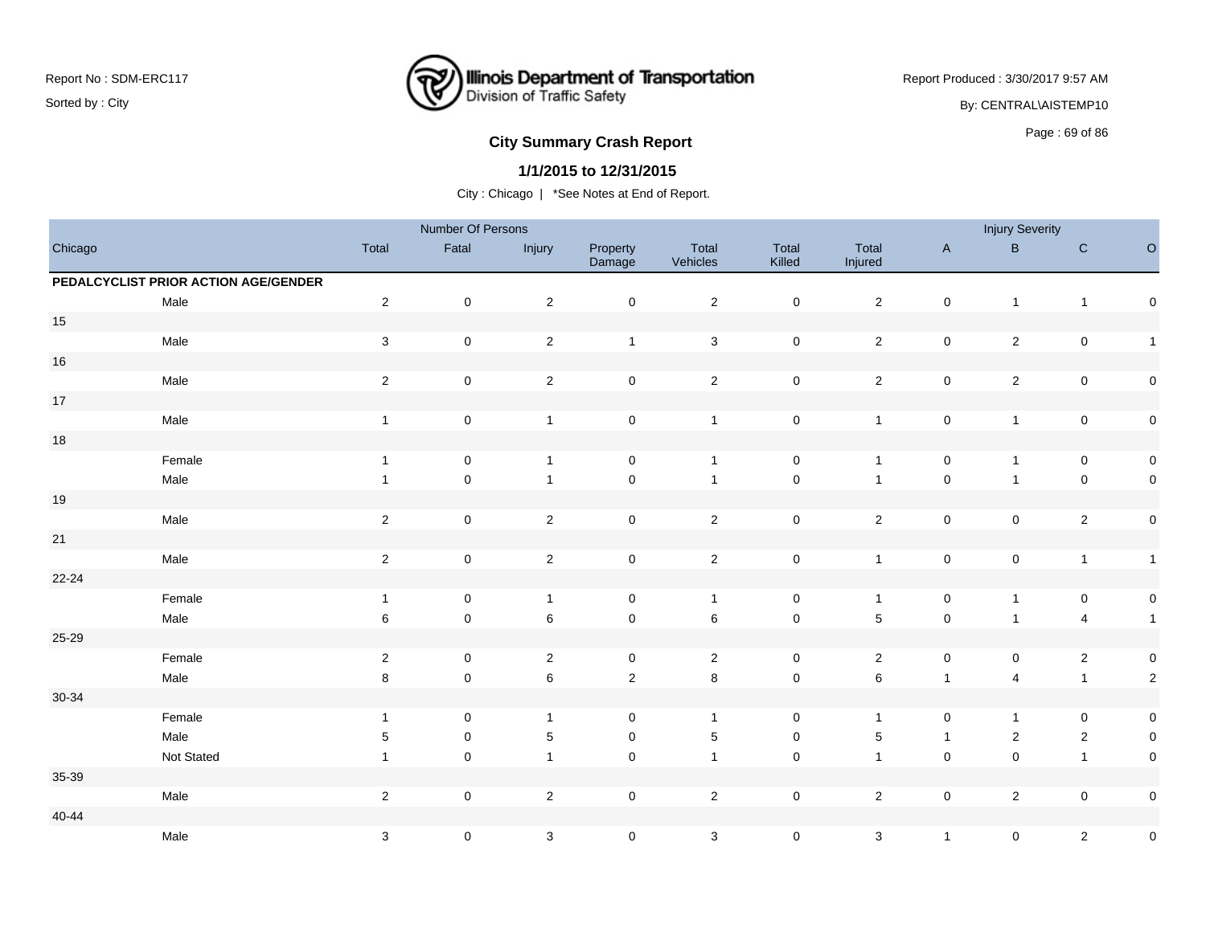## City Summary Crash Report

### 1/1/2015 to 12/31/2015

City : Chicago | *See Notes at End of Report.

| Chicago | | Number Of Persons | | | | | | | Injury Severity | | | |
|---|---|---|---|---|---|---|---|---|---|---|---|---|
| | Total | Fatal | Injury | Property Damage | Total Vehicles | Total Killed | Total Injured | A | B | C | O |
| **PEDALCYCLIST PRIOR ACTION AGE/GENDER** | | | | | | | | | | | |
| Male | 2 | 0 | 2 | 0 | 2 | 0 | 2 | 0 | 1 | 1 | 0 |
| 15 | | | | | | | | | | | |
| Male | 3 | 0 | 2 | 1 | 3 | 0 | 2 | 0 | 2 | 0 | 1 |
| 16 | | | | | | | | | | | |
| Male | 2 | 0 | 2 | 0 | 2 | 0 | 2 | 0 | 2 | 0 | 0 |
| 17 | | | | | | | | | | | |
| Male | 1 | 0 | 1 | 0 | 1 | 0 | 1 | 0 | 1 | 0 | 0 |
| 18 | | | | | | | | | | | |
| Female | 1 | 0 | 1 | 0 | 1 | 0 | 1 | 0 | 1 | 0 | 0 |
| Male | 1 | 0 | 1 | 0 | 1 | 0 | 1 | 0 | 1 | 0 | 0 |
| 19 | | | | | | | | | | | |
| Male | 2 | 0 | 2 | 0 | 2 | 0 | 2 | 0 | 0 | 2 | 0 |
| 21 | | | | | | | | | | | |
| Male | 2 | 0 | 2 | 0 | 2 | 0 | 1 | 0 | 0 | 1 | 1 |
| 22-24 | | | | | | | | | | | |
| Female | 1 | 0 | 1 | 0 | 1 | 0 | 1 | 0 | 1 | 0 | 0 |
| Male | 6 | 0 | 6 | 0 | 6 | 0 | 5 | 0 | 1 | 4 | 1 |
| 25-29 | | | | | | | | | | | |
| Female | 2 | 0 | 2 | 0 | 2 | 0 | 2 | 0 | 0 | 2 | 0 |
| Male | 8 | 0 | 6 | 2 | 8 | 0 | 6 | 1 | 4 | 1 | 2 |
| 30-34 | | | | | | | | | | | |
| Female | 1 | 0 | 1 | 0 | 1 | 0 | 1 | 0 | 1 | 0 | 0 |
| Male | 5 | 0 | 5 | 0 | 5 | 0 | 5 | 1 | 2 | 2 | 0 |
| Not Stated | 1 | 0 | 1 | 0 | 1 | 0 | 1 | 0 | 0 | 1 | 0 |
| 35-39 | | | | | | | | | | | |
| Male | 2 | 0 | 2 | 0 | 2 | 0 | 2 | 0 | 2 | 0 | 0 |
| 40-44 | | | | | | | | | | | |
| Male | 3 | 0 | 3 | 0 | 3 | 0 | 3 | 1 | 0 | 2 | 0 |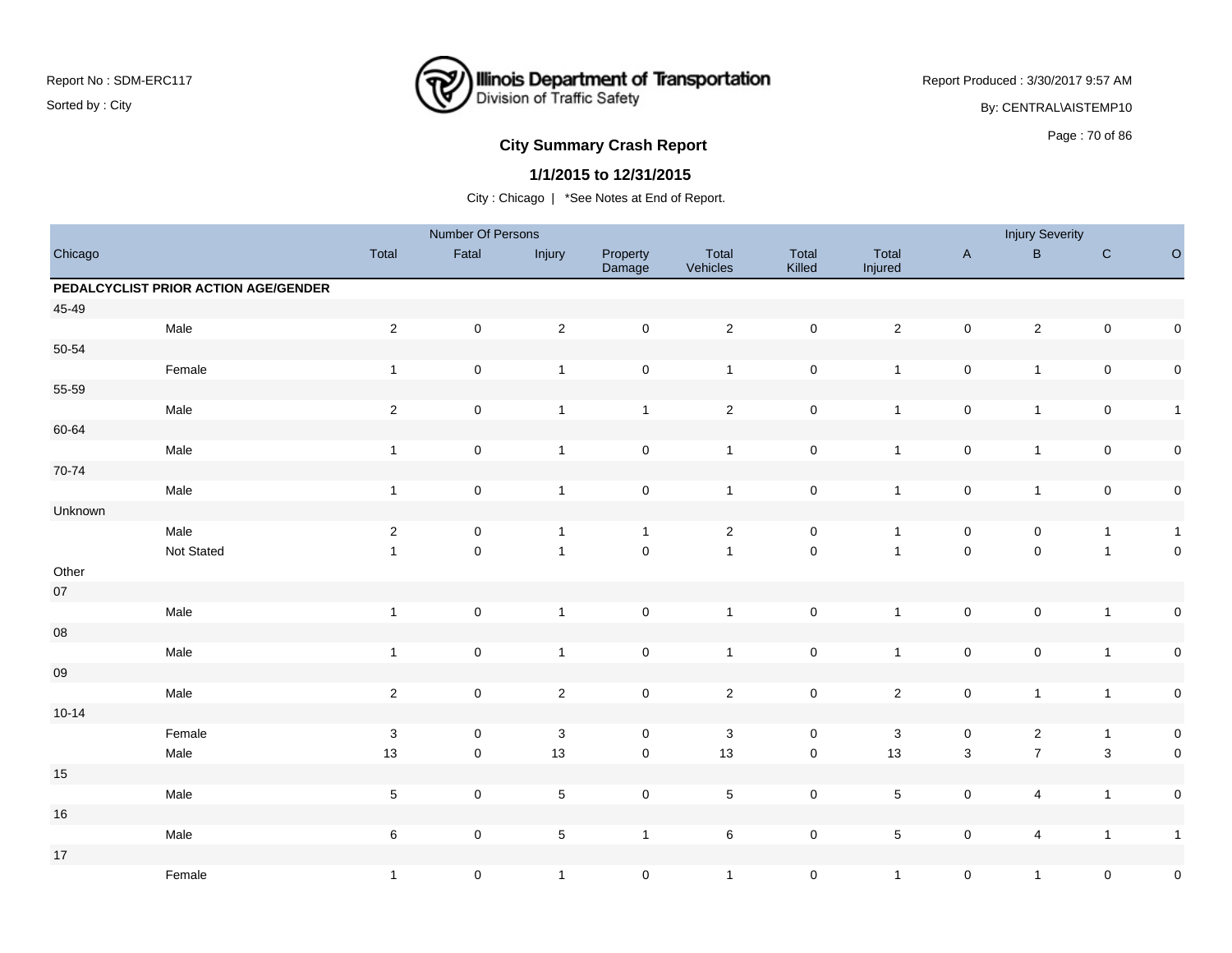Report No : SDM-ERC117

Sorted by : City

Report Produced : 3/30/2017 9:57 AM

By: CENTRAL\AISTEMP10

# Illinois Department of Transportation
Division of Traffic Safety

## City Summary Crash Report

### 1/1/2015 to 12/31/2015

City : Chicago | *See Notes at End of Report.

| Chicago | | Number Of Persons | | | | | | | Injury Severity | | | |
|---|---|---|---|---|---|---|---|---|---|---|---|---|
| | | Total | Fatal | Injury | Property Damage | Total Vehicles | Total Killed | Total Injured | A | B | C | O |
| **PEDALCYCLIST PRIOR ACTION AGE/GENDER** | | | | | | | | | | | | |
| 45-49 | | | | | | | | | | | | |
| | Male | 2 | 0 | 2 | 0 | 2 | 0 | 2 | 0 | 2 | 0 | 0 |
| 50-54 | | | | | | | | | | | | |
| | Female | 1 | 0 | 1 | 0 | 1 | 0 | 1 | 0 | 1 | 0 | 0 |
| 55-59 | | | | | | | | | | | | |
| | Male | 2 | 0 | 1 | 1 | 2 | 0 | 1 | 0 | 1 | 0 | 1 |
| 60-64 | | | | | | | | | | | | |
| | Male | 1 | 0 | 1 | 0 | 1 | 0 | 1 | 0 | 1 | 0 | 0 |
| 70-74 | | | | | | | | | | | | |
| | Male | 1 | 0 | 1 | 0 | 1 | 0 | 1 | 0 | 1 | 0 | 0 |
| Unknown | | | | | | | | | | | | |
| | Male | 2 | 0 | 1 | 1 | 2 | 0 | 1 | 0 | 0 | 1 | 1 |
| | Not Stated | 1 | 0 | 1 | 0 | 1 | 0 | 1 | 0 | 0 | 1 | 0 |
| Other | | | | | | | | | | | | |
| 07 | | | | | | | | | | | | |
| | Male | 1 | 0 | 1 | 0 | 1 | 0 | 1 | 0 | 0 | 1 | 0 |
| 08 | | | | | | | | | | | | |
| | Male | 1 | 0 | 1 | 0 | 1 | 0 | 1 | 0 | 0 | 1 | 0 |
| 09 | | | | | | | | | | | | |
| | Male | 2 | 0 | 2 | 0 | 2 | 0 | 2 | 0 | 1 | 1 | 0 |
| 10-14 | | | | | | | | | | | | |
| | Female | 3 | 0 | 3 | 0 | 3 | 0 | 3 | 0 | 2 | 1 | 0 |
| | Male | 13 | 0 | 13 | 0 | 13 | 0 | 13 | 3 | 7 | 3 | 0 |
| 15 | | | | | | | | | | | | |
| | Male | 5 | 0 | 5 | 0 | 5 | 0 | 5 | 0 | 4 | 1 | 0 |
| 16 | | | | | | | | | | | | |
| | Male | 6 | 0 | 5 | 1 | 6 | 0 | 5 | 0 | 4 | 1 | 1 |
| 17 | | | | | | | | | | | | |
| | Female | 1 | 0 | 1 | 0 | 1 | 0 | 1 | 0 | 1 | 0 | 0 |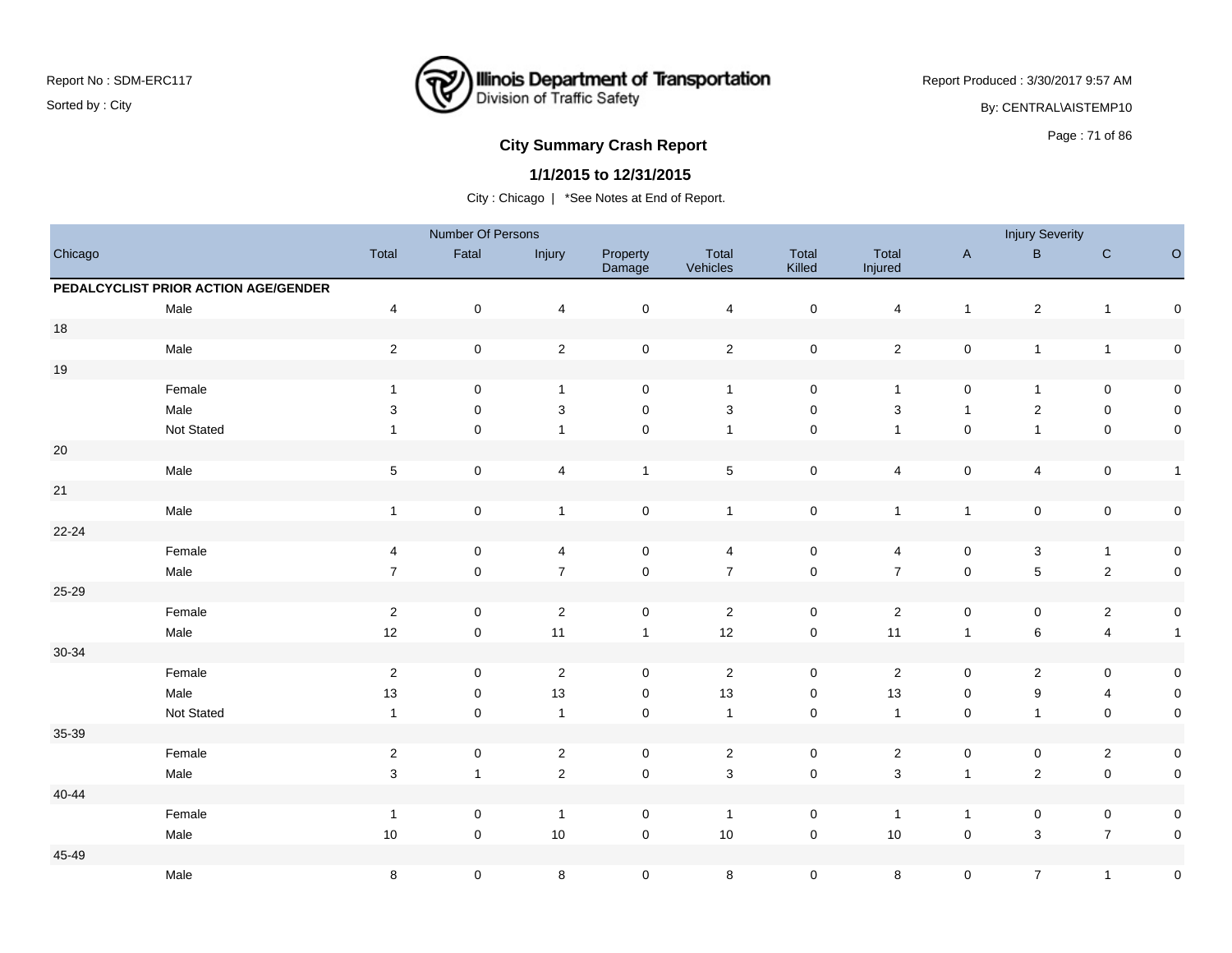# City Summary Crash Report

## 1/1/2015 to 12/31/2015

City : Chicago | *See Notes at End of Report.

Report No : SDM-ERC117
Sorted by : City

Report Produced : 3/30/2017 9:57 AM
By: CENTRAL\AISTEMP10

| Chicago | | Number Of Persons | | | | | | | Injury Severity | | | |
|---|---|---|---|---|---|---|---|---|---|---|---|---|
| | | Total | Fatal | Injury | Property Damage | Total Vehicles | Total Killed | Total Injured | A | B | C | O |
| **PEDALCYCLIST PRIOR ACTION AGE/GENDER** | | | | | | | | | | | | |
| | Male | 4 | 0 | 4 | 0 | 4 | 0 | 4 | 1 | 2 | 1 | 0 |
| 18 | | | | | | | | | | | | |
| | Male | 2 | 0 | 2 | 0 | 2 | 0 | 2 | 0 | 1 | 1 | 0 |
| 19 | | | | | | | | | | | | |
| | Female | 1 | 0 | 1 | 0 | 1 | 0 | 1 | 0 | 1 | 0 | 0 |
| | Male | 3 | 0 | 3 | 0 | 3 | 0 | 3 | 1 | 2 | 0 | 0 |
| | Not Stated | 1 | 0 | 1 | 0 | 1 | 0 | 1 | 0 | 1 | 0 | 0 |
| 20 | | | | | | | | | | | | |
| | Male | 5 | 0 | 4 | 1 | 5 | 0 | 4 | 0 | 4 | 0 | 1 |
| 21 | | | | | | | | | | | | |
| | Male | 1 | 0 | 1 | 0 | 1 | 0 | 1 | 1 | 0 | 0 | 0 |
| 22-24 | | | | | | | | | | | | |
| | Female | 4 | 0 | 4 | 0 | 4 | 0 | 4 | 0 | 3 | 1 | 0 |
| | Male | 7 | 0 | 7 | 0 | 7 | 0 | 7 | 0 | 5 | 2 | 0 |
| 25-29 | | | | | | | | | | | | |
| | Female | 2 | 0 | 2 | 0 | 2 | 0 | 2 | 0 | 0 | 2 | 0 |
| | Male | 12 | 0 | 11 | 1 | 12 | 0 | 11 | 1 | 6 | 4 | 1 |
| 30-34 | | | | | | | | | | | | |
| | Female | 2 | 0 | 2 | 0 | 2 | 0 | 2 | 0 | 2 | 0 | 0 |
| | Male | 13 | 0 | 13 | 0 | 13 | 0 | 13 | 0 | 9 | 4 | 0 |
| | Not Stated | 1 | 0 | 1 | 0 | 1 | 0 | 1 | 0 | 1 | 0 | 0 |
| 35-39 | | | | | | | | | | | | |
| | Female | 2 | 0 | 2 | 0 | 2 | 0 | 2 | 0 | 0 | 2 | 0 |
| | Male | 3 | 1 | 2 | 0 | 3 | 0 | 3 | 1 | 2 | 0 | 0 |
| 40-44 | | | | | | | | | | | | |
| | Female | 1 | 0 | 1 | 0 | 1 | 0 | 1 | 1 | 0 | 0 | 0 |
| | Male | 10 | 0 | 10 | 0 | 10 | 0 | 10 | 0 | 3 | 7 | 0 |
| 45-49 | | | | | | | | | | | | |
| | Male | 8 | 0 | 8 | 0 | 8 | 0 | 8 | 0 | 7 | 1 | 0 |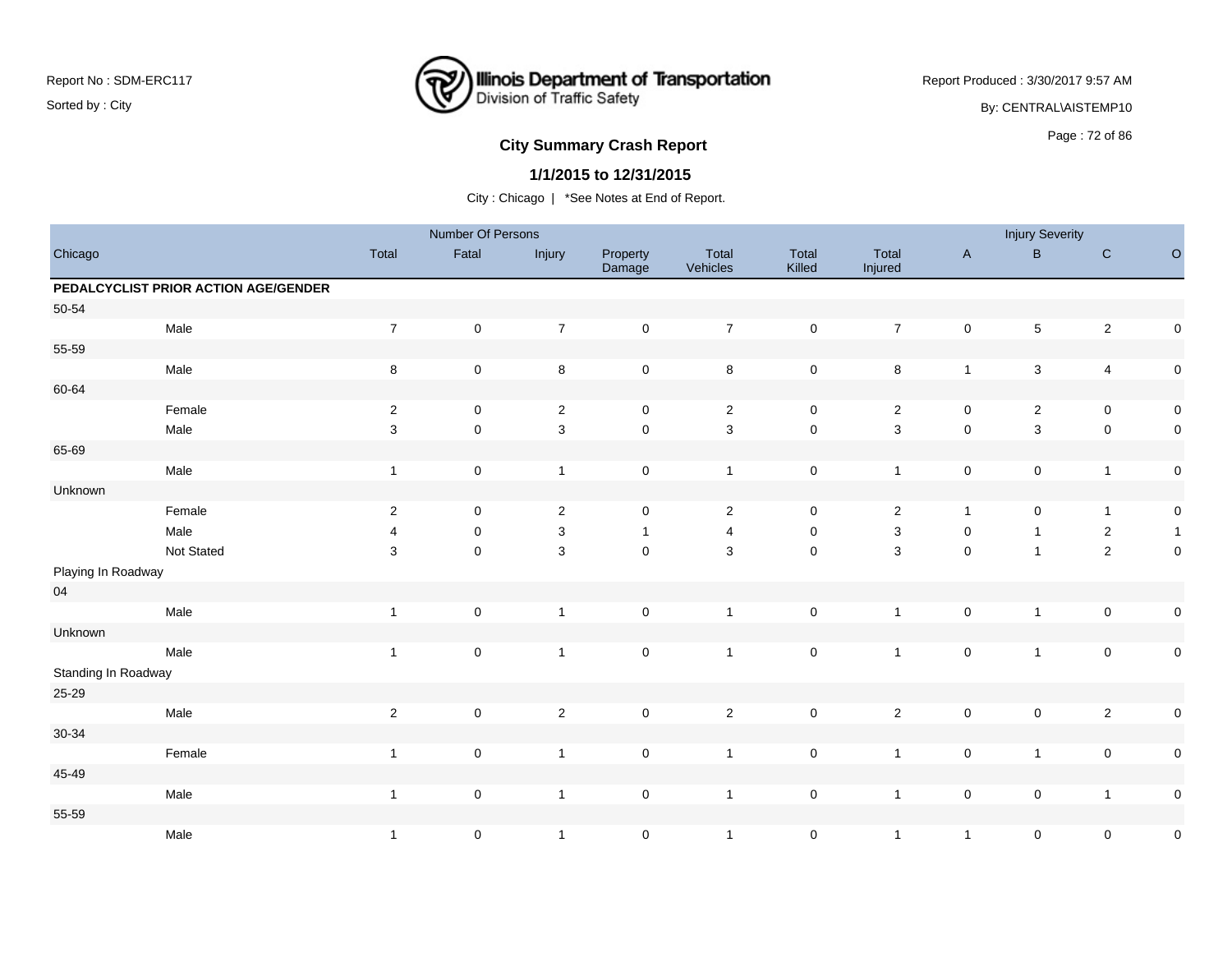**City Summary Crash Report**

**1/1/2015 to 12/31/2015**

City : Chicago | *See Notes at End of Report.

| Chicago | | Number Of Persons | | | | | | | Injury Severity | | | |
|---|---|---|---|---|---|---|---|---|---|---|---|---|
| | | Total | Fatal | Injury | Property Damage | Total Vehicles | Total Killed | Total Injured | A | B | C | O |
| **PEDALCYCLIST PRIOR ACTION AGE/GENDER** | | | | | | | | | | | | |
| 50-54 | | | | | | | | | | | | |
| | Male | 7 | 0 | 7 | 0 | 7 | 0 | 7 | 0 | 5 | 2 | 0 |
| 55-59 | | | | | | | | | | | | |
| | Male | 8 | 0 | 8 | 0 | 8 | 0 | 8 | 1 | 3 | 4 | 0 |
| 60-64 | | | | | | | | | | | | |
| | Female | 2 | 0 | 2 | 0 | 2 | 0 | 2 | 0 | 2 | 0 | 0 |
| | Male | 3 | 0 | 3 | 0 | 3 | 0 | 3 | 0 | 3 | 0 | 0 |
| 65-69 | | | | | | | | | | | | |
| | Male | 1 | 0 | 1 | 0 | 1 | 0 | 1 | 0 | 0 | 1 | 0 |
| Unknown | | | | | | | | | | | | |
| | Female | 2 | 0 | 2 | 0 | 2 | 0 | 2 | 1 | 0 | 1 | 0 |
| | Male | 4 | 0 | 3 | 1 | 4 | 0 | 3 | 0 | 1 | 2 | 1 |
| | Not Stated | 3 | 0 | 3 | 0 | 3 | 0 | 3 | 0 | 1 | 2 | 0 |
| Playing In Roadway | | | | | | | | | | | | |
| 04 | | | | | | | | | | | | |
| | Male | 1 | 0 | 1 | 0 | 1 | 0 | 1 | 0 | 1 | 0 | 0 |
| Unknown | | | | | | | | | | | | |
| | Male | 1 | 0 | 1 | 0 | 1 | 0 | 1 | 0 | 1 | 0 | 0 |
| Standing In Roadway | | | | | | | | | | | | |
| 25-29 | | | | | | | | | | | | |
| | Male | 2 | 0 | 2 | 0 | 2 | 0 | 2 | 0 | 0 | 2 | 0 |
| 30-34 | | | | | | | | | | | | |
| | Female | 1 | 0 | 1 | 0 | 1 | 0 | 1 | 0 | 1 | 0 | 0 |
| 45-49 | | | | | | | | | | | | |
| | Male | 1 | 0 | 1 | 0 | 1 | 0 | 1 | 0 | 0 | 1 | 0 |
| 55-59 | | | | | | | | | | | | |
| | Male | 1 | 0 | 1 | 0 | 1 | 0 | 1 | 1 | 0 | 0 | 0 |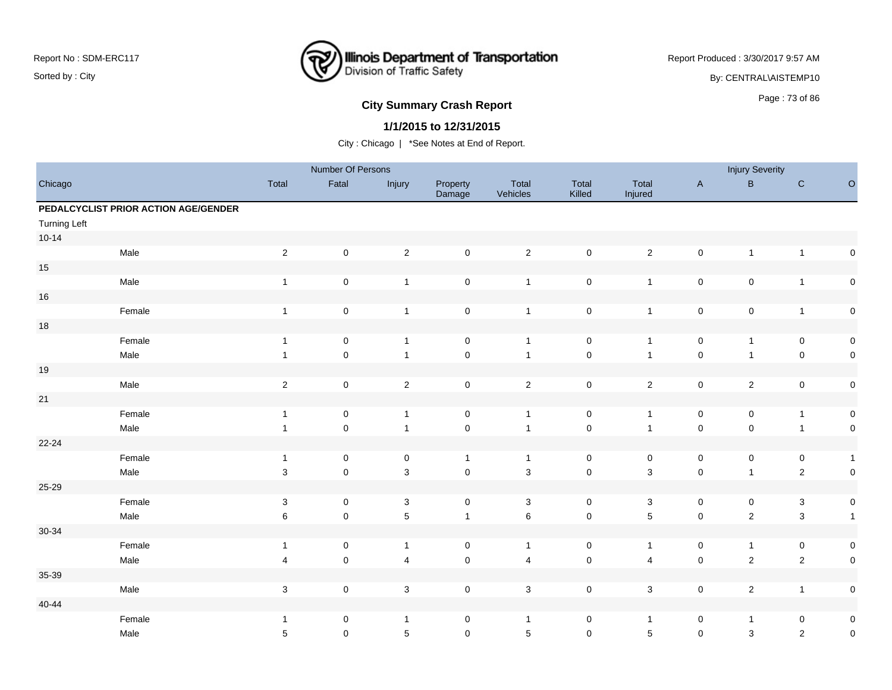**Report No : SDM-ERC117**
Sorted by : City

**Illinois Department of Transportation**
Division of Traffic Safety

Report Produced : 3/30/2017 9:57 AM
By: CENTRAL\AISTEMP10

## City Summary Crash Report

### 1/1/2015 to 12/31/2015

City : Chicago | *See Notes at End of Report.

| Chicago | | Number Of Persons | | | | | | | Injury Severity | | | |
|---|---|---|---|---|---|---|---|---|---|---|---|---|
| | | Total | Fatal | Injury | Property Damage | Total Vehicles | Total Killed | Total Injured | A | B | C | O |
| **PEDALCYCLIST PRIOR ACTION AGE/GENDER** | | | | | | | | | | | | |
| Turning Left | | | | | | | | | | | | |
| 10-14 | | | | | | | | | | | | |
| | Male | 2 | 0 | 2 | 0 | 2 | 0 | 2 | 0 | 1 | 1 | 0 |
| 15 | | | | | | | | | | | | |
| | Male | 1 | 0 | 1 | 0 | 1 | 0 | 1 | 0 | 0 | 1 | 0 |
| 16 | | | | | | | | | | | | |
| | Female | 1 | 0 | 1 | 0 | 1 | 0 | 1 | 0 | 0 | 1 | 0 |
| 18 | | | | | | | | | | | | |
| | Female | 1 | 0 | 1 | 0 | 1 | 0 | 1 | 0 | 1 | 0 | 0 |
| | Male | 1 | 0 | 1 | 0 | 1 | 0 | 1 | 0 | 1 | 0 | 0 |
| 19 | | | | | | | | | | | | |
| | Male | 2 | 0 | 2 | 0 | 2 | 0 | 2 | 0 | 2 | 0 | 0 |
| 21 | | | | | | | | | | | | |
| | Female | 1 | 0 | 1 | 0 | 1 | 0 | 1 | 0 | 0 | 1 | 0 |
| | Male | 1 | 0 | 1 | 0 | 1 | 0 | 1 | 0 | 0 | 1 | 0 |
| 22-24 | | | | | | | | | | | | |
| | Female | 1 | 0 | 0 | 1 | 1 | 0 | 0 | 0 | 0 | 0 | 1 |
| | Male | 3 | 0 | 3 | 0 | 3 | 0 | 3 | 0 | 1 | 2 | 0 |
| 25-29 | | | | | | | | | | | | |
| | Female | 3 | 0 | 3 | 0 | 3 | 0 | 3 | 0 | 0 | 3 | 0 |
| | Male | 6 | 0 | 5 | 1 | 6 | 0 | 5 | 0 | 2 | 3 | 1 |
| 30-34 | | | | | | | | | | | | |
| | Female | 1 | 0 | 1 | 0 | 1 | 0 | 1 | 0 | 1 | 0 | 0 |
| | Male | 4 | 0 | 4 | 0 | 4 | 0 | 4 | 0 | 2 | 2 | 0 |
| 35-39 | | | | | | | | | | | | |
| | Male | 3 | 0 | 3 | 0 | 3 | 0 | 3 | 0 | 2 | 1 | 0 |
| 40-44 | | | | | | | | | | | | |
| | Female | 1 | 0 | 1 | 0 | 1 | 0 | 1 | 0 | 1 | 0 | 0 |
| | Male | 5 | 0 | 5 | 0 | 5 | 0 | 5 | 0 | 3 | 2 | 0 |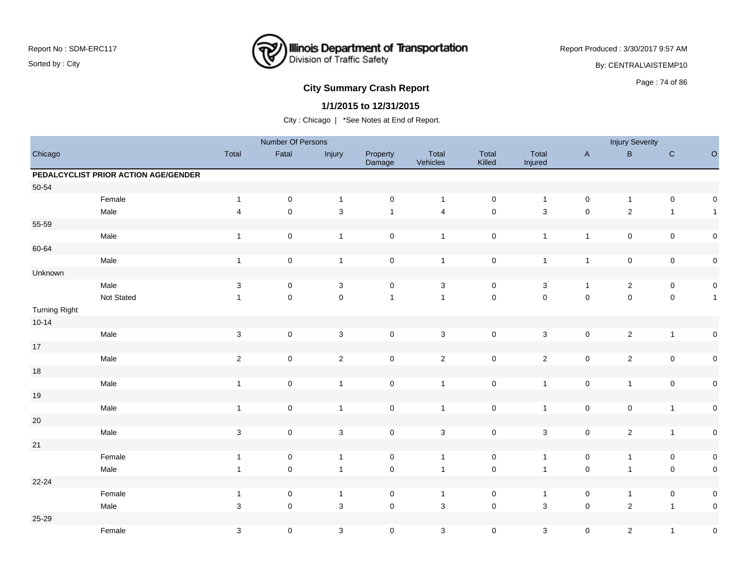# City Summary Crash Report

## 1/1/2015 to 12/31/2015

City : Chicago | *See Notes at End of Report.

Report No : SDM-ERC117
Sorted by : City

Report Produced : 3/30/2017 9:57 AM
By: CENTRAL\AISTEMP10

| Chicago | | Number Of Persons | | | | | | | Injury Severity | | | |
|---|---|---|---|---|---|---|---|---|---|---|---|---|
| | | Total | Fatal | Injury | Property Damage | Total Vehicles | Total Killed | Total Injured | A | B | C | O |
| **PEDALCYCLIST PRIOR ACTION AGE/GENDER** | | | | | | | | | | | | |
| 50-54 | | | | | | | | | | | | |
| | Female | 1 | 0 | 1 | 0 | 1 | 0 | 1 | 0 | 1 | 0 | 0 |
| | Male | 4 | 0 | 3 | 1 | 4 | 0 | 3 | 0 | 2 | 1 | 1 |
| 55-59 | | | | | | | | | | | | |
| | Male | 1 | 0 | 1 | 0 | 1 | 0 | 1 | 1 | 0 | 0 | 0 |
| 60-64 | | | | | | | | | | | | |
| | Male | 1 | 0 | 1 | 0 | 1 | 0 | 1 | 1 | 0 | 0 | 0 |
| Unknown | | | | | | | | | | | | |
| | Male | 3 | 0 | 3 | 0 | 3 | 0 | 3 | 1 | 2 | 0 | 0 |
| | Not Stated | 1 | 0 | 0 | 1 | 1 | 0 | 0 | 0 | 0 | 0 | 1 |
| Turning Right | | | | | | | | | | | | |
| 10-14 | | | | | | | | | | | | |
| | Male | 3 | 0 | 3 | 0 | 3 | 0 | 3 | 0 | 2 | 1 | 0 |
| 17 | | | | | | | | | | | | |
| | Male | 2 | 0 | 2 | 0 | 2 | 0 | 2 | 0 | 2 | 0 | 0 |
| 18 | | | | | | | | | | | | |
| | Male | 1 | 0 | 1 | 0 | 1 | 0 | 1 | 0 | 1 | 0 | 0 |
| 19 | | | | | | | | | | | | |
| | Male | 1 | 0 | 1 | 0 | 1 | 0 | 1 | 0 | 0 | 1 | 0 |
| 20 | | | | | | | | | | | | |
| | Male | 3 | 0 | 3 | 0 | 3 | 0 | 3 | 0 | 2 | 1 | 0 |
| 21 | | | | | | | | | | | | |
| | Female | 1 | 0 | 1 | 0 | 1 | 0 | 1 | 0 | 1 | 0 | 0 |
| | Male | 1 | 0 | 1 | 0 | 1 | 0 | 1 | 0 | 1 | 0 | 0 |
| 22-24 | | | | | | | | | | | | |
| | Female | 1 | 0 | 1 | 0 | 1 | 0 | 1 | 0 | 1 | 0 | 0 |
| | Male | 3 | 0 | 3 | 0 | 3 | 0 | 3 | 0 | 2 | 1 | 0 |
| 25-29 | | | | | | | | | | | | |
| | Female | 3 | 0 | 3 | 0 | 3 | 0 | 3 | 0 | 2 | 1 | 0 |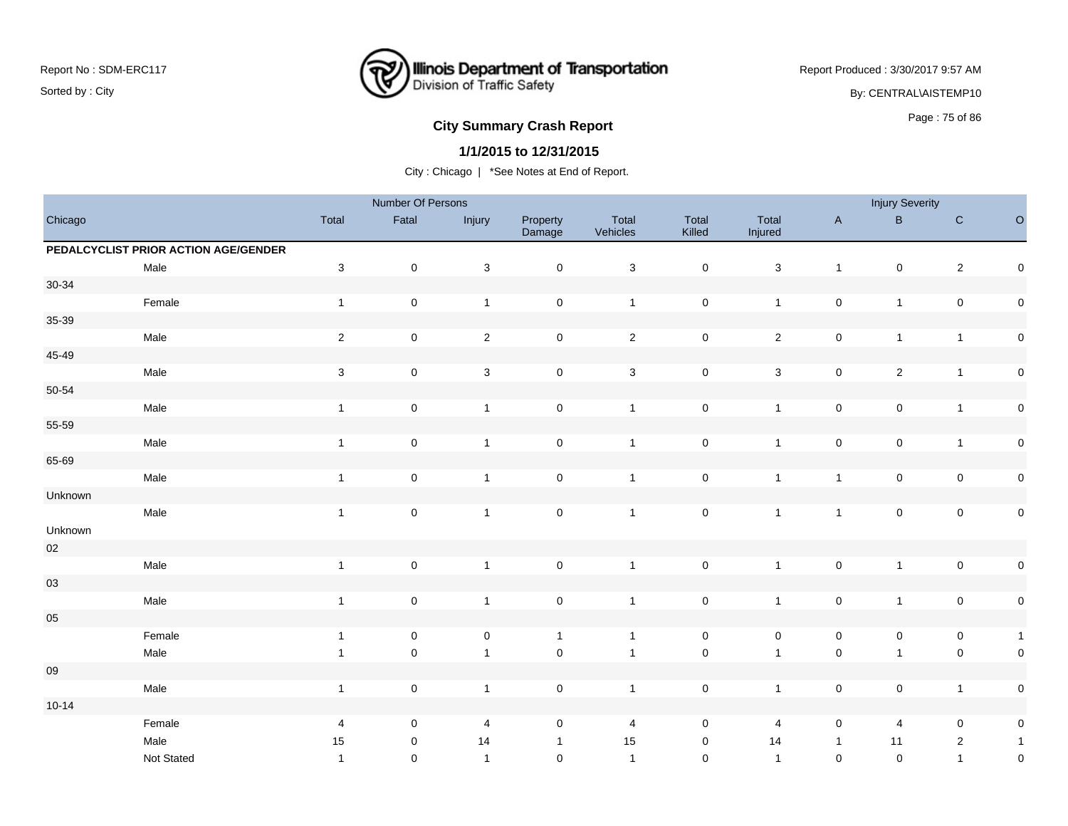Report No : SDM-ERC117

Sorted by : City

Report Produced : 3/30/2017 9:57 AM

By: CENTRAL\AISTEMP10

# Illinois Department of Transportation
Division of Traffic Safety

## City Summary Crash Report

### 1/1/2015 to 12/31/2015

City : Chicago | *See Notes at End of Report.

| Chicago | | Number Of Persons | | | | | | | Injury Severity | | | |
|---|---|---|---|---|---|---|---|---|---|---|---|---|
| | | Total | Fatal | Injury | Property Damage | Total Vehicles | Total Killed | Total Injured | A | B | C | O |
| **PEDALCYCLIST PRIOR ACTION AGE/GENDER** | | | | | | | | | | | | |
| | Male | 3 | 0 | 3 | 0 | 3 | 0 | 3 | 1 | 0 | 2 | 0 |
| 30-34 | | | | | | | | | | | | |
| | Female | 1 | 0 | 1 | 0 | 1 | 0 | 1 | 0 | 1 | 0 | 0 |
| 35-39 | | | | | | | | | | | | |
| | Male | 2 | 0 | 2 | 0 | 2 | 0 | 2 | 0 | 1 | 1 | 0 |
| 45-49 | | | | | | | | | | | | |
| | Male | 3 | 0 | 3 | 0 | 3 | 0 | 3 | 0 | 2 | 1 | 0 |
| 50-54 | | | | | | | | | | | | |
| | Male | 1 | 0 | 1 | 0 | 1 | 0 | 1 | 0 | 0 | 1 | 0 |
| 55-59 | | | | | | | | | | | | |
| | Male | 1 | 0 | 1 | 0 | 1 | 0 | 1 | 0 | 0 | 1 | 0 |
| 65-69 | | | | | | | | | | | | |
| | Male | 1 | 0 | 1 | 0 | 1 | 0 | 1 | 1 | 0 | 0 | 0 |
| Unknown | | | | | | | | | | | | |
| | Male | 1 | 0 | 1 | 0 | 1 | 0 | 1 | 1 | 0 | 0 | 0 |
| Unknown | | | | | | | | | | | | |
| 02 | | | | | | | | | | | | |
| | Male | 1 | 0 | 1 | 0 | 1 | 0 | 1 | 0 | 1 | 0 | 0 |
| 03 | | | | | | | | | | | | |
| | Male | 1 | 0 | 1 | 0 | 1 | 0 | 1 | 0 | 1 | 0 | 0 |
| 05 | | | | | | | | | | | | |
| | Female | 1 | 0 | 0 | 1 | 1 | 0 | 0 | 0 | 0 | 0 | 1 |
| | Male | 1 | 0 | 1 | 0 | 1 | 0 | 1 | 0 | 1 | 0 | 0 |
| 09 | | | | | | | | | | | | |
| | Male | 1 | 0 | 1 | 0 | 1 | 0 | 1 | 0 | 0 | 1 | 0 |
| 10-14 | | | | | | | | | | | | |
| | Female | 4 | 0 | 4 | 0 | 4 | 0 | 4 | 0 | 4 | 0 | 0 |
| | Male | 15 | 0 | 14 | 1 | 15 | 0 | 14 | 1 | 11 | 2 | 1 |
| | Not Stated | 1 | 0 | 1 | 0 | 1 | 0 | 1 | 0 | 0 | 1 | 0 |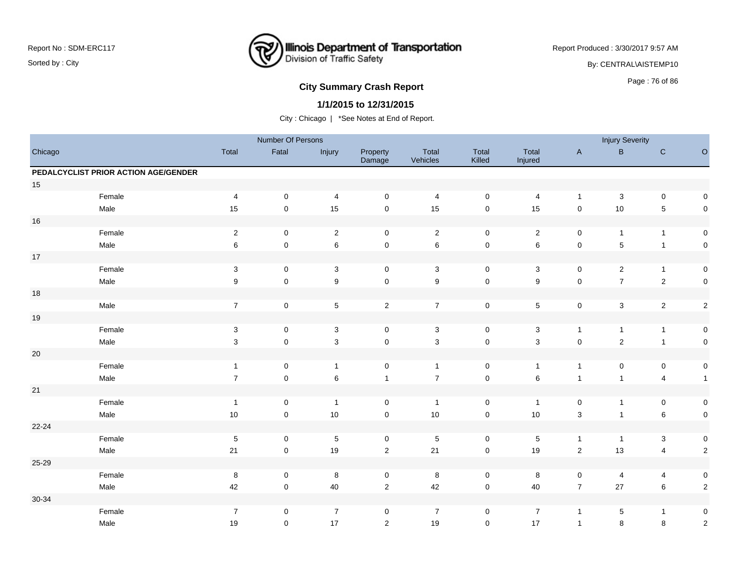Report No : SDM-ERC117

Sorted by : City

Illinois Department of Transportation
Division of Traffic Safety

Report Produced : 3/30/2017 9:57 AM

By: CENTRAL\AISTEMP10

## City Summary Crash Report

### 1/1/2015 to 12/31/2015

City : Chicago | *See Notes at End of Report.

| Chicago | | Number Of Persons | | | | | | | Injury Severity | | | |
|---|---|---|---|---|---|---|---|---|---|---|---|---|
| | | Total | Fatal | Injury | Property Damage | Total Vehicles | Total Killed | Total Injured | A | B | C | O |
| **PEDALCYCLIST PRIOR ACTION AGE/GENDER** | | | | | | | | | | | | |
| 15 | | | | | | | | | | | | |
| | Female | 4 | 0 | 4 | 0 | 4 | 0 | 4 | 1 | 3 | 0 | 0 |
| | Male | 15 | 0 | 15 | 0 | 15 | 0 | 15 | 0 | 10 | 5 | 0 |
| 16 | | | | | | | | | | | | |
| | Female | 2 | 0 | 2 | 0 | 2 | 0 | 2 | 0 | 1 | 1 | 0 |
| | Male | 6 | 0 | 6 | 0 | 6 | 0 | 6 | 0 | 5 | 1 | 0 |
| 17 | | | | | | | | | | | | |
| | Female | 3 | 0 | 3 | 0 | 3 | 0 | 3 | 0 | 2 | 1 | 0 |
| | Male | 9 | 0 | 9 | 0 | 9 | 0 | 9 | 0 | 7 | 2 | 0 |
| 18 | | | | | | | | | | | | |
| | Male | 7 | 0 | 5 | 2 | 7 | 0 | 5 | 0 | 3 | 2 | 2 |
| 19 | | | | | | | | | | | | |
| | Female | 3 | 0 | 3 | 0 | 3 | 0 | 3 | 1 | 1 | 1 | 0 |
| | Male | 3 | 0 | 3 | 0 | 3 | 0 | 3 | 0 | 2 | 1 | 0 |
| 20 | | | | | | | | | | | | |
| | Female | 1 | 0 | 1 | 0 | 1 | 0 | 1 | 1 | 0 | 0 | 0 |
| | Male | 7 | 0 | 6 | 1 | 7 | 0 | 6 | 1 | 1 | 4 | 1 |
| 21 | | | | | | | | | | | | |
| | Female | 1 | 0 | 1 | 0 | 1 | 0 | 1 | 0 | 1 | 0 | 0 |
| | Male | 10 | 0 | 10 | 0 | 10 | 0 | 10 | 3 | 1 | 6 | 0 |
| 22-24 | | | | | | | | | | | | |
| | Female | 5 | 0 | 5 | 0 | 5 | 0 | 5 | 1 | 1 | 3 | 0 |
| | Male | 21 | 0 | 19 | 2 | 21 | 0 | 19 | 2 | 13 | 4 | 2 |
| 25-29 | | | | | | | | | | | | |
| | Female | 8 | 0 | 8 | 0 | 8 | 0 | 8 | 0 | 4 | 4 | 0 |
| | Male | 42 | 0 | 40 | 2 | 42 | 0 | 40 | 7 | 27 | 6 | 2 |
| 30-34 | | | | | | | | | | | | |
| | Female | 7 | 0 | 7 | 0 | 7 | 0 | 7 | 1 | 5 | 1 | 0 |
| | Male | 19 | 0 | 17 | 2 | 19 | 0 | 17 | 1 | 8 | 8 | 2 |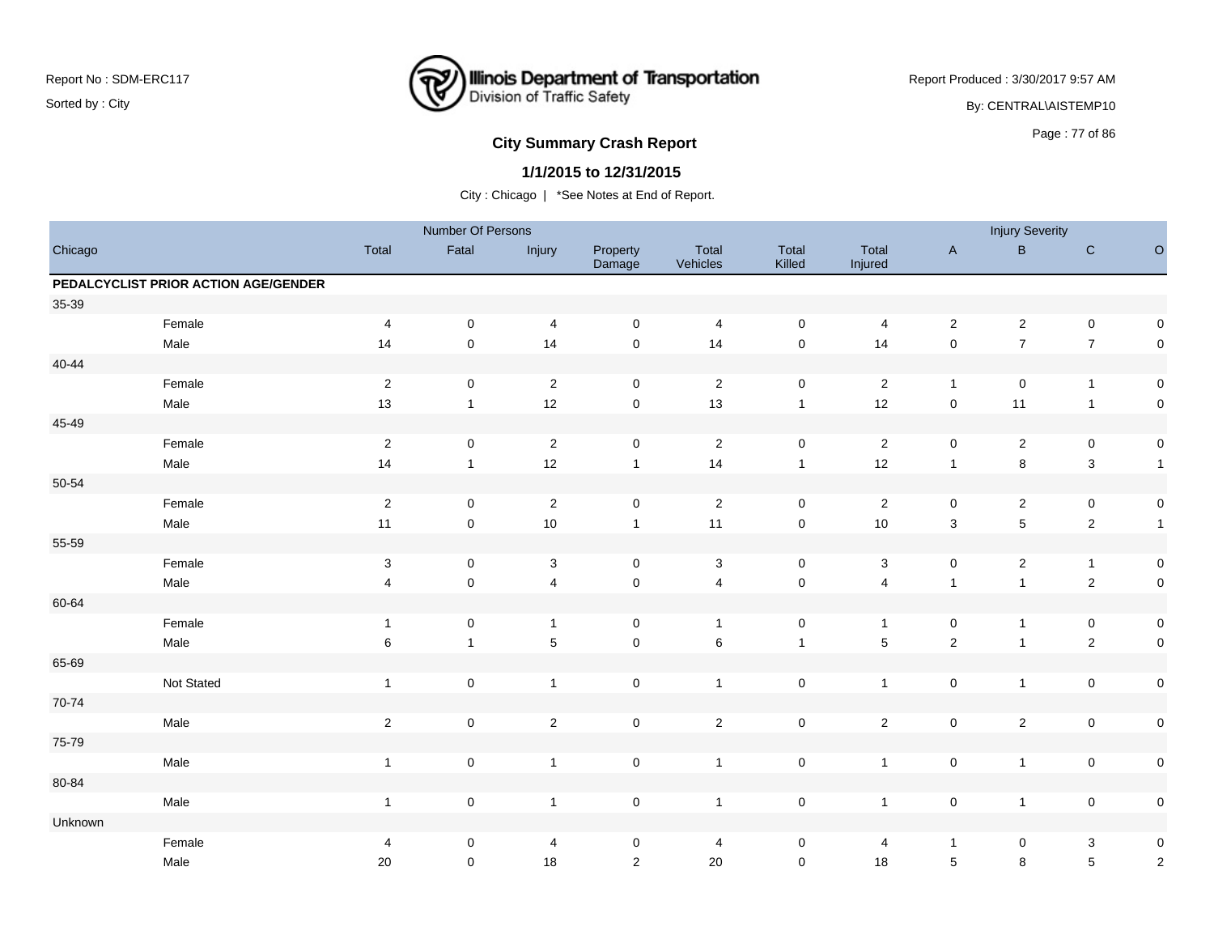Report No : SDM-ERC117

Sorted by : City

Illinois Department of Transportation
Division of Traffic Safety

Report Produced : 3/30/2017 9:57 AM

By: CENTRAL\AISTEMP10

## City Summary Crash Report

### 1/1/2015 to 12/31/2015

City : Chicago | *See Notes at End of Report.

| Chicago | | Number Of Persons | | | | | | | Injury Severity | | | |
|---|---|---|---|---|---|---|---|---|---|---|---|---|
| | | Total | Fatal | Injury | Property Damage | Total Vehicles | Total Killed | Total Injured | A | B | C | O |
| **PEDALCYCLIST PRIOR ACTION AGE/GENDER** | | | | | | | | | | | | |
| 35-39 | | | | | | | | | | | | |
| | Female | 4 | 0 | 4 | 0 | 4 | 0 | 4 | 2 | 2 | 0 | 0 |
| | Male | 14 | 0 | 14 | 0 | 14 | 0 | 14 | 0 | 7 | 7 | 0 |
| 40-44 | | | | | | | | | | | | |
| | Female | 2 | 0 | 2 | 0 | 2 | 0 | 2 | 1 | 0 | 1 | 0 |
| | Male | 13 | 1 | 12 | 0 | 13 | 1 | 12 | 0 | 11 | 1 | 0 |
| 45-49 | | | | | | | | | | | | |
| | Female | 2 | 0 | 2 | 0 | 2 | 0 | 2 | 0 | 2 | 0 | 0 |
| | Male | 14 | 1 | 12 | 1 | 14 | 1 | 12 | 1 | 8 | 3 | 1 |
| 50-54 | | | | | | | | | | | | |
| | Female | 2 | 0 | 2 | 0 | 2 | 0 | 2 | 0 | 2 | 0 | 0 |
| | Male | 11 | 0 | 10 | 1 | 11 | 0 | 10 | 3 | 5 | 2 | 1 |
| 55-59 | | | | | | | | | | | | |
| | Female | 3 | 0 | 3 | 0 | 3 | 0 | 3 | 0 | 2 | 1 | 0 |
| | Male | 4 | 0 | 4 | 0 | 4 | 0 | 4 | 1 | 1 | 2 | 0 |
| 60-64 | | | | | | | | | | | | |
| | Female | 1 | 0 | 1 | 0 | 1 | 0 | 1 | 0 | 1 | 0 | 0 |
| | Male | 6 | 1 | 5 | 0 | 6 | 1 | 5 | 2 | 1 | 2 | 0 |
| 65-69 | | | | | | | | | | | | |
| | Not Stated | 1 | 0 | 1 | 0 | 1 | 0 | 1 | 0 | 1 | 0 | 0 |
| 70-74 | | | | | | | | | | | | |
| | Male | 2 | 0 | 2 | 0 | 2 | 0 | 2 | 0 | 2 | 0 | 0 |
| 75-79 | | | | | | | | | | | | |
| | Male | 1 | 0 | 1 | 0 | 1 | 0 | 1 | 0 | 1 | 0 | 0 |
| 80-84 | | | | | | | | | | | | |
| | Male | 1 | 0 | 1 | 0 | 1 | 0 | 1 | 0 | 1 | 0 | 0 |
| Unknown | | | | | | | | | | | | |
| | Female | 4 | 0 | 4 | 0 | 4 | 0 | 4 | 1 | 0 | 3 | 0 |
| | Male | 20 | 0 | 18 | 2 | 20 | 0 | 18 | 5 | 8 | 5 | 2 |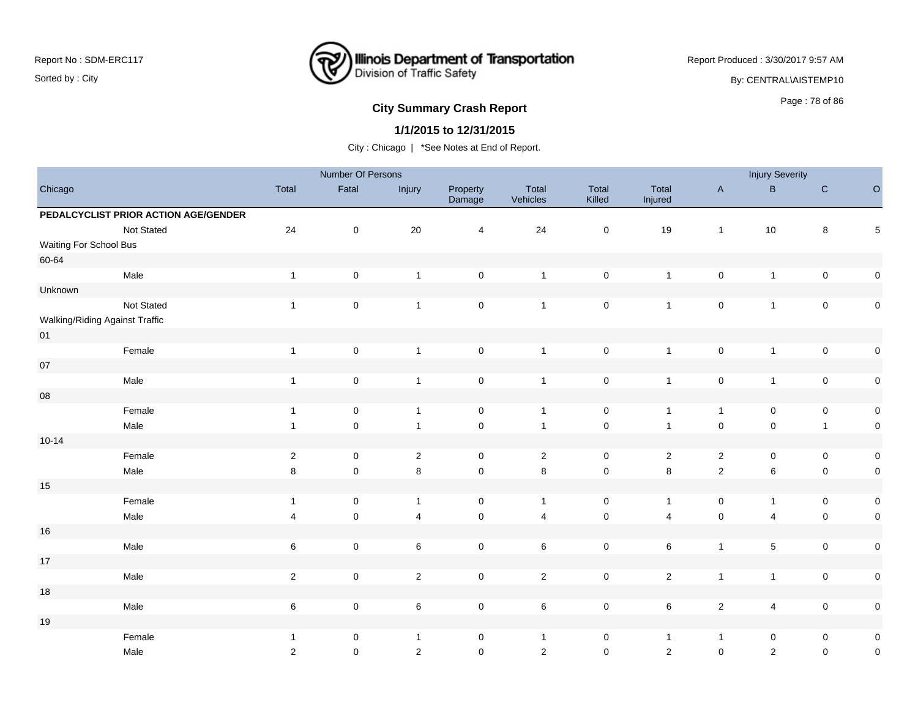Report No : SDM-ERC117

Sorted by : City

Illinois Department of Transportation
Division of Traffic Safety

Report Produced : 3/30/2017 9:57 AM

By: CENTRAL\AISTEMP10

## City Summary Crash Report

### 1/1/2015 to 12/31/2015

City : Chicago | *See Notes at End of Report.

| | Number Of Persons | | | | | | | Injury Severity | | | |
|---|---|---|---|---|---|---|---|---|---|---|---|
| Chicago | Total | Fatal | Injury | Property Damage | Total Vehicles | Total Killed | Total Injured | A | B | C | O |
| **PEDALCYCLIST PRIOR ACTION AGE/GENDER** | | | | | | | | | | | |
| Not Stated | 24 | 0 | 20 | 4 | 24 | 0 | 19 | 1 | 10 | 8 | 5 |
| Waiting For School Bus | | | | | | | | | | | |
| 60-64 | | | | | | | | | | | |
| Male | 1 | 0 | 1 | 0 | 1 | 0 | 1 | 0 | 1 | 0 | 0 |
| Unknown | | | | | | | | | | | |
| Not Stated | 1 | 0 | 1 | 0 | 1 | 0 | 1 | 0 | 1 | 0 | 0 |
| Walking/Riding Against Traffic | | | | | | | | | | | |
| 01 | | | | | | | | | | | |
| Female | 1 | 0 | 1 | 0 | 1 | 0 | 1 | 0 | 1 | 0 | 0 |
| 07 | | | | | | | | | | | |
| Male | 1 | 0 | 1 | 0 | 1 | 0 | 1 | 0 | 1 | 0 | 0 |
| 08 | | | | | | | | | | | |
| Female | 1 | 0 | 1 | 0 | 1 | 0 | 1 | 1 | 0 | 0 | 0 |
| Male | 1 | 0 | 1 | 0 | 1 | 0 | 1 | 0 | 0 | 1 | 0 |
| 10-14 | | | | | | | | | | | |
| Female | 2 | 0 | 2 | 0 | 2 | 0 | 2 | 2 | 0 | 0 | 0 |
| Male | 8 | 0 | 8 | 0 | 8 | 0 | 8 | 2 | 6 | 0 | 0 |
| 15 | | | | | | | | | | | |
| Female | 1 | 0 | 1 | 0 | 1 | 0 | 1 | 0 | 1 | 0 | 0 |
| Male | 4 | 0 | 4 | 0 | 4 | 0 | 4 | 0 | 4 | 0 | 0 |
| 16 | | | | | | | | | | | |
| Male | 6 | 0 | 6 | 0 | 6 | 0 | 6 | 1 | 5 | 0 | 0 |
| 17 | | | | | | | | | | | |
| Male | 2 | 0 | 2 | 0 | 2 | 0 | 2 | 1 | 1 | 0 | 0 |
| 18 | | | | | | | | | | | |
| Male | 6 | 0 | 6 | 0 | 6 | 0 | 6 | 2 | 4 | 0 | 0 |
| 19 | | | | | | | | | | | |
| Female | 1 | 0 | 1 | 0 | 1 | 0 | 1 | 1 | 0 | 0 | 0 |
| Male | 2 | 0 | 2 | 0 | 2 | 0 | 2 | 0 | 2 | 0 | 0 |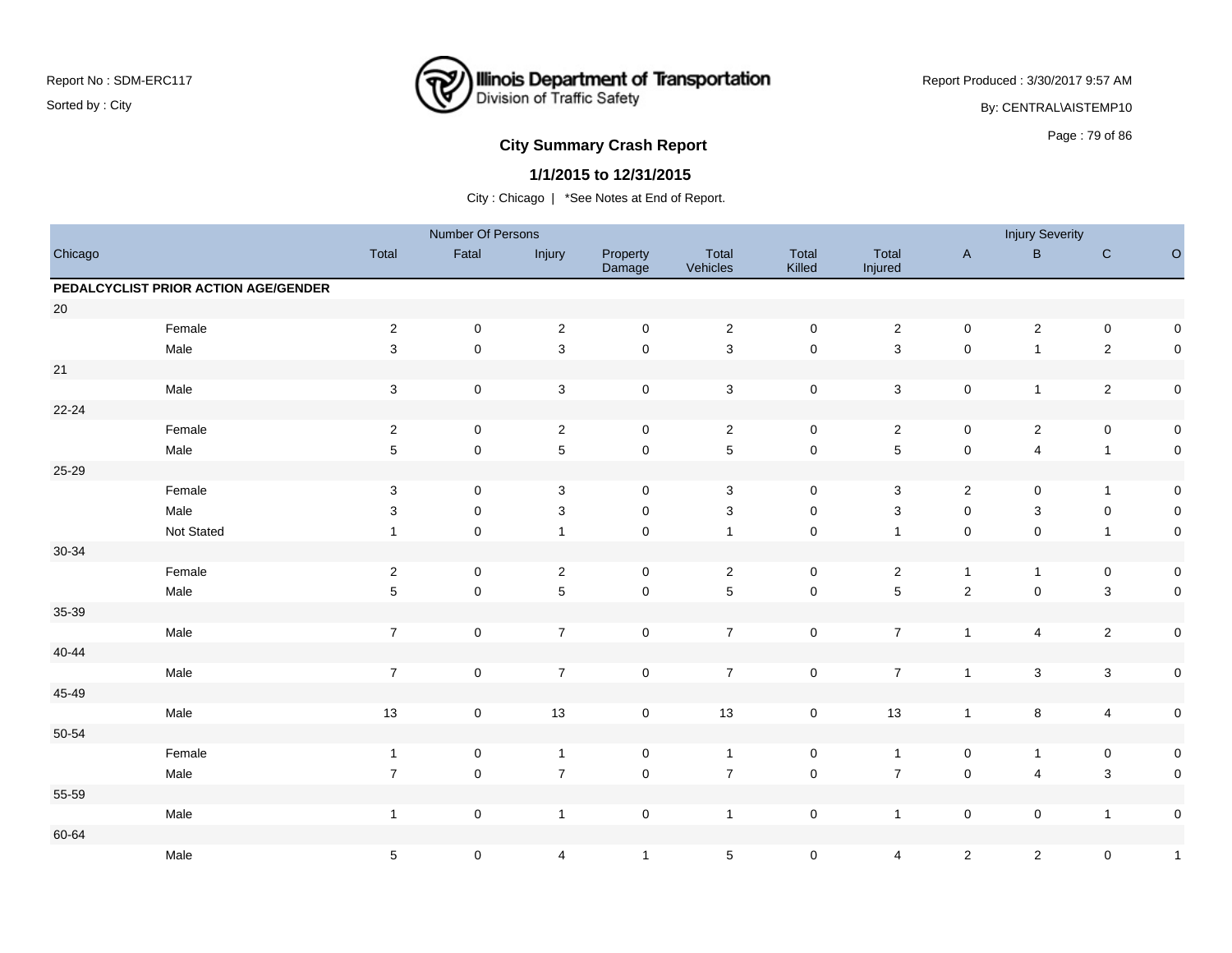Report No : SDM-ERC117

Sorted by : City

Illinois Department of Transportation
Division of Traffic Safety

Report Produced : 3/30/2017 9:57 AM

By: CENTRAL\AISTEMP10

## City Summary Crash Report

### 1/1/2015 to 12/31/2015

City : Chicago | *See Notes at End of Report.

| | | Number Of Persons | | | | | | | Injury Severity | | | |
|---|---|---|---|---|---|---|---|---|---|---|---|---|
| Chicago | | Total | Fatal | Injury | Property Damage | Total Vehicles | Total Killed | Total Injured | A | B | C | O |
| **PEDALCYCLIST PRIOR ACTION AGE/GENDER** | | | | | | | | | | | | |
| 20 | | | | | | | | | | | | |
| | Female | 2 | 0 | 2 | 0 | 2 | 0 | 2 | 0 | 2 | 0 | 0 |
| | Male | 3 | 0 | 3 | 0 | 3 | 0 | 3 | 0 | 1 | 2 | 0 |
| 21 | | | | | | | | | | | | |
| | Male | 3 | 0 | 3 | 0 | 3 | 0 | 3 | 0 | 1 | 2 | 0 |
| 22-24 | | | | | | | | | | | | |
| | Female | 2 | 0 | 2 | 0 | 2 | 0 | 2 | 0 | 2 | 0 | 0 |
| | Male | 5 | 0 | 5 | 0 | 5 | 0 | 5 | 0 | 4 | 1 | 0 |
| 25-29 | | | | | | | | | | | | |
| | Female | 3 | 0 | 3 | 0 | 3 | 0 | 3 | 2 | 0 | 1 | 0 |
| | Male | 3 | 0 | 3 | 0 | 3 | 0 | 3 | 0 | 3 | 0 | 0 |
| | Not Stated | 1 | 0 | 1 | 0 | 1 | 0 | 1 | 0 | 0 | 1 | 0 |
| 30-34 | | | | | | | | | | | | |
| | Female | 2 | 0 | 2 | 0 | 2 | 0 | 2 | 1 | 1 | 0 | 0 |
| | Male | 5 | 0 | 5 | 0 | 5 | 0 | 5 | 2 | 0 | 3 | 0 |
| 35-39 | | | | | | | | | | | | |
| | Male | 7 | 0 | 7 | 0 | 7 | 0 | 7 | 1 | 4 | 2 | 0 |
| 40-44 | | | | | | | | | | | | |
| | Male | 7 | 0 | 7 | 0 | 7 | 0 | 7 | 1 | 3 | 3 | 0 |
| 45-49 | | | | | | | | | | | | |
| | Male | 13 | 0 | 13 | 0 | 13 | 0 | 13 | 1 | 8 | 4 | 0 |
| 50-54 | | | | | | | | | | | | |
| | Female | 1 | 0 | 1 | 0 | 1 | 0 | 1 | 0 | 1 | 0 | 0 |
| | Male | 7 | 0 | 7 | 0 | 7 | 0 | 7 | 0 | 4 | 3 | 0 |
| 55-59 | | | | | | | | | | | | |
| | Male | 1 | 0 | 1 | 0 | 1 | 0 | 1 | 0 | 0 | 1 | 0 |
| 60-64 | | | | | | | | | | | | |
| | Male | 5 | 0 | 4 | 1 | 5 | 0 | 4 | 2 | 2 | 0 | 1 |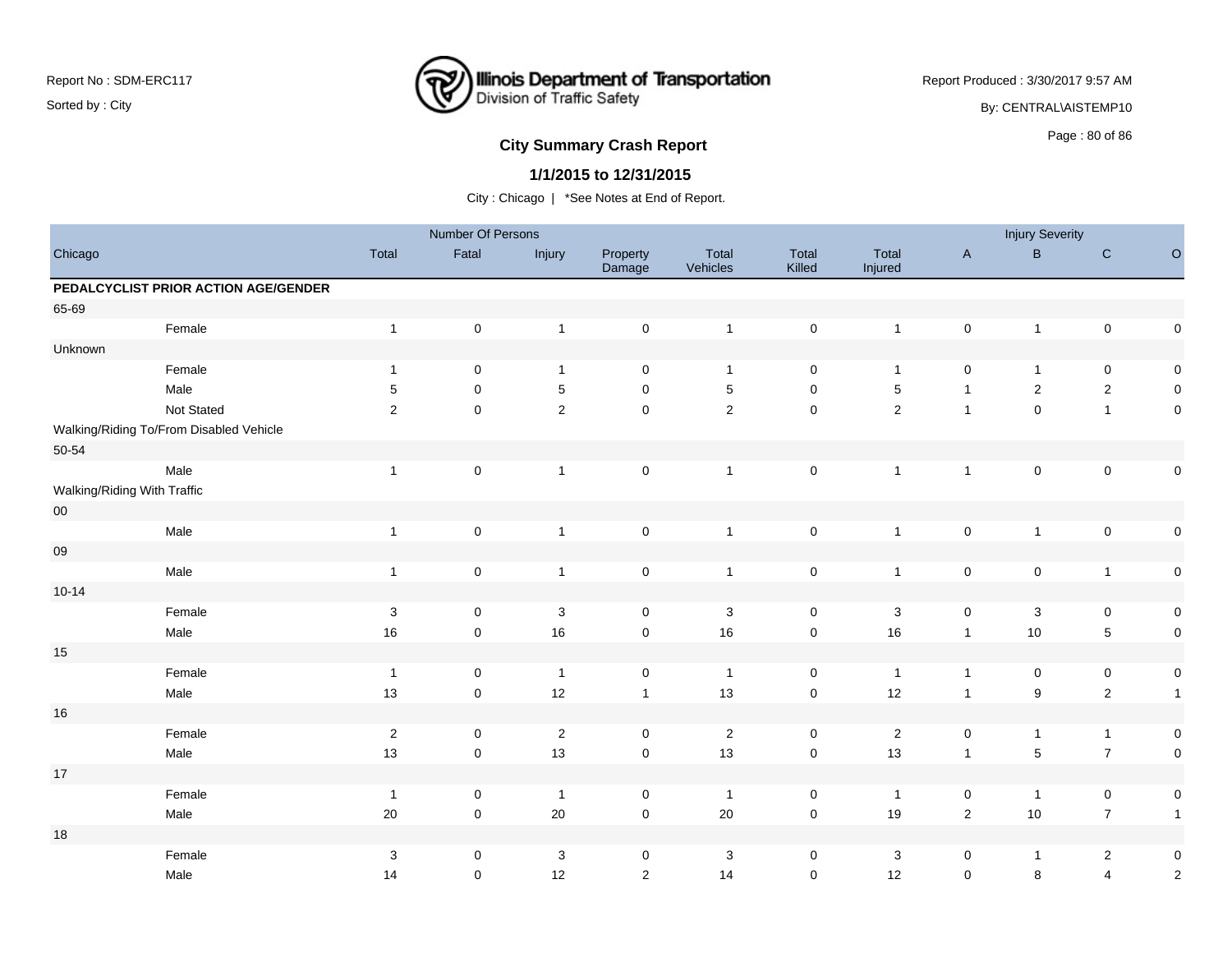Report No : SDM-ERC117

Sorted by : City

**Illinois Department of Transportation**
Division of Traffic Safety

Report Produced : 3/30/2017 9:57 AM

By: CENTRAL\AISTEMP10

## City Summary Crash Report

**1/1/2015 to 12/31/2015**

City : Chicago | *See Notes at End of Report.

| Chicago | | Number Of Persons | | | | | | | Injury Severity | | | |
|---|---|---|---|---|---|---|---|---|---|---|---|---|
| | Total | Fatal | Injury | Property Damage | Total Vehicles | Total Killed | Total Injured | A | B | C | O |
| **PEDALCYCLIST PRIOR ACTION AGE/GENDER** | | | | | | | | | | | |
| 65-69 | | | | | | | | | | | |
| Female | 1 | 0 | 1 | 0 | 1 | 0 | 1 | 0 | 1 | 0 | 0 |
| Unknown | | | | | | | | | | | |
| Female | 1 | 0 | 1 | 0 | 1 | 0 | 1 | 0 | 1 | 0 | 0 |
| Male | 5 | 0 | 5 | 0 | 5 | 0 | 5 | 1 | 2 | 2 | 0 |
| Not Stated | 2 | 0 | 2 | 0 | 2 | 0 | 2 | 1 | 0 | 1 | 0 |
| Walking/Riding To/From Disabled Vehicle | | | | | | | | | | | |
| 50-54 | | | | | | | | | | | |
| Male | 1 | 0 | 1 | 0 | 1 | 0 | 1 | 1 | 0 | 0 | 0 |
| Walking/Riding With Traffic | | | | | | | | | | | |
| 00 | | | | | | | | | | | |
| Male | 1 | 0 | 1 | 0 | 1 | 0 | 1 | 0 | 1 | 0 | 0 |
| 09 | | | | | | | | | | | |
| Male | 1 | 0 | 1 | 0 | 1 | 0 | 1 | 0 | 0 | 1 | 0 |
| 10-14 | | | | | | | | | | | |
| Female | 3 | 0 | 3 | 0 | 3 | 0 | 3 | 0 | 3 | 0 | 0 |
| Male | 16 | 0 | 16 | 0 | 16 | 0 | 16 | 1 | 10 | 5 | 0 |
| 15 | | | | | | | | | | | |
| Female | 1 | 0 | 1 | 0 | 1 | 0 | 1 | 1 | 0 | 0 | 0 |
| Male | 13 | 0 | 12 | 1 | 13 | 0 | 12 | 1 | 9 | 2 | 1 |
| 16 | | | | | | | | | | | |
| Female | 2 | 0 | 2 | 0 | 2 | 0 | 2 | 0 | 1 | 1 | 0 |
| Male | 13 | 0 | 13 | 0 | 13 | 0 | 13 | 1 | 5 | 7 | 0 |
| 17 | | | | | | | | | | | |
| Female | 1 | 0 | 1 | 0 | 1 | 0 | 1 | 0 | 1 | 0 | 0 |
| Male | 20 | 0 | 20 | 0 | 20 | 0 | 19 | 2 | 10 | 7 | 1 |
| 18 | | | | | | | | | | | |
| Female | 3 | 0 | 3 | 0 | 3 | 0 | 3 | 0 | 1 | 2 | 0 |
| Male | 14 | 0 | 12 | 2 | 14 | 0 | 12 | 0 | 8 | 4 | 2 |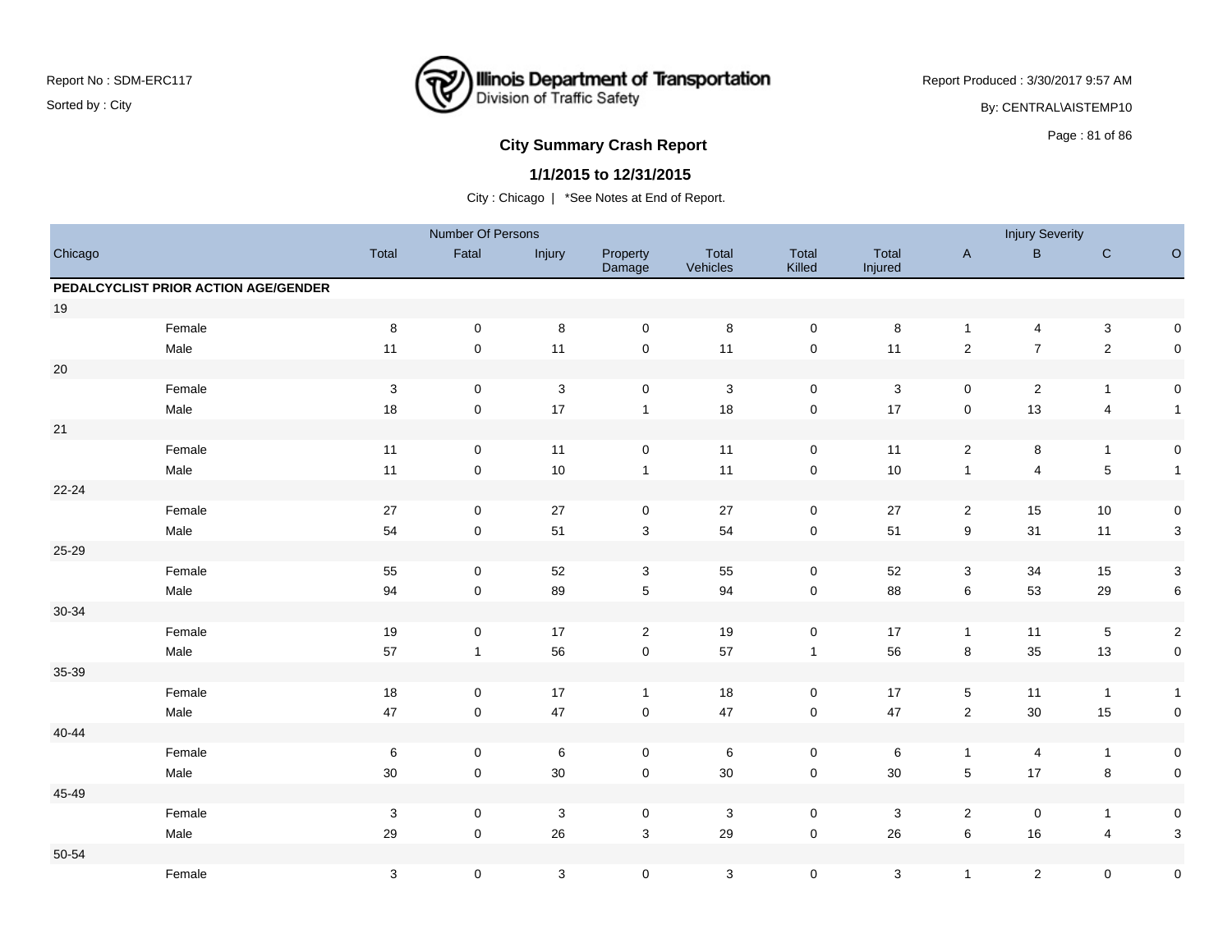Report No : SDM-ERC117

Sorted by : City

Illinois Department of Transportation
Division of Traffic Safety

Report Produced : 3/30/2017 9:57 AM

By: CENTRAL\AISTEMP10

# City Summary Crash Report

## 1/1/2015 to 12/31/2015

City : Chicago | *See Notes at End of Report.

| Chicago | | Number Of Persons | | | | | | | Injury Severity | | | |
|---|---|---|---|---|---|---|---|---|---|---|---|---|
| | | Total | Fatal | Injury | Property Damage | Total Vehicles | Total Killed | Total Injured | A | B | C | O |
| **PEDALCYCLIST PRIOR ACTION AGE/GENDER** | | | | | | | | | | | | |
| 19 | | | | | | | | | | | | |
| | Female | 8 | 0 | 8 | 0 | 8 | 0 | 8 | 1 | 4 | 3 | 0 |
| | Male | 11 | 0 | 11 | 0 | 11 | 0 | 11 | 2 | 7 | 2 | 0 |
| 20 | | | | | | | | | | | | |
| | Female | 3 | 0 | 3 | 0 | 3 | 0 | 3 | 0 | 2 | 1 | 0 |
| | Male | 18 | 0 | 17 | 1 | 18 | 0 | 17 | 0 | 13 | 4 | 1 |
| 21 | | | | | | | | | | | | |
| | Female | 11 | 0 | 11 | 0 | 11 | 0 | 11 | 2 | 8 | 1 | 0 |
| | Male | 11 | 0 | 10 | 1 | 11 | 0 | 10 | 1 | 4 | 5 | 1 |
| 22-24 | | | | | | | | | | | | |
| | Female | 27 | 0 | 27 | 0 | 27 | 0 | 27 | 2 | 15 | 10 | 0 |
| | Male | 54 | 0 | 51 | 3 | 54 | 0 | 51 | 9 | 31 | 11 | 3 |
| 25-29 | | | | | | | | | | | | |
| | Female | 55 | 0 | 52 | 3 | 55 | 0 | 52 | 3 | 34 | 15 | 3 |
| | Male | 94 | 0 | 89 | 5 | 94 | 0 | 88 | 6 | 53 | 29 | 6 |
| 30-34 | | | | | | | | | | | | |
| | Female | 19 | 0 | 17 | 2 | 19 | 0 | 17 | 1 | 11 | 5 | 2 |
| | Male | 57 | 1 | 56 | 0 | 57 | 1 | 56 | 8 | 35 | 13 | 0 |
| 35-39 | | | | | | | | | | | | |
| | Female | 18 | 0 | 17 | 1 | 18 | 0 | 17 | 5 | 11 | 1 | 1 |
| | Male | 47 | 0 | 47 | 0 | 47 | 0 | 47 | 2 | 30 | 15 | 0 |
| 40-44 | | | | | | | | | | | | |
| | Female | 6 | 0 | 6 | 0 | 6 | 0 | 6 | 1 | 4 | 1 | 0 |
| | Male | 30 | 0 | 30 | 0 | 30 | 0 | 30 | 5 | 17 | 8 | 0 |
| 45-49 | | | | | | | | | | | | |
| | Female | 3 | 0 | 3 | 0 | 3 | 0 | 3 | 2 | 0 | 1 | 0 |
| | Male | 29 | 0 | 26 | 3 | 29 | 0 | 26 | 6 | 16 | 4 | 3 |
| 50-54 | | | | | | | | | | | | |
| | Female | 3 | 0 | 3 | 0 | 3 | 0 | 3 | 1 | 2 | 0 | 0 |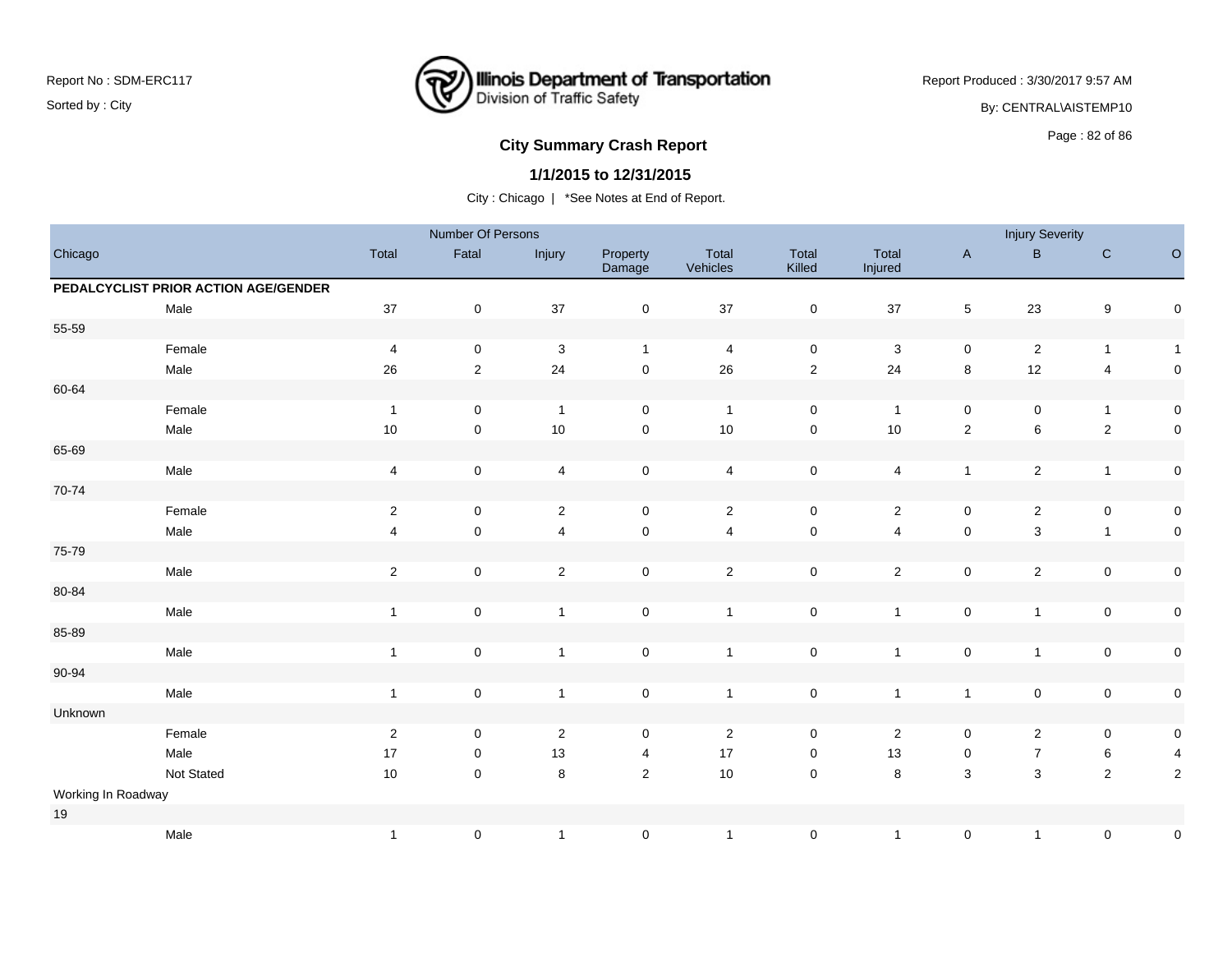Report No : SDM-ERC117

Sorted by : City

Report Produced : 3/30/2017 9:57 AM

By: CENTRAL\AISTEMP10

## City Summary Crash Report

### 1/1/2015 to 12/31/2015

City : Chicago | *See Notes at End of Report.

| | | Number Of Persons | | | | | | | Injury Severity | | | |
|---|---|---|---|---|---|---|---|---|---|---|---|---|
| Chicago | | Total | Fatal | Injury | Property Damage | Total Vehicles | Total Killed | Total Injured | A | B | C | O |
| **PEDALCYCLIST PRIOR ACTION AGE/GENDER** | | | | | | | | | | | | |
| | Male | 37 | 0 | 37 | 0 | 37 | 0 | 37 | 5 | 23 | 9 | 0 |
| 55-59 | | | | | | | | | | | | |
| | Female | 4 | 0 | 3 | 1 | 4 | 0 | 3 | 0 | 2 | 1 | 1 |
| | Male | 26 | 2 | 24 | 0 | 26 | 2 | 24 | 8 | 12 | 4 | 0 |
| 60-64 | | | | | | | | | | | | |
| | Female | 1 | 0 | 1 | 0 | 1 | 0 | 1 | 0 | 0 | 1 | 0 |
| | Male | 10 | 0 | 10 | 0 | 10 | 0 | 10 | 2 | 6 | 2 | 0 |
| 65-69 | | | | | | | | | | | | |
| | Male | 4 | 0 | 4 | 0 | 4 | 0 | 4 | 1 | 2 | 1 | 0 |
| 70-74 | | | | | | | | | | | | |
| | Female | 2 | 0 | 2 | 0 | 2 | 0 | 2 | 0 | 2 | 0 | 0 |
| | Male | 4 | 0 | 4 | 0 | 4 | 0 | 4 | 0 | 3 | 1 | 0 |
| 75-79 | | | | | | | | | | | | |
| | Male | 2 | 0 | 2 | 0 | 2 | 0 | 2 | 0 | 2 | 0 | 0 |
| 80-84 | | | | | | | | | | | | |
| | Male | 1 | 0 | 1 | 0 | 1 | 0 | 1 | 0 | 1 | 0 | 0 |
| 85-89 | | | | | | | | | | | | |
| | Male | 1 | 0 | 1 | 0 | 1 | 0 | 1 | 0 | 1 | 0 | 0 |
| 90-94 | | | | | | | | | | | | |
| | Male | 1 | 0 | 1 | 0 | 1 | 0 | 1 | 1 | 0 | 0 | 0 |
| Unknown | | | | | | | | | | | | |
| | Female | 2 | 0 | 2 | 0 | 2 | 0 | 2 | 0 | 2 | 0 | 0 |
| | Male | 17 | 0 | 13 | 4 | 17 | 0 | 13 | 0 | 7 | 6 | 4 |
| | Not Stated | 10 | 0 | 8 | 2 | 10 | 0 | 8 | 3 | 3 | 2 | 2 |
| Working In Roadway | | | | | | | | | | | | |
| 19 | | | | | | | | | | | | |
| | Male | 1 | 0 | 1 | 0 | 1 | 0 | 1 | 0 | 1 | 0 | 0 |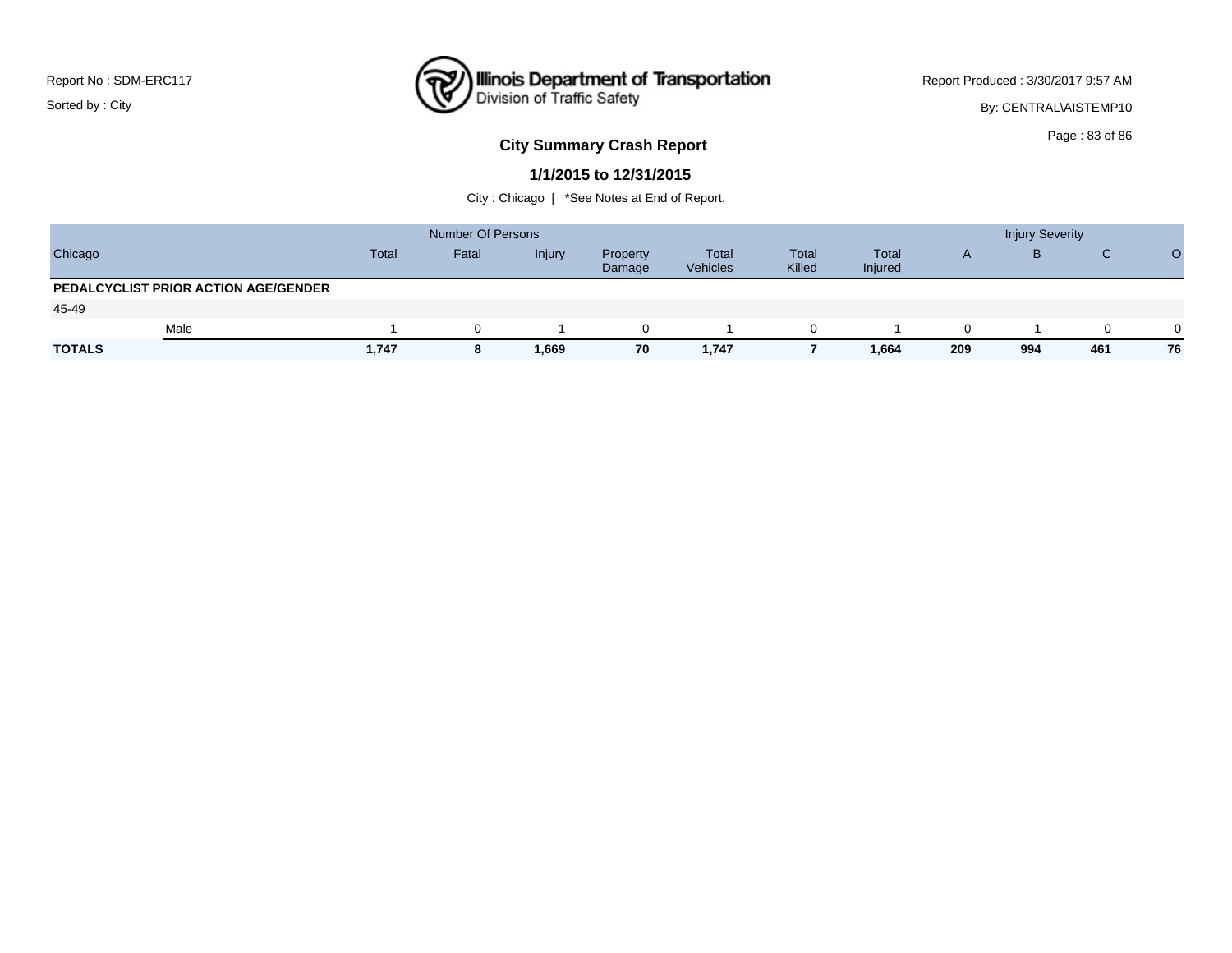Report No : SDM-ERC117

Sorted by : City

Illinois Department of Transportation
Division of Traffic Safety

Report Produced : 3/30/2017 9:57 AM

By: CENTRAL\AISTEMP10

## City Summary Crash Report

### 1/1/2015 to 12/31/2015

City : Chicago | *See Notes at End of Report.

| | | Number Of Persons | | | | | | Injury Severity | | | |
|---|---|---|---|---|---|---|---|---|---|---|---|
| Chicago | Total | Fatal | Injury | Property Damage | Total Vehicles | Total Killed | Total Injured | A | B | C | O |
| **PEDALCYCLIST PRIOR ACTION AGE/GENDER** | | | | | | | | | | | |
| 45-49 | | | | | | | | | | | |
| Male | 1 | 0 | 1 | 0 | 1 | 0 | 1 | 0 | 1 | 0 | 0 |
| **TOTALS** | **1,747** | **8** | **1,669** | **70** | **1,747** | **7** | **1,664** | **209** | **994** | **461** | **76** |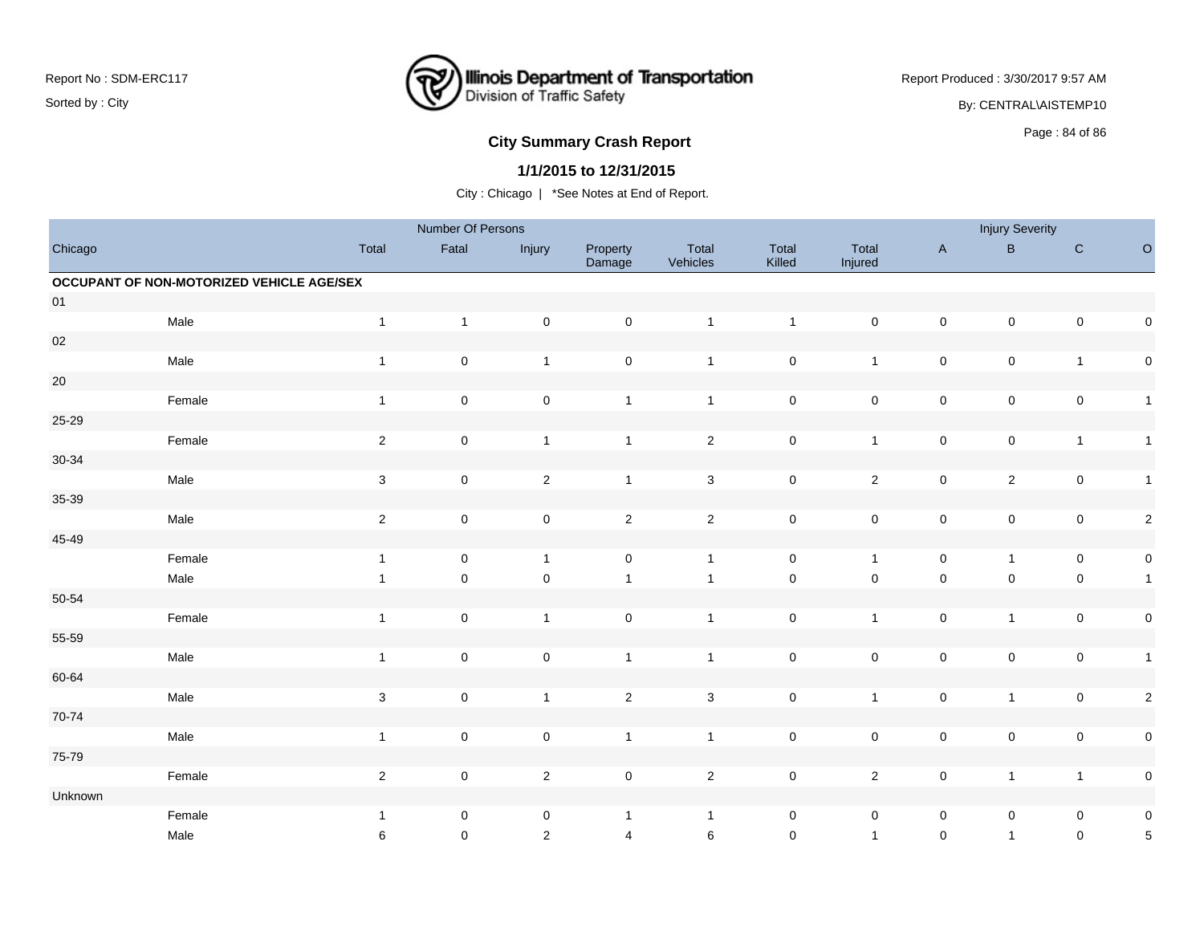Report No : SDM-ERC117

Sorted by : City

**Illinois Department of Transportation**
Division of Traffic Safety

Report Produced : 3/30/2017 9:57 AM

By: CENTRAL\AISTEMP10

## City Summary Crash Report

### 1/1/2015 to 12/31/2015

City : Chicago | *See Notes at End of Report.

| Chicago | | Number Of Persons | | | | | | | Injury Severity | | | |
|---|---|---|---|---|---|---|---|---|---|---|---|---|
| | | Total | Fatal | Injury | Property Damage | Total Vehicles | Total Killed | Total Injured | A | B | C | O |
| **OCCUPANT OF NON-MOTORIZED VEHICLE AGE/SEX** | | | | | | | | | | | | |
| 01 | | | | | | | | | | | | |
| | Male | 1 | 1 | 0 | 0 | 1 | 1 | 0 | 0 | 0 | 0 | 0 |
| 02 | | | | | | | | | | | | |
| | Male | 1 | 0 | 1 | 0 | 1 | 0 | 1 | 0 | 0 | 1 | 0 |
| 20 | | | | | | | | | | | | |
| | Female | 1 | 0 | 0 | 1 | 1 | 0 | 0 | 0 | 0 | 0 | 1 |
| 25-29 | | | | | | | | | | | | |
| | Female | 2 | 0 | 1 | 1 | 2 | 0 | 1 | 0 | 0 | 1 | 1 |
| 30-34 | | | | | | | | | | | | |
| | Male | 3 | 0 | 2 | 1 | 3 | 0 | 2 | 0 | 2 | 0 | 1 |
| 35-39 | | | | | | | | | | | | |
| | Male | 2 | 0 | 0 | 2 | 2 | 0 | 0 | 0 | 0 | 0 | 2 |
| 45-49 | | | | | | | | | | | | |
| | Female | 1 | 0 | 1 | 0 | 1 | 0 | 1 | 0 | 1 | 0 | 0 |
| | Male | 1 | 0 | 0 | 1 | 1 | 0 | 0 | 0 | 0 | 0 | 1 |
| 50-54 | | | | | | | | | | | | |
| | Female | 1 | 0 | 1 | 0 | 1 | 0 | 1 | 0 | 1 | 0 | 0 |
| 55-59 | | | | | | | | | | | | |
| | Male | 1 | 0 | 0 | 1 | 1 | 0 | 0 | 0 | 0 | 0 | 1 |
| 60-64 | | | | | | | | | | | | |
| | Male | 3 | 0 | 1 | 2 | 3 | 0 | 1 | 0 | 1 | 0 | 2 |
| 70-74 | | | | | | | | | | | | |
| | Male | 1 | 0 | 0 | 1 | 1 | 0 | 0 | 0 | 0 | 0 | 0 |
| 75-79 | | | | | | | | | | | | |
| | Female | 2 | 0 | 2 | 0 | 2 | 0 | 2 | 0 | 1 | 1 | 0 |
| Unknown | | | | | | | | | | | | |
| | Female | 1 | 0 | 0 | 1 | 1 | 0 | 0 | 0 | 0 | 0 | 0 |
| | Male | 6 | 0 | 2 | 4 | 6 | 0 | 1 | 0 | 1 | 0 | 5 |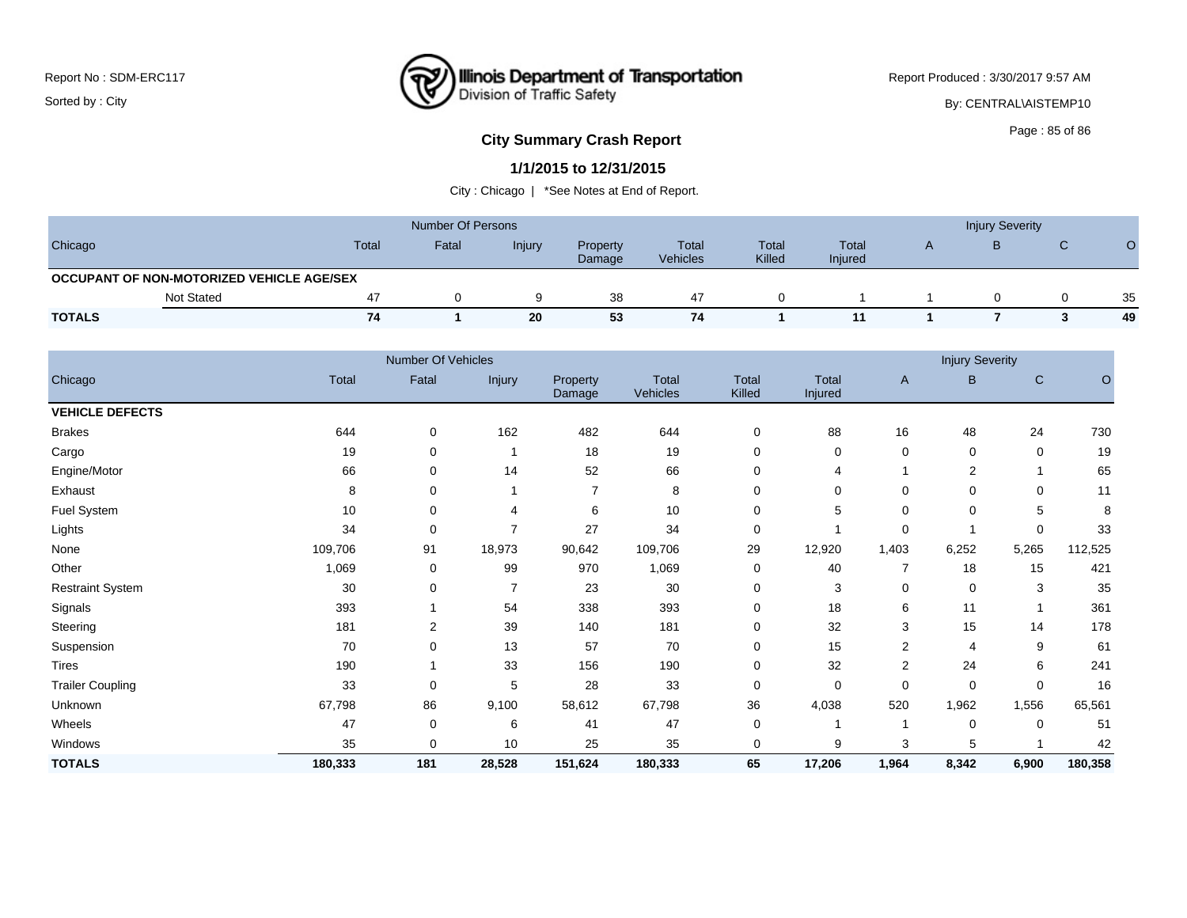Report No : SDM-ERC117

Sorted by : City

Illinois Department of Transportation
Division of Traffic Safety

Report Produced : 3/30/2017 9:57 AM

By: CENTRAL\AISTEMP10

## City Summary Crash Report

### 1/1/2015 to 12/31/2015

City : Chicago | *See Notes at End of Report.

| Chicago | | Number Of Persons | | | | | | Injury Severity | | | |
|---|---|---|---|---|---|---|---|---|---|---|---|
| | Total | Fatal | Injury | Property Damage | Total Vehicles | Total Killed | Total Injured | A | B | C | O |
| **OCCUPANT OF NON-MOTORIZED VEHICLE AGE/SEX** | | | | | | | | | | | |
| Not Stated | 47 | 0 | 9 | 38 | 47 | 0 | 1 | 1 | 0 | 0 | 35 |
| **TOTALS** | **74** | **1** | **20** | **53** | **74** | **1** | **11** | **1** | **7** | **3** | **49** |

| Chicago | Number Of Vehicles | | | | | | | Injury Severity | | | |
|---|---|---|---|---|---|---|---|---|---|---|---|
| | Total | Fatal | Injury | Property Damage | Total Vehicles | Total Killed | Total Injured | A | B | C | O |
| **VEHICLE DEFECTS** | | | | | | | | | | | |
| Brakes | 644 | 0 | 162 | 482 | 644 | 0 | 88 | 16 | 48 | 24 | 730 |
| Cargo | 19 | 0 | 1 | 18 | 19 | 0 | 0 | 0 | 0 | 0 | 19 |
| Engine/Motor | 66 | 0 | 14 | 52 | 66 | 0 | 4 | 1 | 2 | 1 | 65 |
| Exhaust | 8 | 0 | 1 | 7 | 8 | 0 | 0 | 0 | 0 | 0 | 11 |
| Fuel System | 10 | 0 | 4 | 6 | 10 | 0 | 5 | 0 | 0 | 5 | 8 |
| Lights | 34 | 0 | 7 | 27 | 34 | 0 | 1 | 0 | 1 | 0 | 33 |
| None | 109,706 | 91 | 18,973 | 90,642 | 109,706 | 29 | 12,920 | 1,403 | 6,252 | 5,265 | 112,525 |
| Other | 1,069 | 0 | 99 | 970 | 1,069 | 0 | 40 | 7 | 18 | 15 | 421 |
| Restraint System | 30 | 0 | 7 | 23 | 30 | 0 | 3 | 0 | 0 | 3 | 35 |
| Signals | 393 | 1 | 54 | 338 | 393 | 0 | 18 | 6 | 11 | 1 | 361 |
| Steering | 181 | 2 | 39 | 140 | 181 | 0 | 32 | 3 | 15 | 14 | 178 |
| Suspension | 70 | 0 | 13 | 57 | 70 | 0 | 15 | 2 | 4 | 9 | 61 |
| Tires | 190 | 1 | 33 | 156 | 190 | 0 | 32 | 2 | 24 | 6 | 241 |
| Trailer Coupling | 33 | 0 | 5 | 28 | 33 | 0 | 0 | 0 | 0 | 0 | 16 |
| Unknown | 67,798 | 86 | 9,100 | 58,612 | 67,798 | 36 | 4,038 | 520 | 1,962 | 1,556 | 65,561 |
| Wheels | 47 | 0 | 6 | 41 | 47 | 0 | 1 | 1 | 0 | 0 | 51 |
| Windows | 35 | 0 | 10 | 25 | 35 | 0 | 9 | 3 | 5 | 1 | 42 |
| **TOTALS** | **180,333** | **181** | **28,528** | **151,624** | **180,333** | **65** | **17,206** | **1,964** | **8,342** | **6,900** | **180,358** |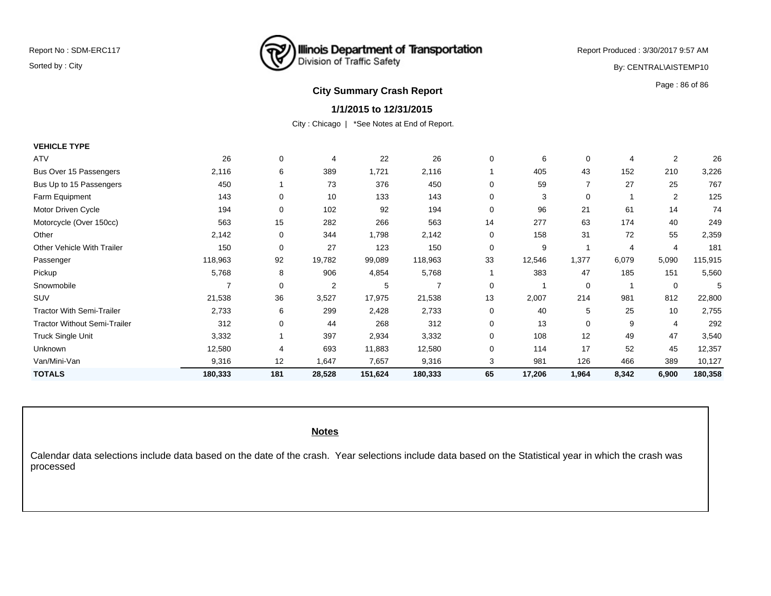Report No : SDM-ERC117

Sorted by : City

Illinois Department of Transportation
Division of Traffic Safety

Report Produced : 3/30/2017 9:57 AM

By: CENTRAL\AISTEMP10

## City Summary Crash Report

**1/1/2015 to 12/31/2015**

City : Chicago | *See Notes at End of Report.

| VEHICLE TYPE | | | | | | | | | | | |
|---|---|---|---|---|---|---|---|---|---|---|---|
| ATV | 26 | 0 | 4 | 22 | 26 | 0 | 6 | 0 | 4 | 2 | 26 |
| Bus Over 15 Passengers | 2,116 | 6 | 389 | 1,721 | 2,116 | 1 | 405 | 43 | 152 | 210 | 3,226 |
| Bus Up to 15 Passengers | 450 | 1 | 73 | 376 | 450 | 0 | 59 | 7 | 27 | 25 | 767 |
| Farm Equipment | 143 | 0 | 10 | 133 | 143 | 0 | 3 | 0 | 1 | 2 | 125 |
| Motor Driven Cycle | 194 | 0 | 102 | 92 | 194 | 0 | 96 | 21 | 61 | 14 | 74 |
| Motorcycle (Over 150cc) | 563 | 15 | 282 | 266 | 563 | 14 | 277 | 63 | 174 | 40 | 249 |
| Other | 2,142 | 0 | 344 | 1,798 | 2,142 | 0 | 158 | 31 | 72 | 55 | 2,359 |
| Other Vehicle With Trailer | 150 | 0 | 27 | 123 | 150 | 0 | 9 | 1 | 4 | 4 | 181 |
| Passenger | 118,963 | 92 | 19,782 | 99,089 | 118,963 | 33 | 12,546 | 1,377 | 6,079 | 5,090 | 115,915 |
| Pickup | 5,768 | 8 | 906 | 4,854 | 5,768 | 1 | 383 | 47 | 185 | 151 | 5,560 |
| Snowmobile | 7 | 0 | 2 | 5 | 7 | 0 | 1 | 0 | 1 | 0 | 5 |
| SUV | 21,538 | 36 | 3,527 | 17,975 | 21,538 | 13 | 2,007 | 214 | 981 | 812 | 22,800 |
| Tractor With Semi-Trailer | 2,733 | 6 | 299 | 2,428 | 2,733 | 0 | 40 | 5 | 25 | 10 | 2,755 |
| Tractor Without Semi-Trailer | 312 | 0 | 44 | 268 | 312 | 0 | 13 | 0 | 9 | 4 | 292 |
| Truck Single Unit | 3,332 | 1 | 397 | 2,934 | 3,332 | 0 | 108 | 12 | 49 | 47 | 3,540 |
| Unknown | 12,580 | 4 | 693 | 11,883 | 12,580 | 0 | 114 | 17 | 52 | 45 | 12,357 |
| Van/Mini-Van | 9,316 | 12 | 1,647 | 7,657 | 9,316 | 3 | 981 | 126 | 466 | 389 | 10,127 |
| **TOTALS** | **180,333** | **181** | **28,528** | **151,624** | **180,333** | **65** | **17,206** | **1,964** | **8,342** | **6,900** | **180,358** |

**Notes**

Calendar data selections include data based on the date of the crash. Year selections include data based on the Statistical year in which the crash was processed